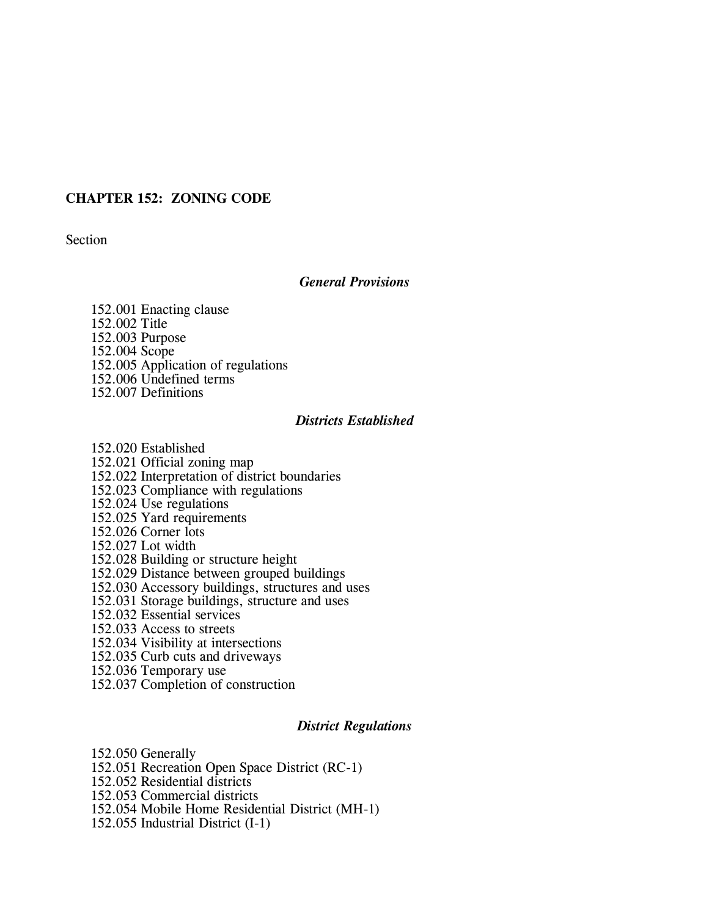# CHAPTER 152: ZONING CODE

Section

### *General Provisions*

152.001 Enacting clause
152.002 Title
152.003 Purpose
152.004 Scope
152.005 Application of regulations
152.006 Undefined terms
152.007 Definitions

### *Districts Established*

152.020 Established
152.021 Official zoning map
152.022 Interpretation of district boundaries
152.023 Compliance with regulations
152.024 Use regulations
152.025 Yard requirements
152.026 Corner lots
152.027 Lot width
152.028 Building or structure height
152.029 Distance between grouped buildings
152.030 Accessory buildings, structures and uses
152.031 Storage buildings, structure and uses
152.032 Essential services
152.033 Access to streets
152.034 Visibility at intersections
152.035 Curb cuts and driveways
152.036 Temporary use
152.037 Completion of construction

### *District Regulations*

152.050 Generally
152.051 Recreation Open Space District (RC-1)
152.052 Residential districts
152.053 Commercial districts
152.054 Mobile Home Residential District (MH-1)
152.055 Industrial District (I-1)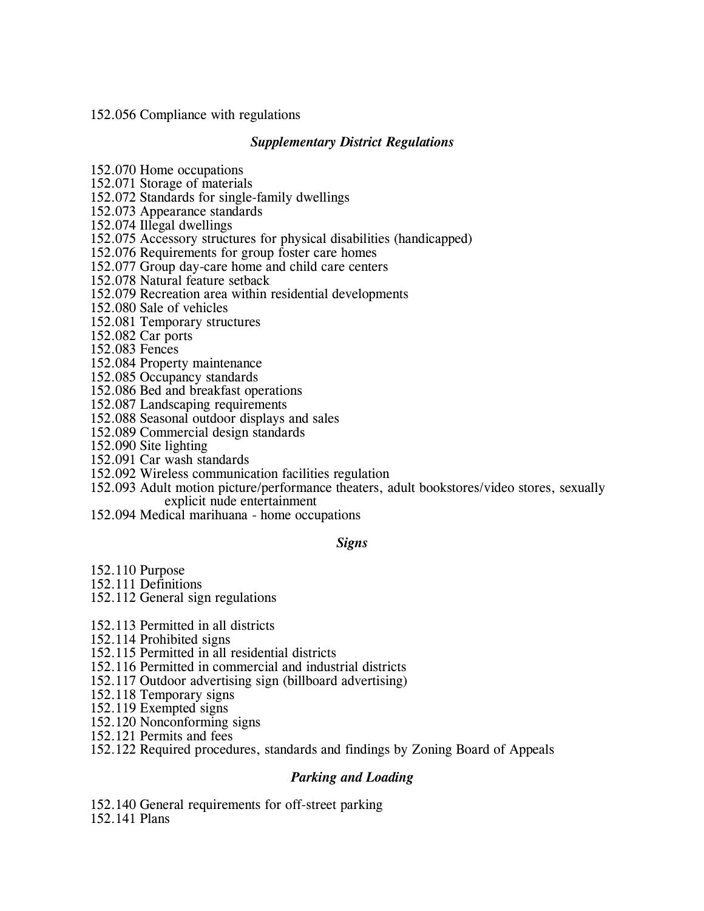152.056 Compliance with regulations

### *Supplementary District Regulations*

152.070 Home occupations
152.071 Storage of materials
152.072 Standards for single-family dwellings
152.073 Appearance standards
152.074 Illegal dwellings
152.075 Accessory structures for physical disabilities (handicapped)
152.076 Requirements for group foster care homes
152.077 Group day-care home and child care centers
152.078 Natural feature setback
152.079 Recreation area within residential developments
152.080 Sale of vehicles
152.081 Temporary structures
152.082 Car ports
152.083 Fences
152.084 Property maintenance
152.085 Occupancy standards
152.086 Bed and breakfast operations
152.087 Landscaping requirements
152.088 Seasonal outdoor displays and sales
152.089 Commercial design standards
152.090 Site lighting
152.091 Car wash standards
152.092 Wireless communication facilities regulation
152.093 Adult motion picture/performance theaters, adult bookstores/video stores, sexually explicit nude entertainment
152.094 Medical marihuana - home occupations

### *Signs*

152.110 Purpose
152.111 Definitions
152.112 General sign regulations

152.113 Permitted in all districts
152.114 Prohibited signs
152.115 Permitted in all residential districts
152.116 Permitted in commercial and industrial districts
152.117 Outdoor advertising sign (billboard advertising)
152.118 Temporary signs
152.119 Exempted signs
152.120 Nonconforming signs
152.121 Permits and fees
152.122 Required procedures, standards and findings by Zoning Board of Appeals

### *Parking and Loading*

152.140 General requirements for off-street parking
152.141 Plans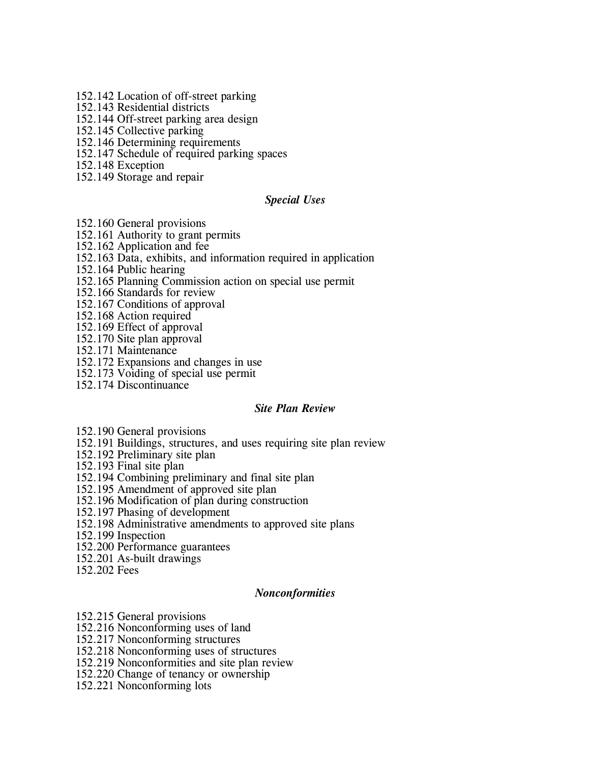152.142 Location of off-street parking
152.143 Residential districts
152.144 Off-street parking area design
152.145 Collective parking
152.146 Determining requirements
152.147 Schedule of required parking spaces
152.148 Exception
152.149 Storage and repair

### *Special Uses*

152.160 General provisions
152.161 Authority to grant permits
152.162 Application and fee
152.163 Data, exhibits, and information required in application
152.164 Public hearing
152.165 Planning Commission action on special use permit
152.166 Standards for review
152.167 Conditions of approval
152.168 Action required
152.169 Effect of approval
152.170 Site plan approval
152.171 Maintenance
152.172 Expansions and changes in use
152.173 Voiding of special use permit
152.174 Discontinuance

### *Site Plan Review*

152.190 General provisions
152.191 Buildings, structures, and uses requiring site plan review
152.192 Preliminary site plan
152.193 Final site plan
152.194 Combining preliminary and final site plan
152.195 Amendment of approved site plan
152.196 Modification of plan during construction
152.197 Phasing of development
152.198 Administrative amendments to approved site plans
152.199 Inspection
152.200 Performance guarantees
152.201 As-built drawings
152.202 Fees

### *Nonconformities*

152.215 General provisions
152.216 Nonconforming uses of land
152.217 Nonconforming structures
152.218 Nonconforming uses of structures
152.219 Nonconformities and site plan review
152.220 Change of tenancy or ownership
152.221 Nonconforming lots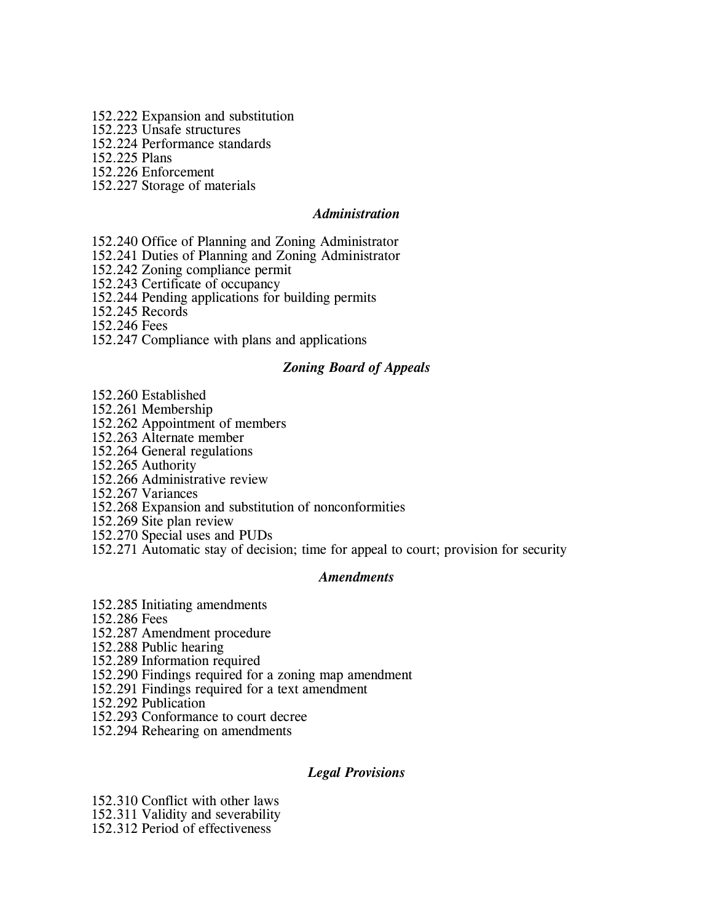152.222 Expansion and substitution
152.223 Unsafe structures
152.224 Performance standards
152.225 Plans
152.226 Enforcement
152.227 Storage of materials

### *Administration*

152.240 Office of Planning and Zoning Administrator
152.241 Duties of Planning and Zoning Administrator
152.242 Zoning compliance permit
152.243 Certificate of occupancy
152.244 Pending applications for building permits
152.245 Records
152.246 Fees
152.247 Compliance with plans and applications

### *Zoning Board of Appeals*

152.260 Established
152.261 Membership
152.262 Appointment of members
152.263 Alternate member
152.264 General regulations
152.265 Authority
152.266 Administrative review
152.267 Variances
152.268 Expansion and substitution of nonconformities
152.269 Site plan review
152.270 Special uses and PUDs
152.271 Automatic stay of decision; time for appeal to court; provision for security

### *Amendments*

152.285 Initiating amendments
152.286 Fees
152.287 Amendment procedure
152.288 Public hearing
152.289 Information required
152.290 Findings required for a zoning map amendment
152.291 Findings required for a text amendment
152.292 Publication
152.293 Conformance to court decree
152.294 Rehearing on amendments

### *Legal Provisions*

152.310 Conflict with other laws
152.311 Validity and severability
152.312 Period of effectiveness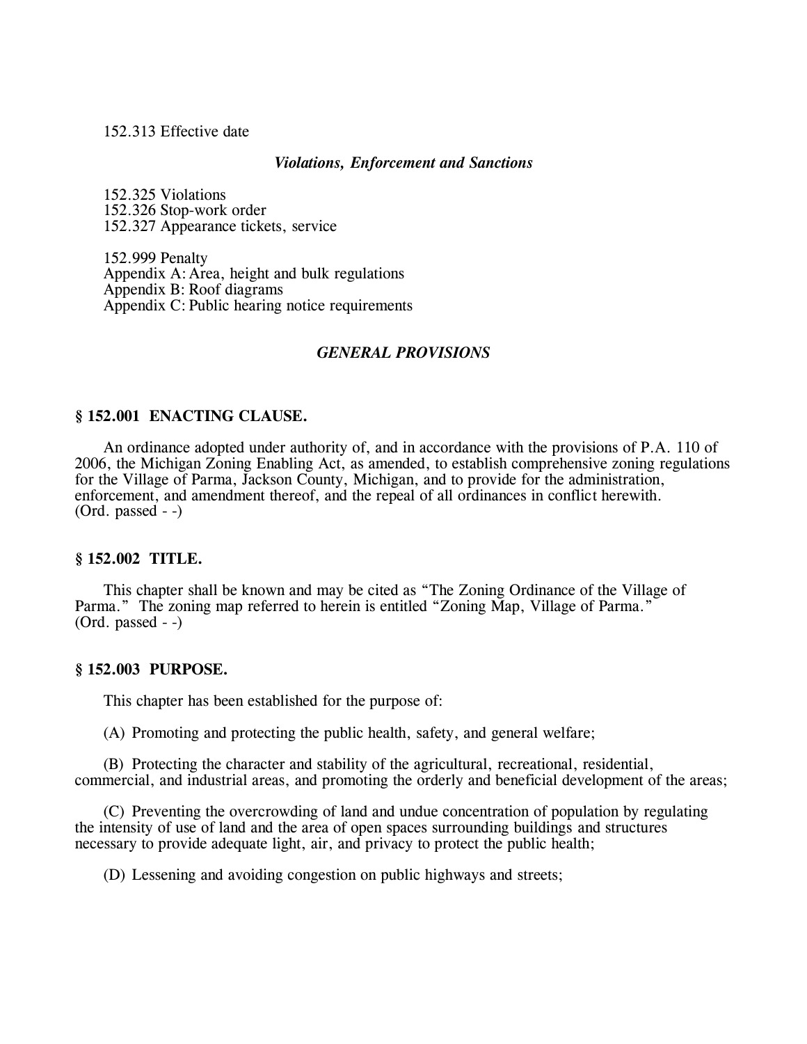152.313 Effective date

***Violations, Enforcement and Sanctions***

152.325 Violations
152.326 Stop-work order
152.327 Appearance tickets, service

152.999 Penalty
Appendix A: Area, height and bulk regulations
Appendix B: Roof diagrams
Appendix C: Public hearing notice requirements

## *GENERAL PROVISIONS*

### § 152.001 ENACTING CLAUSE.

An ordinance adopted under authority of, and in accordance with the provisions of P.A. 110 of 2006, the Michigan Zoning Enabling Act, as amended, to establish comprehensive zoning regulations for the Village of Parma, Jackson County, Michigan, and to provide for the administration, enforcement, and amendment thereof, and the repeal of all ordinances in conflict herewith.
(Ord. passed - -)

### § 152.002 TITLE.

This chapter shall be known and may be cited as "The Zoning Ordinance of the Village of Parma." The zoning map referred to herein is entitled "Zoning Map, Village of Parma."
(Ord. passed - -)

### § 152.003 PURPOSE.

This chapter has been established for the purpose of:

(A) Promoting and protecting the public health, safety, and general welfare;

(B) Protecting the character and stability of the agricultural, recreational, residential, commercial, and industrial areas, and promoting the orderly and beneficial development of the areas;

(C) Preventing the overcrowding of land and undue concentration of population by regulating the intensity of use of land and the area of open spaces surrounding buildings and structures necessary to provide adequate light, air, and privacy to protect the public health;

(D) Lessening and avoiding congestion on public highways and streets;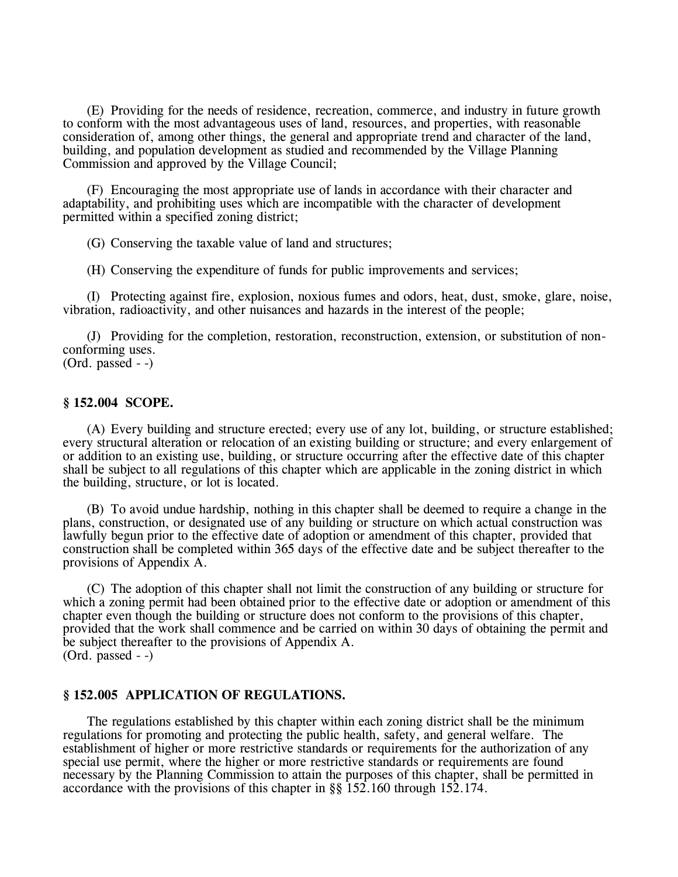(E) Providing for the needs of residence, recreation, commerce, and industry in future growth to conform with the most advantageous uses of land, resources, and properties, with reasonable consideration of, among other things, the general and appropriate trend and character of the land, building, and population development as studied and recommended by the Village Planning Commission and approved by the Village Council;

(F) Encouraging the most appropriate use of lands in accordance with their character and adaptability, and prohibiting uses which are incompatible with the character of development permitted within a specified zoning district;

(G) Conserving the taxable value of land and structures;

(H) Conserving the expenditure of funds for public improvements and services;

(I) Protecting against fire, explosion, noxious fumes and odors, heat, dust, smoke, glare, noise, vibration, radioactivity, and other nuisances and hazards in the interest of the people;

(J) Providing for the completion, restoration, reconstruction, extension, or substitution of non-conforming uses.
(Ord. passed - -)

**§ 152.004 SCOPE.**

(A) Every building and structure erected; every use of any lot, building, or structure established; every structural alteration or relocation of an existing building or structure; and every enlargement of or addition to an existing use, building, or structure occurring after the effective date of this chapter shall be subject to all regulations of this chapter which are applicable in the zoning district in which the building, structure, or lot is located.

(B) To avoid undue hardship, nothing in this chapter shall be deemed to require a change in the plans, construction, or designated use of any building or structure on which actual construction was lawfully begun prior to the effective date of adoption or amendment of this chapter, provided that construction shall be completed within 365 days of the effective date and be subject thereafter to the provisions of Appendix A.

(C) The adoption of this chapter shall not limit the construction of any building or structure for which a zoning permit had been obtained prior to the effective date or adoption or amendment of this chapter even though the building or structure does not conform to the provisions of this chapter, provided that the work shall commence and be carried on within 30 days of obtaining the permit and be subject thereafter to the provisions of Appendix A.
(Ord. passed - -)

**§ 152.005 APPLICATION OF REGULATIONS.**

The regulations established by this chapter within each zoning district shall be the minimum regulations for promoting and protecting the public health, safety, and general welfare. The establishment of higher or more restrictive standards or requirements for the authorization of any special use permit, where the higher or more restrictive standards or requirements are found necessary by the Planning Commission to attain the purposes of this chapter, shall be permitted in accordance with the provisions of this chapter in §§ 152.160 through 152.174.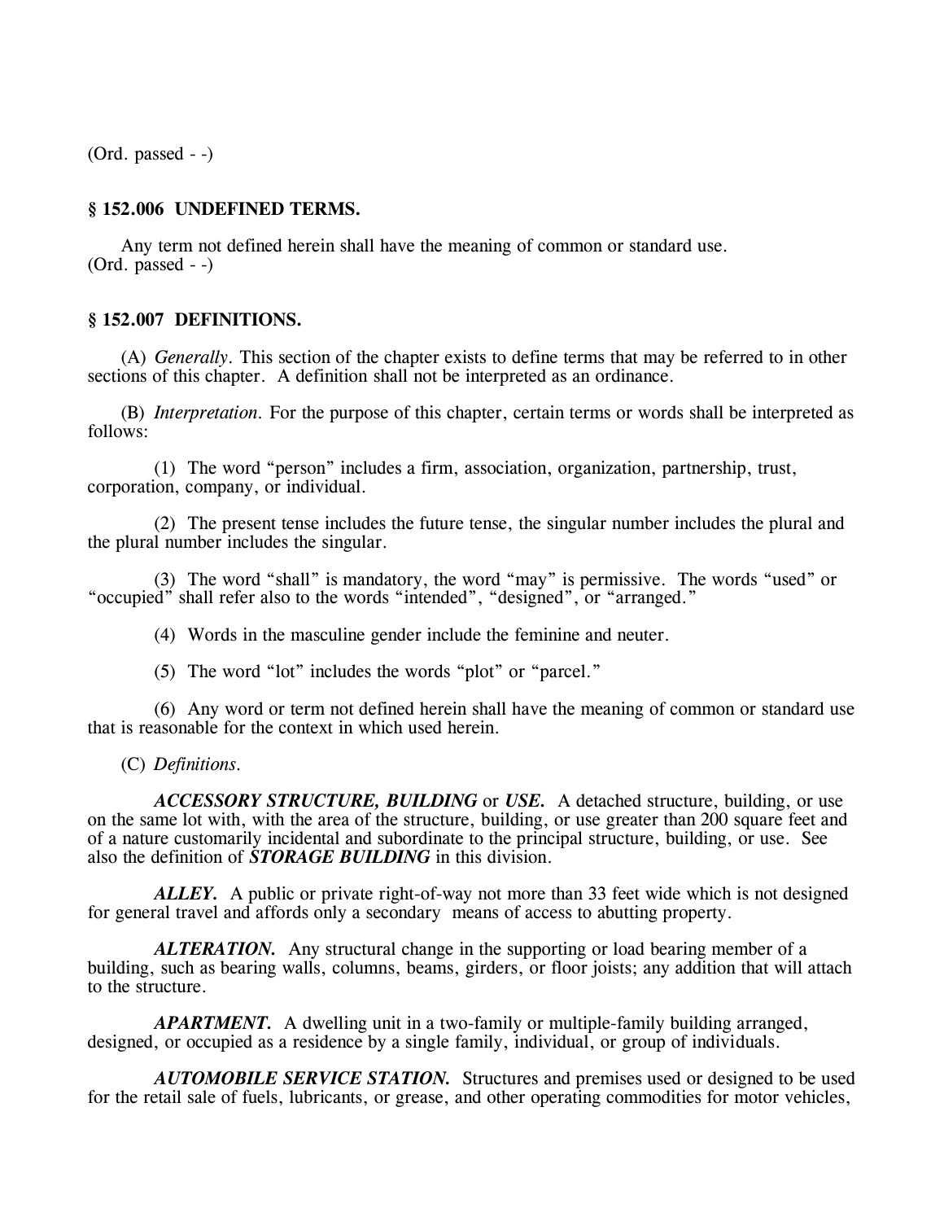(Ord. passed - -)

### § 152.006 UNDEFINED TERMS.

Any term not defined herein shall have the meaning of common or standard use.
(Ord. passed - -)

### § 152.007 DEFINITIONS.

(A) *Generally*. This section of the chapter exists to define terms that may be referred to in other sections of this chapter. A definition shall not be interpreted as an ordinance.

(B) *Interpretation*. For the purpose of this chapter, certain terms or words shall be interpreted as follows:

(1) The word "person" includes a firm, association, organization, partnership, trust, corporation, company, or individual.

(2) The present tense includes the future tense, the singular number includes the plural and the plural number includes the singular.

(3) The word "shall" is mandatory, the word "may" is permissive. The words "used" or "occupied" shall refer also to the words "intended", "designed", or "arranged."

(4) Words in the masculine gender include the feminine and neuter.

(5) The word "lot" includes the words "plot" or "parcel."

(6) Any word or term not defined herein shall have the meaning of common or standard use that is reasonable for the context in which used herein.

(C) *Definitions*.

***ACCESSORY STRUCTURE, BUILDING*** or ***USE.*** A detached structure, building, or use on the same lot with, with the area of the structure, building, or use greater than 200 square feet and of a nature customarily incidental and subordinate to the principal structure, building, or use. See also the definition of ***STORAGE BUILDING*** in this division.

***ALLEY.*** A public or private right-of-way not more than 33 feet wide which is not designed for general travel and affords only a secondary means of access to abutting property.

***ALTERATION.*** Any structural change in the supporting or load bearing member of a building, such as bearing walls, columns, beams, girders, or floor joists; any addition that will attach to the structure.

***APARTMENT.*** A dwelling unit in a two-family or multiple-family building arranged, designed, or occupied as a residence by a single family, individual, or group of individuals.

***AUTOMOBILE SERVICE STATION.*** Structures and premises used or designed to be used for the retail sale of fuels, lubricants, or grease, and other operating commodities for motor vehicles,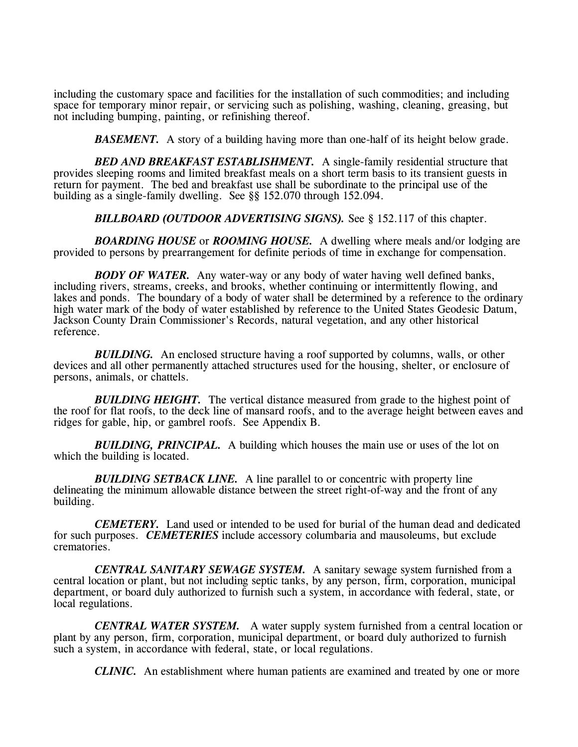including the customary space and facilities for the installation of such commodities; and including space for temporary minor repair, or servicing such as polishing, washing, cleaning, greasing, but not including bumping, painting, or refinishing thereof.

***BASEMENT.*** A story of a building having more than one-half of its height below grade.

***BED AND BREAKFAST ESTABLISHMENT.*** A single-family residential structure that provides sleeping rooms and limited breakfast meals on a short term basis to its transient guests in return for payment. The bed and breakfast use shall be subordinate to the principal use of the building as a single-family dwelling. See §§ 152.070 through 152.094.

***BILLBOARD (OUTDOOR ADVERTISING SIGNS).*** See § 152.117 of this chapter.

***BOARDING HOUSE*** or ***ROOMING HOUSE.*** A dwelling where meals and/or lodging are provided to persons by prearrangement for definite periods of time in exchange for compensation.

***BODY OF WATER.*** Any water-way or any body of water having well defined banks, including rivers, streams, creeks, and brooks, whether continuing or intermittently flowing, and lakes and ponds. The boundary of a body of water shall be determined by a reference to the ordinary high water mark of the body of water established by reference to the United States Geodesic Datum, Jackson County Drain Commissioner's Records, natural vegetation, and any other historical reference.

***BUILDING.*** An enclosed structure having a roof supported by columns, walls, or other devices and all other permanently attached structures used for the housing, shelter, or enclosure of persons, animals, or chattels.

***BUILDING HEIGHT.*** The vertical distance measured from grade to the highest point of the roof for flat roofs, to the deck line of mansard roofs, and to the average height between eaves and ridges for gable, hip, or gambrel roofs. See Appendix B.

***BUILDING, PRINCIPAL.*** A building which houses the main use or uses of the lot on which the building is located.

***BUILDING SETBACK LINE.*** A line parallel to or concentric with property line delineating the minimum allowable distance between the street right-of-way and the front of any building.

***CEMETERY.*** Land used or intended to be used for burial of the human dead and dedicated for such purposes. ***CEMETERIES*** include accessory columbaria and mausoleums, but exclude crematories.

***CENTRAL SANITARY SEWAGE SYSTEM.*** A sanitary sewage system furnished from a central location or plant, but not including septic tanks, by any person, firm, corporation, municipal department, or board duly authorized to furnish such a system, in accordance with federal, state, or local regulations.

***CENTRAL WATER SYSTEM.*** A water supply system furnished from a central location or plant by any person, firm, corporation, municipal department, or board duly authorized to furnish such a system, in accordance with federal, state, or local regulations.

***CLINIC.*** An establishment where human patients are examined and treated by one or more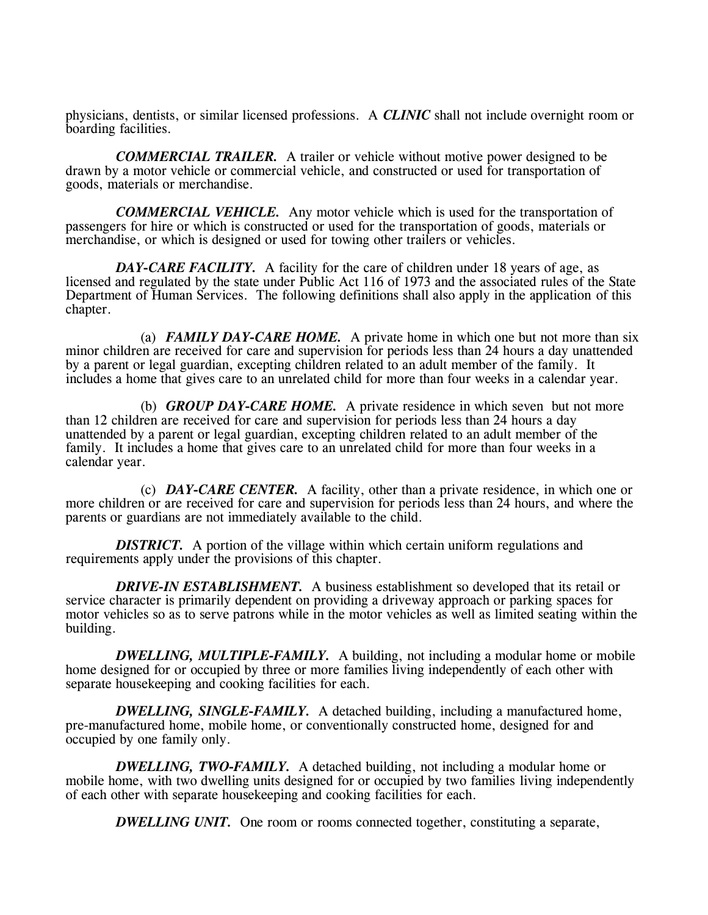physicians, dentists, or similar licensed professions. A ***CLINIC*** shall not include overnight room or boarding facilities.

***COMMERCIAL TRAILER.*** A trailer or vehicle without motive power designed to be drawn by a motor vehicle or commercial vehicle, and constructed or used for transportation of goods, materials or merchandise.

***COMMERCIAL VEHICLE.*** Any motor vehicle which is used for the transportation of passengers for hire or which is constructed or used for the transportation of goods, materials or merchandise, or which is designed or used for towing other trailers or vehicles.

***DAY-CARE FACILITY.*** A facility for the care of children under 18 years of age, as licensed and regulated by the state under Public Act 116 of 1973 and the associated rules of the State Department of Human Services. The following definitions shall also apply in the application of this chapter.

(a) ***FAMILY DAY-CARE HOME.*** A private home in which one but not more than six minor children are received for care and supervision for periods less than 24 hours a day unattended by a parent or legal guardian, excepting children related to an adult member of the family. It includes a home that gives care to an unrelated child for more than four weeks in a calendar year.

(b) ***GROUP DAY-CARE HOME.*** A private residence in which seven but not more than 12 children are received for care and supervision for periods less than 24 hours a day unattended by a parent or legal guardian, excepting children related to an adult member of the family. It includes a home that gives care to an unrelated child for more than four weeks in a calendar year.

(c) ***DAY-CARE CENTER.*** A facility, other than a private residence, in which one or more children or are received for care and supervision for periods less than 24 hours, and where the parents or guardians are not immediately available to the child.

***DISTRICT.*** A portion of the village within which certain uniform regulations and requirements apply under the provisions of this chapter.

***DRIVE-IN ESTABLISHMENT.*** A business establishment so developed that its retail or service character is primarily dependent on providing a driveway approach or parking spaces for motor vehicles so as to serve patrons while in the motor vehicles as well as limited seating within the building.

***DWELLING, MULTIPLE-FAMILY.*** A building, not including a modular home or mobile home designed for or occupied by three or more families living independently of each other with separate housekeeping and cooking facilities for each.

***DWELLING, SINGLE-FAMILY.*** A detached building, including a manufactured home, pre-manufactured home, mobile home, or conventionally constructed home, designed for and occupied by one family only.

***DWELLING, TWO-FAMILY.*** A detached building, not including a modular home or mobile home, with two dwelling units designed for or occupied by two families living independently of each other with separate housekeeping and cooking facilities for each.

***DWELLING UNIT.*** One room or rooms connected together, constituting a separate,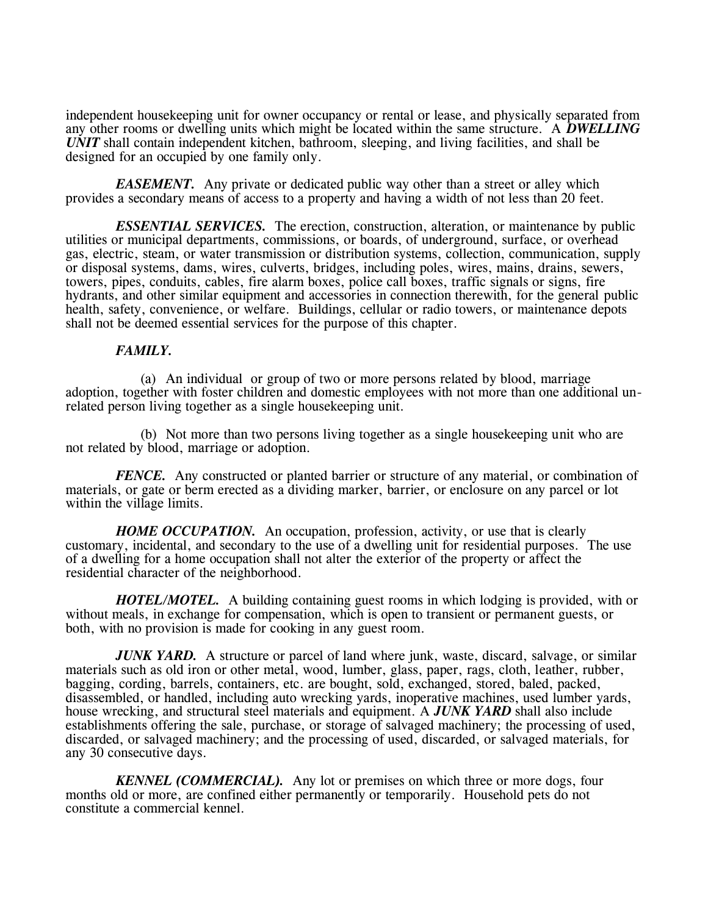independent housekeeping unit for owner occupancy or rental or lease, and physically separated from any other rooms or dwelling units which might be located within the same structure. A ***DWELLING UNIT*** shall contain independent kitchen, bathroom, sleeping, and living facilities, and shall be designed for an occupied by one family only.

***EASEMENT.*** Any private or dedicated public way other than a street or alley which provides a secondary means of access to a property and having a width of not less than 20 feet.

***ESSENTIAL SERVICES.*** The erection, construction, alteration, or maintenance by public utilities or municipal departments, commissions, or boards, of underground, surface, or overhead gas, electric, steam, or water transmission or distribution systems, collection, communication, supply or disposal systems, dams, wires, culverts, bridges, including poles, wires, mains, drains, sewers, towers, pipes, conduits, cables, fire alarm boxes, police call boxes, traffic signals or signs, fire hydrants, and other similar equipment and accessories in connection therewith, for the general public health, safety, convenience, or welfare. Buildings, cellular or radio towers, or maintenance depots shall not be deemed essential services for the purpose of this chapter.

***FAMILY.***

(a) An individual or group of two or more persons related by blood, marriage adoption, together with foster children and domestic employees with not more than one additional un-related person living together as a single housekeeping unit.

(b) Not more than two persons living together as a single housekeeping unit who are not related by blood, marriage or adoption.

***FENCE.*** Any constructed or planted barrier or structure of any material, or combination of materials, or gate or berm erected as a dividing marker, barrier, or enclosure on any parcel or lot within the village limits.

***HOME OCCUPATION.*** An occupation, profession, activity, or use that is clearly customary, incidental, and secondary to the use of a dwelling unit for residential purposes. The use of a dwelling for a home occupation shall not alter the exterior of the property or affect the residential character of the neighborhood.

***HOTEL/MOTEL.*** A building containing guest rooms in which lodging is provided, with or without meals, in exchange for compensation, which is open to transient or permanent guests, or both, with no provision is made for cooking in any guest room.

***JUNK YARD.*** A structure or parcel of land where junk, waste, discard, salvage, or similar materials such as old iron or other metal, wood, lumber, glass, paper, rags, cloth, leather, rubber, bagging, cording, barrels, containers, etc. are bought, sold, exchanged, stored, baled, packed, disassembled, or handled, including auto wrecking yards, inoperative machines, used lumber yards, house wrecking, and structural steel materials and equipment. A ***JUNK YARD*** shall also include establishments offering the sale, purchase, or storage of salvaged machinery; the processing of used, discarded, or salvaged machinery; and the processing of used, discarded, or salvaged materials, for any 30 consecutive days.

***KENNEL (COMMERCIAL).*** Any lot or premises on which three or more dogs, four months old or more, are confined either permanently or temporarily. Household pets do not constitute a commercial kennel.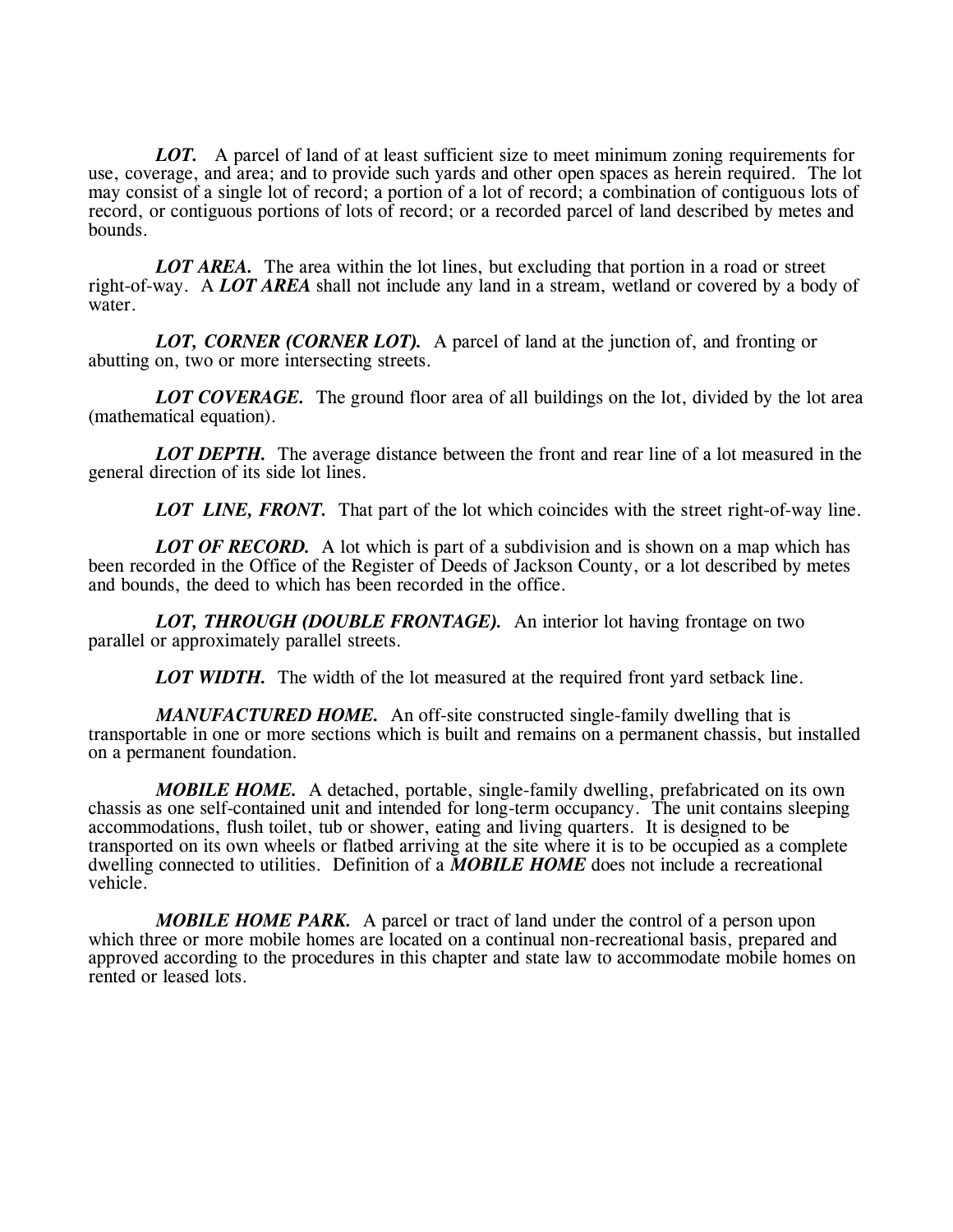***LOT.*** A parcel of land of at least sufficient size to meet minimum zoning requirements for use, coverage, and area; and to provide such yards and other open spaces as herein required. The lot may consist of a single lot of record; a portion of a lot of record; a combination of contiguous lots of record, or contiguous portions of lots of record; or a recorded parcel of land described by metes and bounds.

***LOT AREA.*** The area within the lot lines, but excluding that portion in a road or street right-of-way. A ***LOT AREA*** shall not include any land in a stream, wetland or covered by a body of water.

***LOT, CORNER (CORNER LOT).*** A parcel of land at the junction of, and fronting or abutting on, two or more intersecting streets.

***LOT COVERAGE.*** The ground floor area of all buildings on the lot, divided by the lot area (mathematical equation).

***LOT DEPTH.*** The average distance between the front and rear line of a lot measured in the general direction of its side lot lines.

***LOT LINE, FRONT.*** That part of the lot which coincides with the street right-of-way line.

***LOT OF RECORD.*** A lot which is part of a subdivision and is shown on a map which has been recorded in the Office of the Register of Deeds of Jackson County, or a lot described by metes and bounds, the deed to which has been recorded in the office.

***LOT, THROUGH (DOUBLE FRONTAGE).*** An interior lot having frontage on two parallel or approximately parallel streets.

***LOT WIDTH.*** The width of the lot measured at the required front yard setback line.

***MANUFACTURED HOME.*** An off-site constructed single-family dwelling that is transportable in one or more sections which is built and remains on a permanent chassis, but installed on a permanent foundation.

***MOBILE HOME.*** A detached, portable, single-family dwelling, prefabricated on its own chassis as one self-contained unit and intended for long-term occupancy. The unit contains sleeping accommodations, flush toilet, tub or shower, eating and living quarters. It is designed to be transported on its own wheels or flatbed arriving at the site where it is to be occupied as a complete dwelling connected to utilities. Definition of a ***MOBILE HOME*** does not include a recreational vehicle.

***MOBILE HOME PARK.*** A parcel or tract of land under the control of a person upon which three or more mobile homes are located on a continual non-recreational basis, prepared and approved according to the procedures in this chapter and state law to accommodate mobile homes on rented or leased lots.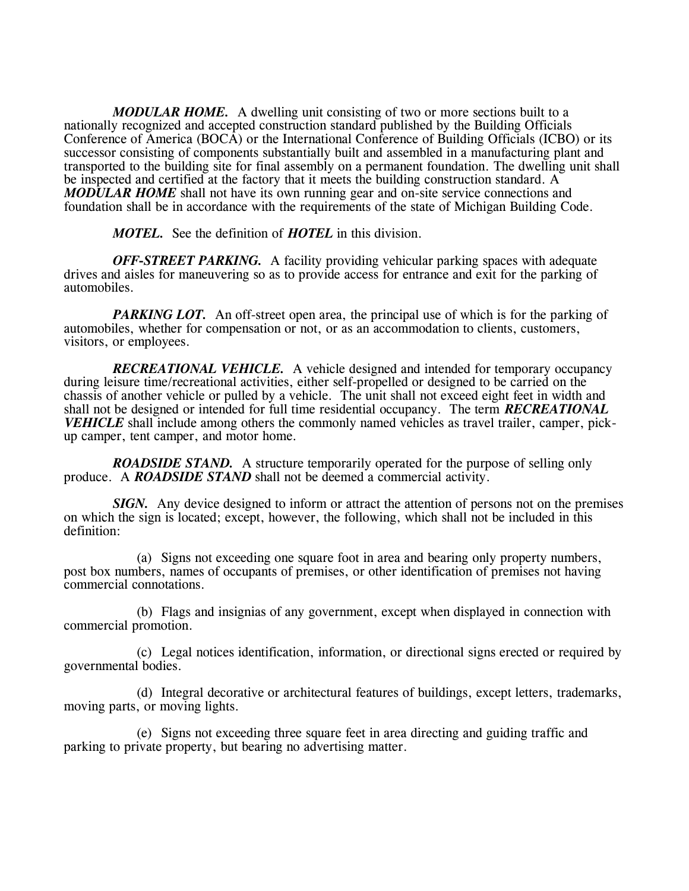***MODULAR HOME.*** A dwelling unit consisting of two or more sections built to a nationally recognized and accepted construction standard published by the Building Officials Conference of America (BOCA) or the International Conference of Building Officials (ICBO) or its successor consisting of components substantially built and assembled in a manufacturing plant and transported to the building site for final assembly on a permanent foundation. The dwelling unit shall be inspected and certified at the factory that it meets the building construction standard. A ***MODULAR HOME*** shall not have its own running gear and on-site service connections and foundation shall be in accordance with the requirements of the state of Michigan Building Code.

***MOTEL.*** See the definition of ***HOTEL*** in this division.

***OFF-STREET PARKING.*** A facility providing vehicular parking spaces with adequate drives and aisles for maneuvering so as to provide access for entrance and exit for the parking of automobiles.

***PARKING LOT.*** An off-street open area, the principal use of which is for the parking of automobiles, whether for compensation or not, or as an accommodation to clients, customers, visitors, or employees.

***RECREATIONAL VEHICLE.*** A vehicle designed and intended for temporary occupancy during leisure time/recreational activities, either self-propelled or designed to be carried on the chassis of another vehicle or pulled by a vehicle. The unit shall not exceed eight feet in width and shall not be designed or intended for full time residential occupancy. The term ***RECREATIONAL VEHICLE*** shall include among others the commonly named vehicles as travel trailer, camper, pick-up camper, tent camper, and motor home.

***ROADSIDE STAND.*** A structure temporarily operated for the purpose of selling only produce. A ***ROADSIDE STAND*** shall not be deemed a commercial activity.

***SIGN.*** Any device designed to inform or attract the attention of persons not on the premises on which the sign is located; except, however, the following, which shall not be included in this definition:

(a) Signs not exceeding one square foot in area and bearing only property numbers, post box numbers, names of occupants of premises, or other identification of premises not having commercial connotations.

(b) Flags and insignias of any government, except when displayed in connection with commercial promotion.

(c) Legal notices identification, information, or directional signs erected or required by governmental bodies.

(d) Integral decorative or architectural features of buildings, except letters, trademarks, moving parts, or moving lights.

(e) Signs not exceeding three square feet in area directing and guiding traffic and parking to private property, but bearing no advertising matter.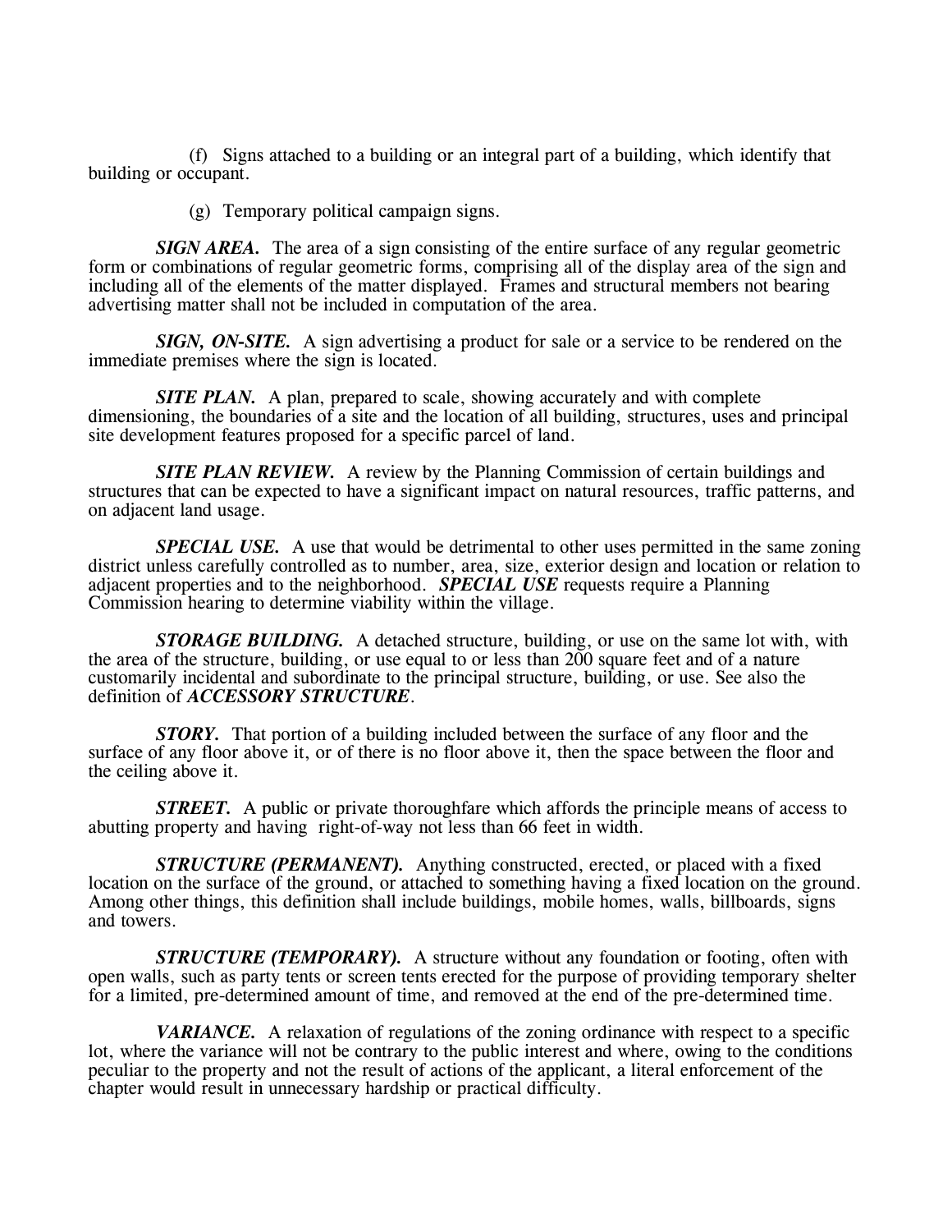(f) Signs attached to a building or an integral part of a building, which identify that building or occupant.

(g) Temporary political campaign signs.

***SIGN AREA.*** The area of a sign consisting of the entire surface of any regular geometric form or combinations of regular geometric forms, comprising all of the display area of the sign and including all of the elements of the matter displayed. Frames and structural members not bearing advertising matter shall not be included in computation of the area.

***SIGN, ON-SITE.*** A sign advertising a product for sale or a service to be rendered on the immediate premises where the sign is located.

***SITE PLAN.*** A plan, prepared to scale, showing accurately and with complete dimensioning, the boundaries of a site and the location of all building, structures, uses and principal site development features proposed for a specific parcel of land.

***SITE PLAN REVIEW.*** A review by the Planning Commission of certain buildings and structures that can be expected to have a significant impact on natural resources, traffic patterns, and on adjacent land usage.

***SPECIAL USE.*** A use that would be detrimental to other uses permitted in the same zoning district unless carefully controlled as to number, area, size, exterior design and location or relation to adjacent properties and to the neighborhood. ***SPECIAL USE*** requests require a Planning Commission hearing to determine viability within the village.

***STORAGE BUILDING.*** A detached structure, building, or use on the same lot with, with the area of the structure, building, or use equal to or less than 200 square feet and of a nature customarily incidental and subordinate to the principal structure, building, or use. See also the definition of ***ACCESSORY STRUCTURE***.

***STORY.*** That portion of a building included between the surface of any floor and the surface of any floor above it, or of there is no floor above it, then the space between the floor and the ceiling above it.

***STREET.*** A public or private thoroughfare which affords the principle means of access to abutting property and having right-of-way not less than 66 feet in width.

***STRUCTURE (PERMANENT).*** Anything constructed, erected, or placed with a fixed location on the surface of the ground, or attached to something having a fixed location on the ground. Among other things, this definition shall include buildings, mobile homes, walls, billboards, signs and towers.

***STRUCTURE (TEMPORARY).*** A structure without any foundation or footing, often with open walls, such as party tents or screen tents erected for the purpose of providing temporary shelter for a limited, pre-determined amount of time, and removed at the end of the pre-determined time.

***VARIANCE.*** A relaxation of regulations of the zoning ordinance with respect to a specific lot, where the variance will not be contrary to the public interest and where, owing to the conditions peculiar to the property and not the result of actions of the applicant, a literal enforcement of the chapter would result in unnecessary hardship or practical difficulty.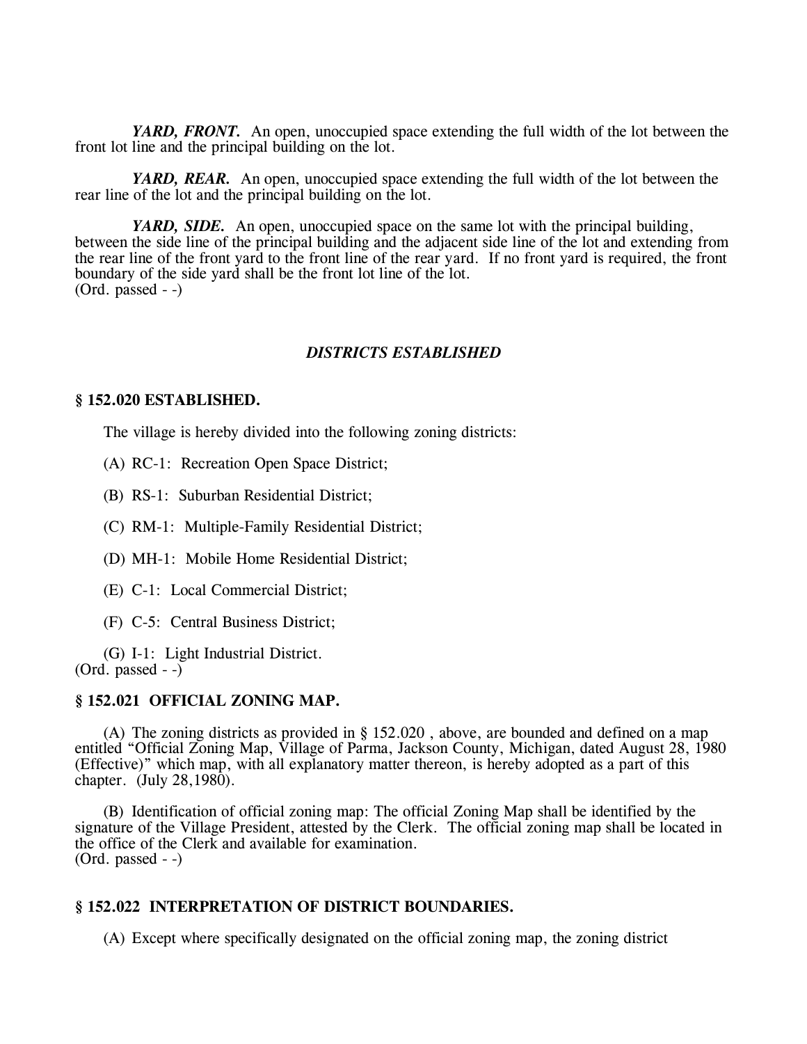***YARD, FRONT.*** An open, unoccupied space extending the full width of the lot between the front lot line and the principal building on the lot.

***YARD, REAR.*** An open, unoccupied space extending the full width of the lot between the rear line of the lot and the principal building on the lot.

***YARD, SIDE.*** An open, unoccupied space on the same lot with the principal building, between the side line of the principal building and the adjacent side line of the lot and extending from the rear line of the front yard to the front line of the rear yard. If no front yard is required, the front boundary of the side yard shall be the front lot line of the lot.
(Ord. passed - -)

### *DISTRICTS ESTABLISHED*

**§ 152.020 ESTABLISHED.**

The village is hereby divided into the following zoning districts:

(A) RC-1: Recreation Open Space District;

(B) RS-1: Suburban Residential District;

(C) RM-1: Multiple-Family Residential District;

(D) MH-1: Mobile Home Residential District;

(E) C-1: Local Commercial District;

(F) C-5: Central Business District;

(G) I-1: Light Industrial District.
(Ord. passed - -)

**§ 152.021 OFFICIAL ZONING MAP.**

(A) The zoning districts as provided in § 152.020 , above, are bounded and defined on a map entitled "Official Zoning Map, Village of Parma, Jackson County, Michigan, dated August 28, 1980 (Effective)" which map, with all explanatory matter thereon, is hereby adopted as a part of this chapter. (July 28,1980).

(B) Identification of official zoning map: The official Zoning Map shall be identified by the signature of the Village President, attested by the Clerk. The official zoning map shall be located in the office of the Clerk and available for examination.
(Ord. passed - -)

**§ 152.022 INTERPRETATION OF DISTRICT BOUNDARIES.**

(A) Except where specifically designated on the official zoning map, the zoning district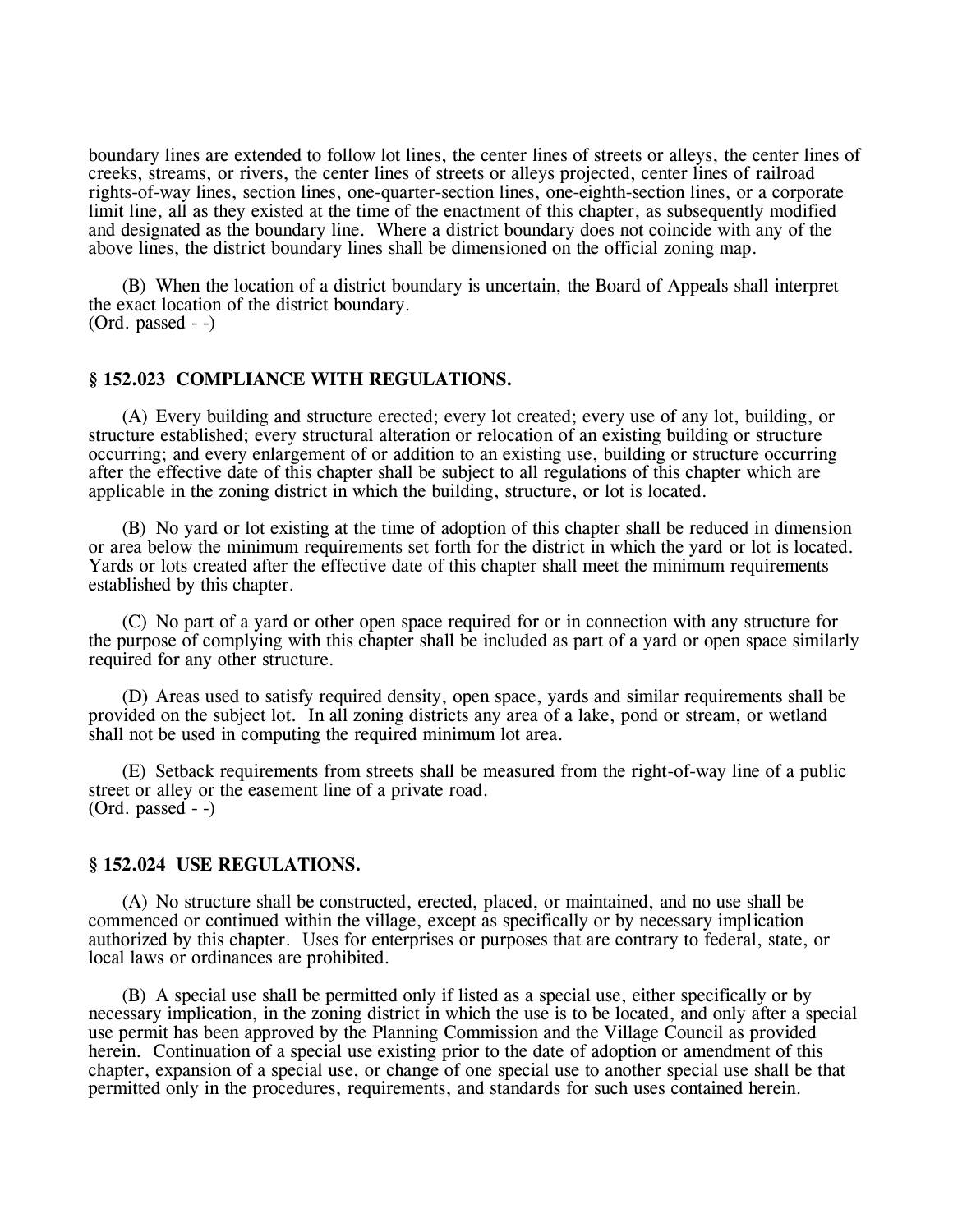boundary lines are extended to follow lot lines, the center lines of streets or alleys, the center lines of creeks, streams, or rivers, the center lines of streets or alleys projected, center lines of railroad rights-of-way lines, section lines, one-quarter-section lines, one-eighth-section lines, or a corporate limit line, all as they existed at the time of the enactment of this chapter, as subsequently modified and designated as the boundary line. Where a district boundary does not coincide with any of the above lines, the district boundary lines shall be dimensioned on the official zoning map.

(B) When the location of a district boundary is uncertain, the Board of Appeals shall interpret the exact location of the district boundary.
(Ord. passed - -)

### § 152.023 COMPLIANCE WITH REGULATIONS.

(A) Every building and structure erected; every lot created; every use of any lot, building, or structure established; every structural alteration or relocation of an existing building or structure occurring; and every enlargement of or addition to an existing use, building or structure occurring after the effective date of this chapter shall be subject to all regulations of this chapter which are applicable in the zoning district in which the building, structure, or lot is located.

(B) No yard or lot existing at the time of adoption of this chapter shall be reduced in dimension or area below the minimum requirements set forth for the district in which the yard or lot is located. Yards or lots created after the effective date of this chapter shall meet the minimum requirements established by this chapter.

(C) No part of a yard or other open space required for or in connection with any structure for the purpose of complying with this chapter shall be included as part of a yard or open space similarly required for any other structure.

(D) Areas used to satisfy required density, open space, yards and similar requirements shall be provided on the subject lot. In all zoning districts any area of a lake, pond or stream, or wetland shall not be used in computing the required minimum lot area.

(E) Setback requirements from streets shall be measured from the right-of-way line of a public street or alley or the easement line of a private road.
(Ord. passed - -)

### § 152.024 USE REGULATIONS.

(A) No structure shall be constructed, erected, placed, or maintained, and no use shall be commenced or continued within the village, except as specifically or by necessary implication authorized by this chapter. Uses for enterprises or purposes that are contrary to federal, state, or local laws or ordinances are prohibited.

(B) A special use shall be permitted only if listed as a special use, either specifically or by necessary implication, in the zoning district in which the use is to be located, and only after a special use permit has been approved by the Planning Commission and the Village Council as provided herein. Continuation of a special use existing prior to the date of adoption or amendment of this chapter, expansion of a special use, or change of one special use to another special use shall be that permitted only in the procedures, requirements, and standards for such uses contained herein.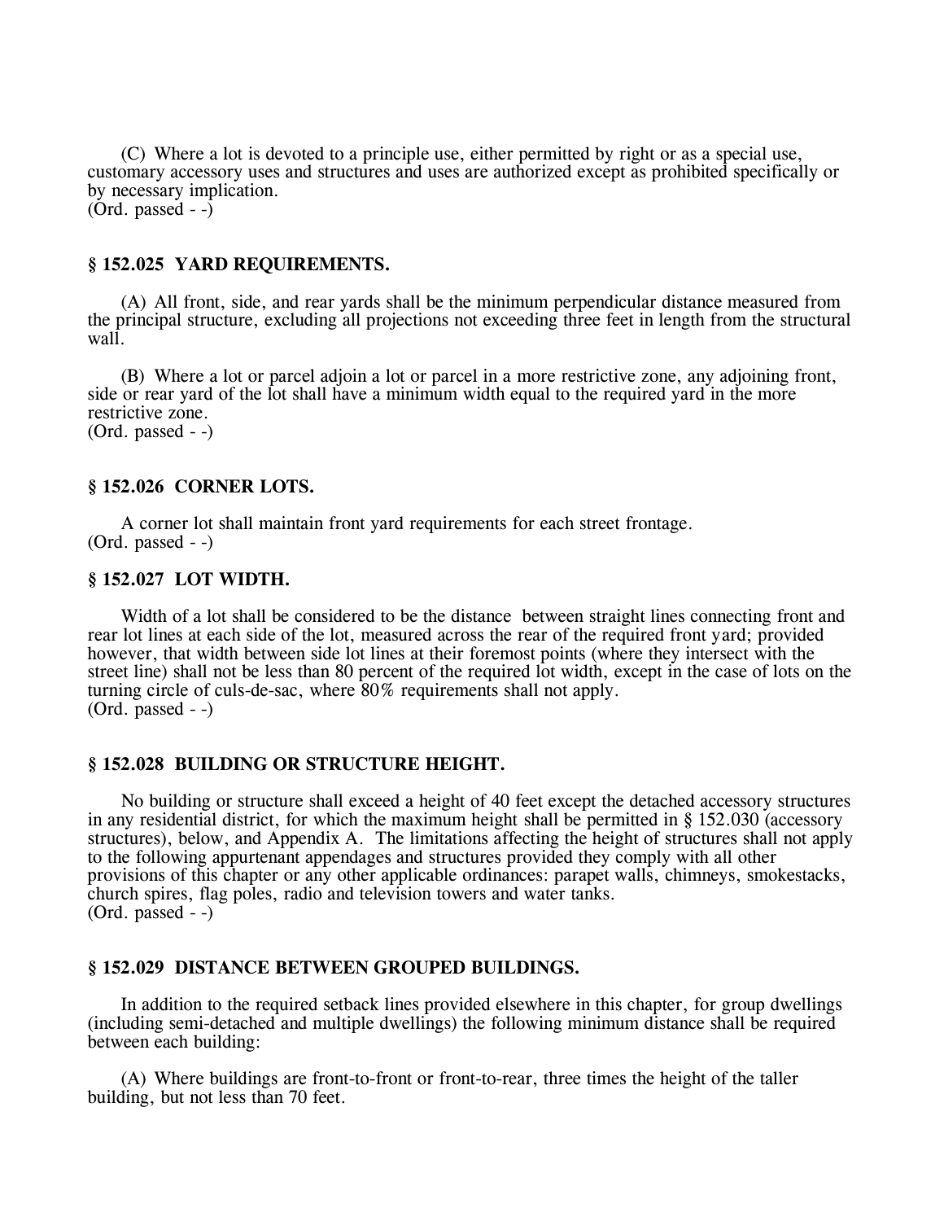(C) Where a lot is devoted to a principle use, either permitted by right or as a special use, customary accessory uses and structures and uses are authorized except as prohibited specifically or by necessary implication.
(Ord. passed - -)

### § 152.025 YARD REQUIREMENTS.

(A) All front, side, and rear yards shall be the minimum perpendicular distance measured from the principal structure, excluding all projections not exceeding three feet in length from the structural wall.

(B) Where a lot or parcel adjoin a lot or parcel in a more restrictive zone, any adjoining front, side or rear yard of the lot shall have a minimum width equal to the required yard in the more restrictive zone.
(Ord. passed - -)

### § 152.026 CORNER LOTS.

A corner lot shall maintain front yard requirements for each street frontage.
(Ord. passed - -)

### § 152.027 LOT WIDTH.

Width of a lot shall be considered to be the distance between straight lines connecting front and rear lot lines at each side of the lot, measured across the rear of the required front yard; provided however, that width between side lot lines at their foremost points (where they intersect with the street line) shall not be less than 80 percent of the required lot width, except in the case of lots on the turning circle of culs-de-sac, where 80% requirements shall not apply.
(Ord. passed - -)

### § 152.028 BUILDING OR STRUCTURE HEIGHT.

No building or structure shall exceed a height of 40 feet except the detached accessory structures in any residential district, for which the maximum height shall be permitted in § 152.030 (accessory structures), below, and Appendix A. The limitations affecting the height of structures shall not apply to the following appurtenant appendages and structures provided they comply with all other provisions of this chapter or any other applicable ordinances: parapet walls, chimneys, smokestacks, church spires, flag poles, radio and television towers and water tanks.
(Ord. passed - -)

### § 152.029 DISTANCE BETWEEN GROUPED BUILDINGS.

In addition to the required setback lines provided elsewhere in this chapter, for group dwellings (including semi-detached and multiple dwellings) the following minimum distance shall be required between each building:

(A) Where buildings are front-to-front or front-to-rear, three times the height of the taller building, but not less than 70 feet.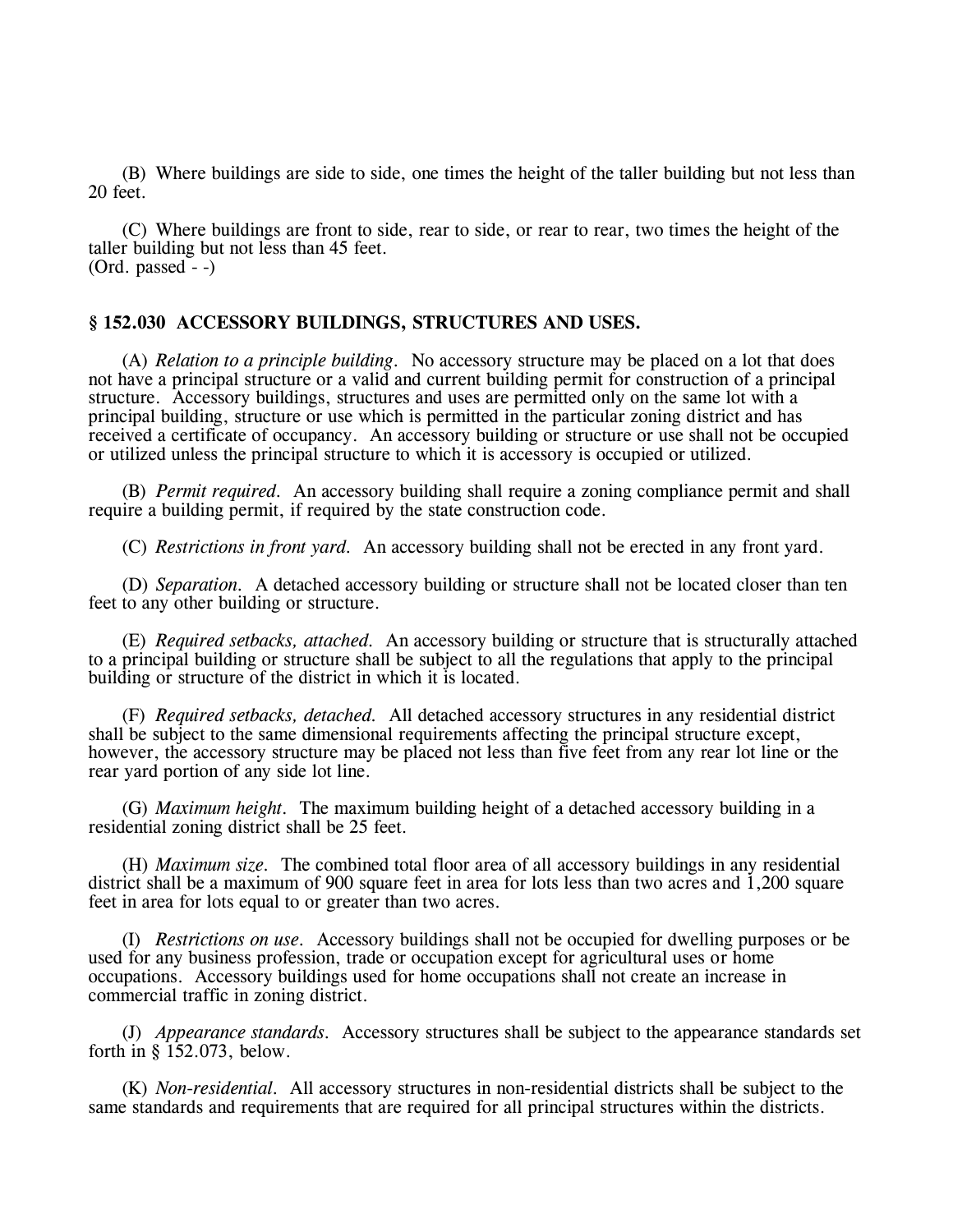(B) Where buildings are side to side, one times the height of the taller building but not less than 20 feet.

(C) Where buildings are front to side, rear to side, or rear to rear, two times the height of the taller building but not less than 45 feet.
(Ord. passed - -)

### § 152.030 ACCESSORY BUILDINGS, STRUCTURES AND USES.

(A) *Relation to a principle building.* No accessory structure may be placed on a lot that does not have a principal structure or a valid and current building permit for construction of a principal structure. Accessory buildings, structures and uses are permitted only on the same lot with a principal building, structure or use which is permitted in the particular zoning district and has received a certificate of occupancy. An accessory building or structure or use shall not be occupied or utilized unless the principal structure to which it is accessory is occupied or utilized.

(B) *Permit required.* An accessory building shall require a zoning compliance permit and shall require a building permit, if required by the state construction code.

(C) *Restrictions in front yard.* An accessory building shall not be erected in any front yard.

(D) *Separation.* A detached accessory building or structure shall not be located closer than ten feet to any other building or structure.

(E) *Required setbacks, attached.* An accessory building or structure that is structurally attached to a principal building or structure shall be subject to all the regulations that apply to the principal building or structure of the district in which it is located.

(F) *Required setbacks, detached.* All detached accessory structures in any residential district shall be subject to the same dimensional requirements affecting the principal structure except, however, the accessory structure may be placed not less than five feet from any rear lot line or the rear yard portion of any side lot line.

(G) *Maximum height.* The maximum building height of a detached accessory building in a residential zoning district shall be 25 feet.

(H) *Maximum size.* The combined total floor area of all accessory buildings in any residential district shall be a maximum of 900 square feet in area for lots less than two acres and 1,200 square feet in area for lots equal to or greater than two acres.

(I) *Restrictions on use.* Accessory buildings shall not be occupied for dwelling purposes or be used for any business profession, trade or occupation except for agricultural uses or home occupations. Accessory buildings used for home occupations shall not create an increase in commercial traffic in zoning district.

(J) *Appearance standards.* Accessory structures shall be subject to the appearance standards set forth in § 152.073, below.

(K) *Non-residential.* All accessory structures in non-residential districts shall be subject to the same standards and requirements that are required for all principal structures within the districts.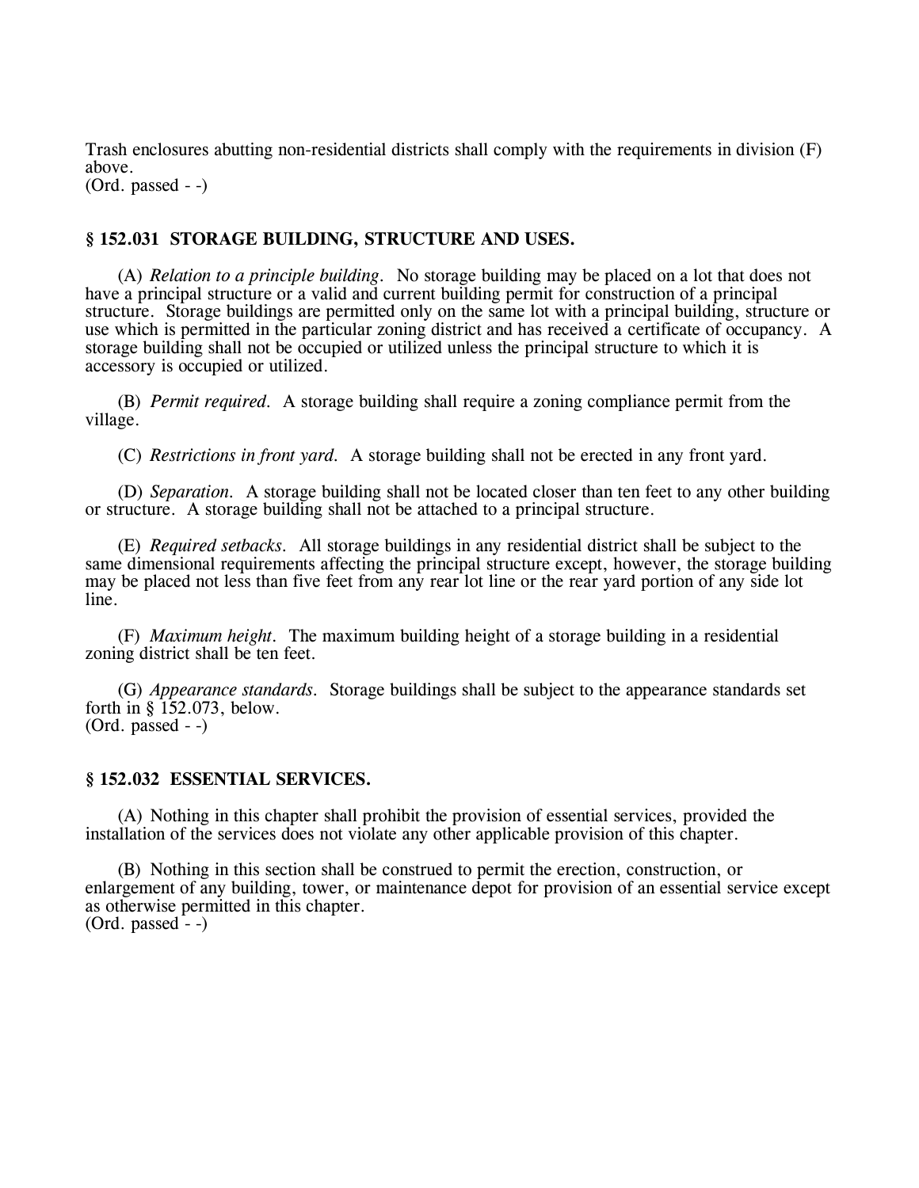Trash enclosures abutting non-residential districts shall comply with the requirements in division (F) above.
(Ord. passed - -)

### § 152.031 STORAGE BUILDING, STRUCTURE AND USES.

(A) *Relation to a principle building.* No storage building may be placed on a lot that does not have a principal structure or a valid and current building permit for construction of a principal structure. Storage buildings are permitted only on the same lot with a principal building, structure or use which is permitted in the particular zoning district and has received a certificate of occupancy. A storage building shall not be occupied or utilized unless the principal structure to which it is accessory is occupied or utilized.

(B) *Permit required.* A storage building shall require a zoning compliance permit from the village.

(C) *Restrictions in front yard.* A storage building shall not be erected in any front yard.

(D) *Separation.* A storage building shall not be located closer than ten feet to any other building or structure. A storage building shall not be attached to a principal structure.

(E) *Required setbacks.* All storage buildings in any residential district shall be subject to the same dimensional requirements affecting the principal structure except, however, the storage building may be placed not less than five feet from any rear lot line or the rear yard portion of any side lot line.

(F) *Maximum height.* The maximum building height of a storage building in a residential zoning district shall be ten feet.

(G) *Appearance standards.* Storage buildings shall be subject to the appearance standards set forth in § 152.073, below.
(Ord. passed - -)

### § 152.032 ESSENTIAL SERVICES.

(A) Nothing in this chapter shall prohibit the provision of essential services, provided the installation of the services does not violate any other applicable provision of this chapter.

(B) Nothing in this section shall be construed to permit the erection, construction, or enlargement of any building, tower, or maintenance depot for provision of an essential service except as otherwise permitted in this chapter.
(Ord. passed - -)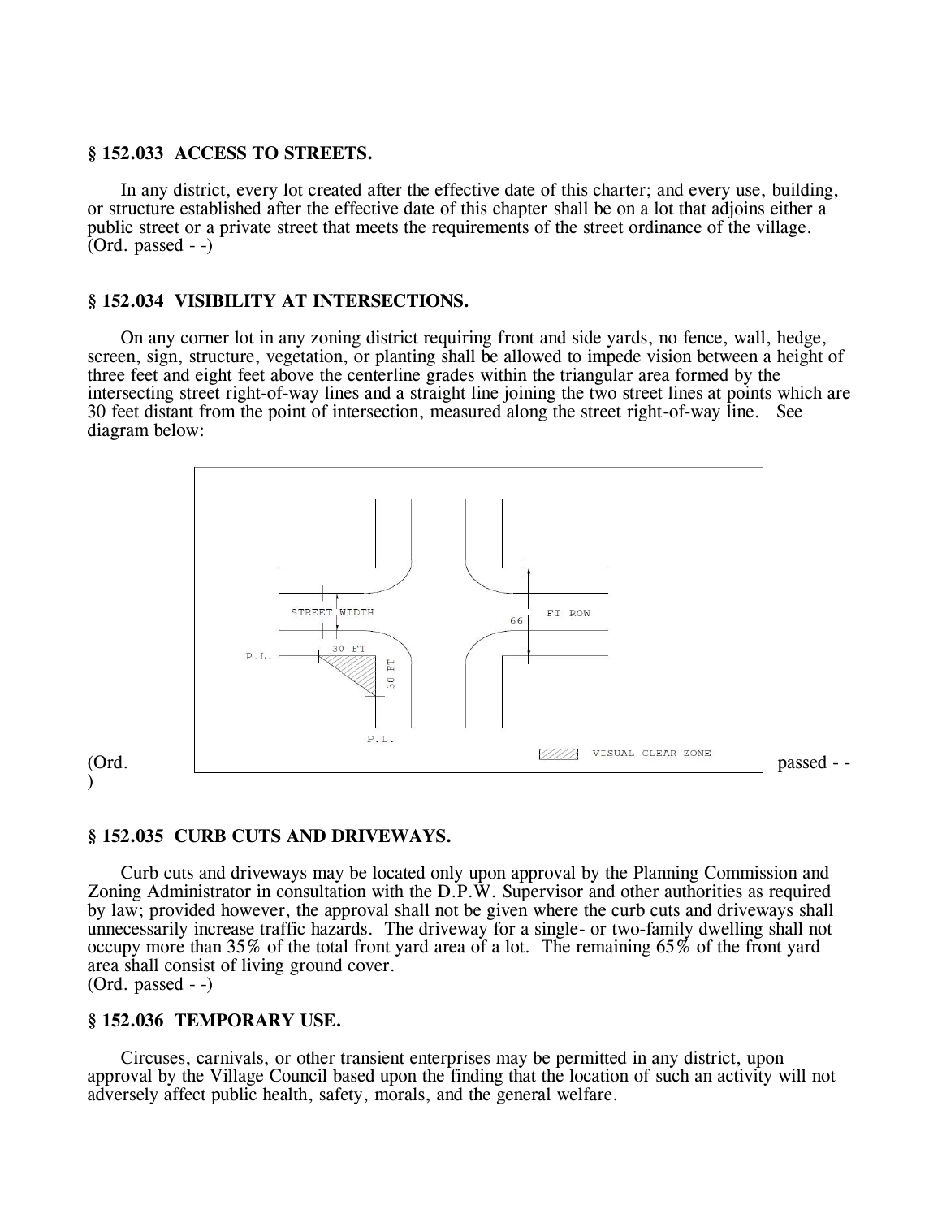### § 152.033 ACCESS TO STREETS.

In any district, every lot created after the effective date of this charter; and every use, building, or structure established after the effective date of this chapter shall be on a lot that adjoins either a public street or a private street that meets the requirements of the street ordinance of the village.
(Ord. passed - -)

### § 152.034 VISIBILITY AT INTERSECTIONS.

On any corner lot in any zoning district requiring front and side yards, no fence, wall, hedge, screen, sign, structure, vegetation, or planting shall be allowed to impede vision between a height of three feet and eight feet above the centerline grades within the triangular area formed by the intersecting street right-of-way lines and a straight line joining the two street lines at points which are 30 feet distant from the point of intersection, measured along the street right-of-way line. See diagram below:

(Ord. passed - -)

### § 152.035 CURB CUTS AND DRIVEWAYS.

Curb cuts and driveways may be located only upon approval by the Planning Commission and Zoning Administrator in consultation with the D.P.W. Supervisor and other authorities as required by law; provided however, the approval shall not be given where the curb cuts and driveways shall unnecessarily increase traffic hazards. The driveway for a single- or two-family dwelling shall not occupy more than 35% of the total front yard area of a lot. The remaining 65% of the front yard area shall consist of living ground cover.
(Ord. passed - -)

### § 152.036 TEMPORARY USE.

Circuses, carnivals, or other transient enterprises may be permitted in any district, upon approval by the Village Council based upon the finding that the location of such an activity will not adversely affect public health, safety, morals, and the general welfare.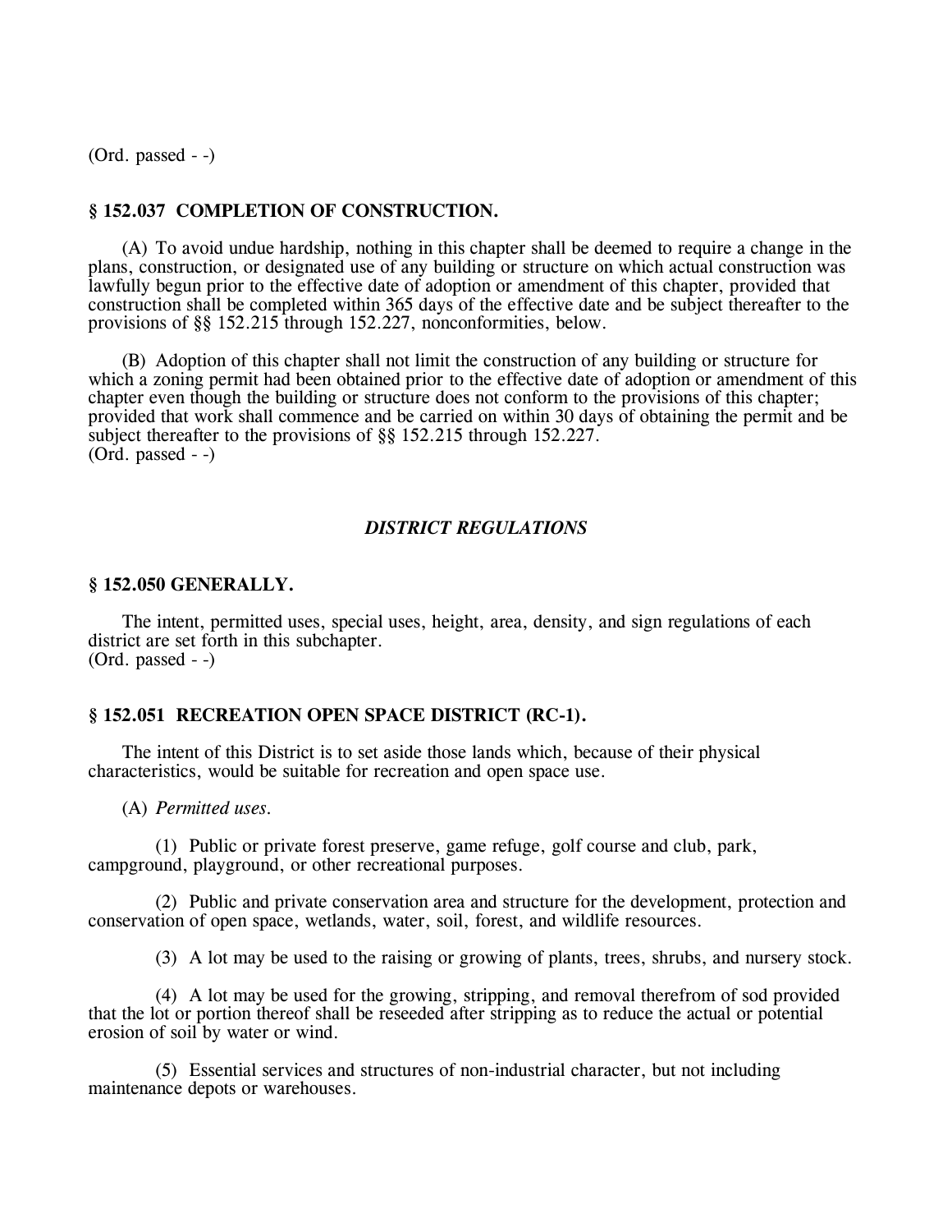(Ord. passed - -)

### § 152.037 COMPLETION OF CONSTRUCTION.

(A) To avoid undue hardship, nothing in this chapter shall be deemed to require a change in the plans, construction, or designated use of any building or structure on which actual construction was lawfully begun prior to the effective date of adoption or amendment of this chapter, provided that construction shall be completed within 365 days of the effective date and be subject thereafter to the provisions of §§ 152.215 through 152.227, nonconformities, below.

(B) Adoption of this chapter shall not limit the construction of any building or structure for which a zoning permit had been obtained prior to the effective date of adoption or amendment of this chapter even though the building or structure does not conform to the provisions of this chapter; provided that work shall commence and be carried on within 30 days of obtaining the permit and be subject thereafter to the provisions of §§ 152.215 through 152.227.
(Ord. passed - -)

## *DISTRICT REGULATIONS*

### § 152.050 GENERALLY.

The intent, permitted uses, special uses, height, area, density, and sign regulations of each district are set forth in this subchapter.
(Ord. passed - -)

### § 152.051 RECREATION OPEN SPACE DISTRICT (RC-1).

The intent of this District is to set aside those lands which, because of their physical characteristics, would be suitable for recreation and open space use.

(A) *Permitted uses.*

(1) Public or private forest preserve, game refuge, golf course and club, park, campground, playground, or other recreational purposes.

(2) Public and private conservation area and structure for the development, protection and conservation of open space, wetlands, water, soil, forest, and wildlife resources.

(3) A lot may be used to the raising or growing of plants, trees, shrubs, and nursery stock.

(4) A lot may be used for the growing, stripping, and removal therefrom of sod provided that the lot or portion thereof shall be reseeded after stripping as to reduce the actual or potential erosion of soil by water or wind.

(5) Essential services and structures of non-industrial character, but not including maintenance depots or warehouses.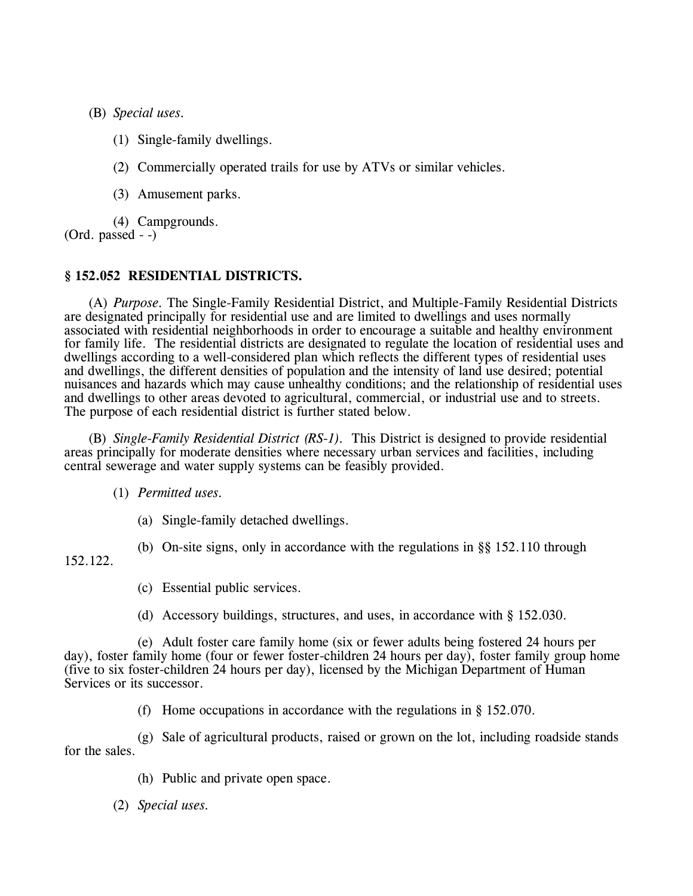(B) *Special uses.*

(1) Single-family dwellings.

(2) Commercially operated trails for use by ATVs or similar vehicles.

(3) Amusement parks.

(4) Campgrounds.

(Ord. passed - -)

### § 152.052 RESIDENTIAL DISTRICTS.

(A) *Purpose.* The Single-Family Residential District, and Multiple-Family Residential Districts are designated principally for residential use and are limited to dwellings and uses normally associated with residential neighborhoods in order to encourage a suitable and healthy environment for family life. The residential districts are designated to regulate the location of residential uses and dwellings according to a well-considered plan which reflects the different types of residential uses and dwellings, the different densities of population and the intensity of land use desired; potential nuisances and hazards which may cause unhealthy conditions; and the relationship of residential uses and dwellings to other areas devoted to agricultural, commercial, or industrial use and to streets. The purpose of each residential district is further stated below.

(B) *Single-Family Residential District (RS-1).* This District is designed to provide residential areas principally for moderate densities where necessary urban services and facilities, including central sewerage and water supply systems can be feasibly provided.

(1) *Permitted uses.*

(a) Single-family detached dwellings.

(b) On-site signs, only in accordance with the regulations in §§ 152.110 through 152.122.

(c) Essential public services.

(d) Accessory buildings, structures, and uses, in accordance with § 152.030.

(e) Adult foster care family home (six or fewer adults being fostered 24 hours per day), foster family home (four or fewer foster-children 24 hours per day), foster family group home (five to six foster-children 24 hours per day), licensed by the Michigan Department of Human Services or its successor.

(f) Home occupations in accordance with the regulations in § 152.070.

(g) Sale of agricultural products, raised or grown on the lot, including roadside stands for the sales.

(h) Public and private open space.

(2) *Special uses.*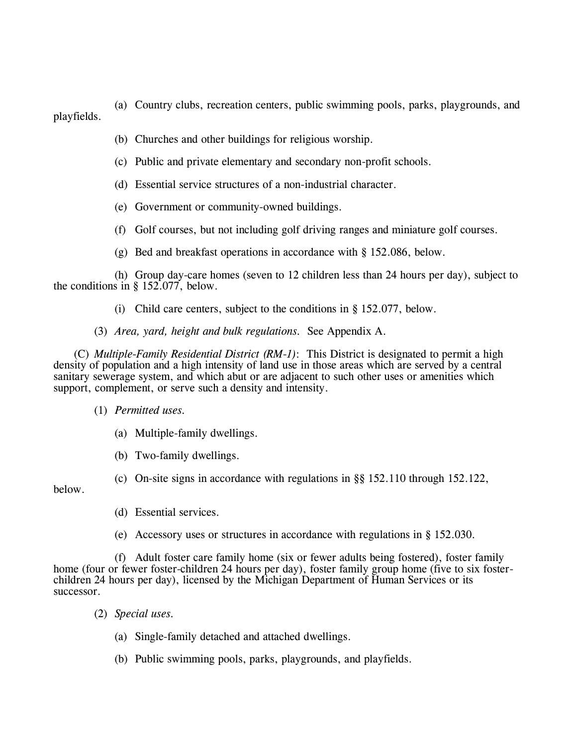(a) Country clubs, recreation centers, public swimming pools, parks, playgrounds, and playfields.

(b) Churches and other buildings for religious worship.

(c) Public and private elementary and secondary non-profit schools.

(d) Essential service structures of a non-industrial character.

(e) Government or community-owned buildings.

(f) Golf courses, but not including golf driving ranges and miniature golf courses.

(g) Bed and breakfast operations in accordance with § 152.086, below.

(h) Group day-care homes (seven to 12 children less than 24 hours per day), subject to the conditions in § 152.077, below.

(i) Child care centers, subject to the conditions in § 152.077, below.

(3) *Area, yard, height and bulk regulations.* See Appendix A.

(C) *Multiple-Family Residential District (RM-1)*: This District is designated to permit a high density of population and a high intensity of land use in those areas which are served by a central sanitary sewerage system, and which abut or are adjacent to such other uses or amenities which support, complement, or serve such a density and intensity.

(1) *Permitted uses.*

(a) Multiple-family dwellings.

(b) Two-family dwellings.

(c) On-site signs in accordance with regulations in §§ 152.110 through 152.122, below.

(d) Essential services.

(e) Accessory uses or structures in accordance with regulations in § 152.030.

(f) Adult foster care family home (six or fewer adults being fostered), foster family home (four or fewer foster-children 24 hours per day), foster family group home (five to six foster-children 24 hours per day), licensed by the Michigan Department of Human Services or its successor.

(2) *Special uses.*

(a) Single-family detached and attached dwellings.

(b) Public swimming pools, parks, playgrounds, and playfields.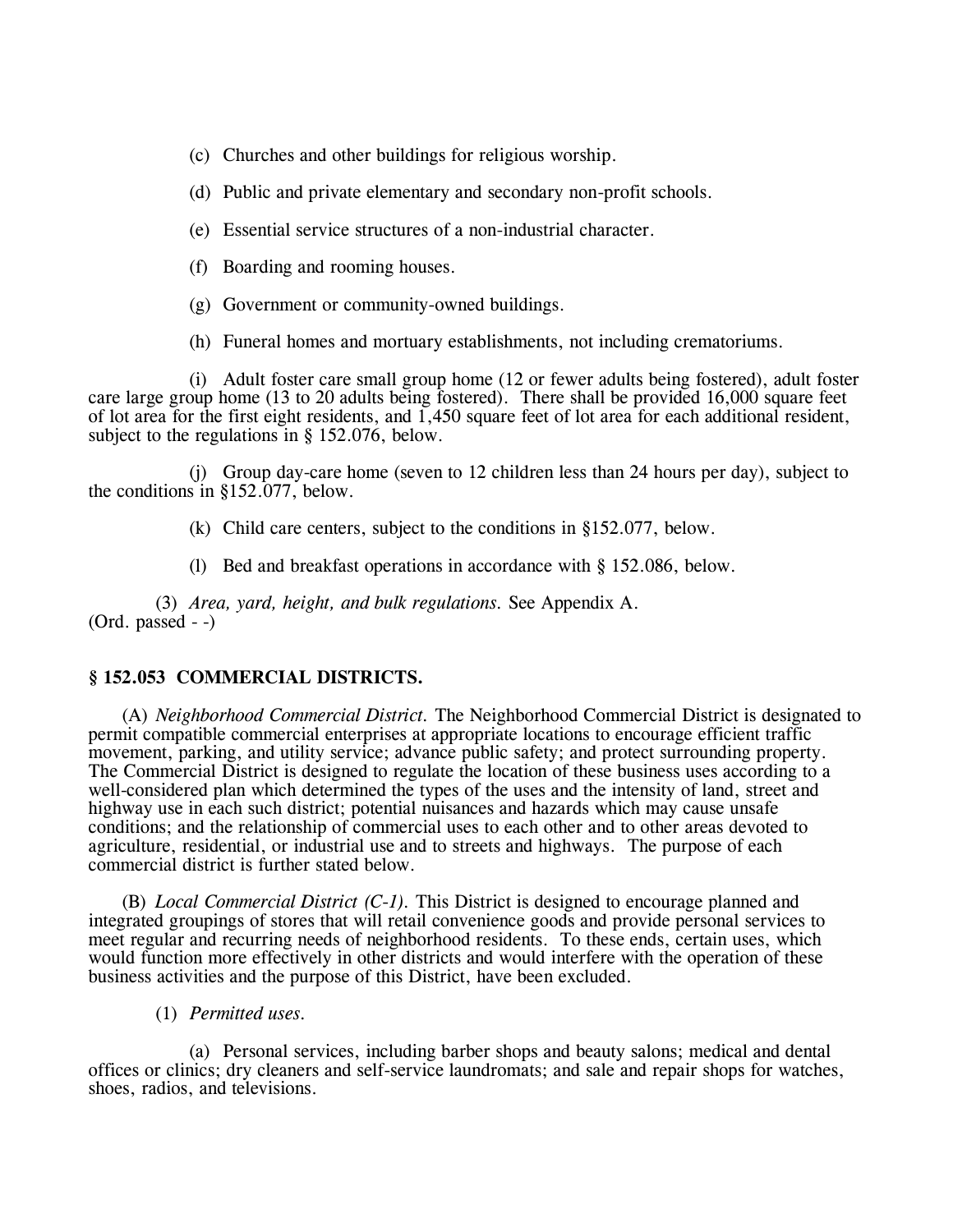(c) Churches and other buildings for religious worship.

(d) Public and private elementary and secondary non-profit schools.

(e) Essential service structures of a non-industrial character.

(f) Boarding and rooming houses.

(g) Government or community-owned buildings.

(h) Funeral homes and mortuary establishments, not including crematoriums.

(i) Adult foster care small group home (12 or fewer adults being fostered), adult foster care large group home (13 to 20 adults being fostered). There shall be provided 16,000 square feet of lot area for the first eight residents, and 1,450 square feet of lot area for each additional resident, subject to the regulations in § 152.076, below.

(j) Group day-care home (seven to 12 children less than 24 hours per day), subject to the conditions in §152.077, below.

(k) Child care centers, subject to the conditions in §152.077, below.

(l) Bed and breakfast operations in accordance with § 152.086, below.

(3) *Area, yard, height, and bulk regulations.* See Appendix A.
(Ord. passed - -)

### § 152.053 COMMERCIAL DISTRICTS.

(A) *Neighborhood Commercial District.* The Neighborhood Commercial District is designated to permit compatible commercial enterprises at appropriate locations to encourage efficient traffic movement, parking, and utility service; advance public safety; and protect surrounding property. The Commercial District is designed to regulate the location of these business uses according to a well-considered plan which determined the types of the uses and the intensity of land, street and highway use in each such district; potential nuisances and hazards which may cause unsafe conditions; and the relationship of commercial uses to each other and to other areas devoted to agriculture, residential, or industrial use and to streets and highways. The purpose of each commercial district is further stated below.

(B) *Local Commercial District (C-1).* This District is designed to encourage planned and integrated groupings of stores that will retail convenience goods and provide personal services to meet regular and recurring needs of neighborhood residents. To these ends, certain uses, which would function more effectively in other districts and would interfere with the operation of these business activities and the purpose of this District, have been excluded.

(1) *Permitted uses.*

(a) Personal services, including barber shops and beauty salons; medical and dental offices or clinics; dry cleaners and self-service laundromats; and sale and repair shops for watches, shoes, radios, and televisions.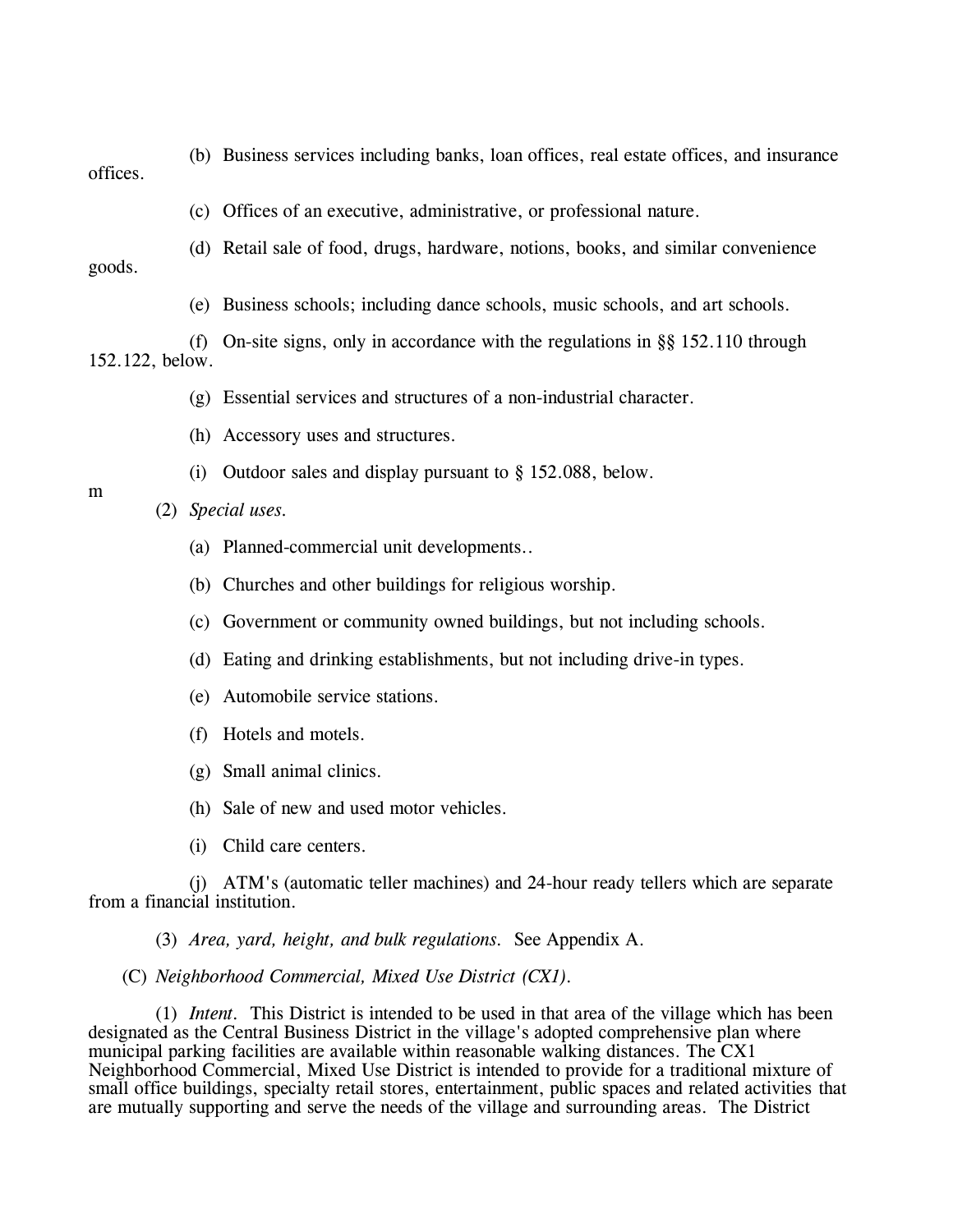(b) Business services including banks, loan offices, real estate offices, and insurance offices.

(c) Offices of an executive, administrative, or professional nature.

(d) Retail sale of food, drugs, hardware, notions, books, and similar convenience goods.

(e) Business schools; including dance schools, music schools, and art schools.

(f) On-site signs, only in accordance with the regulations in §§ 152.110 through 152.122, below.

(g) Essential services and structures of a non-industrial character.

(h) Accessory uses and structures.

(i) Outdoor sales and display pursuant to § 152.088, below.

m

(2) *Special uses.*

(a) Planned-commercial unit developments..

(b) Churches and other buildings for religious worship.

(c) Government or community owned buildings, but not including schools.

(d) Eating and drinking establishments, but not including drive-in types.

(e) Automobile service stations.

(f) Hotels and motels.

(g) Small animal clinics.

(h) Sale of new and used motor vehicles.

(i) Child care centers.

(j) ATM's (automatic teller machines) and 24-hour ready tellers which are separate from a financial institution.

(3) *Area, yard, height, and bulk regulations.* See Appendix A.

(C) *Neighborhood Commercial, Mixed Use District (CX1).*

(1) *Intent.* This District is intended to be used in that area of the village which has been designated as the Central Business District in the village's adopted comprehensive plan where municipal parking facilities are available within reasonable walking distances. The CX1 Neighborhood Commercial, Mixed Use District is intended to provide for a traditional mixture of small office buildings, specialty retail stores, entertainment, public spaces and related activities that are mutually supporting and serve the needs of the village and surrounding areas. The District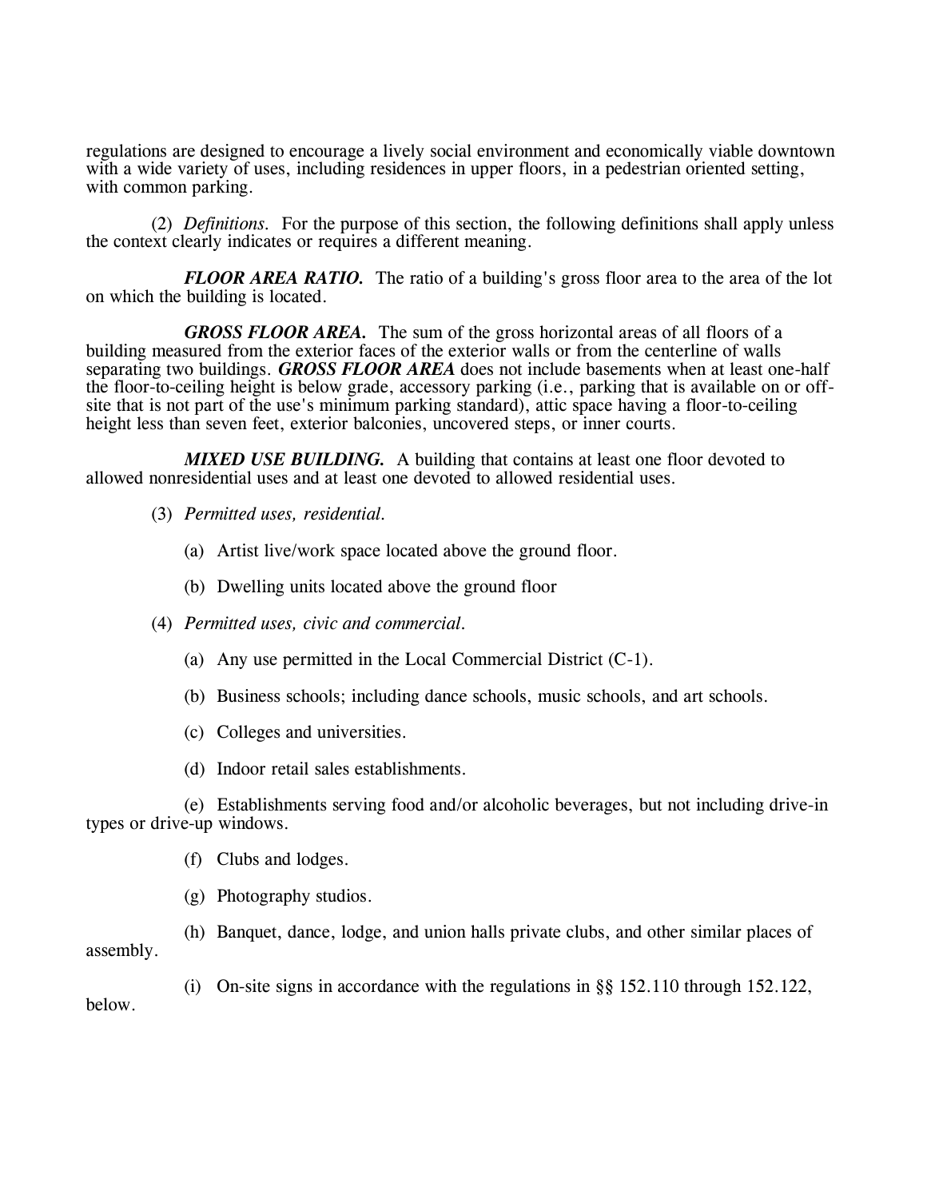regulations are designed to encourage a lively social environment and economically viable downtown with a wide variety of uses, including residences in upper floors, in a pedestrian oriented setting, with common parking.

(2) *Definitions.* For the purpose of this section, the following definitions shall apply unless the context clearly indicates or requires a different meaning.

***FLOOR AREA RATIO.*** The ratio of a building's gross floor area to the area of the lot on which the building is located.

***GROSS FLOOR AREA.*** The sum of the gross horizontal areas of all floors of a building measured from the exterior faces of the exterior walls or from the centerline of walls separating two buildings. ***GROSS FLOOR AREA*** does not include basements when at least one-half the floor-to-ceiling height is below grade, accessory parking (i.e., parking that is available on or off-site that is not part of the use's minimum parking standard), attic space having a floor-to-ceiling height less than seven feet, exterior balconies, uncovered steps, or inner courts.

***MIXED USE BUILDING.*** A building that contains at least one floor devoted to allowed nonresidential uses and at least one devoted to allowed residential uses.

(3) *Permitted uses, residential.*

(a) Artist live/work space located above the ground floor.

(b) Dwelling units located above the ground floor

(4) *Permitted uses, civic and commercial.*

(a) Any use permitted in the Local Commercial District (C-1).

(b) Business schools; including dance schools, music schools, and art schools.

(c) Colleges and universities.

(d) Indoor retail sales establishments.

(e) Establishments serving food and/or alcoholic beverages, but not including drive-in types or drive-up windows.

(f) Clubs and lodges.

(g) Photography studios.

(h) Banquet, dance, lodge, and union halls private clubs, and other similar places of assembly.

(i) On-site signs in accordance with the regulations in §§ 152.110 through 152.122, below.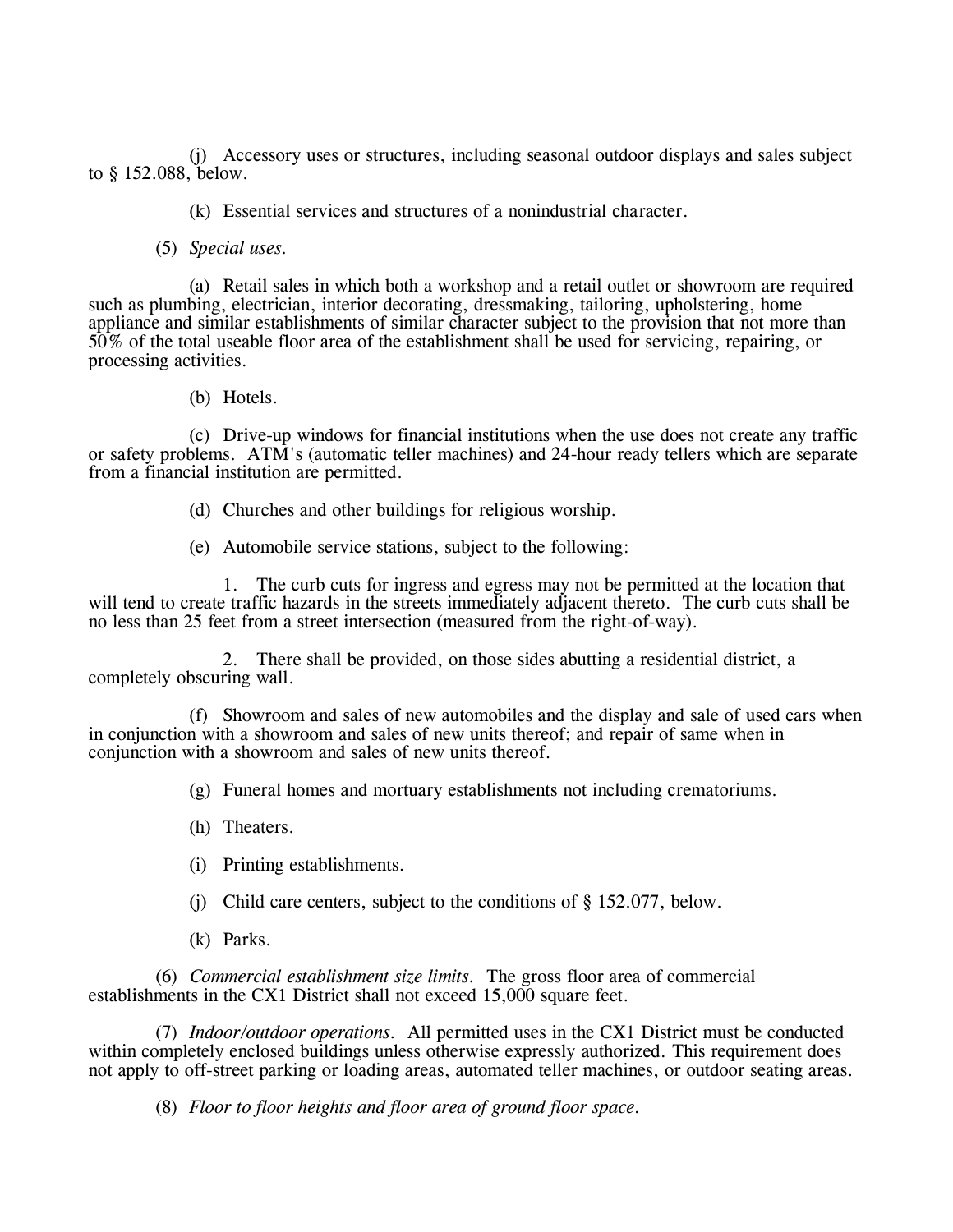(j) Accessory uses or structures, including seasonal outdoor displays and sales subject to § 152.088, below.

(k) Essential services and structures of a nonindustrial character.

(5) *Special uses.*

(a) Retail sales in which both a workshop and a retail outlet or showroom are required such as plumbing, electrician, interior decorating, dressmaking, tailoring, upholstering, home appliance and similar establishments of similar character subject to the provision that not more than 50% of the total useable floor area of the establishment shall be used for servicing, repairing, or processing activities.

(b) Hotels.

(c) Drive-up windows for financial institutions when the use does not create any traffic or safety problems. ATM's (automatic teller machines) and 24-hour ready tellers which are separate from a financial institution are permitted.

(d) Churches and other buildings for religious worship.

(e) Automobile service stations, subject to the following:

1. The curb cuts for ingress and egress may not be permitted at the location that will tend to create traffic hazards in the streets immediately adjacent thereto. The curb cuts shall be no less than 25 feet from a street intersection (measured from the right-of-way).

2. There shall be provided, on those sides abutting a residential district, a completely obscuring wall.

(f) Showroom and sales of new automobiles and the display and sale of used cars when in conjunction with a showroom and sales of new units thereof; and repair of same when in conjunction with a showroom and sales of new units thereof.

(g) Funeral homes and mortuary establishments not including crematoriums.

(h) Theaters.

(i) Printing establishments.

(j) Child care centers, subject to the conditions of § 152.077, below.

(k) Parks.

(6) *Commercial establishment size limits.* The gross floor area of commercial establishments in the CX1 District shall not exceed 15,000 square feet.

(7) *Indoor/outdoor operations.* All permitted uses in the CX1 District must be conducted within completely enclosed buildings unless otherwise expressly authorized. This requirement does not apply to off-street parking or loading areas, automated teller machines, or outdoor seating areas.

(8) *Floor to floor heights and floor area of ground floor space.*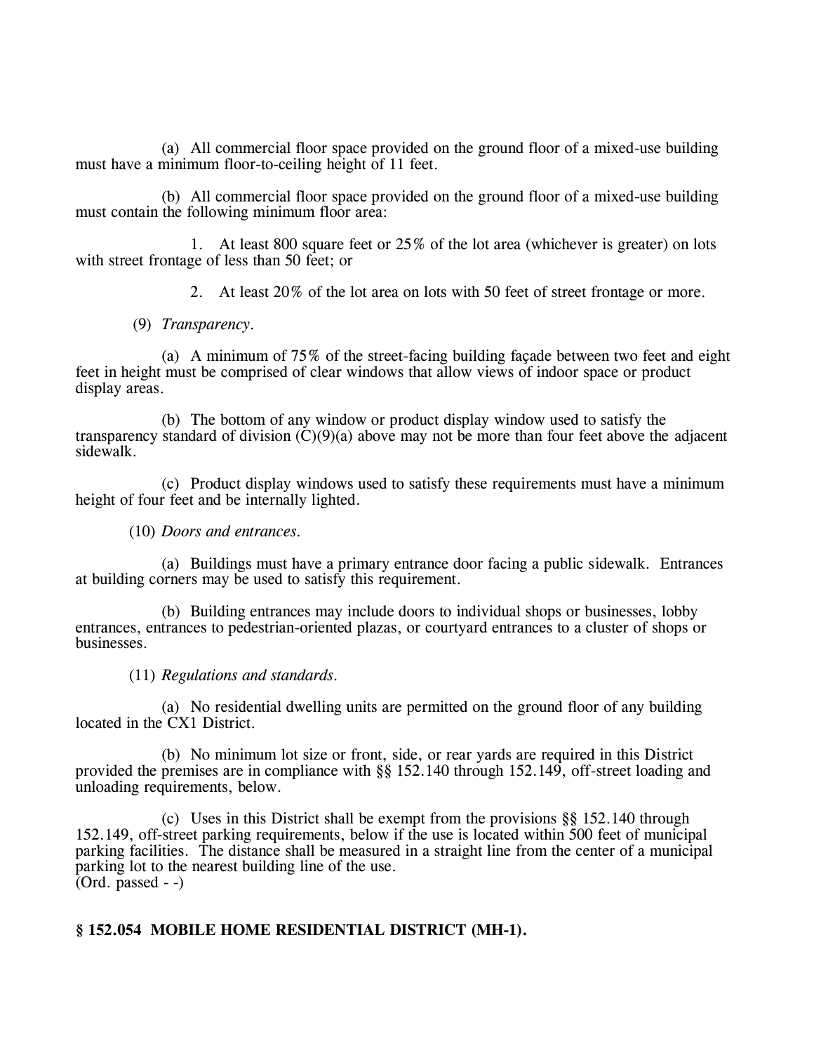(a) All commercial floor space provided on the ground floor of a mixed-use building must have a minimum floor-to-ceiling height of 11 feet.

(b) All commercial floor space provided on the ground floor of a mixed-use building must contain the following minimum floor area:

1. At least 800 square feet or 25% of the lot area (whichever is greater) on lots with street frontage of less than 50 feet; or

2. At least 20% of the lot area on lots with 50 feet of street frontage or more.

(9) *Transparency.*

(a) A minimum of 75% of the street-facing building façade between two feet and eight feet in height must be comprised of clear windows that allow views of indoor space or product display areas.

(b) The bottom of any window or product display window used to satisfy the transparency standard of division (C)(9)(a) above may not be more than four feet above the adjacent sidewalk.

(c) Product display windows used to satisfy these requirements must have a minimum height of four feet and be internally lighted.

(10) *Doors and entrances.*

(a) Buildings must have a primary entrance door facing a public sidewalk. Entrances at building corners may be used to satisfy this requirement.

(b) Building entrances may include doors to individual shops or businesses, lobby entrances, entrances to pedestrian-oriented plazas, or courtyard entrances to a cluster of shops or businesses.

(11) *Regulations and standards.*

(a) No residential dwelling units are permitted on the ground floor of any building located in the CX1 District.

(b) No minimum lot size or front, side, or rear yards are required in this District provided the premises are in compliance with §§ 152.140 through 152.149, off-street loading and unloading requirements, below.

(c) Uses in this District shall be exempt from the provisions §§ 152.140 through 152.149, off-street parking requirements, below if the use is located within 500 feet of municipal parking facilities. The distance shall be measured in a straight line from the center of a municipal parking lot to the nearest building line of the use.
(Ord. passed - -)

**§ 152.054 MOBILE HOME RESIDENTIAL DISTRICT (MH-1).**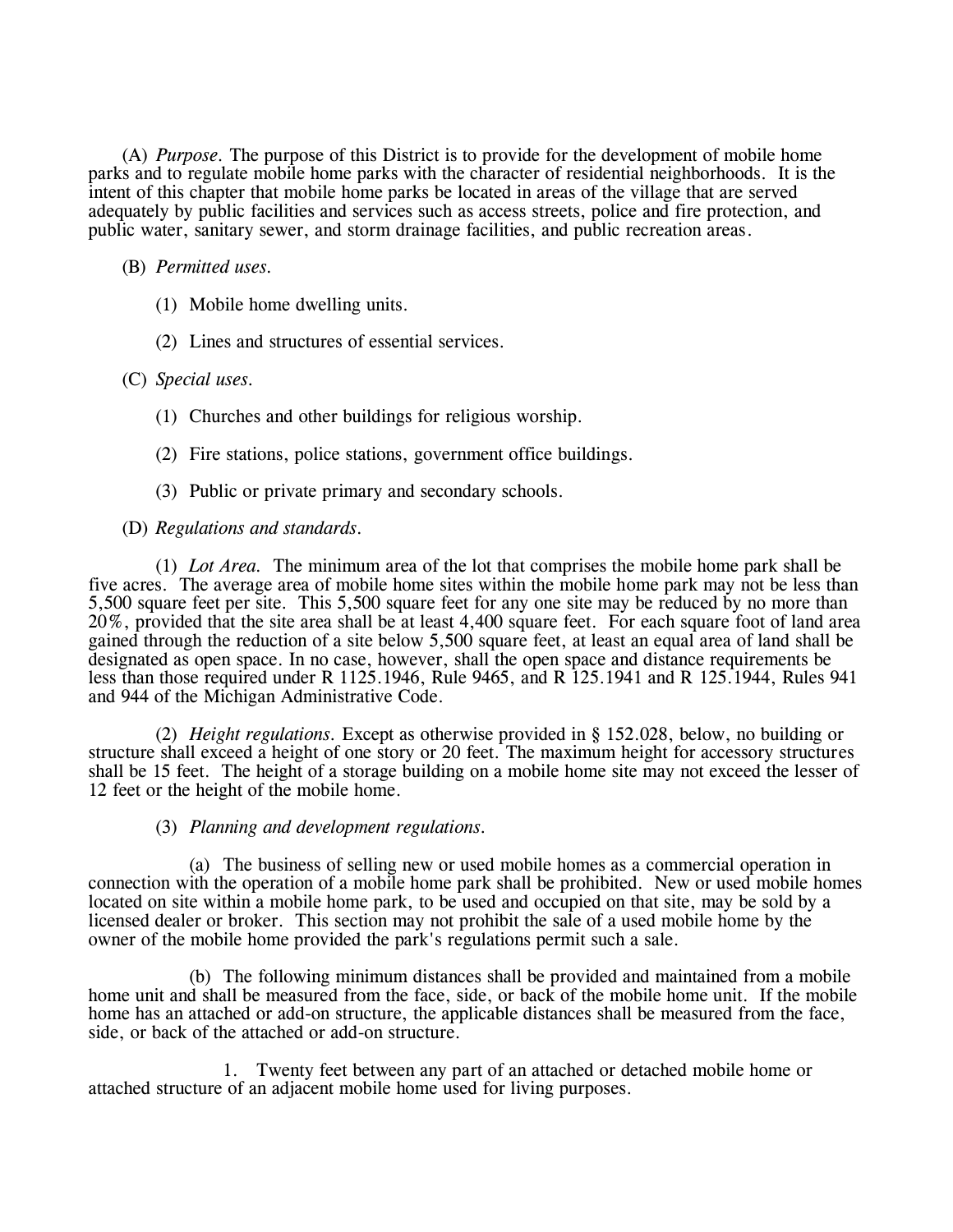(A) *Purpose.* The purpose of this District is to provide for the development of mobile home parks and to regulate mobile home parks with the character of residential neighborhoods. It is the intent of this chapter that mobile home parks be located in areas of the village that are served adequately by public facilities and services such as access streets, police and fire protection, and public water, sanitary sewer, and storm drainage facilities, and public recreation areas.

(B) *Permitted uses.*

(1) Mobile home dwelling units.

(2) Lines and structures of essential services.

(C) *Special uses.*

(1) Churches and other buildings for religious worship.

(2) Fire stations, police stations, government office buildings.

(3) Public or private primary and secondary schools.

(D) *Regulations and standards.*

(1) *Lot Area.* The minimum area of the lot that comprises the mobile home park shall be five acres. The average area of mobile home sites within the mobile home park may not be less than 5,500 square feet per site. This 5,500 square feet for any one site may be reduced by no more than 20%, provided that the site area shall be at least 4,400 square feet. For each square foot of land area gained through the reduction of a site below 5,500 square feet, at least an equal area of land shall be designated as open space. In no case, however, shall the open space and distance requirements be less than those required under R 1125.1946, Rule 9465, and R 125.1941 and R 125.1944, Rules 941 and 944 of the Michigan Administrative Code.

(2) *Height regulations.* Except as otherwise provided in § 152.028, below, no building or structure shall exceed a height of one story or 20 feet. The maximum height for accessory structures shall be 15 feet. The height of a storage building on a mobile home site may not exceed the lesser of 12 feet or the height of the mobile home.

(3) *Planning and development regulations.*

(a) The business of selling new or used mobile homes as a commercial operation in connection with the operation of a mobile home park shall be prohibited. New or used mobile homes located on site within a mobile home park, to be used and occupied on that site, may be sold by a licensed dealer or broker. This section may not prohibit the sale of a used mobile home by the owner of the mobile home provided the park's regulations permit such a sale.

(b) The following minimum distances shall be provided and maintained from a mobile home unit and shall be measured from the face, side, or back of the mobile home unit. If the mobile home has an attached or add-on structure, the applicable distances shall be measured from the face, side, or back of the attached or add-on structure.

1. Twenty feet between any part of an attached or detached mobile home or attached structure of an adjacent mobile home used for living purposes.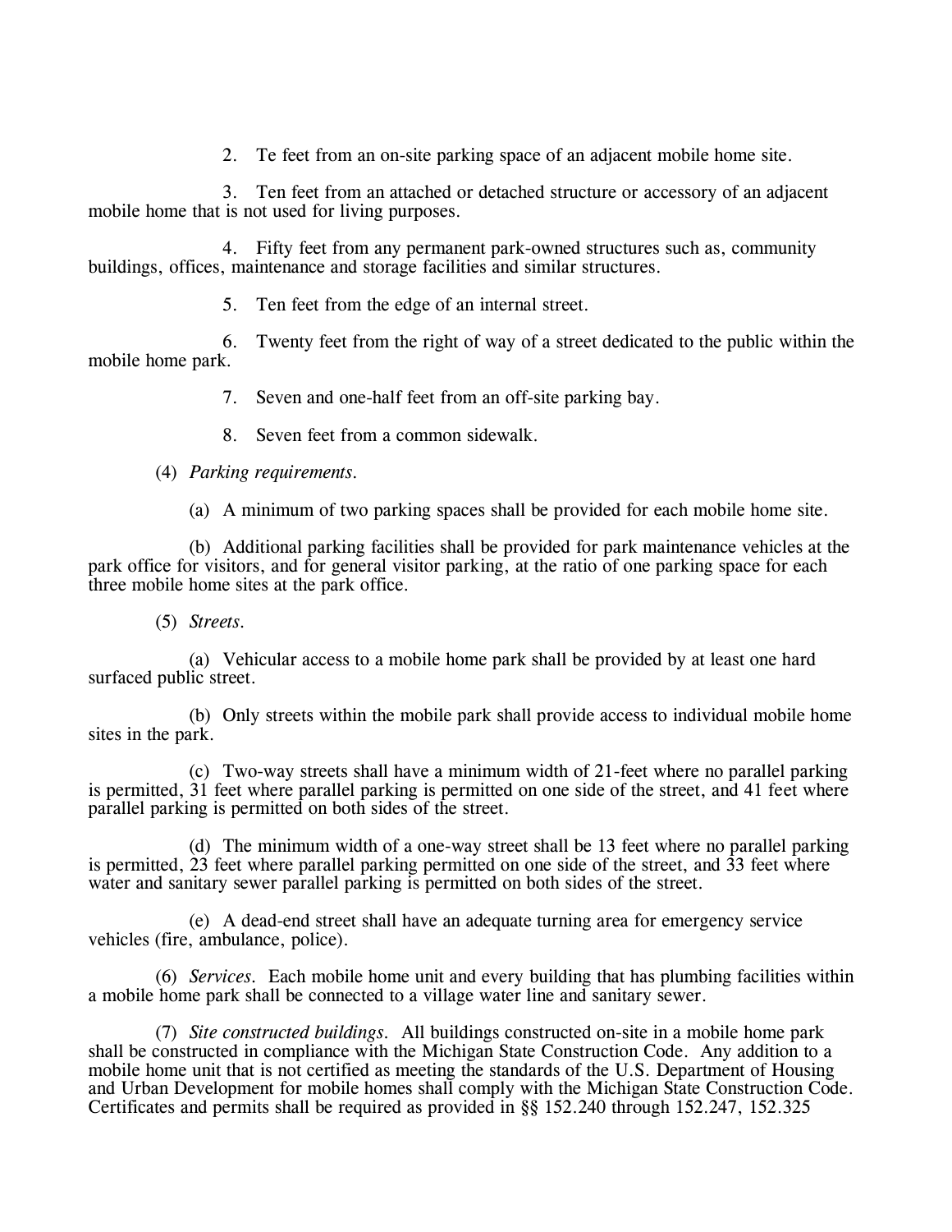2. Te feet from an on-site parking space of an adjacent mobile home site.

3. Ten feet from an attached or detached structure or accessory of an adjacent mobile home that is not used for living purposes.

4. Fifty feet from any permanent park-owned structures such as, community buildings, offices, maintenance and storage facilities and similar structures.

5. Ten feet from the edge of an internal street.

6. Twenty feet from the right of way of a street dedicated to the public within the mobile home park.

7. Seven and one-half feet from an off-site parking bay.

8. Seven feet from a common sidewalk.

(4) *Parking requirements.*

(a) A minimum of two parking spaces shall be provided for each mobile home site.

(b) Additional parking facilities shall be provided for park maintenance vehicles at the park office for visitors, and for general visitor parking, at the ratio of one parking space for each three mobile home sites at the park office.

(5) *Streets.*

(a) Vehicular access to a mobile home park shall be provided by at least one hard surfaced public street.

(b) Only streets within the mobile park shall provide access to individual mobile home sites in the park.

(c) Two-way streets shall have a minimum width of 21-feet where no parallel parking is permitted, 31 feet where parallel parking is permitted on one side of the street, and 41 feet where parallel parking is permitted on both sides of the street.

(d) The minimum width of a one-way street shall be 13 feet where no parallel parking is permitted, 23 feet where parallel parking permitted on one side of the street, and 33 feet where water and sanitary sewer parallel parking is permitted on both sides of the street.

(e) A dead-end street shall have an adequate turning area for emergency service vehicles (fire, ambulance, police).

(6) *Services.* Each mobile home unit and every building that has plumbing facilities within a mobile home park shall be connected to a village water line and sanitary sewer.

(7) *Site constructed buildings.* All buildings constructed on-site in a mobile home park shall be constructed in compliance with the Michigan State Construction Code. Any addition to a mobile home unit that is not certified as meeting the standards of the U.S. Department of Housing and Urban Development for mobile homes shall comply with the Michigan State Construction Code. Certificates and permits shall be required as provided in §§ 152.240 through 152.247, 152.325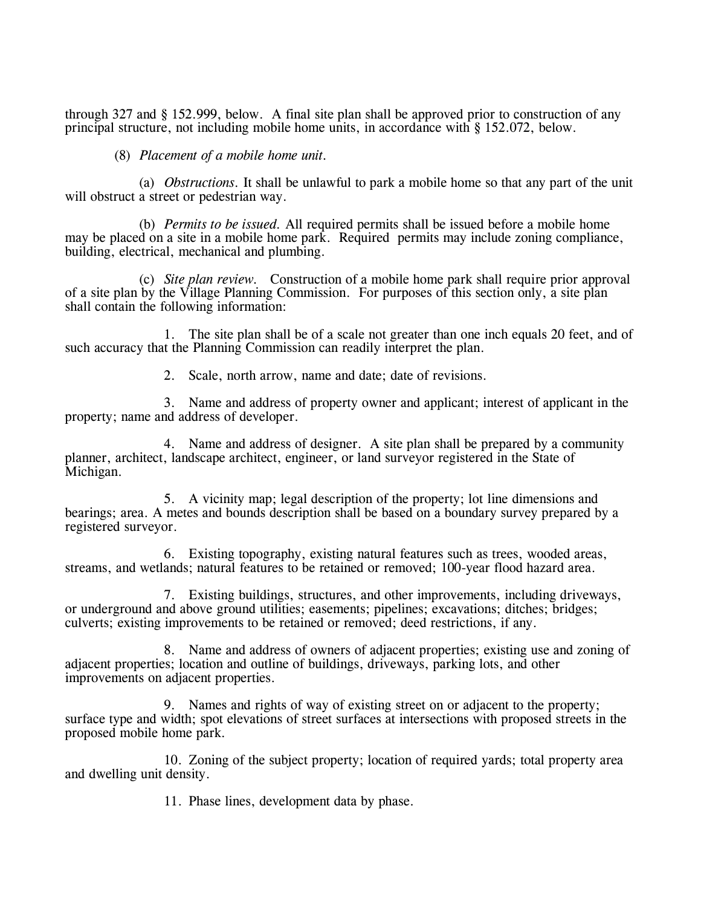through 327 and § 152.999, below. A final site plan shall be approved prior to construction of any principal structure, not including mobile home units, in accordance with § 152.072, below.

(8) *Placement of a mobile home unit.*

(a) *Obstructions.* It shall be unlawful to park a mobile home so that any part of the unit will obstruct a street or pedestrian way.

(b) *Permits to be issued.* All required permits shall be issued before a mobile home may be placed on a site in a mobile home park. Required permits may include zoning compliance, building, electrical, mechanical and plumbing.

(c) *Site plan review.* Construction of a mobile home park shall require prior approval of a site plan by the Village Planning Commission. For purposes of this section only, a site plan shall contain the following information:

1. The site plan shall be of a scale not greater than one inch equals 20 feet, and of such accuracy that the Planning Commission can readily interpret the plan.

2. Scale, north arrow, name and date; date of revisions.

3. Name and address of property owner and applicant; interest of applicant in the property; name and address of developer.

4. Name and address of designer. A site plan shall be prepared by a community planner, architect, landscape architect, engineer, or land surveyor registered in the State of Michigan.

5. A vicinity map; legal description of the property; lot line dimensions and bearings; area. A metes and bounds description shall be based on a boundary survey prepared by a registered surveyor.

6. Existing topography, existing natural features such as trees, wooded areas, streams, and wetlands; natural features to be retained or removed; 100-year flood hazard area.

7. Existing buildings, structures, and other improvements, including driveways, or underground and above ground utilities; easements; pipelines; excavations; ditches; bridges; culverts; existing improvements to be retained or removed; deed restrictions, if any.

8. Name and address of owners of adjacent properties; existing use and zoning of adjacent properties; location and outline of buildings, driveways, parking lots, and other improvements on adjacent properties.

9. Names and rights of way of existing street on or adjacent to the property; surface type and width; spot elevations of street surfaces at intersections with proposed streets in the proposed mobile home park.

10. Zoning of the subject property; location of required yards; total property area and dwelling unit density.

11. Phase lines, development data by phase.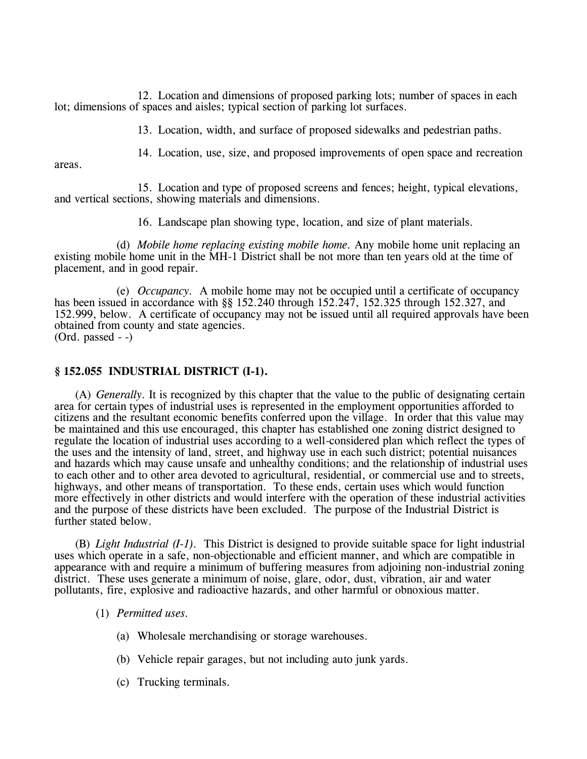12. Location and dimensions of proposed parking lots; number of spaces in each lot; dimensions of spaces and aisles; typical section of parking lot surfaces.

13. Location, width, and surface of proposed sidewalks and pedestrian paths.

14. Location, use, size, and proposed improvements of open space and recreation areas.

15. Location and type of proposed screens and fences; height, typical elevations, and vertical sections, showing materials and dimensions.

16. Landscape plan showing type, location, and size of plant materials.

(d) *Mobile home replacing existing mobile home.* Any mobile home unit replacing an existing mobile home unit in the MH-1 District shall be not more than ten years old at the time of placement, and in good repair.

(e) *Occupancy.* A mobile home may not be occupied until a certificate of occupancy has been issued in accordance with §§ 152.240 through 152.247, 152.325 through 152.327, and 152.999, below. A certificate of occupancy may not be issued until all required approvals have been obtained from county and state agencies.
(Ord. passed - -)

### § 152.055 INDUSTRIAL DISTRICT (I-1).

(A) *Generally.* It is recognized by this chapter that the value to the public of designating certain area for certain types of industrial uses is represented in the employment opportunities afforded to citizens and the resultant economic benefits conferred upon the village. In order that this value may be maintained and this use encouraged, this chapter has established one zoning district designed to regulate the location of industrial uses according to a well-considered plan which reflect the types of the uses and the intensity of land, street, and highway use in each such district; potential nuisances and hazards which may cause unsafe and unhealthy conditions; and the relationship of industrial uses to each other and to other area devoted to agricultural, residential, or commercial use and to streets, highways, and other means of transportation. To these ends, certain uses which would function more effectively in other districts and would interfere with the operation of these industrial activities and the purpose of these districts have been excluded. The purpose of the Industrial District is further stated below.

(B) *Light Industrial (I-1).* This District is designed to provide suitable space for light industrial uses which operate in a safe, non-objectionable and efficient manner, and which are compatible in appearance with and require a minimum of buffering measures from adjoining non-industrial zoning district. These uses generate a minimum of noise, glare, odor, dust, vibration, air and water pollutants, fire, explosive and radioactive hazards, and other harmful or obnoxious matter.

(1) *Permitted uses.*

(a) Wholesale merchandising or storage warehouses.

(b) Vehicle repair garages, but not including auto junk yards.

(c) Trucking terminals.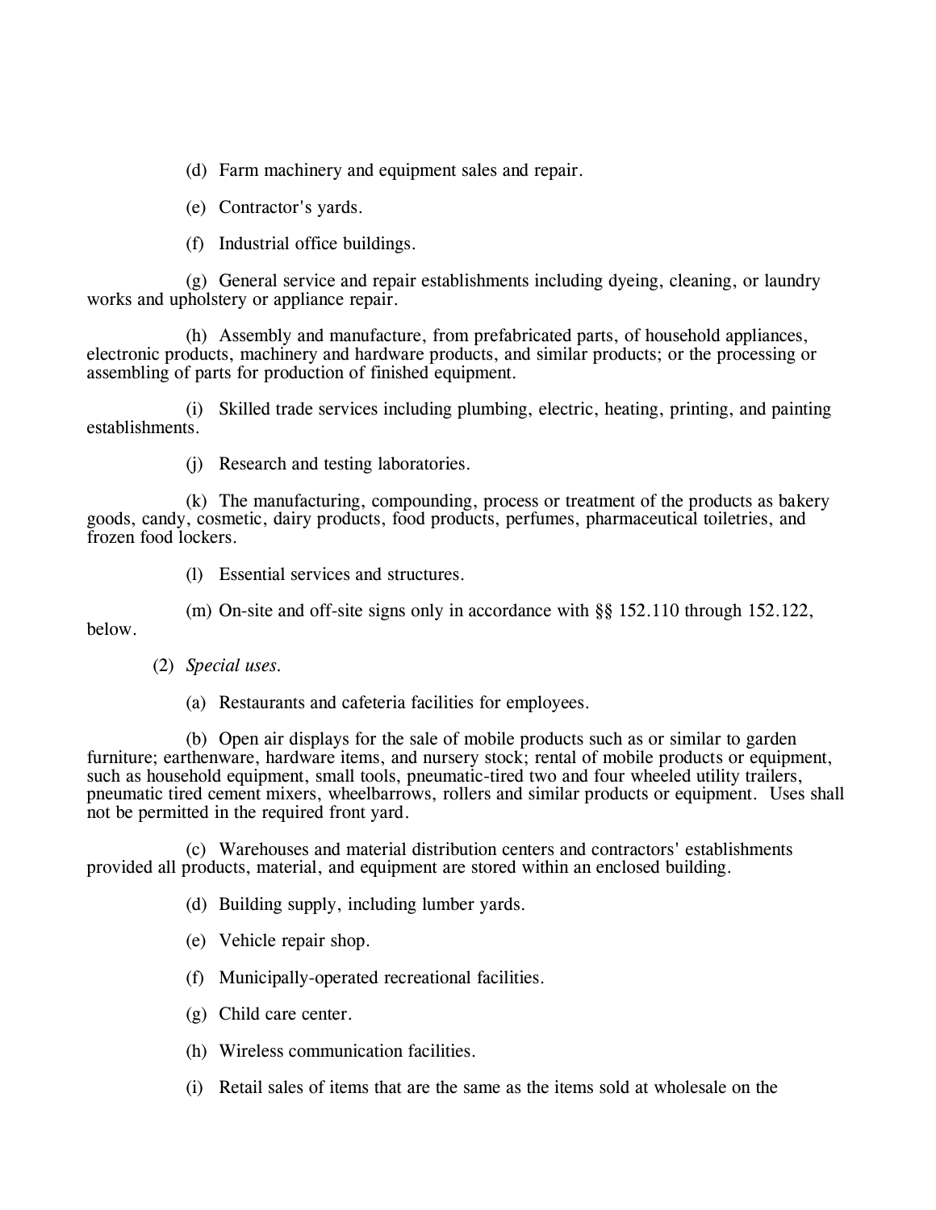(d) Farm machinery and equipment sales and repair.

(e) Contractor's yards.

(f) Industrial office buildings.

(g) General service and repair establishments including dyeing, cleaning, or laundry works and upholstery or appliance repair.

(h) Assembly and manufacture, from prefabricated parts, of household appliances, electronic products, machinery and hardware products, and similar products; or the processing or assembling of parts for production of finished equipment.

(i) Skilled trade services including plumbing, electric, heating, printing, and painting establishments.

(j) Research and testing laboratories.

(k) The manufacturing, compounding, process or treatment of the products as bakery goods, candy, cosmetic, dairy products, food products, perfumes, pharmaceutical toiletries, and frozen food lockers.

(l) Essential services and structures.

(m) On-site and off-site signs only in accordance with §§ 152.110 through 152.122, below.

(2) *Special uses.*

(a) Restaurants and cafeteria facilities for employees.

(b) Open air displays for the sale of mobile products such as or similar to garden furniture; earthenware, hardware items, and nursery stock; rental of mobile products or equipment, such as household equipment, small tools, pneumatic-tired two and four wheeled utility trailers, pneumatic tired cement mixers, wheelbarrows, rollers and similar products or equipment. Uses shall not be permitted in the required front yard.

(c) Warehouses and material distribution centers and contractors' establishments provided all products, material, and equipment are stored within an enclosed building.

(d) Building supply, including lumber yards.

(e) Vehicle repair shop.

(f) Municipally-operated recreational facilities.

(g) Child care center.

(h) Wireless communication facilities.

(i) Retail sales of items that are the same as the items sold at wholesale on the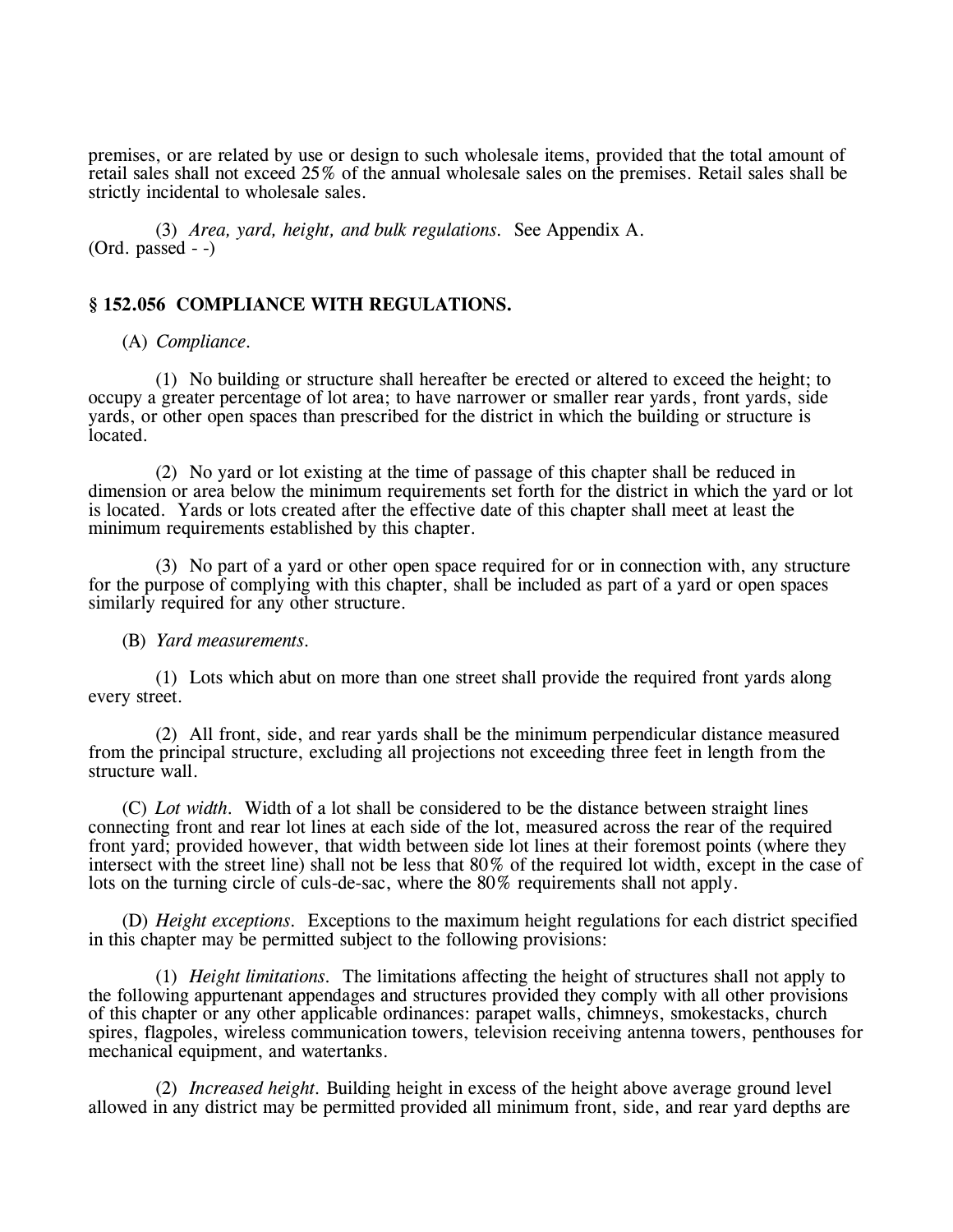premises, or are related by use or design to such wholesale items, provided that the total amount of retail sales shall not exceed 25% of the annual wholesale sales on the premises. Retail sales shall be strictly incidental to wholesale sales.

(3) *Area, yard, height, and bulk regulations.* See Appendix A.
(Ord. passed - -)

## § 152.056 COMPLIANCE WITH REGULATIONS.

(A) *Compliance.*

(1) No building or structure shall hereafter be erected or altered to exceed the height; to occupy a greater percentage of lot area; to have narrower or smaller rear yards, front yards, side yards, or other open spaces than prescribed for the district in which the building or structure is located.

(2) No yard or lot existing at the time of passage of this chapter shall be reduced in dimension or area below the minimum requirements set forth for the district in which the yard or lot is located. Yards or lots created after the effective date of this chapter shall meet at least the minimum requirements established by this chapter.

(3) No part of a yard or other open space required for or in connection with, any structure for the purpose of complying with this chapter, shall be included as part of a yard or open spaces similarly required for any other structure.

(B) *Yard measurements.*

(1) Lots which abut on more than one street shall provide the required front yards along every street.

(2) All front, side, and rear yards shall be the minimum perpendicular distance measured from the principal structure, excluding all projections not exceeding three feet in length from the structure wall.

(C) *Lot width.* Width of a lot shall be considered to be the distance between straight lines connecting front and rear lot lines at each side of the lot, measured across the rear of the required front yard; provided however, that width between side lot lines at their foremost points (where they intersect with the street line) shall not be less that 80% of the required lot width, except in the case of lots on the turning circle of culs-de-sac, where the 80% requirements shall not apply.

(D) *Height exceptions.* Exceptions to the maximum height regulations for each district specified in this chapter may be permitted subject to the following provisions:

(1) *Height limitations.* The limitations affecting the height of structures shall not apply to the following appurtenant appendages and structures provided they comply with all other provisions of this chapter or any other applicable ordinances: parapet walls, chimneys, smokestacks, church spires, flagpoles, wireless communication towers, television receiving antenna towers, penthouses for mechanical equipment, and watertanks.

(2) *Increased height.* Building height in excess of the height above average ground level allowed in any district may be permitted provided all minimum front, side, and rear yard depths are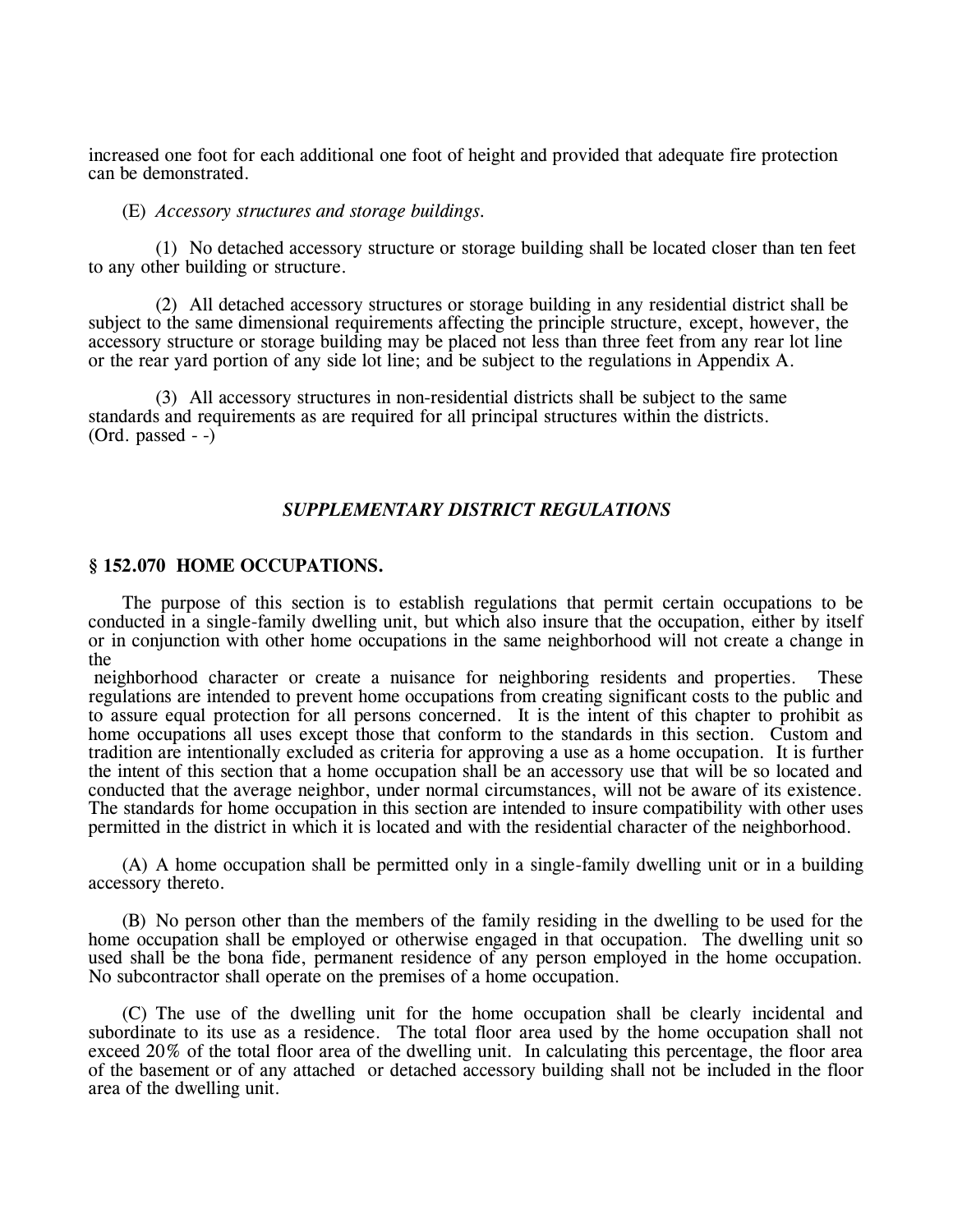increased one foot for each additional one foot of height and provided that adequate fire protection can be demonstrated.

(E) *Accessory structures and storage buildings.*

(1) No detached accessory structure or storage building shall be located closer than ten feet to any other building or structure.

(2) All detached accessory structures or storage building in any residential district shall be subject to the same dimensional requirements affecting the principle structure, except, however, the accessory structure or storage building may be placed not less than three feet from any rear lot line or the rear yard portion of any side lot line; and be subject to the regulations in Appendix A.

(3) All accessory structures in non-residential districts shall be subject to the same standards and requirements as are required for all principal structures within the districts.
(Ord. passed - -)

## *SUPPLEMENTARY DISTRICT REGULATIONS*

### § 152.070 HOME OCCUPATIONS.

The purpose of this section is to establish regulations that permit certain occupations to be conducted in a single-family dwelling unit, but which also insure that the occupation, either by itself or in conjunction with other home occupations in the same neighborhood will not create a change in the neighborhood character or create a nuisance for neighboring residents and properties. These regulations are intended to prevent home occupations from creating significant costs to the public and to assure equal protection for all persons concerned. It is the intent of this chapter to prohibit as home occupations all uses except those that conform to the standards in this section. Custom and tradition are intentionally excluded as criteria for approving a use as a home occupation. It is further the intent of this section that a home occupation shall be an accessory use that will be so located and conducted that the average neighbor, under normal circumstances, will not be aware of its existence. The standards for home occupation in this section are intended to insure compatibility with other uses permitted in the district in which it is located and with the residential character of the neighborhood.

(A) A home occupation shall be permitted only in a single-family dwelling unit or in a building accessory thereto.

(B) No person other than the members of the family residing in the dwelling to be used for the home occupation shall be employed or otherwise engaged in that occupation. The dwelling unit so used shall be the bona fide, permanent residence of any person employed in the home occupation. No subcontractor shall operate on the premises of a home occupation.

(C) The use of the dwelling unit for the home occupation shall be clearly incidental and subordinate to its use as a residence. The total floor area used by the home occupation shall not exceed 20% of the total floor area of the dwelling unit. In calculating this percentage, the floor area of the basement or of any attached or detached accessory building shall not be included in the floor area of the dwelling unit.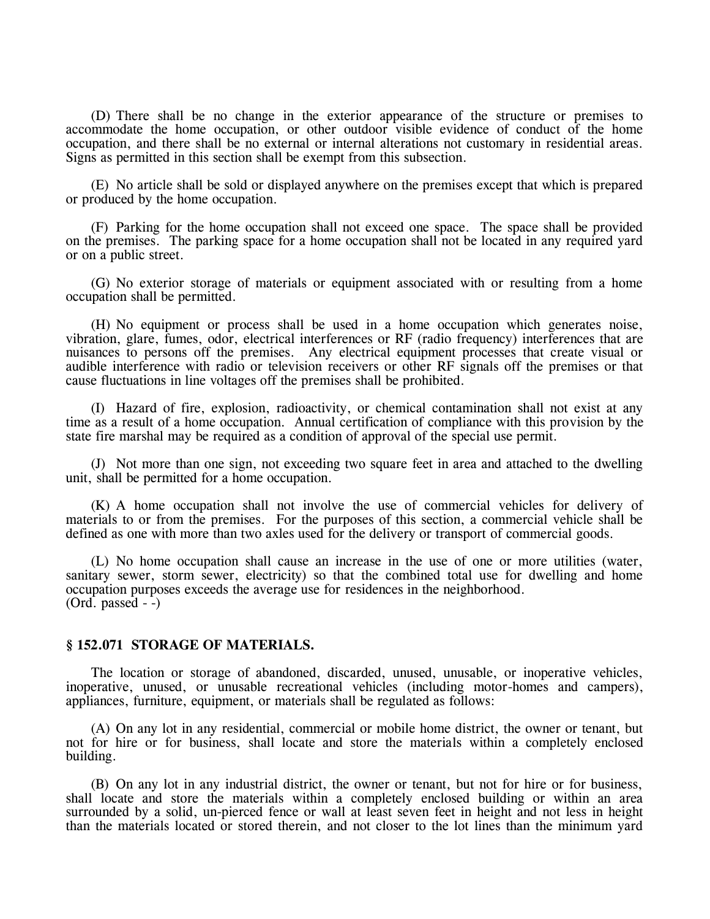(D) There shall be no change in the exterior appearance of the structure or premises to accommodate the home occupation, or other outdoor visible evidence of conduct of the home occupation, and there shall be no external or internal alterations not customary in residential areas. Signs as permitted in this section shall be exempt from this subsection.

(E) No article shall be sold or displayed anywhere on the premises except that which is prepared or produced by the home occupation.

(F) Parking for the home occupation shall not exceed one space. The space shall be provided on the premises. The parking space for a home occupation shall not be located in any required yard or on a public street.

(G) No exterior storage of materials or equipment associated with or resulting from a home occupation shall be permitted.

(H) No equipment or process shall be used in a home occupation which generates noise, vibration, glare, fumes, odor, electrical interferences or RF (radio frequency) interferences that are nuisances to persons off the premises. Any electrical equipment processes that create visual or audible interference with radio or television receivers or other RF signals off the premises or that cause fluctuations in line voltages off the premises shall be prohibited.

(I) Hazard of fire, explosion, radioactivity, or chemical contamination shall not exist at any time as a result of a home occupation. Annual certification of compliance with this provision by the state fire marshal may be required as a condition of approval of the special use permit.

(J) Not more than one sign, not exceeding two square feet in area and attached to the dwelling unit, shall be permitted for a home occupation.

(K) A home occupation shall not involve the use of commercial vehicles for delivery of materials to or from the premises. For the purposes of this section, a commercial vehicle shall be defined as one with more than two axles used for the delivery or transport of commercial goods.

(L) No home occupation shall cause an increase in the use of one or more utilities (water, sanitary sewer, storm sewer, electricity) so that the combined total use for dwelling and home occupation purposes exceeds the average use for residences in the neighborhood.
(Ord. passed - -)

### § 152.071 STORAGE OF MATERIALS.

The location or storage of abandoned, discarded, unused, unusable, or inoperative vehicles, inoperative, unused, or unusable recreational vehicles (including motor-homes and campers), appliances, furniture, equipment, or materials shall be regulated as follows:

(A) On any lot in any residential, commercial or mobile home district, the owner or tenant, but not for hire or for business, shall locate and store the materials within a completely enclosed building.

(B) On any lot in any industrial district, the owner or tenant, but not for hire or for business, shall locate and store the materials within a completely enclosed building or within an area surrounded by a solid, un-pierced fence or wall at least seven feet in height and not less in height than the materials located or stored therein, and not closer to the lot lines than the minimum yard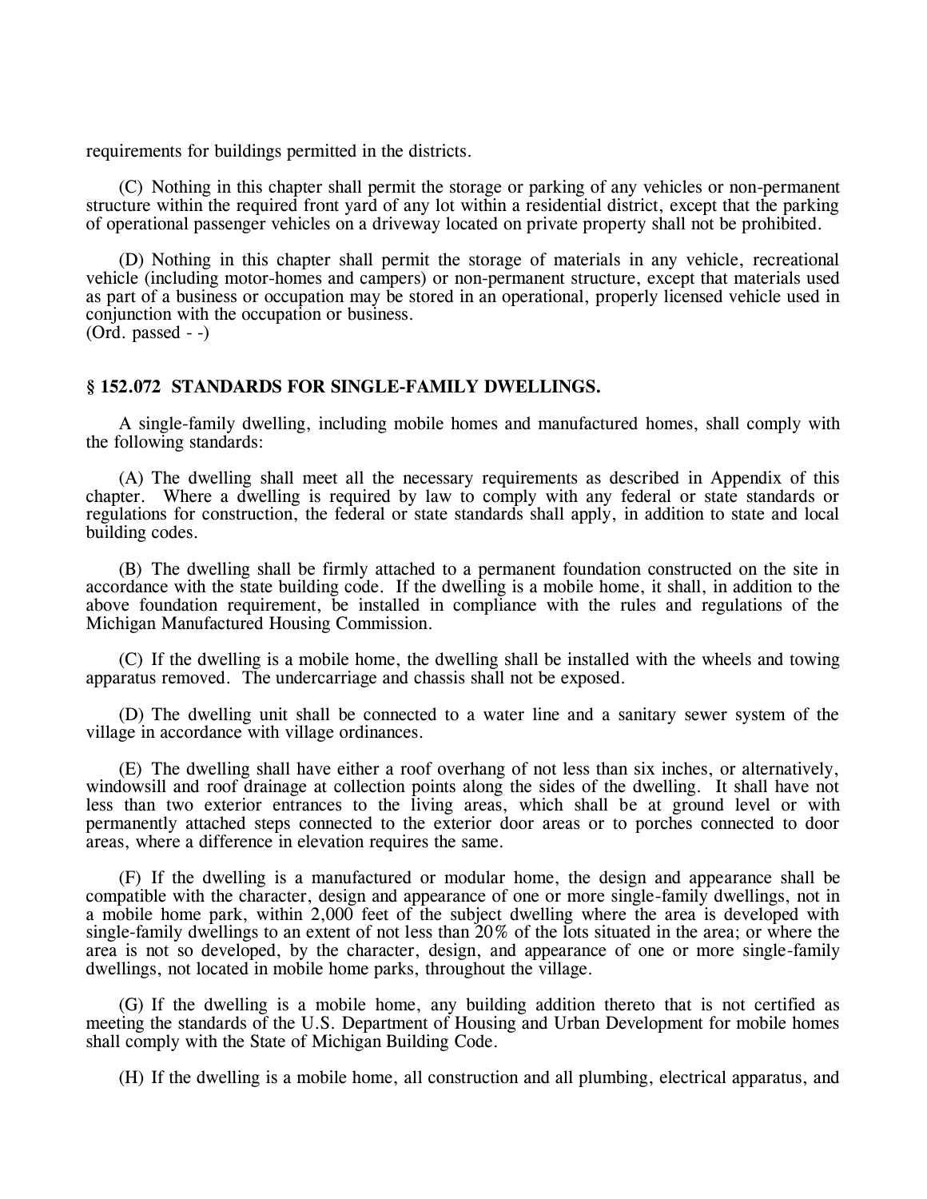requirements for buildings permitted in the districts.

(C) Nothing in this chapter shall permit the storage or parking of any vehicles or non-permanent structure within the required front yard of any lot within a residential district, except that the parking of operational passenger vehicles on a driveway located on private property shall not be prohibited.

(D) Nothing in this chapter shall permit the storage of materials in any vehicle, recreational vehicle (including motor-homes and campers) or non-permanent structure, except that materials used as part of a business or occupation may be stored in an operational, properly licensed vehicle used in conjunction with the occupation or business.
(Ord. passed - -)

### § 152.072 STANDARDS FOR SINGLE-FAMILY DWELLINGS.

A single-family dwelling, including mobile homes and manufactured homes, shall comply with the following standards:

(A) The dwelling shall meet all the necessary requirements as described in Appendix of this chapter. Where a dwelling is required by law to comply with any federal or state standards or regulations for construction, the federal or state standards shall apply, in addition to state and local building codes.

(B) The dwelling shall be firmly attached to a permanent foundation constructed on the site in accordance with the state building code. If the dwelling is a mobile home, it shall, in addition to the above foundation requirement, be installed in compliance with the rules and regulations of the Michigan Manufactured Housing Commission.

(C) If the dwelling is a mobile home, the dwelling shall be installed with the wheels and towing apparatus removed. The undercarriage and chassis shall not be exposed.

(D) The dwelling unit shall be connected to a water line and a sanitary sewer system of the village in accordance with village ordinances.

(E) The dwelling shall have either a roof overhang of not less than six inches, or alternatively, windowsill and roof drainage at collection points along the sides of the dwelling. It shall have not less than two exterior entrances to the living areas, which shall be at ground level or with permanently attached steps connected to the exterior door areas or to porches connected to door areas, where a difference in elevation requires the same.

(F) If the dwelling is a manufactured or modular home, the design and appearance shall be compatible with the character, design and appearance of one or more single-family dwellings, not in a mobile home park, within 2,000 feet of the subject dwelling where the area is developed with single-family dwellings to an extent of not less than 20% of the lots situated in the area; or where the area is not so developed, by the character, design, and appearance of one or more single-family dwellings, not located in mobile home parks, throughout the village.

(G) If the dwelling is a mobile home, any building addition thereto that is not certified as meeting the standards of the U.S. Department of Housing and Urban Development for mobile homes shall comply with the State of Michigan Building Code.

(H) If the dwelling is a mobile home, all construction and all plumbing, electrical apparatus, and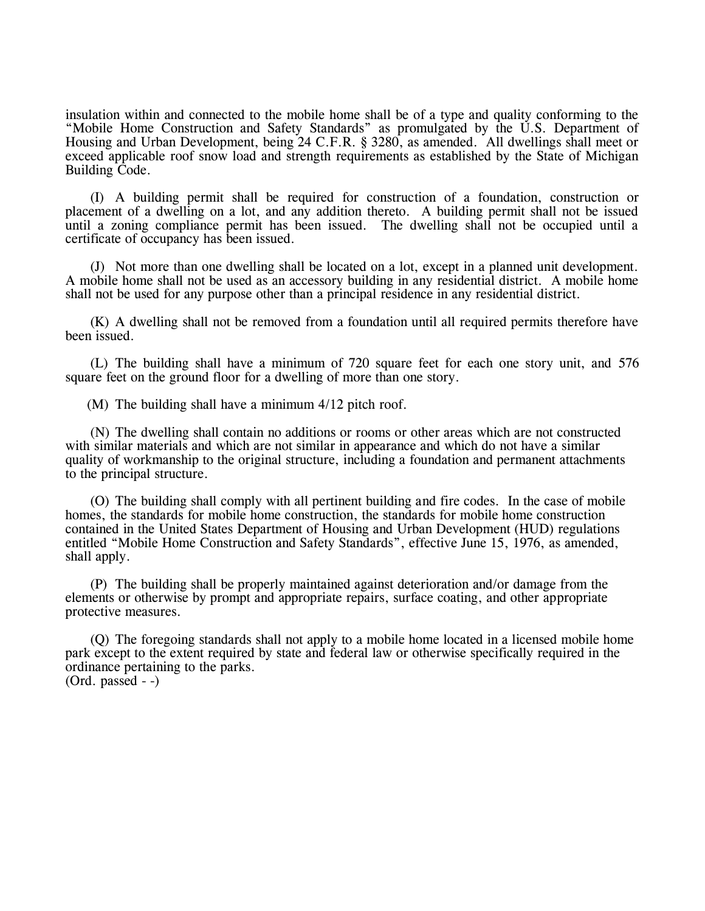insulation within and connected to the mobile home shall be of a type and quality conforming to the "Mobile Home Construction and Safety Standards" as promulgated by the U.S. Department of Housing and Urban Development, being 24 C.F.R. § 3280, as amended. All dwellings shall meet or exceed applicable roof snow load and strength requirements as established by the State of Michigan Building Code.

(I) A building permit shall be required for construction of a foundation, construction or placement of a dwelling on a lot, and any addition thereto. A building permit shall not be issued until a zoning compliance permit has been issued. The dwelling shall not be occupied until a certificate of occupancy has been issued.

(J) Not more than one dwelling shall be located on a lot, except in a planned unit development. A mobile home shall not be used as an accessory building in any residential district. A mobile home shall not be used for any purpose other than a principal residence in any residential district.

(K) A dwelling shall not be removed from a foundation until all required permits therefore have been issued.

(L) The building shall have a minimum of 720 square feet for each one story unit, and 576 square feet on the ground floor for a dwelling of more than one story.

(M) The building shall have a minimum 4/12 pitch roof.

(N) The dwelling shall contain no additions or rooms or other areas which are not constructed with similar materials and which are not similar in appearance and which do not have a similar quality of workmanship to the original structure, including a foundation and permanent attachments to the principal structure.

(O) The building shall comply with all pertinent building and fire codes. In the case of mobile homes, the standards for mobile home construction, the standards for mobile home construction contained in the United States Department of Housing and Urban Development (HUD) regulations entitled "Mobile Home Construction and Safety Standards", effective June 15, 1976, as amended, shall apply.

(P) The building shall be properly maintained against deterioration and/or damage from the elements or otherwise by prompt and appropriate repairs, surface coating, and other appropriate protective measures.

(Q) The foregoing standards shall not apply to a mobile home located in a licensed mobile home park except to the extent required by state and federal law or otherwise specifically required in the ordinance pertaining to the parks.
(Ord. passed - -)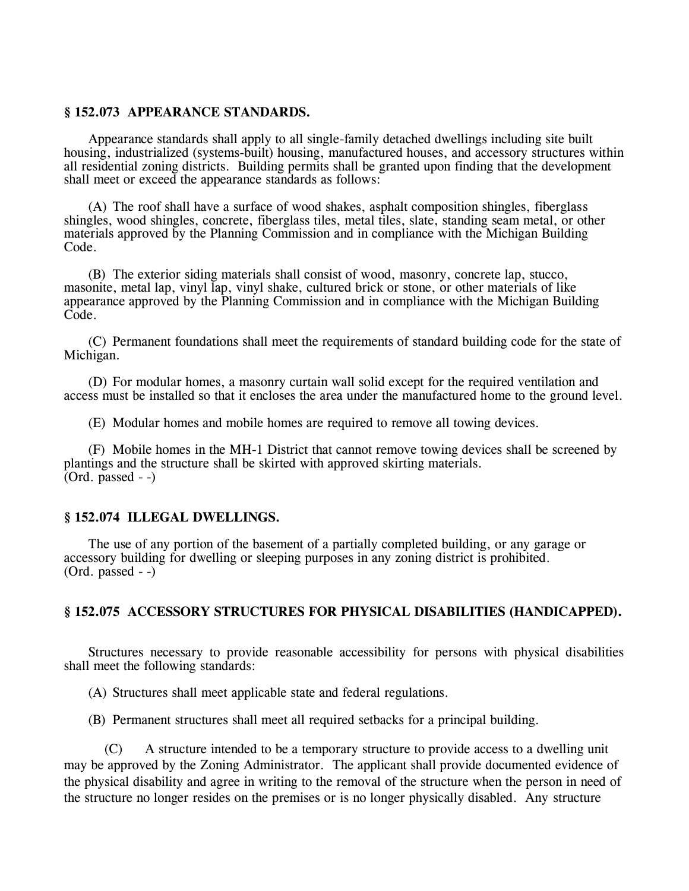### § 152.073 APPEARANCE STANDARDS.

Appearance standards shall apply to all single-family detached dwellings including site built housing, industrialized (systems-built) housing, manufactured houses, and accessory structures within all residential zoning districts. Building permits shall be granted upon finding that the development shall meet or exceed the appearance standards as follows:

(A) The roof shall have a surface of wood shakes, asphalt composition shingles, fiberglass shingles, wood shingles, concrete, fiberglass tiles, metal tiles, slate, standing seam metal, or other materials approved by the Planning Commission and in compliance with the Michigan Building Code.

(B) The exterior siding materials shall consist of wood, masonry, concrete lap, stucco, masonite, metal lap, vinyl lap, vinyl shake, cultured brick or stone, or other materials of like appearance approved by the Planning Commission and in compliance with the Michigan Building Code.

(C) Permanent foundations shall meet the requirements of standard building code for the state of Michigan.

(D) For modular homes, a masonry curtain wall solid except for the required ventilation and access must be installed so that it encloses the area under the manufactured home to the ground level.

(E) Modular homes and mobile homes are required to remove all towing devices.

(F) Mobile homes in the MH-1 District that cannot remove towing devices shall be screened by plantings and the structure shall be skirted with approved skirting materials.
(Ord. passed - -)

### § 152.074 ILLEGAL DWELLINGS.

The use of any portion of the basement of a partially completed building, or any garage or accessory building for dwelling or sleeping purposes in any zoning district is prohibited.
(Ord. passed - -)

### § 152.075 ACCESSORY STRUCTURES FOR PHYSICAL DISABILITIES (HANDICAPPED).

Structures necessary to provide reasonable accessibility for persons with physical disabilities shall meet the following standards:

(A) Structures shall meet applicable state and federal regulations.

(B) Permanent structures shall meet all required setbacks for a principal building.

(C) A structure intended to be a temporary structure to provide access to a dwelling unit may be approved by the Zoning Administrator. The applicant shall provide documented evidence of the physical disability and agree in writing to the removal of the structure when the person in need of the structure no longer resides on the premises or is no longer physically disabled. Any structure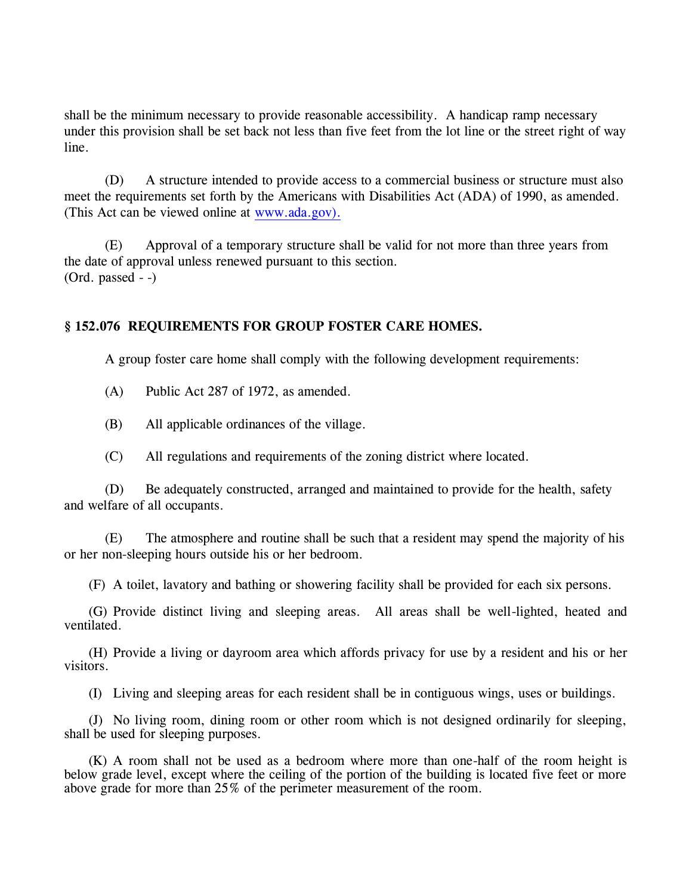shall be the minimum necessary to provide reasonable accessibility. A handicap ramp necessary under this provision shall be set back not less than five feet from the lot line or the street right of way line.

(D) A structure intended to provide access to a commercial business or structure must also meet the requirements set forth by the Americans with Disabilities Act (ADA) of 1990, as amended. (This Act can be viewed online at www.ada.gov).

(E) Approval of a temporary structure shall be valid for not more than three years from the date of approval unless renewed pursuant to this section.
(Ord. passed - -)

### § 152.076 REQUIREMENTS FOR GROUP FOSTER CARE HOMES.

A group foster care home shall comply with the following development requirements:

(A) Public Act 287 of 1972, as amended.

(B) All applicable ordinances of the village.

(C) All regulations and requirements of the zoning district where located.

(D) Be adequately constructed, arranged and maintained to provide for the health, safety and welfare of all occupants.

(E) The atmosphere and routine shall be such that a resident may spend the majority of his or her non-sleeping hours outside his or her bedroom.

(F) A toilet, lavatory and bathing or showering facility shall be provided for each six persons.

(G) Provide distinct living and sleeping areas. All areas shall be well-lighted, heated and ventilated.

(H) Provide a living or dayroom area which affords privacy for use by a resident and his or her visitors.

(I) Living and sleeping areas for each resident shall be in contiguous wings, uses or buildings.

(J) No living room, dining room or other room which is not designed ordinarily for sleeping, shall be used for sleeping purposes.

(K) A room shall not be used as a bedroom where more than one-half of the room height is below grade level, except where the ceiling of the portion of the building is located five feet or more above grade for more than 25% of the perimeter measurement of the room.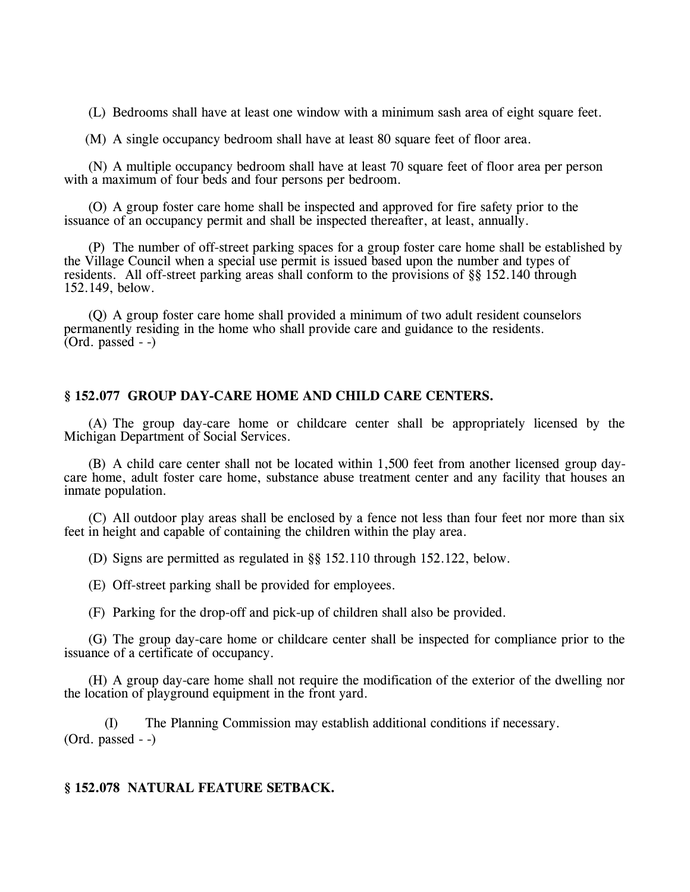(L) Bedrooms shall have at least one window with a minimum sash area of eight square feet.

(M) A single occupancy bedroom shall have at least 80 square feet of floor area.

(N) A multiple occupancy bedroom shall have at least 70 square feet of floor area per person with a maximum of four beds and four persons per bedroom.

(O) A group foster care home shall be inspected and approved for fire safety prior to the issuance of an occupancy permit and shall be inspected thereafter, at least, annually.

(P) The number of off-street parking spaces for a group foster care home shall be established by the Village Council when a special use permit is issued based upon the number and types of residents. All off-street parking areas shall conform to the provisions of §§ 152.140 through 152.149, below.

(Q) A group foster care home shall provided a minimum of two adult resident counselors permanently residing in the home who shall provide care and guidance to the residents.
(Ord. passed - -)

### § 152.077 GROUP DAY-CARE HOME AND CHILD CARE CENTERS.

(A) The group day-care home or childcare center shall be appropriately licensed by the Michigan Department of Social Services.

(B) A child care center shall not be located within 1,500 feet from another licensed group day-care home, adult foster care home, substance abuse treatment center and any facility that houses an inmate population.

(C) All outdoor play areas shall be enclosed by a fence not less than four feet nor more than six feet in height and capable of containing the children within the play area.

(D) Signs are permitted as regulated in §§ 152.110 through 152.122, below.

(E) Off-street parking shall be provided for employees.

(F) Parking for the drop-off and pick-up of children shall also be provided.

(G) The group day-care home or childcare center shall be inspected for compliance prior to the issuance of a certificate of occupancy.

(H) A group day-care home shall not require the modification of the exterior of the dwelling nor the location of playground equipment in the front yard.

(I) The Planning Commission may establish additional conditions if necessary.
(Ord. passed - -)

### § 152.078 NATURAL FEATURE SETBACK.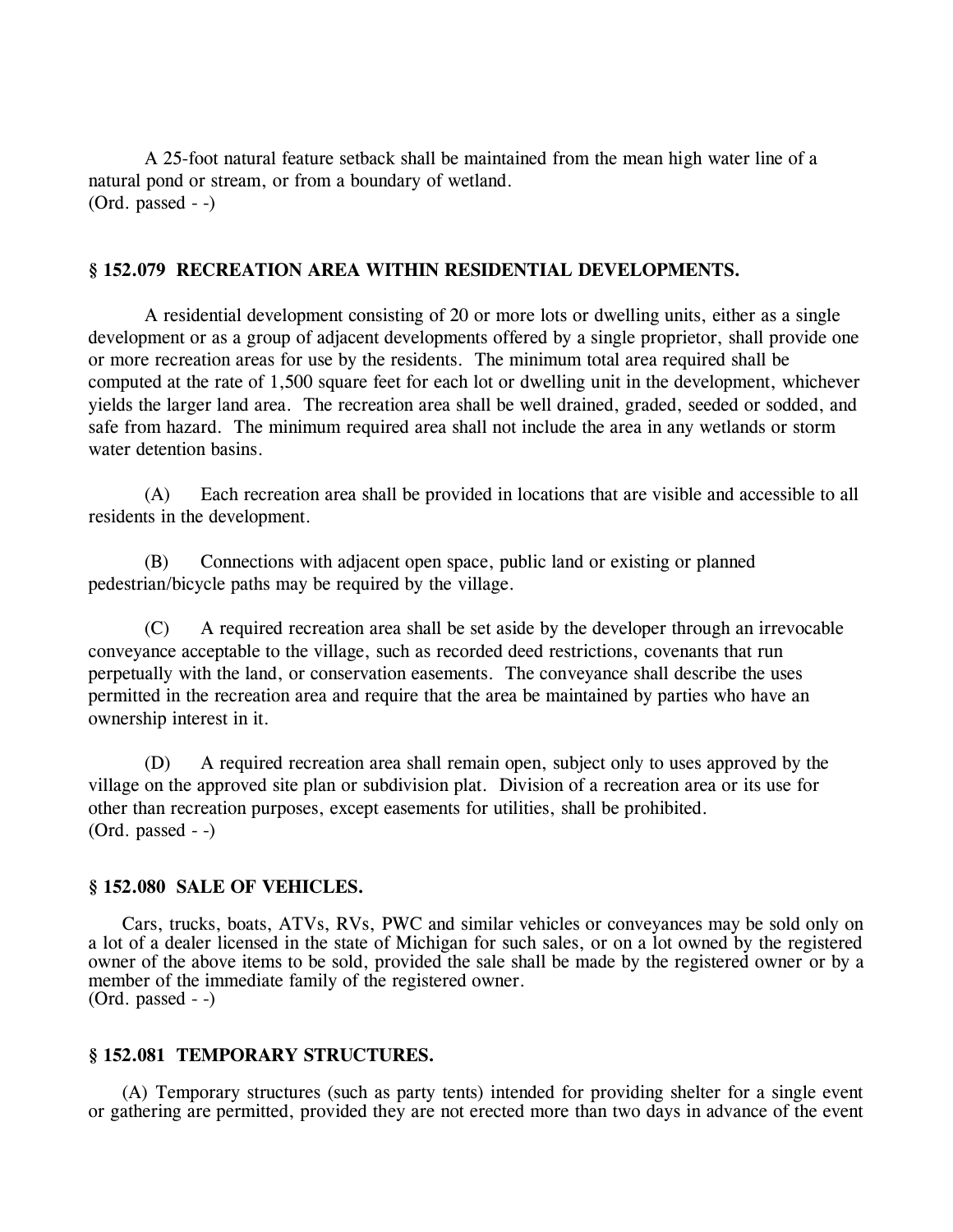A 25-foot natural feature setback shall be maintained from the mean high water line of a natural pond or stream, or from a boundary of wetland.
(Ord. passed - -)

### § 152.079 RECREATION AREA WITHIN RESIDENTIAL DEVELOPMENTS.

A residential development consisting of 20 or more lots or dwelling units, either as a single development or as a group of adjacent developments offered by a single proprietor, shall provide one or more recreation areas for use by the residents. The minimum total area required shall be computed at the rate of 1,500 square feet for each lot or dwelling unit in the development, whichever yields the larger land area. The recreation area shall be well drained, graded, seeded or sodded, and safe from hazard. The minimum required area shall not include the area in any wetlands or storm water detention basins.

(A) Each recreation area shall be provided in locations that are visible and accessible to all residents in the development.

(B) Connections with adjacent open space, public land or existing or planned pedestrian/bicycle paths may be required by the village.

(C) A required recreation area shall be set aside by the developer through an irrevocable conveyance acceptable to the village, such as recorded deed restrictions, covenants that run perpetually with the land, or conservation easements. The conveyance shall describe the uses permitted in the recreation area and require that the area be maintained by parties who have an ownership interest in it.

(D) A required recreation area shall remain open, subject only to uses approved by the village on the approved site plan or subdivision plat. Division of a recreation area or its use for other than recreation purposes, except easements for utilities, shall be prohibited.
(Ord. passed - -)

### § 152.080 SALE OF VEHICLES.

Cars, trucks, boats, ATVs, RVs, PWC and similar vehicles or conveyances may be sold only on a lot of a dealer licensed in the state of Michigan for such sales, or on a lot owned by the registered owner of the above items to be sold, provided the sale shall be made by the registered owner or by a member of the immediate family of the registered owner.
(Ord. passed - -)

### § 152.081 TEMPORARY STRUCTURES.

(A) Temporary structures (such as party tents) intended for providing shelter for a single event or gathering are permitted, provided they are not erected more than two days in advance of the event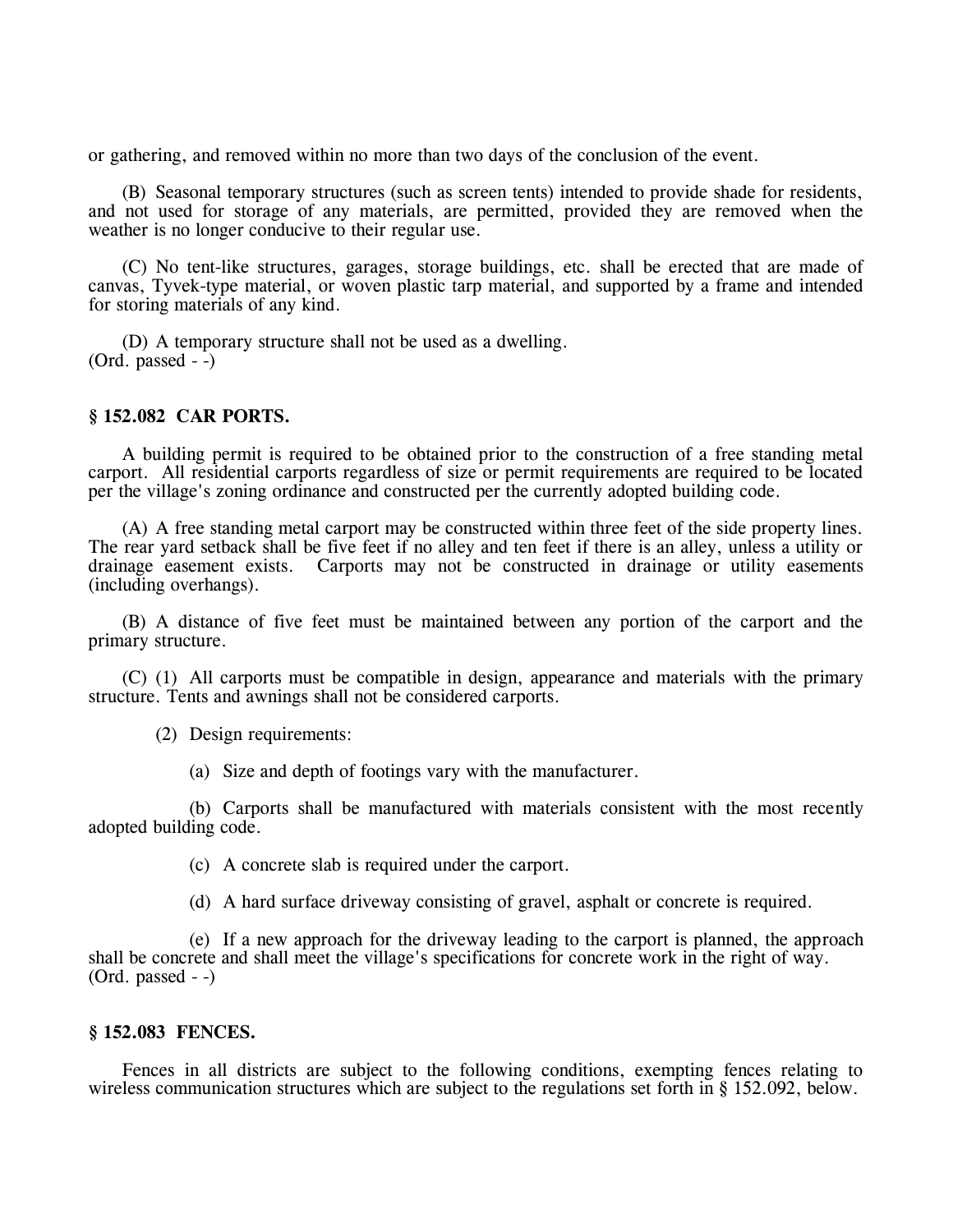or gathering, and removed within no more than two days of the conclusion of the event.

(B) Seasonal temporary structures (such as screen tents) intended to provide shade for residents, and not used for storage of any materials, are permitted, provided they are removed when the weather is no longer conducive to their regular use.

(C) No tent-like structures, garages, storage buildings, etc. shall be erected that are made of canvas, Tyvek-type material, or woven plastic tarp material, and supported by a frame and intended for storing materials of any kind.

(D) A temporary structure shall not be used as a dwelling.
(Ord. passed - -)

### § 152.082 CAR PORTS.

A building permit is required to be obtained prior to the construction of a free standing metal carport. All residential carports regardless of size or permit requirements are required to be located per the village's zoning ordinance and constructed per the currently adopted building code.

(A) A free standing metal carport may be constructed within three feet of the side property lines. The rear yard setback shall be five feet if no alley and ten feet if there is an alley, unless a utility or drainage easement exists. Carports may not be constructed in drainage or utility easements (including overhangs).

(B) A distance of five feet must be maintained between any portion of the carport and the primary structure.

(C) (1) All carports must be compatible in design, appearance and materials with the primary structure. Tents and awnings shall not be considered carports.

(2) Design requirements:

(a) Size and depth of footings vary with the manufacturer.

(b) Carports shall be manufactured with materials consistent with the most recently adopted building code.

(c) A concrete slab is required under the carport.

(d) A hard surface driveway consisting of gravel, asphalt or concrete is required.

(e) If a new approach for the driveway leading to the carport is planned, the approach shall be concrete and shall meet the village's specifications for concrete work in the right of way.
(Ord. passed - -)

### § 152.083 FENCES.

Fences in all districts are subject to the following conditions, exempting fences relating to wireless communication structures which are subject to the regulations set forth in § 152.092, below.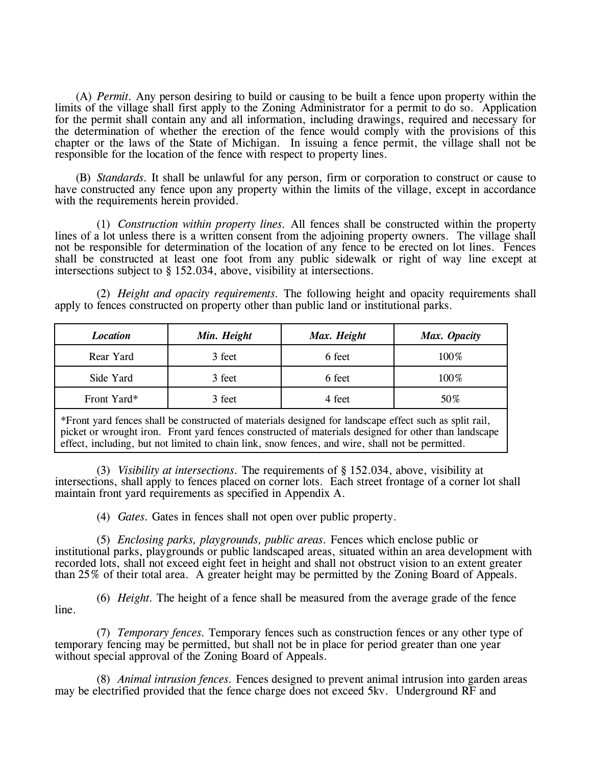(A) *Permit*. Any person desiring to build or causing to be built a fence upon property within the limits of the village shall first apply to the Zoning Administrator for a permit to do so. Application for the permit shall contain any and all information, including drawings, required and necessary for the determination of whether the erection of the fence would comply with the provisions of this chapter or the laws of the State of Michigan. In issuing a fence permit, the village shall not be responsible for the location of the fence with respect to property lines.

(B) *Standards*. It shall be unlawful for any person, firm or corporation to construct or cause to have constructed any fence upon any property within the limits of the village, except in accordance with the requirements herein provided.

(1) *Construction within property lines*. All fences shall be constructed within the property lines of a lot unless there is a written consent from the adjoining property owners. The village shall not be responsible for determination of the location of any fence to be erected on lot lines. Fences shall be constructed at least one foot from any public sidewalk or right of way line except at intersections subject to § 152.034, above, visibility at intersections.

(2) *Height and opacity requirements*. The following height and opacity requirements shall apply to fences constructed on property other than public land or institutional parks.

| *Location* | *Min. Height* | *Max. Height* | *Max. Opacity* |
|---|---|---|---|
| Rear Yard | 3 feet | 6 feet | 100% |
| Side Yard | 3 feet | 6 feet | 100% |
| Front Yard* | 3 feet | 4 feet | 50% |
| *Front yard fences shall be constructed of materials designed for landscape effect such as split rail, picket or wrought iron. Front yard fences constructed of materials designed for other than landscape effect, including, but not limited to chain link, snow fences, and wire, shall not be permitted. | | | |

(3) *Visibility at intersections*. The requirements of § 152.034, above, visibility at intersections, shall apply to fences placed on corner lots. Each street frontage of a corner lot shall maintain front yard requirements as specified in Appendix A.

(4) *Gates*. Gates in fences shall not open over public property.

(5) *Enclosing parks, playgrounds, public areas*. Fences which enclose public or institutional parks, playgrounds or public landscaped areas, situated within an area development with recorded lots, shall not exceed eight feet in height and shall not obstruct vision to an extent greater than 25% of their total area. A greater height may be permitted by the Zoning Board of Appeals.

(6) *Height*. The height of a fence shall be measured from the average grade of the fence line.

(7) *Temporary fences*. Temporary fences such as construction fences or any other type of temporary fencing may be permitted, but shall not be in place for period greater than one year without special approval of the Zoning Board of Appeals.

(8) *Animal intrusion fences*. Fences designed to prevent animal intrusion into garden areas may be electrified provided that the fence charge does not exceed 5kv. Underground RF and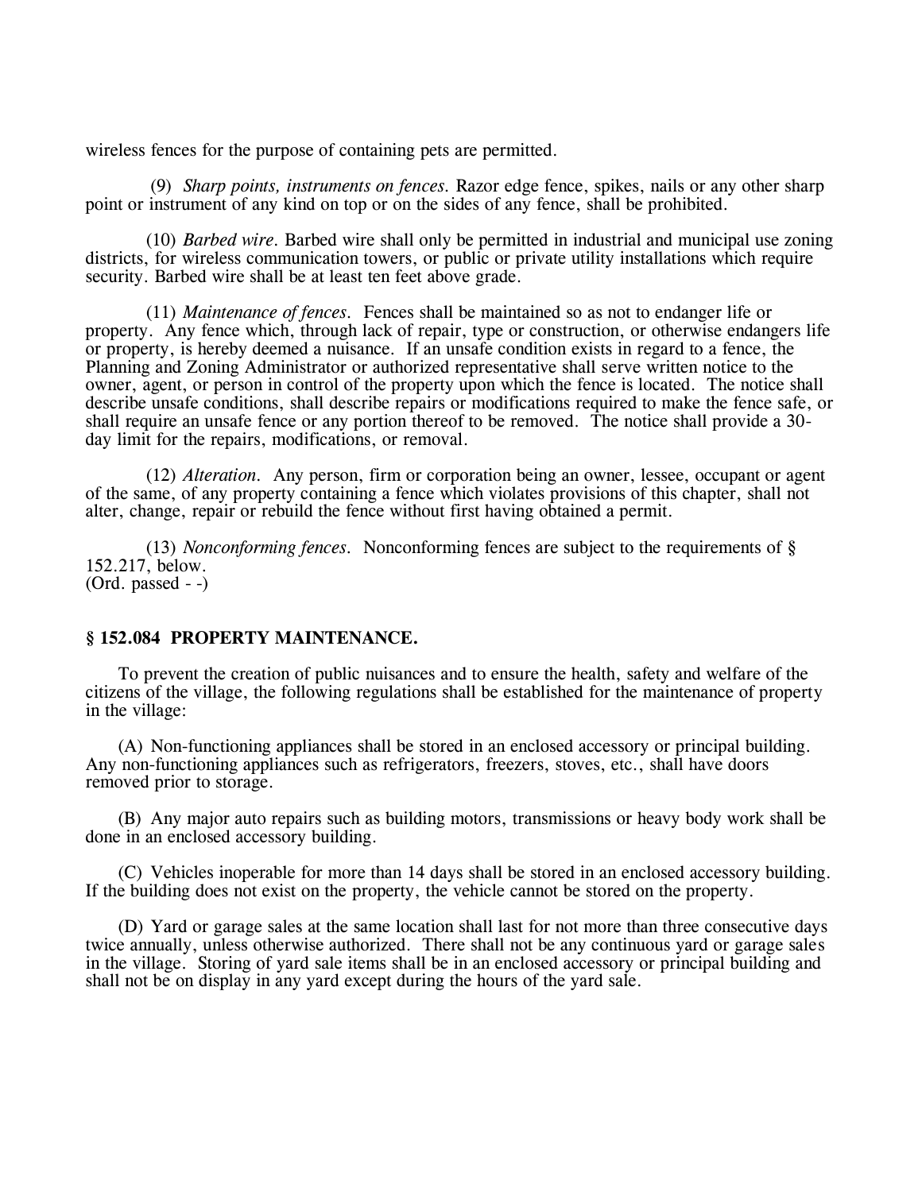wireless fences for the purpose of containing pets are permitted.

(9) *Sharp points, instruments on fences.* Razor edge fence, spikes, nails or any other sharp point or instrument of any kind on top or on the sides of any fence, shall be prohibited.

(10) *Barbed wire.* Barbed wire shall only be permitted in industrial and municipal use zoning districts, for wireless communication towers, or public or private utility installations which require security. Barbed wire shall be at least ten feet above grade.

(11) *Maintenance of fences.* Fences shall be maintained so as not to endanger life or property. Any fence which, through lack of repair, type or construction, or otherwise endangers life or property, is hereby deemed a nuisance. If an unsafe condition exists in regard to a fence, the Planning and Zoning Administrator or authorized representative shall serve written notice to the owner, agent, or person in control of the property upon which the fence is located. The notice shall describe unsafe conditions, shall describe repairs or modifications required to make the fence safe, or shall require an unsafe fence or any portion thereof to be removed. The notice shall provide a 30-day limit for the repairs, modifications, or removal.

(12) *Alteration.* Any person, firm or corporation being an owner, lessee, occupant or agent of the same, of any property containing a fence which violates provisions of this chapter, shall not alter, change, repair or rebuild the fence without first having obtained a permit.

(13) *Nonconforming fences.* Nonconforming fences are subject to the requirements of § 152.217, below.
(Ord. passed - -)

### § 152.084 PROPERTY MAINTENANCE.

To prevent the creation of public nuisances and to ensure the health, safety and welfare of the citizens of the village, the following regulations shall be established for the maintenance of property in the village:

(A) Non-functioning appliances shall be stored in an enclosed accessory or principal building. Any non-functioning appliances such as refrigerators, freezers, stoves, etc., shall have doors removed prior to storage.

(B) Any major auto repairs such as building motors, transmissions or heavy body work shall be done in an enclosed accessory building.

(C) Vehicles inoperable for more than 14 days shall be stored in an enclosed accessory building. If the building does not exist on the property, the vehicle cannot be stored on the property.

(D) Yard or garage sales at the same location shall last for not more than three consecutive days twice annually, unless otherwise authorized. There shall not be any continuous yard or garage sales in the village. Storing of yard sale items shall be in an enclosed accessory or principal building and shall not be on display in any yard except during the hours of the yard sale.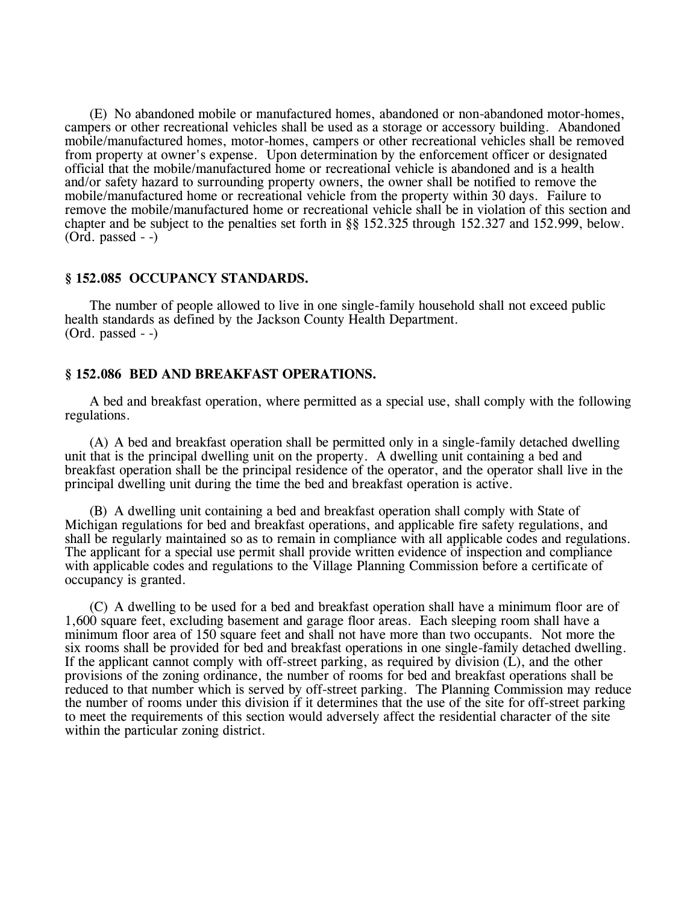(E) No abandoned mobile or manufactured homes, abandoned or non-abandoned motor-homes, campers or other recreational vehicles shall be used as a storage or accessory building. Abandoned mobile/manufactured homes, motor-homes, campers or other recreational vehicles shall be removed from property at owner's expense. Upon determination by the enforcement officer or designated official that the mobile/manufactured home or recreational vehicle is abandoned and is a health and/or safety hazard to surrounding property owners, the owner shall be notified to remove the mobile/manufactured home or recreational vehicle from the property within 30 days. Failure to remove the mobile/manufactured home or recreational vehicle shall be in violation of this section and chapter and be subject to the penalties set forth in §§ 152.325 through 152.327 and 152.999, below.
(Ord. passed - -)

### § 152.085 OCCUPANCY STANDARDS.

The number of people allowed to live in one single-family household shall not exceed public health standards as defined by the Jackson County Health Department.
(Ord. passed - -)

### § 152.086 BED AND BREAKFAST OPERATIONS.

A bed and breakfast operation, where permitted as a special use, shall comply with the following regulations.

(A) A bed and breakfast operation shall be permitted only in a single-family detached dwelling unit that is the principal dwelling unit on the property. A dwelling unit containing a bed and breakfast operation shall be the principal residence of the operator, and the operator shall live in the principal dwelling unit during the time the bed and breakfast operation is active.

(B) A dwelling unit containing a bed and breakfast operation shall comply with State of Michigan regulations for bed and breakfast operations, and applicable fire safety regulations, and shall be regularly maintained so as to remain in compliance with all applicable codes and regulations. The applicant for a special use permit shall provide written evidence of inspection and compliance with applicable codes and regulations to the Village Planning Commission before a certificate of occupancy is granted.

(C) A dwelling to be used for a bed and breakfast operation shall have a minimum floor are of 1,600 square feet, excluding basement and garage floor areas. Each sleeping room shall have a minimum floor area of 150 square feet and shall not have more than two occupants. Not more the six rooms shall be provided for bed and breakfast operations in one single-family detached dwelling. If the applicant cannot comply with off-street parking, as required by division (L), and the other provisions of the zoning ordinance, the number of rooms for bed and breakfast operations shall be reduced to that number which is served by off-street parking. The Planning Commission may reduce the number of rooms under this division if it determines that the use of the site for off-street parking to meet the requirements of this section would adversely affect the residential character of the site within the particular zoning district.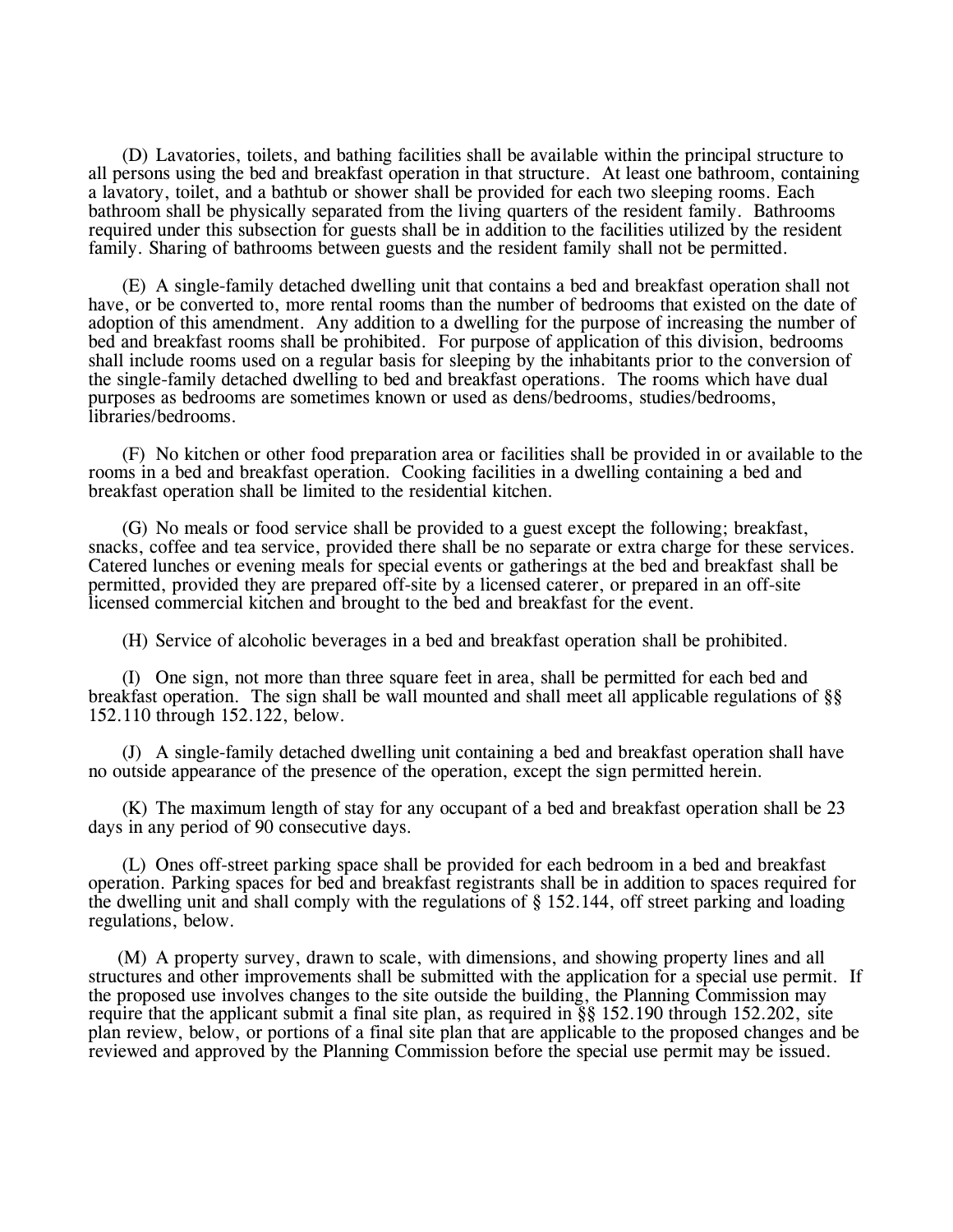(D) Lavatories, toilets, and bathing facilities shall be available within the principal structure to all persons using the bed and breakfast operation in that structure. At least one bathroom, containing a lavatory, toilet, and a bathtub or shower shall be provided for each two sleeping rooms. Each bathroom shall be physically separated from the living quarters of the resident family. Bathrooms required under this subsection for guests shall be in addition to the facilities utilized by the resident family. Sharing of bathrooms between guests and the resident family shall not be permitted.

(E) A single-family detached dwelling unit that contains a bed and breakfast operation shall not have, or be converted to, more rental rooms than the number of bedrooms that existed on the date of adoption of this amendment. Any addition to a dwelling for the purpose of increasing the number of bed and breakfast rooms shall be prohibited. For purpose of application of this division, bedrooms shall include rooms used on a regular basis for sleeping by the inhabitants prior to the conversion of the single-family detached dwelling to bed and breakfast operations. The rooms which have dual purposes as bedrooms are sometimes known or used as dens/bedrooms, studies/bedrooms, libraries/bedrooms.

(F) No kitchen or other food preparation area or facilities shall be provided in or available to the rooms in a bed and breakfast operation. Cooking facilities in a dwelling containing a bed and breakfast operation shall be limited to the residential kitchen.

(G) No meals or food service shall be provided to a guest except the following; breakfast, snacks, coffee and tea service, provided there shall be no separate or extra charge for these services. Catered lunches or evening meals for special events or gatherings at the bed and breakfast shall be permitted, provided they are prepared off-site by a licensed caterer, or prepared in an off-site licensed commercial kitchen and brought to the bed and breakfast for the event.

(H) Service of alcoholic beverages in a bed and breakfast operation shall be prohibited.

(I) One sign, not more than three square feet in area, shall be permitted for each bed and breakfast operation. The sign shall be wall mounted and shall meet all applicable regulations of §§ 152.110 through 152.122, below.

(J) A single-family detached dwelling unit containing a bed and breakfast operation shall have no outside appearance of the presence of the operation, except the sign permitted herein.

(K) The maximum length of stay for any occupant of a bed and breakfast operation shall be 23 days in any period of 90 consecutive days.

(L) Ones off-street parking space shall be provided for each bedroom in a bed and breakfast operation. Parking spaces for bed and breakfast registrants shall be in addition to spaces required for the dwelling unit and shall comply with the regulations of § 152.144, off street parking and loading regulations, below.

(M) A property survey, drawn to scale, with dimensions, and showing property lines and all structures and other improvements shall be submitted with the application for a special use permit. If the proposed use involves changes to the site outside the building, the Planning Commission may require that the applicant submit a final site plan, as required in §§ 152.190 through 152.202, site plan review, below, or portions of a final site plan that are applicable to the proposed changes and be reviewed and approved by the Planning Commission before the special use permit may be issued.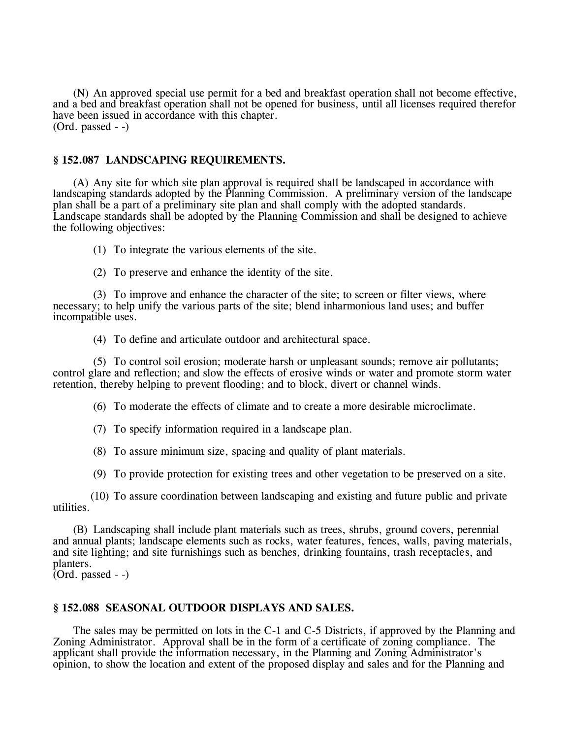(N) An approved special use permit for a bed and breakfast operation shall not become effective, and a bed and breakfast operation shall not be opened for business, until all licenses required therefor have been issued in accordance with this chapter.
(Ord. passed - -)

### § 152.087 LANDSCAPING REQUIREMENTS.

(A) Any site for which site plan approval is required shall be landscaped in accordance with landscaping standards adopted by the Planning Commission. A preliminary version of the landscape plan shall be a part of a preliminary site plan and shall comply with the adopted standards. Landscape standards shall be adopted by the Planning Commission and shall be designed to achieve the following objectives:

(1) To integrate the various elements of the site.

(2) To preserve and enhance the identity of the site.

(3) To improve and enhance the character of the site; to screen or filter views, where necessary; to help unify the various parts of the site; blend inharmonious land uses; and buffer incompatible uses.

(4) To define and articulate outdoor and architectural space.

(5) To control soil erosion; moderate harsh or unpleasant sounds; remove air pollutants; control glare and reflection; and slow the effects of erosive winds or water and promote storm water retention, thereby helping to prevent flooding; and to block, divert or channel winds.

(6) To moderate the effects of climate and to create a more desirable microclimate.

(7) To specify information required in a landscape plan.

(8) To assure minimum size, spacing and quality of plant materials.

(9) To provide protection for existing trees and other vegetation to be preserved on a site.

(10) To assure coordination between landscaping and existing and future public and private utilities.

(B) Landscaping shall include plant materials such as trees, shrubs, ground covers, perennial and annual plants; landscape elements such as rocks, water features, fences, walls, paving materials, and site lighting; and site furnishings such as benches, drinking fountains, trash receptacles, and planters.
(Ord. passed - -)

### § 152.088 SEASONAL OUTDOOR DISPLAYS AND SALES.

The sales may be permitted on lots in the C-1 and C-5 Districts, if approved by the Planning and Zoning Administrator. Approval shall be in the form of a certificate of zoning compliance. The applicant shall provide the information necessary, in the Planning and Zoning Administrator's opinion, to show the location and extent of the proposed display and sales and for the Planning and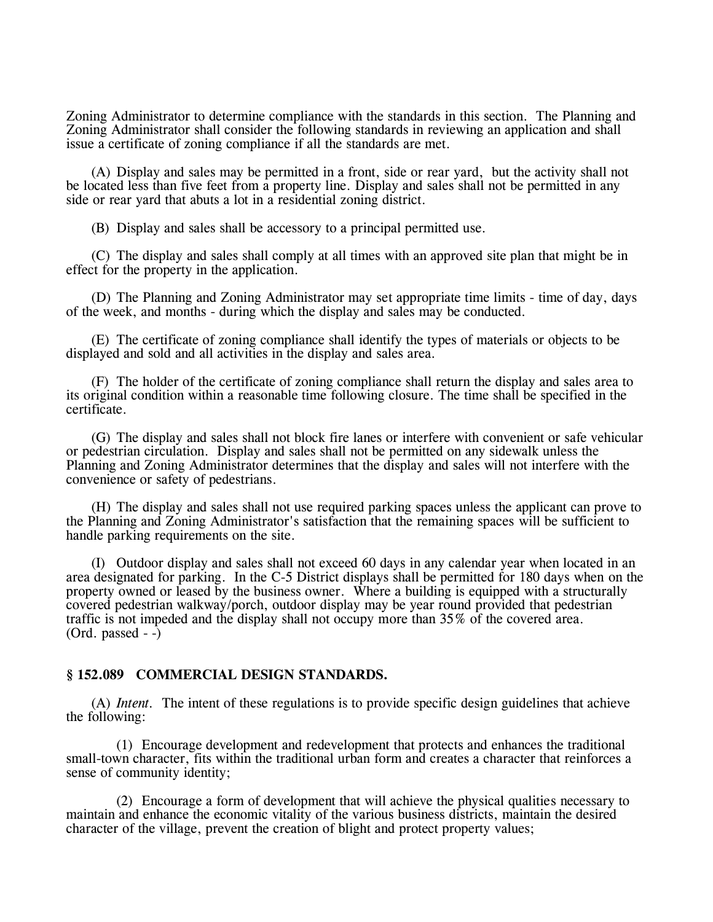Zoning Administrator to determine compliance with the standards in this section. The Planning and Zoning Administrator shall consider the following standards in reviewing an application and shall issue a certificate of zoning compliance if all the standards are met.

(A) Display and sales may be permitted in a front, side or rear yard, but the activity shall not be located less than five feet from a property line. Display and sales shall not be permitted in any side or rear yard that abuts a lot in a residential zoning district.

(B) Display and sales shall be accessory to a principal permitted use.

(C) The display and sales shall comply at all times with an approved site plan that might be in effect for the property in the application.

(D) The Planning and Zoning Administrator may set appropriate time limits - time of day, days of the week, and months - during which the display and sales may be conducted.

(E) The certificate of zoning compliance shall identify the types of materials or objects to be displayed and sold and all activities in the display and sales area.

(F) The holder of the certificate of zoning compliance shall return the display and sales area to its original condition within a reasonable time following closure. The time shall be specified in the certificate.

(G) The display and sales shall not block fire lanes or interfere with convenient or safe vehicular or pedestrian circulation. Display and sales shall not be permitted on any sidewalk unless the Planning and Zoning Administrator determines that the display and sales will not interfere with the convenience or safety of pedestrians.

(H) The display and sales shall not use required parking spaces unless the applicant can prove to the Planning and Zoning Administrator's satisfaction that the remaining spaces will be sufficient to handle parking requirements on the site.

(I) Outdoor display and sales shall not exceed 60 days in any calendar year when located in an area designated for parking. In the C-5 District displays shall be permitted for 180 days when on the property owned or leased by the business owner. Where a building is equipped with a structurally covered pedestrian walkway/porch, outdoor display may be year round provided that pedestrian traffic is not impeded and the display shall not occupy more than 35% of the covered area.
(Ord. passed - -)

## § 152.089 COMMERCIAL DESIGN STANDARDS.

(A) *Intent.* The intent of these regulations is to provide specific design guidelines that achieve the following:

(1) Encourage development and redevelopment that protects and enhances the traditional small-town character, fits within the traditional urban form and creates a character that reinforces a sense of community identity;

(2) Encourage a form of development that will achieve the physical qualities necessary to maintain and enhance the economic vitality of the various business districts, maintain the desired character of the village, prevent the creation of blight and protect property values;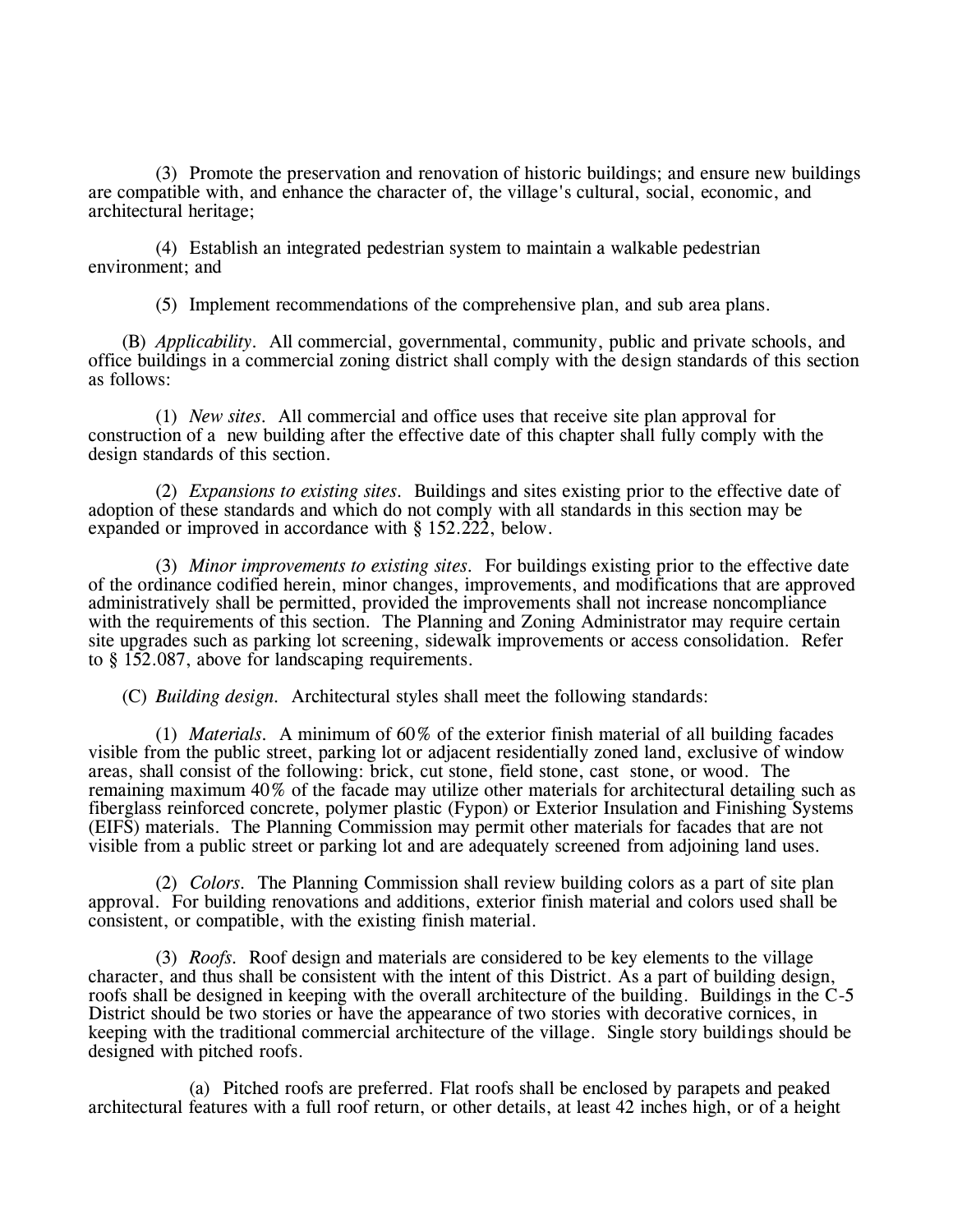(3) Promote the preservation and renovation of historic buildings; and ensure new buildings are compatible with, and enhance the character of, the village's cultural, social, economic, and architectural heritage;

(4) Establish an integrated pedestrian system to maintain a walkable pedestrian environment; and

(5) Implement recommendations of the comprehensive plan, and sub area plans.

(B) *Applicability*. All commercial, governmental, community, public and private schools, and office buildings in a commercial zoning district shall comply with the design standards of this section as follows:

(1) *New sites*. All commercial and office uses that receive site plan approval for construction of a new building after the effective date of this chapter shall fully comply with the design standards of this section.

(2) *Expansions to existing sites*. Buildings and sites existing prior to the effective date of adoption of these standards and which do not comply with all standards in this section may be expanded or improved in accordance with § 152.222, below.

(3) *Minor improvements to existing sites*. For buildings existing prior to the effective date of the ordinance codified herein, minor changes, improvements, and modifications that are approved administratively shall be permitted, provided the improvements shall not increase noncompliance with the requirements of this section. The Planning and Zoning Administrator may require certain site upgrades such as parking lot screening, sidewalk improvements or access consolidation. Refer to § 152.087, above for landscaping requirements.

(C) *Building design*. Architectural styles shall meet the following standards:

(1) *Materials*. A minimum of 60% of the exterior finish material of all building facades visible from the public street, parking lot or adjacent residentially zoned land, exclusive of window areas, shall consist of the following: brick, cut stone, field stone, cast stone, or wood. The remaining maximum 40% of the facade may utilize other materials for architectural detailing such as fiberglass reinforced concrete, polymer plastic (Fypon) or Exterior Insulation and Finishing Systems (EIFS) materials. The Planning Commission may permit other materials for facades that are not visible from a public street or parking lot and are adequately screened from adjoining land uses.

(2) *Colors*. The Planning Commission shall review building colors as a part of site plan approval. For building renovations and additions, exterior finish material and colors used shall be consistent, or compatible, with the existing finish material.

(3) *Roofs*. Roof design and materials are considered to be key elements to the village character, and thus shall be consistent with the intent of this District. As a part of building design, roofs shall be designed in keeping with the overall architecture of the building. Buildings in the C-5 District should be two stories or have the appearance of two stories with decorative cornices, in keeping with the traditional commercial architecture of the village. Single story buildings should be designed with pitched roofs.

(a) Pitched roofs are preferred. Flat roofs shall be enclosed by parapets and peaked architectural features with a full roof return, or other details, at least 42 inches high, or of a height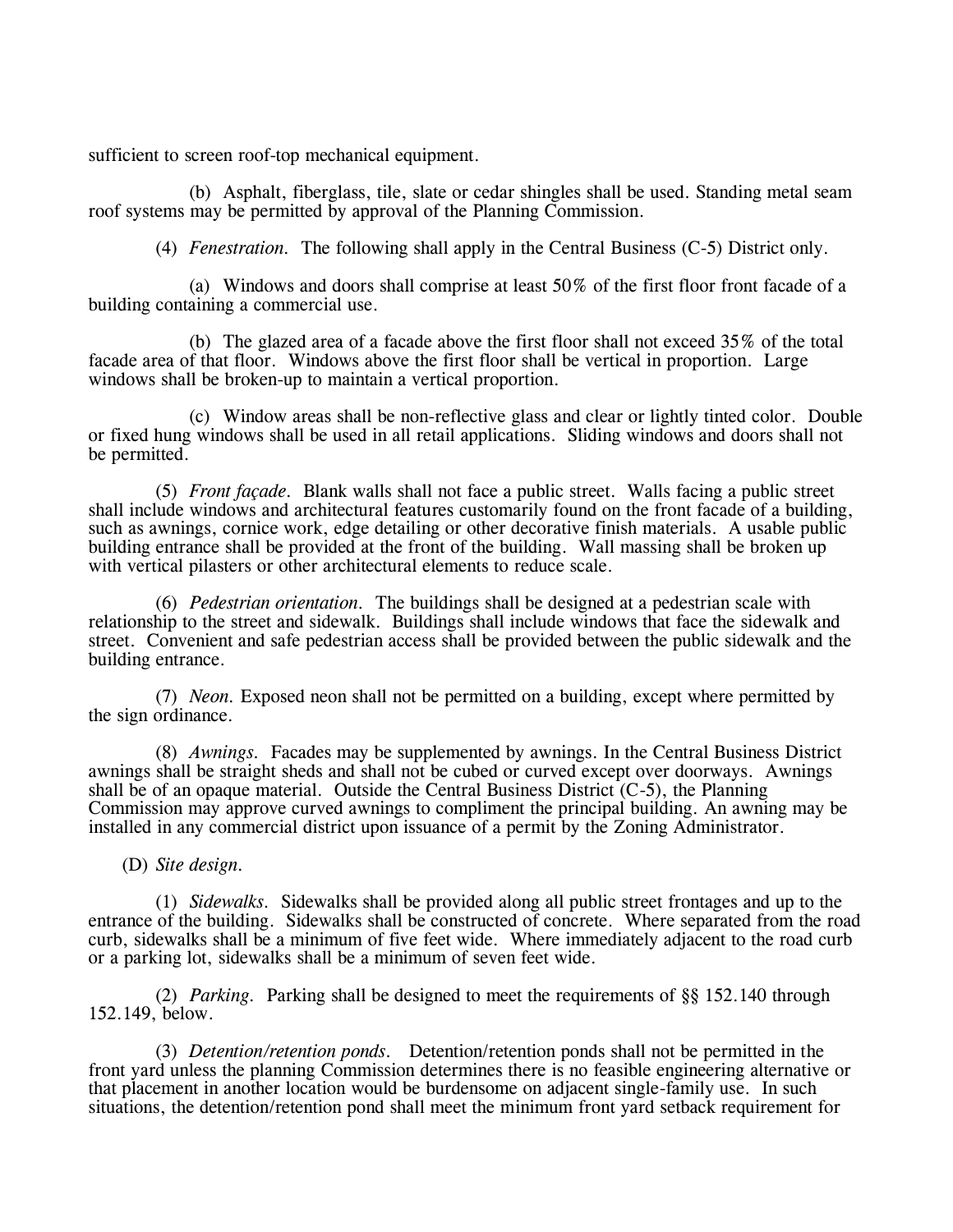sufficient to screen roof-top mechanical equipment.

(b) Asphalt, fiberglass, tile, slate or cedar shingles shall be used. Standing metal seam roof systems may be permitted by approval of the Planning Commission.

(4) *Fenestration.* The following shall apply in the Central Business (C-5) District only.

(a) Windows and doors shall comprise at least 50% of the first floor front facade of a building containing a commercial use.

(b) The glazed area of a facade above the first floor shall not exceed 35% of the total facade area of that floor. Windows above the first floor shall be vertical in proportion. Large windows shall be broken-up to maintain a vertical proportion.

(c) Window areas shall be non-reflective glass and clear or lightly tinted color. Double or fixed hung windows shall be used in all retail applications. Sliding windows and doors shall not be permitted.

(5) *Front façade.* Blank walls shall not face a public street. Walls facing a public street shall include windows and architectural features customarily found on the front facade of a building, such as awnings, cornice work, edge detailing or other decorative finish materials. A usable public building entrance shall be provided at the front of the building. Wall massing shall be broken up with vertical pilasters or other architectural elements to reduce scale.

(6) *Pedestrian orientation.* The buildings shall be designed at a pedestrian scale with relationship to the street and sidewalk. Buildings shall include windows that face the sidewalk and street. Convenient and safe pedestrian access shall be provided between the public sidewalk and the building entrance.

(7) *Neon.* Exposed neon shall not be permitted on a building, except where permitted by the sign ordinance.

(8) *Awnings.* Facades may be supplemented by awnings. In the Central Business District awnings shall be straight sheds and shall not be cubed or curved except over doorways. Awnings shall be of an opaque material. Outside the Central Business District (C-5), the Planning Commission may approve curved awnings to compliment the principal building. An awning may be installed in any commercial district upon issuance of a permit by the Zoning Administrator.

(D) *Site design.*

(1) *Sidewalks.* Sidewalks shall be provided along all public street frontages and up to the entrance of the building. Sidewalks shall be constructed of concrete. Where separated from the road curb, sidewalks shall be a minimum of five feet wide. Where immediately adjacent to the road curb or a parking lot, sidewalks shall be a minimum of seven feet wide.

(2) *Parking.* Parking shall be designed to meet the requirements of §§ 152.140 through 152.149, below.

(3) *Detention/retention ponds.* Detention/retention ponds shall not be permitted in the front yard unless the planning Commission determines there is no feasible engineering alternative or that placement in another location would be burdensome on adjacent single-family use. In such situations, the detention/retention pond shall meet the minimum front yard setback requirement for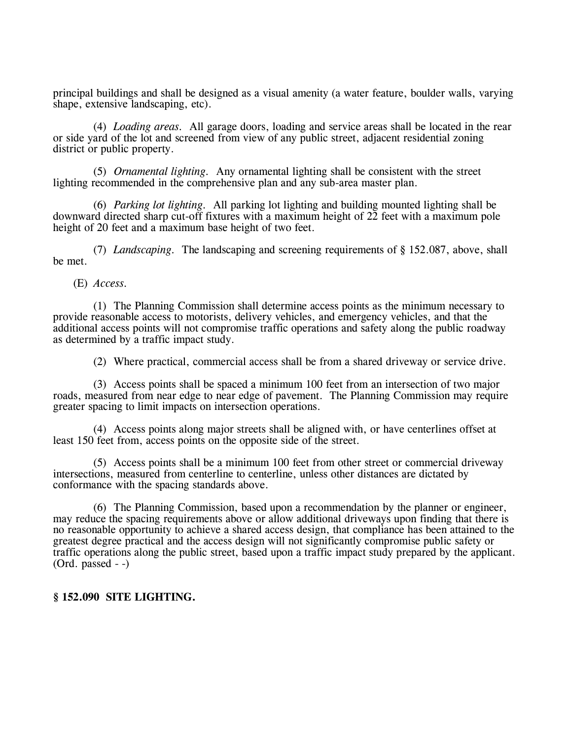principal buildings and shall be designed as a visual amenity (a water feature, boulder walls, varying shape, extensive landscaping, etc).

(4) *Loading areas.* All garage doors, loading and service areas shall be located in the rear or side yard of the lot and screened from view of any public street, adjacent residential zoning district or public property.

(5) *Ornamental lighting.* Any ornamental lighting shall be consistent with the street lighting recommended in the comprehensive plan and any sub-area master plan.

(6) *Parking lot lighting.* All parking lot lighting and building mounted lighting shall be downward directed sharp cut-off fixtures with a maximum height of 22 feet with a maximum pole height of 20 feet and a maximum base height of two feet.

(7) *Landscaping.* The landscaping and screening requirements of § 152.087, above, shall be met.

(E) *Access.*

(1) The Planning Commission shall determine access points as the minimum necessary to provide reasonable access to motorists, delivery vehicles, and emergency vehicles, and that the additional access points will not compromise traffic operations and safety along the public roadway as determined by a traffic impact study.

(2) Where practical, commercial access shall be from a shared driveway or service drive.

(3) Access points shall be spaced a minimum 100 feet from an intersection of two major roads, measured from near edge to near edge of pavement. The Planning Commission may require greater spacing to limit impacts on intersection operations.

(4) Access points along major streets shall be aligned with, or have centerlines offset at least 150 feet from, access points on the opposite side of the street.

(5) Access points shall be a minimum 100 feet from other street or commercial driveway intersections, measured from centerline to centerline, unless other distances are dictated by conformance with the spacing standards above.

(6) The Planning Commission, based upon a recommendation by the planner or engineer, may reduce the spacing requirements above or allow additional driveways upon finding that there is no reasonable opportunity to achieve a shared access design, that compliance has been attained to the greatest degree practical and the access design will not significantly compromise public safety or traffic operations along the public street, based upon a traffic impact study prepared by the applicant. (Ord. passed - -)

## § 152.090 SITE LIGHTING.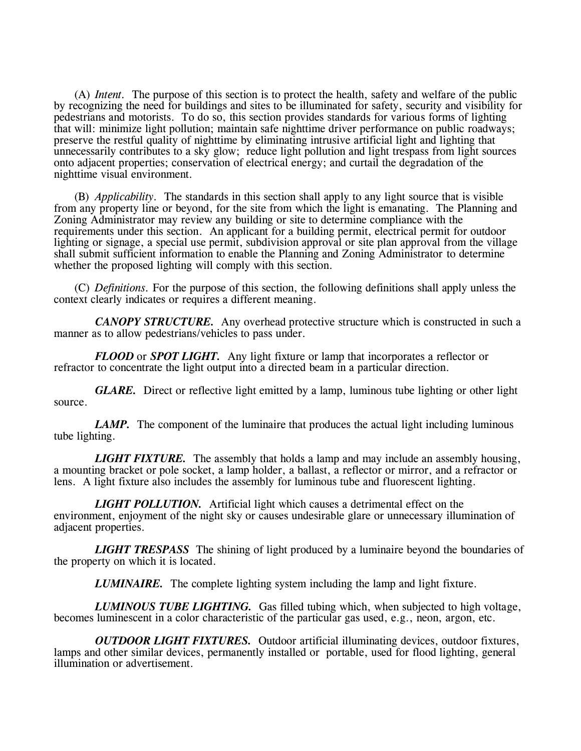(A) *Intent*. The purpose of this section is to protect the health, safety and welfare of the public by recognizing the need for buildings and sites to be illuminated for safety, security and visibility for pedestrians and motorists. To do so, this section provides standards for various forms of lighting that will: minimize light pollution; maintain safe nighttime driver performance on public roadways; preserve the restful quality of nighttime by eliminating intrusive artificial light and lighting that unnecessarily contributes to a sky glow; reduce light pollution and light trespass from light sources onto adjacent properties; conservation of electrical energy; and curtail the degradation of the nighttime visual environment.

(B) *Applicability*. The standards in this section shall apply to any light source that is visible from any property line or beyond, for the site from which the light is emanating. The Planning and Zoning Administrator may review any building or site to determine compliance with the requirements under this section. An applicant for a building permit, electrical permit for outdoor lighting or signage, a special use permit, subdivision approval or site plan approval from the village shall submit sufficient information to enable the Planning and Zoning Administrator to determine whether the proposed lighting will comply with this section.

(C) *Definitions*. For the purpose of this section, the following definitions shall apply unless the context clearly indicates or requires a different meaning.

***CANOPY STRUCTURE.*** Any overhead protective structure which is constructed in such a manner as to allow pedestrians/vehicles to pass under.

***FLOOD*** or ***SPOT LIGHT.*** Any light fixture or lamp that incorporates a reflector or refractor to concentrate the light output into a directed beam in a particular direction.

***GLARE.*** Direct or reflective light emitted by a lamp, luminous tube lighting or other light source.

***LAMP.*** The component of the luminaire that produces the actual light including luminous tube lighting.

***LIGHT FIXTURE.*** The assembly that holds a lamp and may include an assembly housing, a mounting bracket or pole socket, a lamp holder, a ballast, a reflector or mirror, and a refractor or lens. A light fixture also includes the assembly for luminous tube and fluorescent lighting.

***LIGHT POLLUTION.*** Artificial light which causes a detrimental effect on the environment, enjoyment of the night sky or causes undesirable glare or unnecessary illumination of adjacent properties.

***LIGHT TRESPASS*** The shining of light produced by a luminaire beyond the boundaries of the property on which it is located.

***LUMINAIRE.*** The complete lighting system including the lamp and light fixture.

***LUMINOUS TUBE LIGHTING.*** Gas filled tubing which, when subjected to high voltage, becomes luminescent in a color characteristic of the particular gas used, e.g., neon, argon, etc.

***OUTDOOR LIGHT FIXTURES.*** Outdoor artificial illuminating devices, outdoor fixtures, lamps and other similar devices, permanently installed or portable, used for flood lighting, general illumination or advertisement.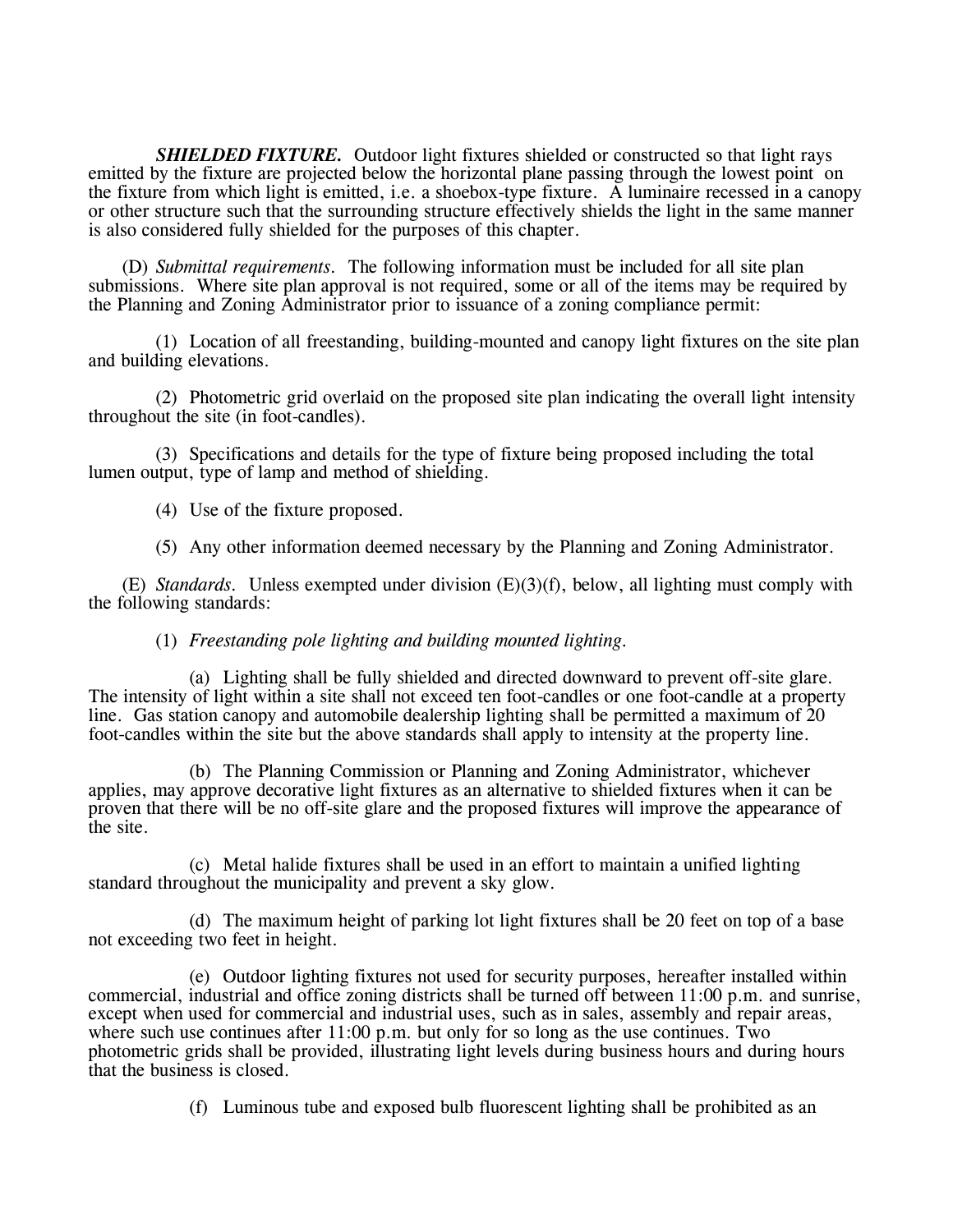***SHIELDED FIXTURE.*** Outdoor light fixtures shielded or constructed so that light rays emitted by the fixture are projected below the horizontal plane passing through the lowest point on the fixture from which light is emitted, i.e. a shoebox-type fixture. A luminaire recessed in a canopy or other structure such that the surrounding structure effectively shields the light in the same manner is also considered fully shielded for the purposes of this chapter.

(D) *Submittal requirements.* The following information must be included for all site plan submissions. Where site plan approval is not required, some or all of the items may be required by the Planning and Zoning Administrator prior to issuance of a zoning compliance permit:

(1) Location of all freestanding, building-mounted and canopy light fixtures on the site plan and building elevations.

(2) Photometric grid overlaid on the proposed site plan indicating the overall light intensity throughout the site (in foot-candles).

(3) Specifications and details for the type of fixture being proposed including the total lumen output, type of lamp and method of shielding.

(4) Use of the fixture proposed.

(5) Any other information deemed necessary by the Planning and Zoning Administrator.

(E) *Standards.* Unless exempted under division (E)(3)(f), below, all lighting must comply with the following standards:

(1) *Freestanding pole lighting and building mounted lighting.*

(a) Lighting shall be fully shielded and directed downward to prevent off-site glare. The intensity of light within a site shall not exceed ten foot-candles or one foot-candle at a property line. Gas station canopy and automobile dealership lighting shall be permitted a maximum of 20 foot-candles within the site but the above standards shall apply to intensity at the property line.

(b) The Planning Commission or Planning and Zoning Administrator, whichever applies, may approve decorative light fixtures as an alternative to shielded fixtures when it can be proven that there will be no off-site glare and the proposed fixtures will improve the appearance of the site.

(c) Metal halide fixtures shall be used in an effort to maintain a unified lighting standard throughout the municipality and prevent a sky glow.

(d) The maximum height of parking lot light fixtures shall be 20 feet on top of a base not exceeding two feet in height.

(e) Outdoor lighting fixtures not used for security purposes, hereafter installed within commercial, industrial and office zoning districts shall be turned off between 11:00 p.m. and sunrise, except when used for commercial and industrial uses, such as in sales, assembly and repair areas, where such use continues after 11:00 p.m. but only for so long as the use continues. Two photometric grids shall be provided, illustrating light levels during business hours and during hours that the business is closed.

(f) Luminous tube and exposed bulb fluorescent lighting shall be prohibited as an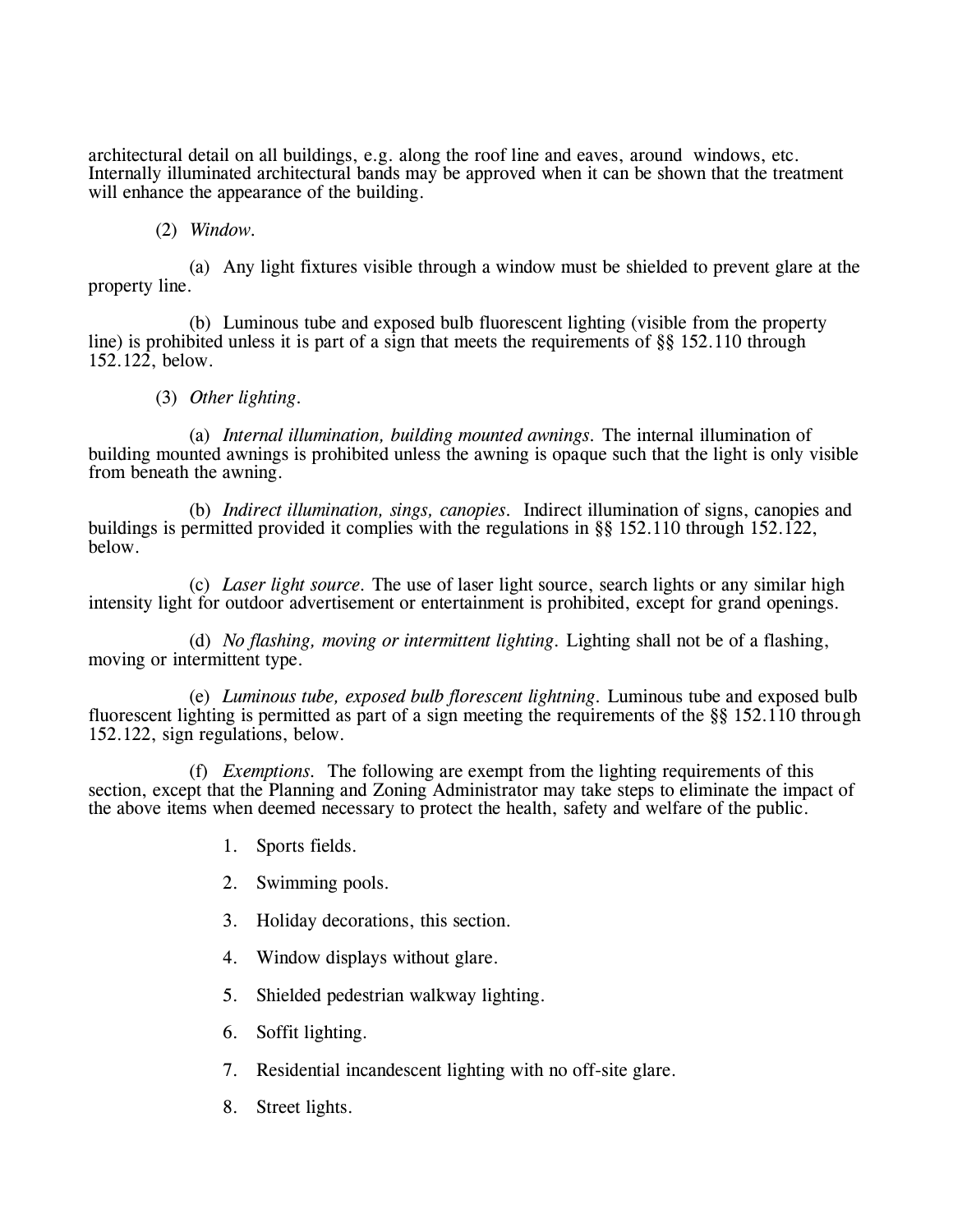architectural detail on all buildings, e.g. along the roof line and eaves, around windows, etc. Internally illuminated architectural bands may be approved when it can be shown that the treatment will enhance the appearance of the building.

(2) *Window.*

(a) Any light fixtures visible through a window must be shielded to prevent glare at the property line.

(b) Luminous tube and exposed bulb fluorescent lighting (visible from the property line) is prohibited unless it is part of a sign that meets the requirements of §§ 152.110 through 152.122, below.

(3) *Other lighting.*

(a) *Internal illumination, building mounted awnings.* The internal illumination of building mounted awnings is prohibited unless the awning is opaque such that the light is only visible from beneath the awning.

(b) *Indirect illumination, sings, canopies.* Indirect illumination of signs, canopies and buildings is permitted provided it complies with the regulations in §§ 152.110 through 152.122, below.

(c) *Laser light source.* The use of laser light source, search lights or any similar high intensity light for outdoor advertisement or entertainment is prohibited, except for grand openings.

(d) *No flashing, moving or intermittent lighting.* Lighting shall not be of a flashing, moving or intermittent type.

(e) *Luminous tube, exposed bulb florescent lightning.* Luminous tube and exposed bulb fluorescent lighting is permitted as part of a sign meeting the requirements of the §§ 152.110 through 152.122, sign regulations, below.

(f) *Exemptions.* The following are exempt from the lighting requirements of this section, except that the Planning and Zoning Administrator may take steps to eliminate the impact of the above items when deemed necessary to protect the health, safety and welfare of the public.

1. Sports fields.

2. Swimming pools.

3. Holiday decorations, this section.

4. Window displays without glare.

5. Shielded pedestrian walkway lighting.

6. Soffit lighting.

7. Residential incandescent lighting with no off-site glare.

8. Street lights.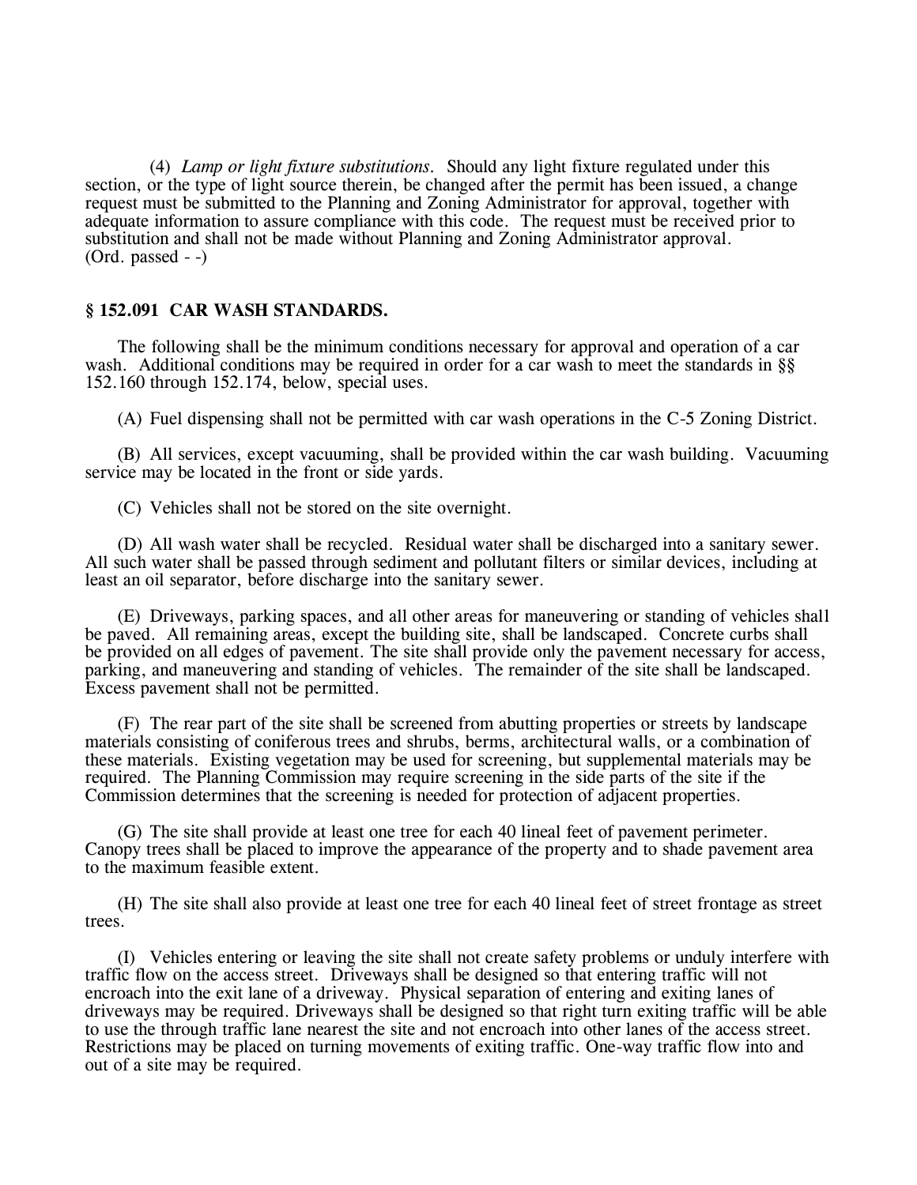(4) *Lamp or light fixture substitutions*. Should any light fixture regulated under this section, or the type of light source therein, be changed after the permit has been issued, a change request must be submitted to the Planning and Zoning Administrator for approval, together with adequate information to assure compliance with this code. The request must be received prior to substitution and shall not be made without Planning and Zoning Administrator approval.
(Ord. passed - -)

### § 152.091 CAR WASH STANDARDS.

The following shall be the minimum conditions necessary for approval and operation of a car wash. Additional conditions may be required in order for a car wash to meet the standards in §§ 152.160 through 152.174, below, special uses.

(A) Fuel dispensing shall not be permitted with car wash operations in the C-5 Zoning District.

(B) All services, except vacuuming, shall be provided within the car wash building. Vacuuming service may be located in the front or side yards.

(C) Vehicles shall not be stored on the site overnight.

(D) All wash water shall be recycled. Residual water shall be discharged into a sanitary sewer. All such water shall be passed through sediment and pollutant filters or similar devices, including at least an oil separator, before discharge into the sanitary sewer.

(E) Driveways, parking spaces, and all other areas for maneuvering or standing of vehicles shall be paved. All remaining areas, except the building site, shall be landscaped. Concrete curbs shall be provided on all edges of pavement. The site shall provide only the pavement necessary for access, parking, and maneuvering and standing of vehicles. The remainder of the site shall be landscaped. Excess pavement shall not be permitted.

(F) The rear part of the site shall be screened from abutting properties or streets by landscape materials consisting of coniferous trees and shrubs, berms, architectural walls, or a combination of these materials. Existing vegetation may be used for screening, but supplemental materials may be required. The Planning Commission may require screening in the side parts of the site if the Commission determines that the screening is needed for protection of adjacent properties.

(G) The site shall provide at least one tree for each 40 lineal feet of pavement perimeter. Canopy trees shall be placed to improve the appearance of the property and to shade pavement area to the maximum feasible extent.

(H) The site shall also provide at least one tree for each 40 lineal feet of street frontage as street trees.

(I) Vehicles entering or leaving the site shall not create safety problems or unduly interfere with traffic flow on the access street. Driveways shall be designed so that entering traffic will not encroach into the exit lane of a driveway. Physical separation of entering and exiting lanes of driveways may be required. Driveways shall be designed so that right turn exiting traffic will be able to use the through traffic lane nearest the site and not encroach into other lanes of the access street. Restrictions may be placed on turning movements of exiting traffic. One-way traffic flow into and out of a site may be required.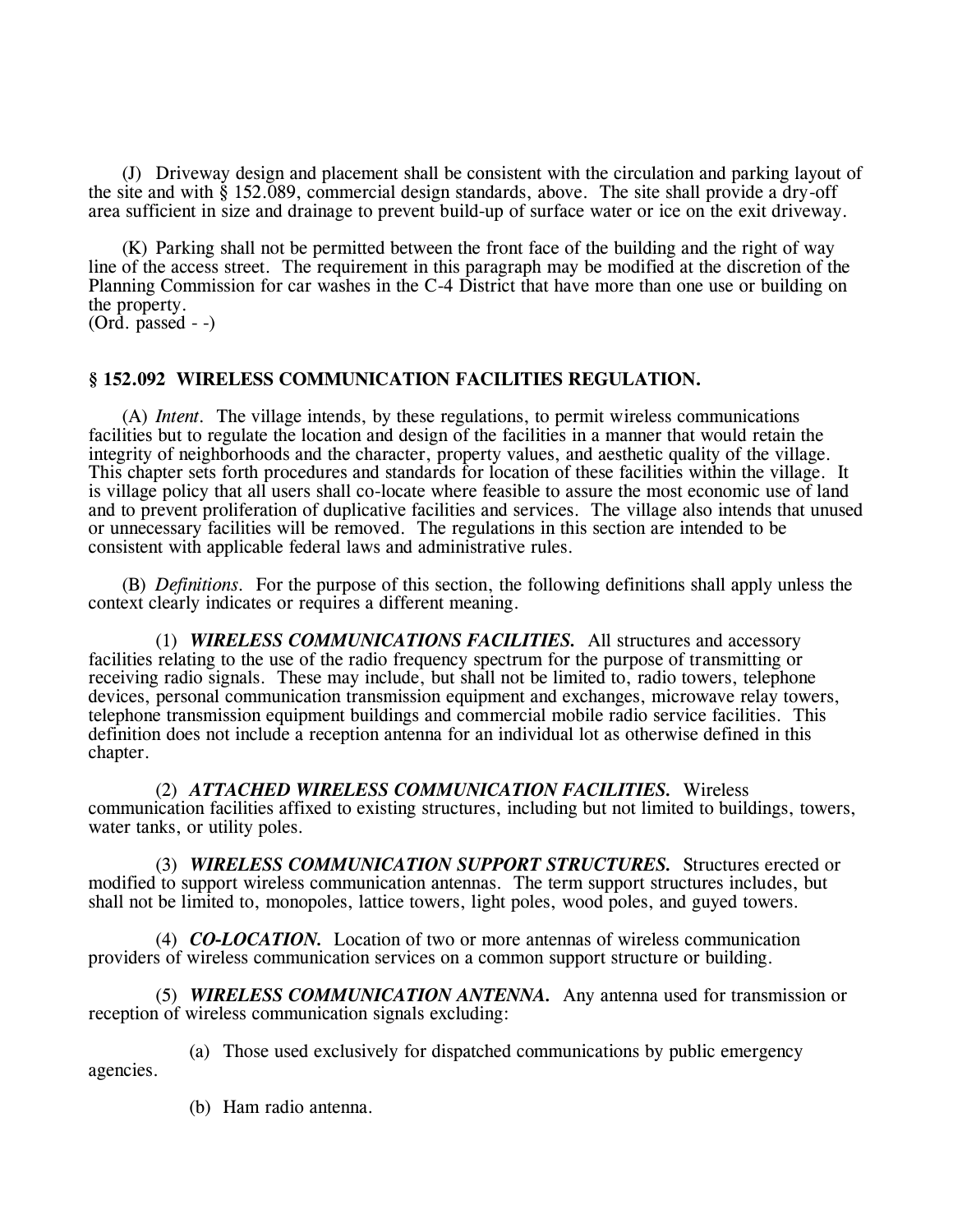(J) Driveway design and placement shall be consistent with the circulation and parking layout of the site and with § 152.089, commercial design standards, above. The site shall provide a dry-off area sufficient in size and drainage to prevent build-up of surface water or ice on the exit driveway.

(K) Parking shall not be permitted between the front face of the building and the right of way line of the access street. The requirement in this paragraph may be modified at the discretion of the Planning Commission for car washes in the C-4 District that have more than one use or building on the property.
(Ord. passed - -)

### § 152.092 WIRELESS COMMUNICATION FACILITIES REGULATION.

(A) *Intent*. The village intends, by these regulations, to permit wireless communications facilities but to regulate the location and design of the facilities in a manner that would retain the integrity of neighborhoods and the character, property values, and aesthetic quality of the village. This chapter sets forth procedures and standards for location of these facilities within the village. It is village policy that all users shall co-locate where feasible to assure the most economic use of land and to prevent proliferation of duplicative facilities and services. The village also intends that unused or unnecessary facilities will be removed. The regulations in this section are intended to be consistent with applicable federal laws and administrative rules.

(B) *Definitions*. For the purpose of this section, the following definitions shall apply unless the context clearly indicates or requires a different meaning.

(1) ***WIRELESS COMMUNICATIONS FACILITIES.*** All structures and accessory facilities relating to the use of the radio frequency spectrum for the purpose of transmitting or receiving radio signals. These may include, but shall not be limited to, radio towers, telephone devices, personal communication transmission equipment and exchanges, microwave relay towers, telephone transmission equipment buildings and commercial mobile radio service facilities. This definition does not include a reception antenna for an individual lot as otherwise defined in this chapter.

(2) ***ATTACHED WIRELESS COMMUNICATION FACILITIES.*** Wireless communication facilities affixed to existing structures, including but not limited to buildings, towers, water tanks, or utility poles.

(3) ***WIRELESS COMMUNICATION SUPPORT STRUCTURES.*** Structures erected or modified to support wireless communication antennas. The term support structures includes, but shall not be limited to, monopoles, lattice towers, light poles, wood poles, and guyed towers.

(4) ***CO-LOCATION.*** Location of two or more antennas of wireless communication providers of wireless communication services on a common support structure or building.

(5) ***WIRELESS COMMUNICATION ANTENNA.*** Any antenna used for transmission or reception of wireless communication signals excluding:

(a) Those used exclusively for dispatched communications by public emergency agencies.

(b) Ham radio antenna.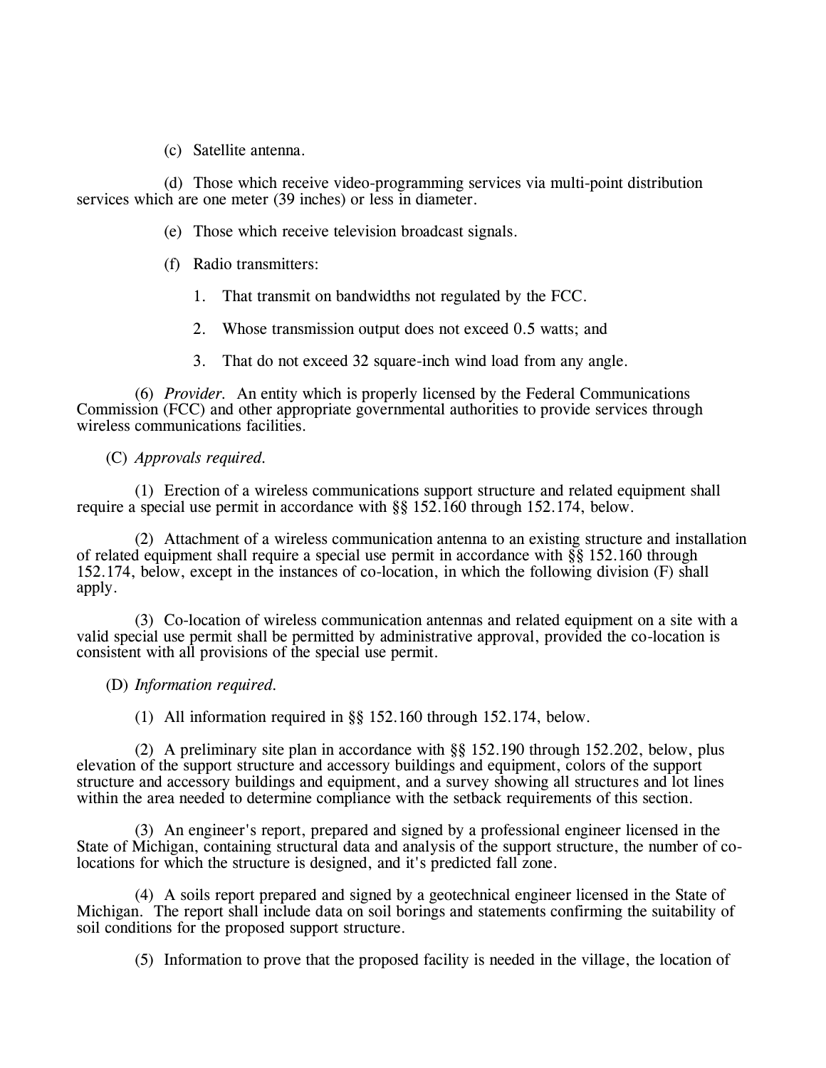(c) Satellite antenna.

(d) Those which receive video-programming services via multi-point distribution services which are one meter (39 inches) or less in diameter.

(e) Those which receive television broadcast signals.

(f) Radio transmitters:

1. That transmit on bandwidths not regulated by the FCC.

2. Whose transmission output does not exceed 0.5 watts; and

3. That do not exceed 32 square-inch wind load from any angle.

(6) *Provider.* An entity which is properly licensed by the Federal Communications Commission (FCC) and other appropriate governmental authorities to provide services through wireless communications facilities.

(C) *Approvals required.*

(1) Erection of a wireless communications support structure and related equipment shall require a special use permit in accordance with §§ 152.160 through 152.174, below.

(2) Attachment of a wireless communication antenna to an existing structure and installation of related equipment shall require a special use permit in accordance with §§ 152.160 through 152.174, below, except in the instances of co-location, in which the following division (F) shall apply.

(3) Co-location of wireless communication antennas and related equipment on a site with a valid special use permit shall be permitted by administrative approval, provided the co-location is consistent with all provisions of the special use permit.

(D) *Information required.*

(1) All information required in §§ 152.160 through 152.174, below.

(2) A preliminary site plan in accordance with §§ 152.190 through 152.202, below, plus elevation of the support structure and accessory buildings and equipment, colors of the support structure and accessory buildings and equipment, and a survey showing all structures and lot lines within the area needed to determine compliance with the setback requirements of this section.

(3) An engineer's report, prepared and signed by a professional engineer licensed in the State of Michigan, containing structural data and analysis of the support structure, the number of co-locations for which the structure is designed, and it's predicted fall zone.

(4) A soils report prepared and signed by a geotechnical engineer licensed in the State of Michigan. The report shall include data on soil borings and statements confirming the suitability of soil conditions for the proposed support structure.

(5) Information to prove that the proposed facility is needed in the village, the location of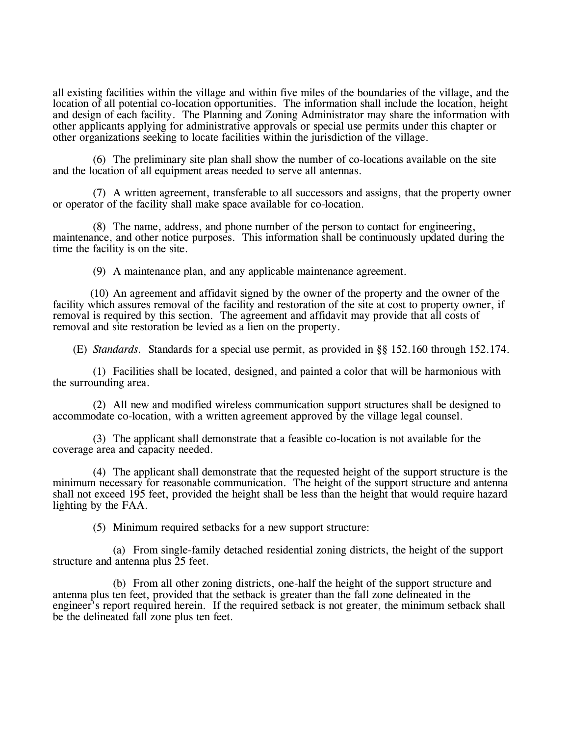all existing facilities within the village and within five miles of the boundaries of the village, and the location of all potential co-location opportunities. The information shall include the location, height and design of each facility. The Planning and Zoning Administrator may share the information with other applicants applying for administrative approvals or special use permits under this chapter or other organizations seeking to locate facilities within the jurisdiction of the village.

(6) The preliminary site plan shall show the number of co-locations available on the site and the location of all equipment areas needed to serve all antennas.

(7) A written agreement, transferable to all successors and assigns, that the property owner or operator of the facility shall make space available for co-location.

(8) The name, address, and phone number of the person to contact for engineering, maintenance, and other notice purposes. This information shall be continuously updated during the time the facility is on the site.

(9) A maintenance plan, and any applicable maintenance agreement.

(10) An agreement and affidavit signed by the owner of the property and the owner of the facility which assures removal of the facility and restoration of the site at cost to property owner, if removal is required by this section. The agreement and affidavit may provide that all costs of removal and site restoration be levied as a lien on the property.

(E) *Standards*. Standards for a special use permit, as provided in §§ 152.160 through 152.174.

(1) Facilities shall be located, designed, and painted a color that will be harmonious with the surrounding area.

(2) All new and modified wireless communication support structures shall be designed to accommodate co-location, with a written agreement approved by the village legal counsel.

(3) The applicant shall demonstrate that a feasible co-location is not available for the coverage area and capacity needed.

(4) The applicant shall demonstrate that the requested height of the support structure is the minimum necessary for reasonable communication. The height of the support structure and antenna shall not exceed 195 feet, provided the height shall be less than the height that would require hazard lighting by the FAA.

(5) Minimum required setbacks for a new support structure:

(a) From single-family detached residential zoning districts, the height of the support structure and antenna plus 25 feet.

(b) From all other zoning districts, one-half the height of the support structure and antenna plus ten feet, provided that the setback is greater than the fall zone delineated in the engineer's report required herein. If the required setback is not greater, the minimum setback shall be the delineated fall zone plus ten feet.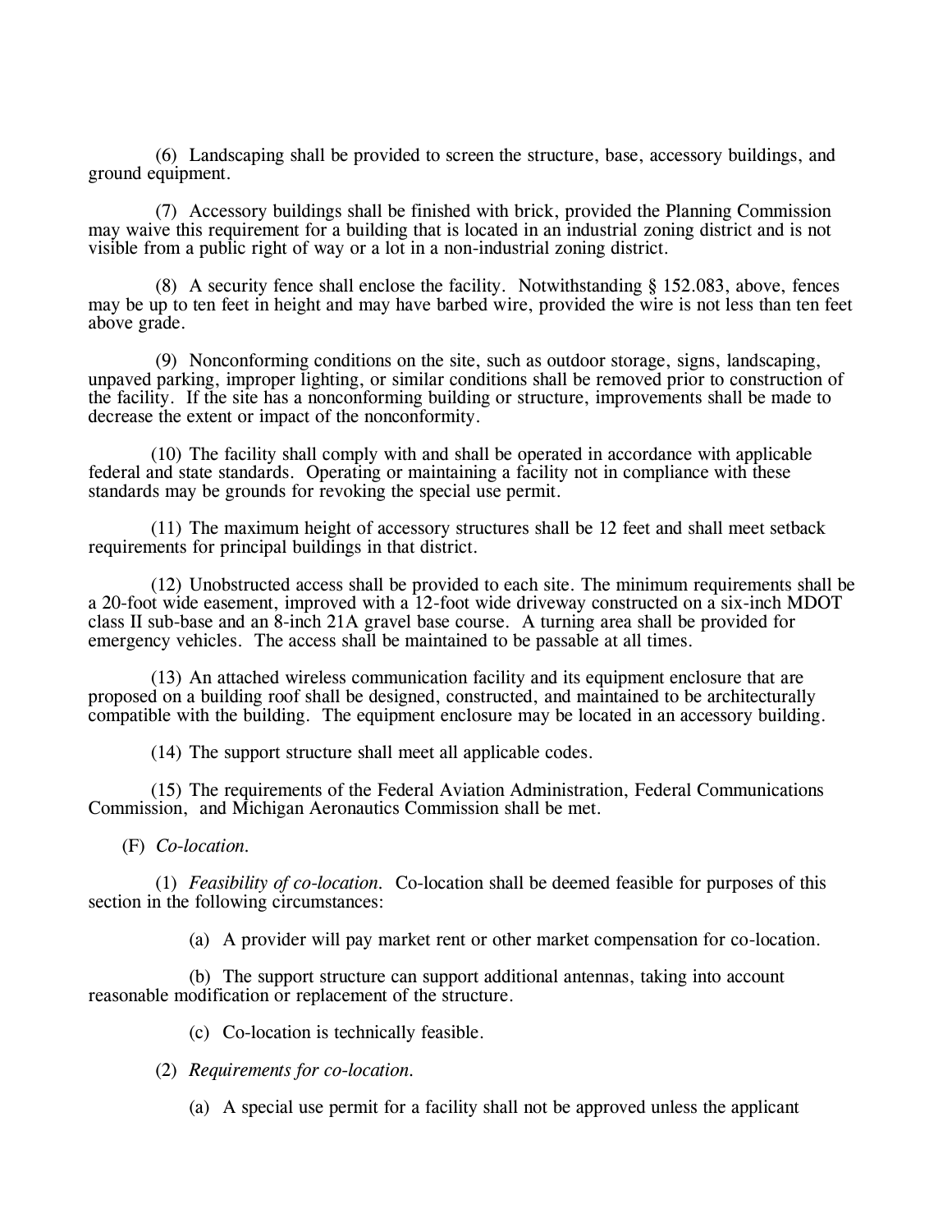(6) Landscaping shall be provided to screen the structure, base, accessory buildings, and ground equipment.

(7) Accessory buildings shall be finished with brick, provided the Planning Commission may waive this requirement for a building that is located in an industrial zoning district and is not visible from a public right of way or a lot in a non-industrial zoning district.

(8) A security fence shall enclose the facility. Notwithstanding § 152.083, above, fences may be up to ten feet in height and may have barbed wire, provided the wire is not less than ten feet above grade.

(9) Nonconforming conditions on the site, such as outdoor storage, signs, landscaping, unpaved parking, improper lighting, or similar conditions shall be removed prior to construction of the facility. If the site has a nonconforming building or structure, improvements shall be made to decrease the extent or impact of the nonconformity.

(10) The facility shall comply with and shall be operated in accordance with applicable federal and state standards. Operating or maintaining a facility not in compliance with these standards may be grounds for revoking the special use permit.

(11) The maximum height of accessory structures shall be 12 feet and shall meet setback requirements for principal buildings in that district.

(12) Unobstructed access shall be provided to each site. The minimum requirements shall be a 20-foot wide easement, improved with a 12-foot wide driveway constructed on a six-inch MDOT class II sub-base and an 8-inch 21A gravel base course. A turning area shall be provided for emergency vehicles. The access shall be maintained to be passable at all times.

(13) An attached wireless communication facility and its equipment enclosure that are proposed on a building roof shall be designed, constructed, and maintained to be architecturally compatible with the building. The equipment enclosure may be located in an accessory building.

(14) The support structure shall meet all applicable codes.

(15) The requirements of the Federal Aviation Administration, Federal Communications Commission, and Michigan Aeronautics Commission shall be met.

(F) *Co-location.*

(1) *Feasibility of co-location.* Co-location shall be deemed feasible for purposes of this section in the following circumstances:

(a) A provider will pay market rent or other market compensation for co-location.

(b) The support structure can support additional antennas, taking into account reasonable modification or replacement of the structure.

(c) Co-location is technically feasible.

(2) *Requirements for co-location.*

(a) A special use permit for a facility shall not be approved unless the applicant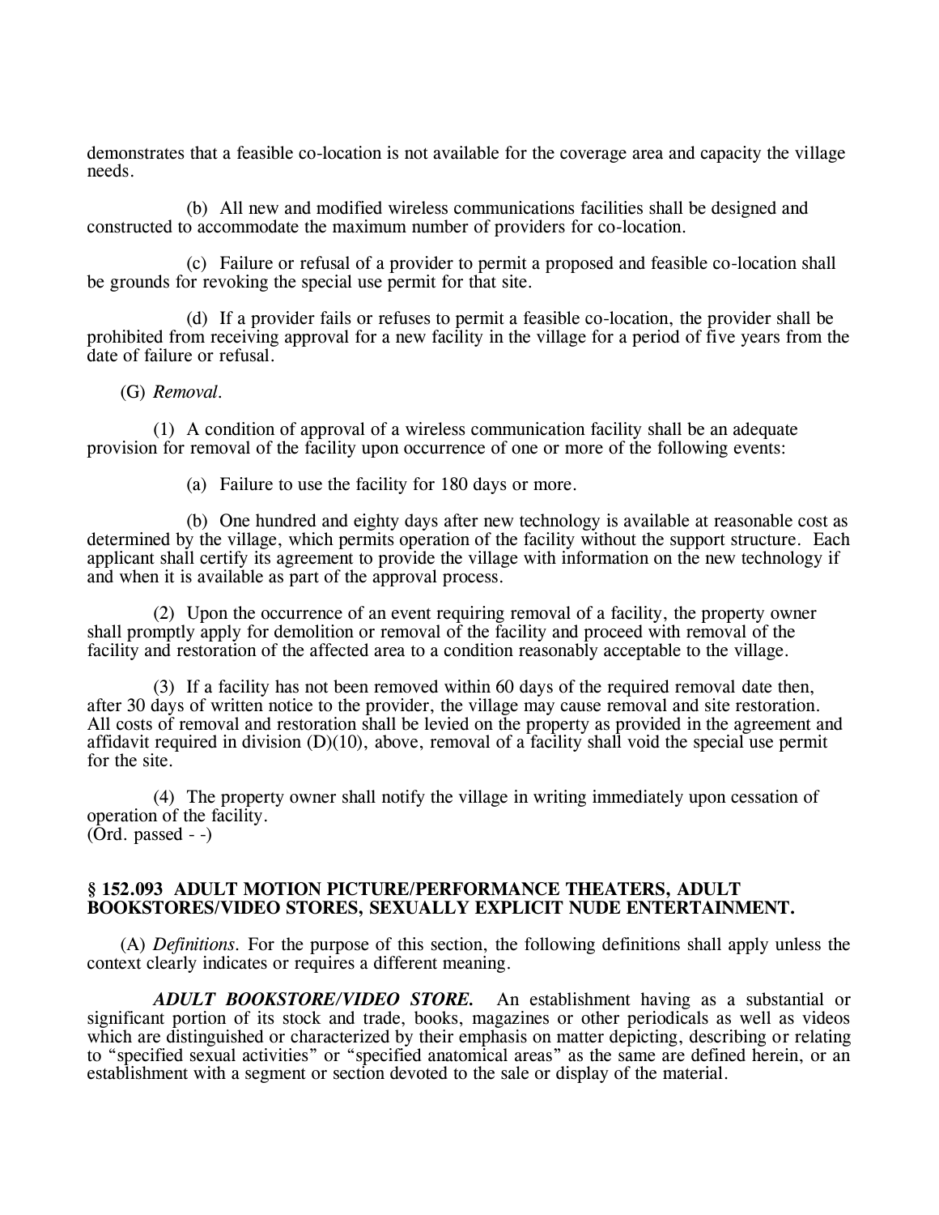demonstrates that a feasible co-location is not available for the coverage area and capacity the village needs.

(b) All new and modified wireless communications facilities shall be designed and constructed to accommodate the maximum number of providers for co-location.

(c) Failure or refusal of a provider to permit a proposed and feasible co-location shall be grounds for revoking the special use permit for that site.

(d) If a provider fails or refuses to permit a feasible co-location, the provider shall be prohibited from receiving approval for a new facility in the village for a period of five years from the date of failure or refusal.

(G) *Removal*.

(1) A condition of approval of a wireless communication facility shall be an adequate provision for removal of the facility upon occurrence of one or more of the following events:

(a) Failure to use the facility for 180 days or more.

(b) One hundred and eighty days after new technology is available at reasonable cost as determined by the village, which permits operation of the facility without the support structure. Each applicant shall certify its agreement to provide the village with information on the new technology if and when it is available as part of the approval process.

(2) Upon the occurrence of an event requiring removal of a facility, the property owner shall promptly apply for demolition or removal of the facility and proceed with removal of the facility and restoration of the affected area to a condition reasonably acceptable to the village.

(3) If a facility has not been removed within 60 days of the required removal date then, after 30 days of written notice to the provider, the village may cause removal and site restoration. All costs of removal and restoration shall be levied on the property as provided in the agreement and affidavit required in division (D)(10), above, removal of a facility shall void the special use permit for the site.

(4) The property owner shall notify the village in writing immediately upon cessation of operation of the facility.
(Ord. passed - -)

### § 152.093 ADULT MOTION PICTURE/PERFORMANCE THEATERS, ADULT BOOKSTORES/VIDEO STORES, SEXUALLY EXPLICIT NUDE ENTERTAINMENT.

(A) *Definitions*. For the purpose of this section, the following definitions shall apply unless the context clearly indicates or requires a different meaning.

***ADULT BOOKSTORE/VIDEO STORE.*** An establishment having as a substantial or significant portion of its stock and trade, books, magazines or other periodicals as well as videos which are distinguished or characterized by their emphasis on matter depicting, describing or relating to "specified sexual activities" or "specified anatomical areas" as the same are defined herein, or an establishment with a segment or section devoted to the sale or display of the material.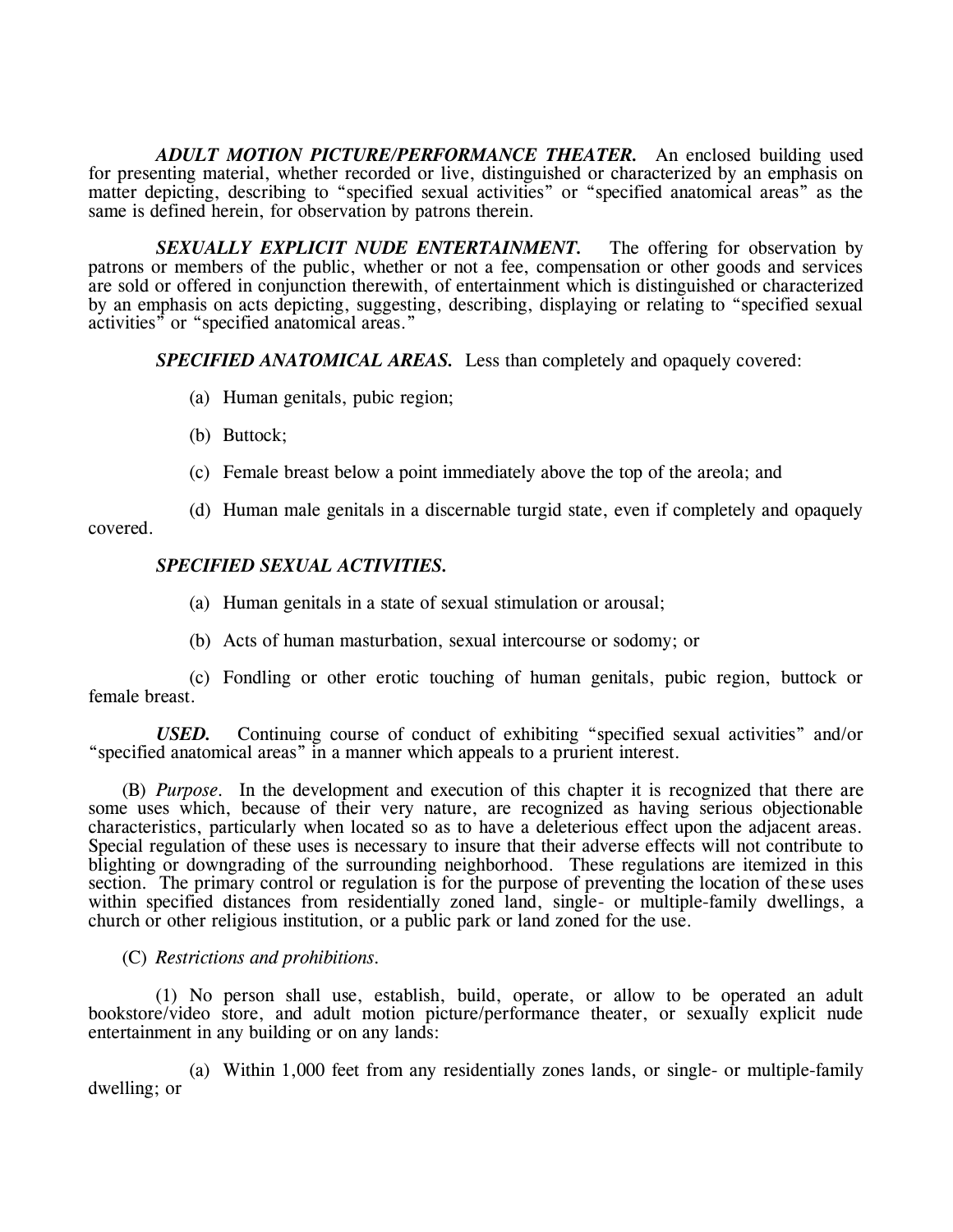***ADULT MOTION PICTURE/PERFORMANCE THEATER.*** An enclosed building used for presenting material, whether recorded or live, distinguished or characterized by an emphasis on matter depicting, describing to "specified sexual activities" or "specified anatomical areas" as the same is defined herein, for observation by patrons therein.

***SEXUALLY EXPLICIT NUDE ENTERTAINMENT.*** The offering for observation by patrons or members of the public, whether or not a fee, compensation or other goods and services are sold or offered in conjunction therewith, of entertainment which is distinguished or characterized by an emphasis on acts depicting, suggesting, describing, displaying or relating to "specified sexual activities" or "specified anatomical areas."

***SPECIFIED ANATOMICAL AREAS.*** Less than completely and opaquely covered:

(a) Human genitals, pubic region;

(b) Buttock;

(c) Female breast below a point immediately above the top of the areola; and

(d) Human male genitals in a discernable turgid state, even if completely and opaquely covered.

***SPECIFIED SEXUAL ACTIVITIES.***

(a) Human genitals in a state of sexual stimulation or arousal;

(b) Acts of human masturbation, sexual intercourse or sodomy; or

(c) Fondling or other erotic touching of human genitals, pubic region, buttock or female breast.

***USED.*** Continuing course of conduct of exhibiting "specified sexual activities" and/or "specified anatomical areas" in a manner which appeals to a prurient interest.

(B) *Purpose.* In the development and execution of this chapter it is recognized that there are some uses which, because of their very nature, are recognized as having serious objectionable characteristics, particularly when located so as to have a deleterious effect upon the adjacent areas. Special regulation of these uses is necessary to insure that their adverse effects will not contribute to blighting or downgrading of the surrounding neighborhood. These regulations are itemized in this section. The primary control or regulation is for the purpose of preventing the location of these uses within specified distances from residentially zoned land, single- or multiple-family dwellings, a church or other religious institution, or a public park or land zoned for the use.

(C) *Restrictions and prohibitions.*

(1) No person shall use, establish, build, operate, or allow to be operated an adult bookstore/video store, and adult motion picture/performance theater, or sexually explicit nude entertainment in any building or on any lands:

(a) Within 1,000 feet from any residentially zones lands, or single- or multiple-family dwelling; or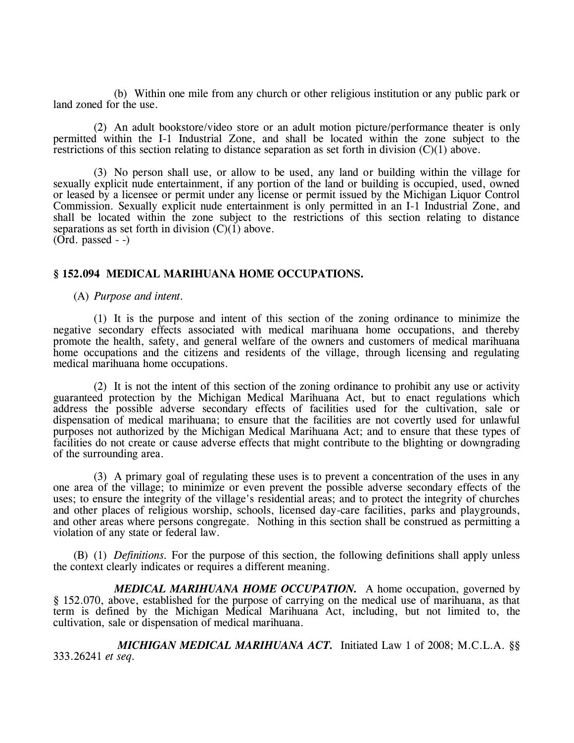(b) Within one mile from any church or other religious institution or any public park or land zoned for the use.

(2) An adult bookstore/video store or an adult motion picture/performance theater is only permitted within the I-1 Industrial Zone, and shall be located within the zone subject to the restrictions of this section relating to distance separation as set forth in division (C)(1) above.

(3) No person shall use, or allow to be used, any land or building within the village for sexually explicit nude entertainment, if any portion of the land or building is occupied, used, owned or leased by a licensee or permit under any license or permit issued by the Michigan Liquor Control Commission. Sexually explicit nude entertainment is only permitted in an I-1 Industrial Zone, and shall be located within the zone subject to the restrictions of this section relating to distance separations as set forth in division (C)(1) above.
(Ord. passed - -)

### § 152.094 MEDICAL MARIHUANA HOME OCCUPATIONS.

(A) *Purpose and intent.*

(1) It is the purpose and intent of this section of the zoning ordinance to minimize the negative secondary effects associated with medical marihuana home occupations, and thereby promote the health, safety, and general welfare of the owners and customers of medical marihuana home occupations and the citizens and residents of the village, through licensing and regulating medical marihuana home occupations.

(2) It is not the intent of this section of the zoning ordinance to prohibit any use or activity guaranteed protection by the Michigan Medical Marihuana Act, but to enact regulations which address the possible adverse secondary effects of facilities used for the cultivation, sale or dispensation of medical marihuana; to ensure that the facilities are not covertly used for unlawful purposes not authorized by the Michigan Medical Marihuana Act; and to ensure that these types of facilities do not create or cause adverse effects that might contribute to the blighting or downgrading of the surrounding area.

(3) A primary goal of regulating these uses is to prevent a concentration of the uses in any one area of the village; to minimize or even prevent the possible adverse secondary effects of the uses; to ensure the integrity of the village's residential areas; and to protect the integrity of churches and other places of religious worship, schools, licensed day-care facilities, parks and playgrounds, and other areas where persons congregate. Nothing in this section shall be construed as permitting a violation of any state or federal law.

(B) (1) *Definitions.* For the purpose of this section, the following definitions shall apply unless the context clearly indicates or requires a different meaning.

***MEDICAL MARIHUANA HOME OCCUPATION.*** A home occupation, governed by § 152.070, above, established for the purpose of carrying on the medical use of marihuana, as that term is defined by the Michigan Medical Marihuana Act, including, but not limited to, the cultivation, sale or dispensation of medical marihuana.

***MICHIGAN MEDICAL MARIHUANA ACT.*** Initiated Law 1 of 2008; M.C.L.A. §§ 333.26241 *et seq.*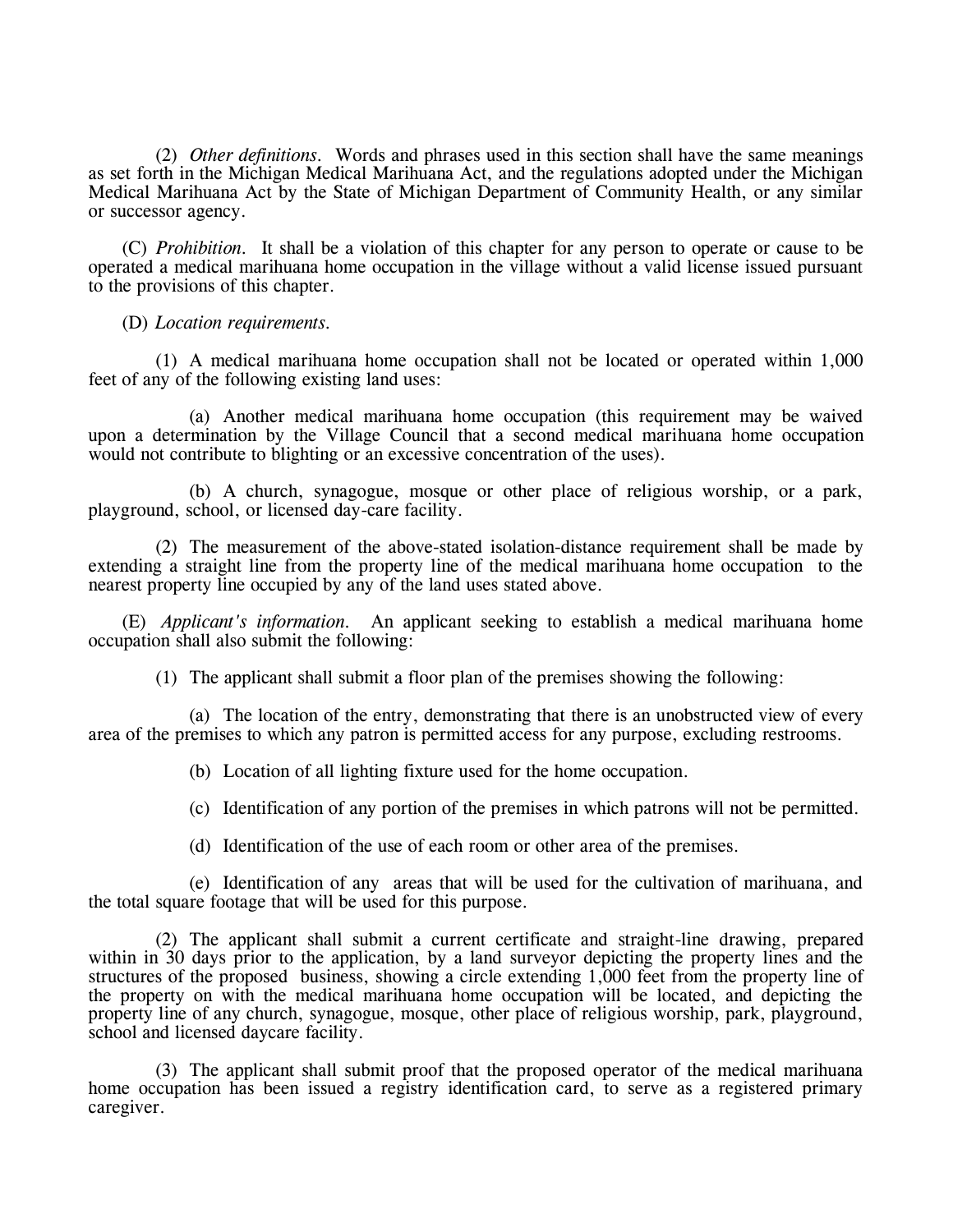(2) *Other definitions.* Words and phrases used in this section shall have the same meanings as set forth in the Michigan Medical Marihuana Act, and the regulations adopted under the Michigan Medical Marihuana Act by the State of Michigan Department of Community Health, or any similar or successor agency.

(C) *Prohibition.* It shall be a violation of this chapter for any person to operate or cause to be operated a medical marihuana home occupation in the village without a valid license issued pursuant to the provisions of this chapter.

(D) *Location requirements.*

(1) A medical marihuana home occupation shall not be located or operated within 1,000 feet of any of the following existing land uses:

(a) Another medical marihuana home occupation (this requirement may be waived upon a determination by the Village Council that a second medical marihuana home occupation would not contribute to blighting or an excessive concentration of the uses).

(b) A church, synagogue, mosque or other place of religious worship, or a park, playground, school, or licensed day-care facility.

(2) The measurement of the above-stated isolation-distance requirement shall be made by extending a straight line from the property line of the medical marihuana home occupation to the nearest property line occupied by any of the land uses stated above.

(E) *Applicant's information.* An applicant seeking to establish a medical marihuana home occupation shall also submit the following:

(1) The applicant shall submit a floor plan of the premises showing the following:

(a) The location of the entry, demonstrating that there is an unobstructed view of every area of the premises to which any patron is permitted access for any purpose, excluding restrooms.

(b) Location of all lighting fixture used for the home occupation.

(c) Identification of any portion of the premises in which patrons will not be permitted.

(d) Identification of the use of each room or other area of the premises.

(e) Identification of any areas that will be used for the cultivation of marihuana, and the total square footage that will be used for this purpose.

(2) The applicant shall submit a current certificate and straight-line drawing, prepared within in 30 days prior to the application, by a land surveyor depicting the property lines and the structures of the proposed business, showing a circle extending 1,000 feet from the property line of the property on with the medical marihuana home occupation will be located, and depicting the property line of any church, synagogue, mosque, other place of religious worship, park, playground, school and licensed daycare facility.

(3) The applicant shall submit proof that the proposed operator of the medical marihuana home occupation has been issued a registry identification card, to serve as a registered primary caregiver.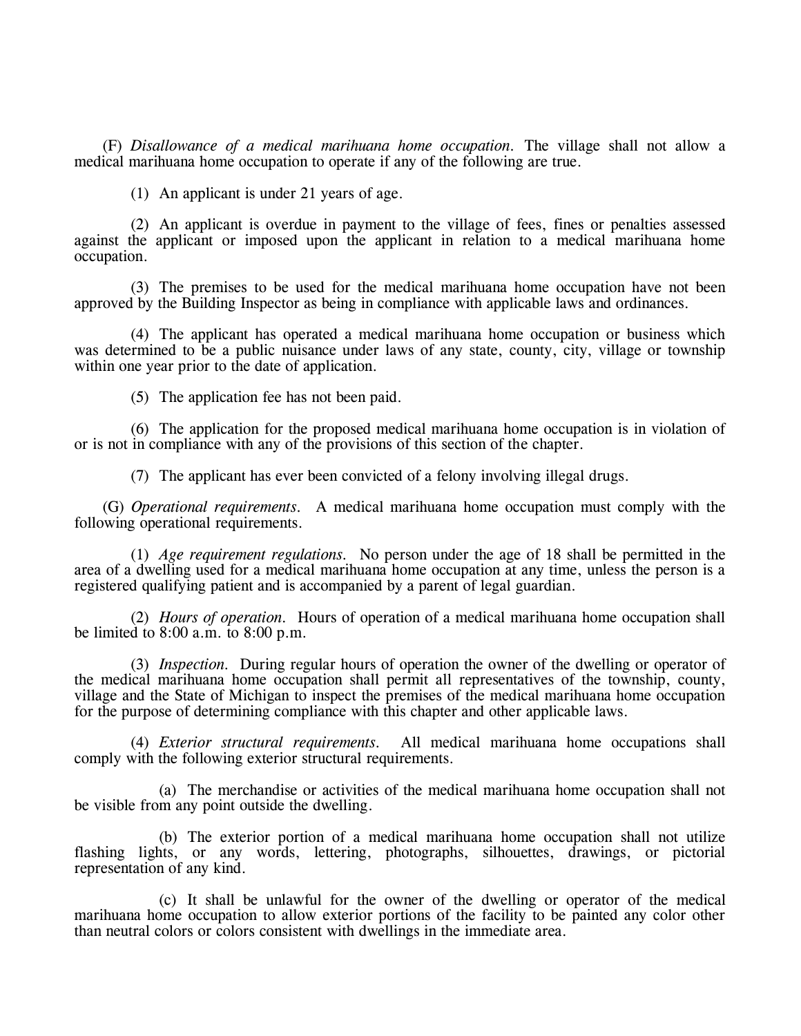(F) *Disallowance of a medical marihuana home occupation*. The village shall not allow a medical marihuana home occupation to operate if any of the following are true.

(1) An applicant is under 21 years of age.

(2) An applicant is overdue in payment to the village of fees, fines or penalties assessed against the applicant or imposed upon the applicant in relation to a medical marihuana home occupation.

(3) The premises to be used for the medical marihuana home occupation have not been approved by the Building Inspector as being in compliance with applicable laws and ordinances.

(4) The applicant has operated a medical marihuana home occupation or business which was determined to be a public nuisance under laws of any state, county, city, village or township within one year prior to the date of application.

(5) The application fee has not been paid.

(6) The application for the proposed medical marihuana home occupation is in violation of or is not in compliance with any of the provisions of this section of the chapter.

(7) The applicant has ever been convicted of a felony involving illegal drugs.

(G) *Operational requirements*. A medical marihuana home occupation must comply with the following operational requirements.

(1) *Age requirement regulations*. No person under the age of 18 shall be permitted in the area of a dwelling used for a medical marihuana home occupation at any time, unless the person is a registered qualifying patient and is accompanied by a parent of legal guardian.

(2) *Hours of operation*. Hours of operation of a medical marihuana home occupation shall be limited to 8:00 a.m. to 8:00 p.m.

(3) *Inspection*. During regular hours of operation the owner of the dwelling or operator of the medical marihuana home occupation shall permit all representatives of the township, county, village and the State of Michigan to inspect the premises of the medical marihuana home occupation for the purpose of determining compliance with this chapter and other applicable laws.

(4) *Exterior structural requirements*. All medical marihuana home occupations shall comply with the following exterior structural requirements.

(a) The merchandise or activities of the medical marihuana home occupation shall not be visible from any point outside the dwelling.

(b) The exterior portion of a medical marihuana home occupation shall not utilize flashing lights, or any words, lettering, photographs, silhouettes, drawings, or pictorial representation of any kind.

(c) It shall be unlawful for the owner of the dwelling or operator of the medical marihuana home occupation to allow exterior portions of the facility to be painted any color other than neutral colors or colors consistent with dwellings in the immediate area.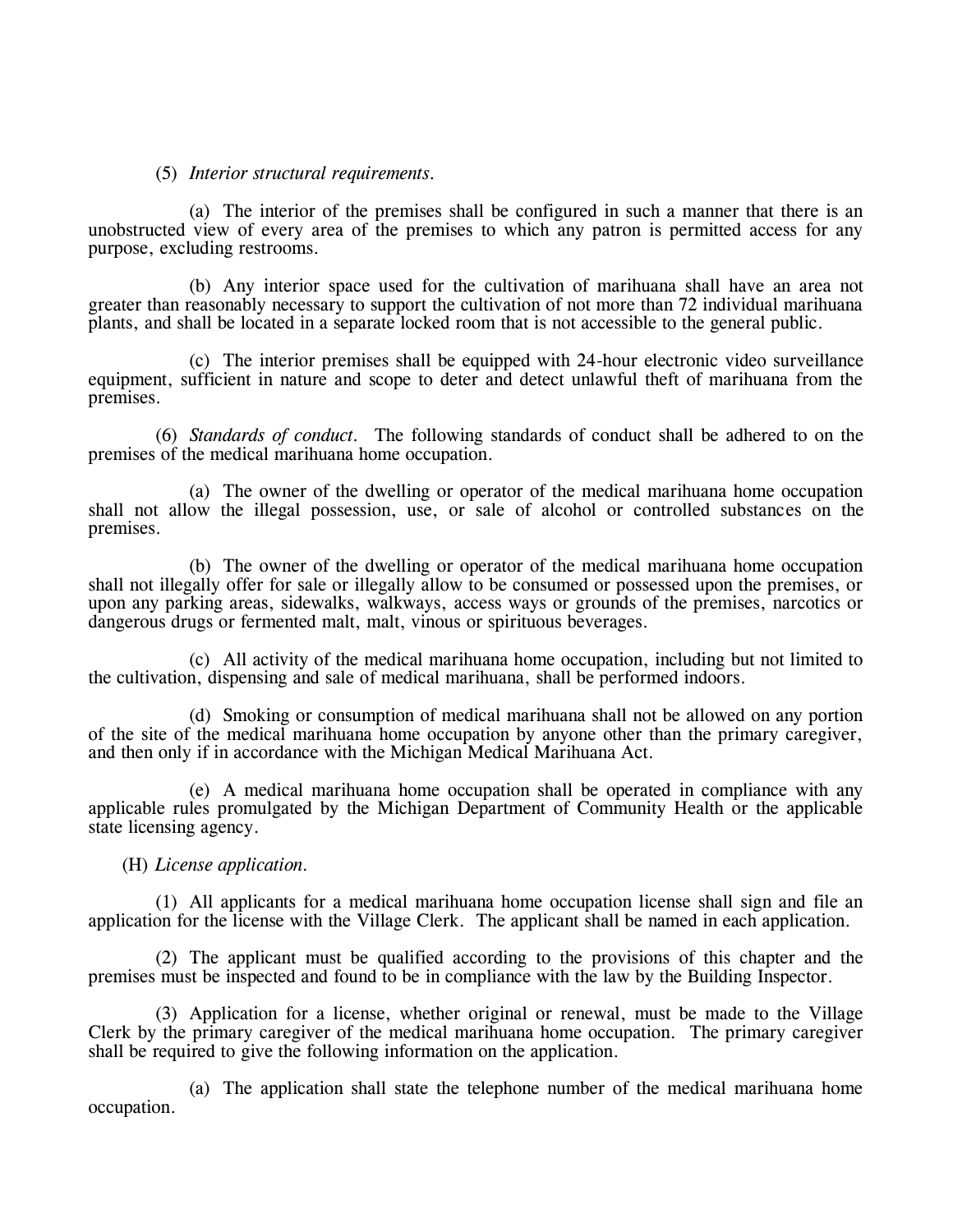(5) *Interior structural requirements.*

(a) The interior of the premises shall be configured in such a manner that there is an unobstructed view of every area of the premises to which any patron is permitted access for any purpose, excluding restrooms.

(b) Any interior space used for the cultivation of marihuana shall have an area not greater than reasonably necessary to support the cultivation of not more than 72 individual marihuana plants, and shall be located in a separate locked room that is not accessible to the general public.

(c) The interior premises shall be equipped with 24-hour electronic video surveillance equipment, sufficient in nature and scope to deter and detect unlawful theft of marihuana from the premises.

(6) *Standards of conduct.* The following standards of conduct shall be adhered to on the premises of the medical marihuana home occupation.

(a) The owner of the dwelling or operator of the medical marihuana home occupation shall not allow the illegal possession, use, or sale of alcohol or controlled substances on the premises.

(b) The owner of the dwelling or operator of the medical marihuana home occupation shall not illegally offer for sale or illegally allow to be consumed or possessed upon the premises, or upon any parking areas, sidewalks, walkways, access ways or grounds of the premises, narcotics or dangerous drugs or fermented malt, malt, vinous or spirituous beverages.

(c) All activity of the medical marihuana home occupation, including but not limited to the cultivation, dispensing and sale of medical marihuana, shall be performed indoors.

(d) Smoking or consumption of medical marihuana shall not be allowed on any portion of the site of the medical marihuana home occupation by anyone other than the primary caregiver, and then only if in accordance with the Michigan Medical Marihuana Act.

(e) A medical marihuana home occupation shall be operated in compliance with any applicable rules promulgated by the Michigan Department of Community Health or the applicable state licensing agency.

(H) *License application.*

(1) All applicants for a medical marihuana home occupation license shall sign and file an application for the license with the Village Clerk. The applicant shall be named in each application.

(2) The applicant must be qualified according to the provisions of this chapter and the premises must be inspected and found to be in compliance with the law by the Building Inspector.

(3) Application for a license, whether original or renewal, must be made to the Village Clerk by the primary caregiver of the medical marihuana home occupation. The primary caregiver shall be required to give the following information on the application.

(a) The application shall state the telephone number of the medical marihuana home occupation.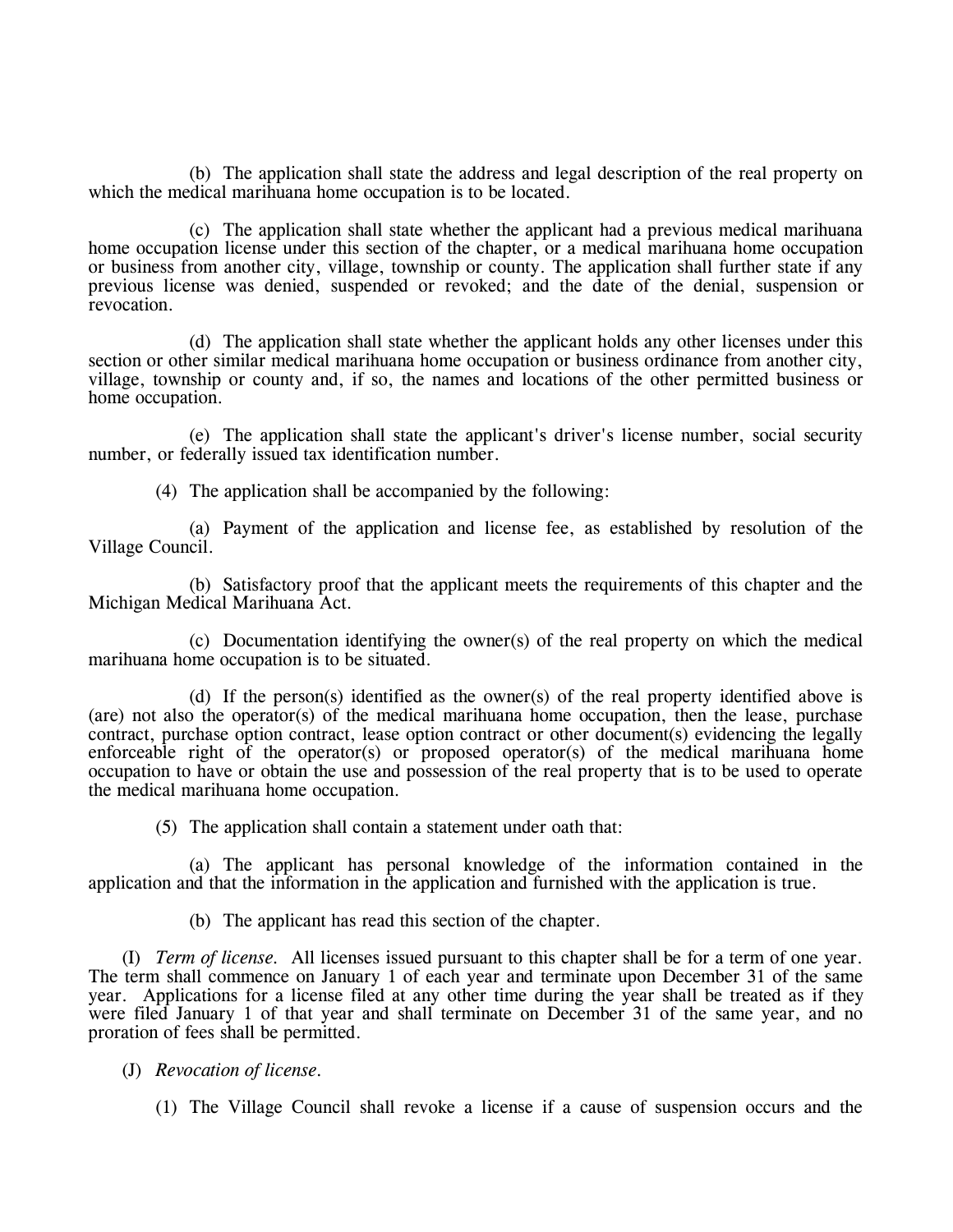(b) The application shall state the address and legal description of the real property on which the medical marihuana home occupation is to be located.

(c) The application shall state whether the applicant had a previous medical marihuana home occupation license under this section of the chapter, or a medical marihuana home occupation or business from another city, village, township or county. The application shall further state if any previous license was denied, suspended or revoked; and the date of the denial, suspension or revocation.

(d) The application shall state whether the applicant holds any other licenses under this section or other similar medical marihuana home occupation or business ordinance from another city, village, township or county and, if so, the names and locations of the other permitted business or home occupation.

(e) The application shall state the applicant's driver's license number, social security number, or federally issued tax identification number.

(4) The application shall be accompanied by the following:

(a) Payment of the application and license fee, as established by resolution of the Village Council.

(b) Satisfactory proof that the applicant meets the requirements of this chapter and the Michigan Medical Marihuana Act.

(c) Documentation identifying the owner(s) of the real property on which the medical marihuana home occupation is to be situated.

(d) If the person(s) identified as the owner(s) of the real property identified above is (are) not also the operator(s) of the medical marihuana home occupation, then the lease, purchase contract, purchase option contract, lease option contract or other document(s) evidencing the legally enforceable right of the operator(s) or proposed operator(s) of the medical marihuana home occupation to have or obtain the use and possession of the real property that is to be used to operate the medical marihuana home occupation.

(5) The application shall contain a statement under oath that:

(a) The applicant has personal knowledge of the information contained in the application and that the information in the application and furnished with the application is true.

(b) The applicant has read this section of the chapter.

(I) *Term of license.* All licenses issued pursuant to this chapter shall be for a term of one year. The term shall commence on January 1 of each year and terminate upon December 31 of the same year. Applications for a license filed at any other time during the year shall be treated as if they were filed January 1 of that year and shall terminate on December 31 of the same year, and no proration of fees shall be permitted.

(J) *Revocation of license.*

(1) The Village Council shall revoke a license if a cause of suspension occurs and the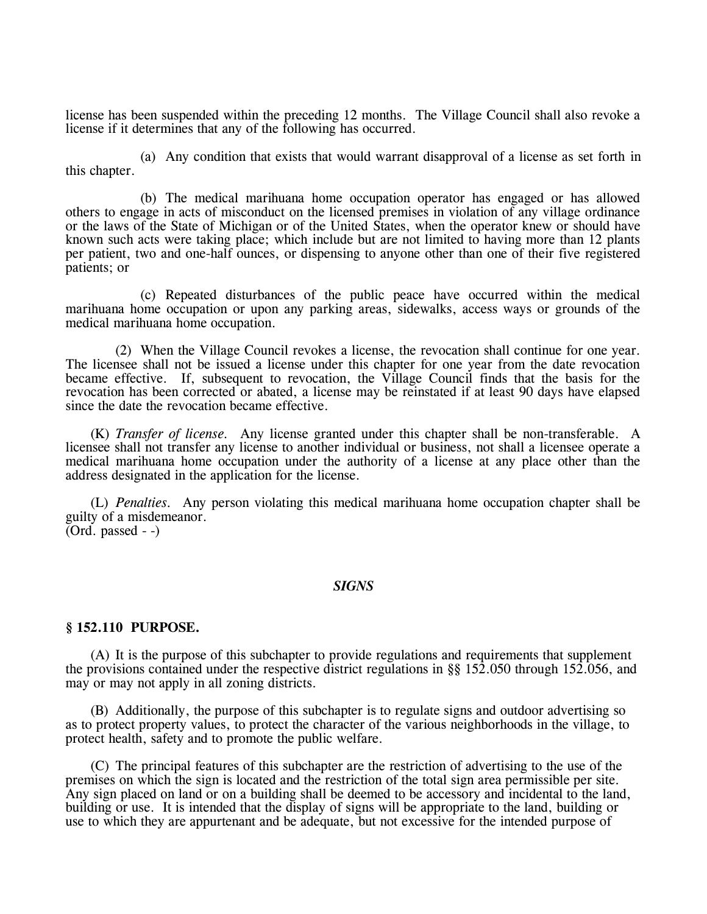license has been suspended within the preceding 12 months. The Village Council shall also revoke a license if it determines that any of the following has occurred.

(a) Any condition that exists that would warrant disapproval of a license as set forth in this chapter.

(b) The medical marihuana home occupation operator has engaged or has allowed others to engage in acts of misconduct on the licensed premises in violation of any village ordinance or the laws of the State of Michigan or of the United States, when the operator knew or should have known such acts were taking place; which include but are not limited to having more than 12 plants per patient, two and one-half ounces, or dispensing to anyone other than one of their five registered patients; or

(c) Repeated disturbances of the public peace have occurred within the medical marihuana home occupation or upon any parking areas, sidewalks, access ways or grounds of the medical marihuana home occupation.

(2) When the Village Council revokes a license, the revocation shall continue for one year. The licensee shall not be issued a license under this chapter for one year from the date revocation became effective. If, subsequent to revocation, the Village Council finds that the basis for the revocation has been corrected or abated, a license may be reinstated if at least 90 days have elapsed since the date the revocation became effective.

(K) *Transfer of license.* Any license granted under this chapter shall be non-transferable. A licensee shall not transfer any license to another individual or business, not shall a licensee operate a medical marihuana home occupation under the authority of a license at any place other than the address designated in the application for the license.

(L) *Penalties.* Any person violating this medical marihuana home occupation chapter shall be guilty of a misdemeanor.
(Ord. passed - -)

***SIGNS***

**§ 152.110 PURPOSE.**

(A) It is the purpose of this subchapter to provide regulations and requirements that supplement the provisions contained under the respective district regulations in §§ 152.050 through 152.056, and may or may not apply in all zoning districts.

(B) Additionally, the purpose of this subchapter is to regulate signs and outdoor advertising so as to protect property values, to protect the character of the various neighborhoods in the village, to protect health, safety and to promote the public welfare.

(C) The principal features of this subchapter are the restriction of advertising to the use of the premises on which the sign is located and the restriction of the total sign area permissible per site. Any sign placed on land or on a building shall be deemed to be accessory and incidental to the land, building or use. It is intended that the display of signs will be appropriate to the land, building or use to which they are appurtenant and be adequate, but not excessive for the intended purpose of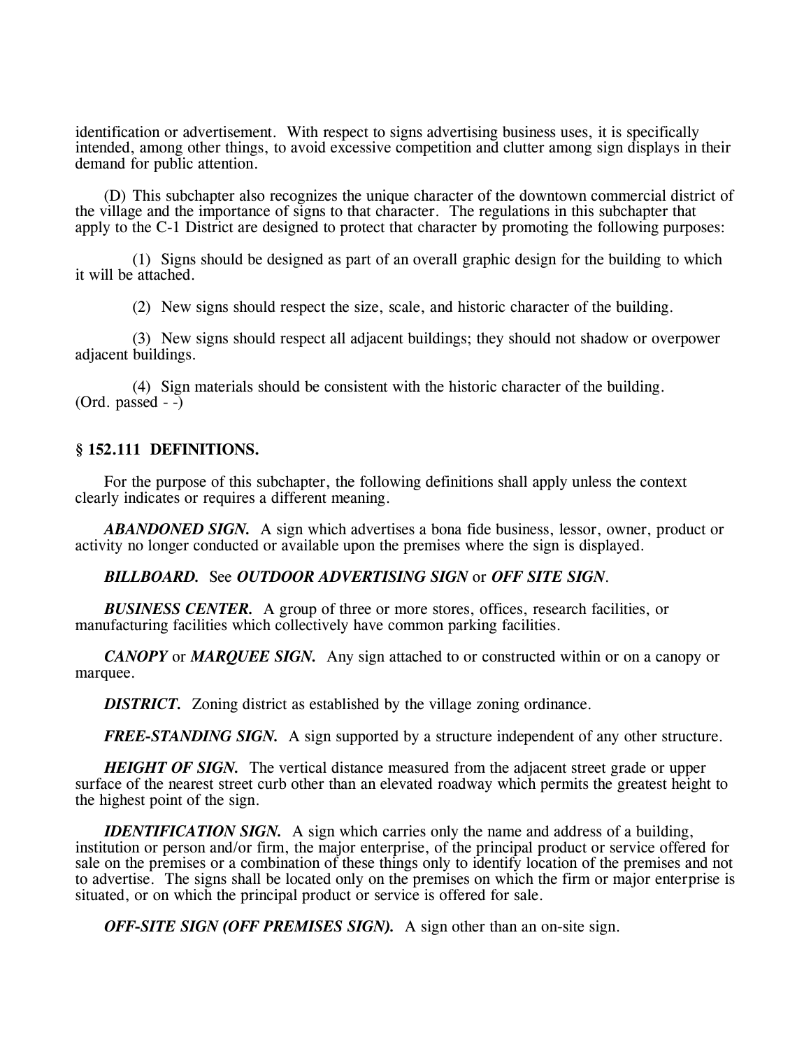identification or advertisement. With respect to signs advertising business uses, it is specifically intended, among other things, to avoid excessive competition and clutter among sign displays in their demand for public attention.

(D) This subchapter also recognizes the unique character of the downtown commercial district of the village and the importance of signs to that character. The regulations in this subchapter that apply to the C-1 District are designed to protect that character by promoting the following purposes:

(1) Signs should be designed as part of an overall graphic design for the building to which it will be attached.

(2) New signs should respect the size, scale, and historic character of the building.

(3) New signs should respect all adjacent buildings; they should not shadow or overpower adjacent buildings.

(4) Sign materials should be consistent with the historic character of the building.
(Ord. passed - -)

### § 152.111 DEFINITIONS.

For the purpose of this subchapter, the following definitions shall apply unless the context clearly indicates or requires a different meaning.

***ABANDONED SIGN.*** A sign which advertises a bona fide business, lessor, owner, product or activity no longer conducted or available upon the premises where the sign is displayed.

***BILLBOARD.*** See ***OUTDOOR ADVERTISING SIGN*** or ***OFF SITE SIGN***.

***BUSINESS CENTER.*** A group of three or more stores, offices, research facilities, or manufacturing facilities which collectively have common parking facilities.

***CANOPY*** or ***MARQUEE SIGN.*** Any sign attached to or constructed within or on a canopy or marquee.

***DISTRICT.*** Zoning district as established by the village zoning ordinance.

***FREE-STANDING SIGN.*** A sign supported by a structure independent of any other structure.

***HEIGHT OF SIGN.*** The vertical distance measured from the adjacent street grade or upper surface of the nearest street curb other than an elevated roadway which permits the greatest height to the highest point of the sign.

***IDENTIFICATION SIGN.*** A sign which carries only the name and address of a building, institution or person and/or firm, the major enterprise, of the principal product or service offered for sale on the premises or a combination of these things only to identify location of the premises and not to advertise. The signs shall be located only on the premises on which the firm or major enterprise is situated, or on which the principal product or service is offered for sale.

***OFF-SITE SIGN (OFF PREMISES SIGN).*** A sign other than an on-site sign.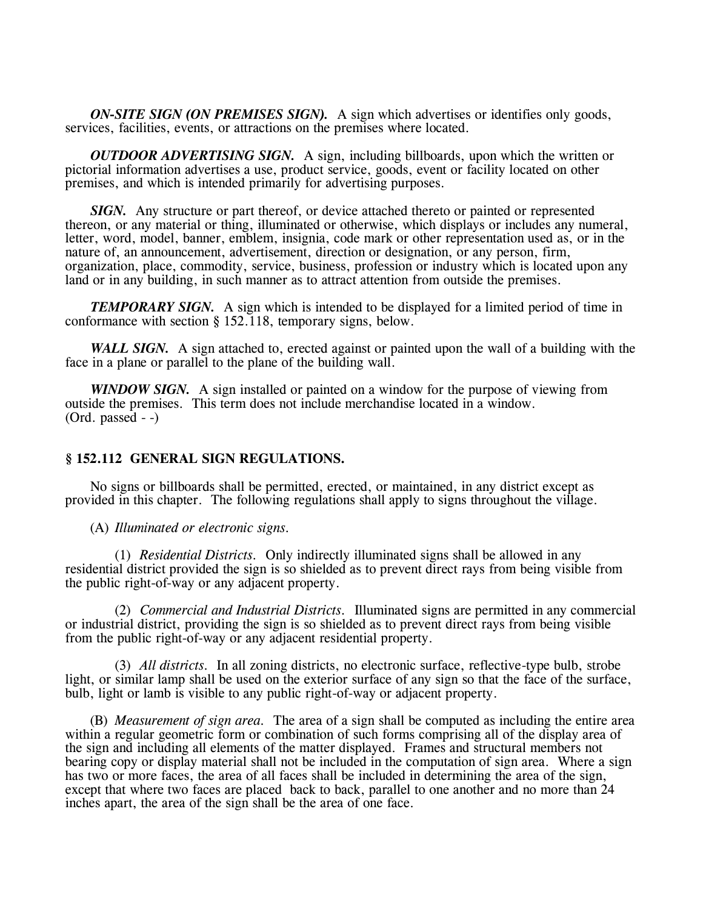***ON-SITE SIGN (ON PREMISES SIGN).*** A sign which advertises or identifies only goods, services, facilities, events, or attractions on the premises where located.

***OUTDOOR ADVERTISING SIGN.*** A sign, including billboards, upon which the written or pictorial information advertises a use, product service, goods, event or facility located on other premises, and which is intended primarily for advertising purposes.

***SIGN.*** Any structure or part thereof, or device attached thereto or painted or represented thereon, or any material or thing, illuminated or otherwise, which displays or includes any numeral, letter, word, model, banner, emblem, insignia, code mark or other representation used as, or in the nature of, an announcement, advertisement, direction or designation, or any person, firm, organization, place, commodity, service, business, profession or industry which is located upon any land or in any building, in such manner as to attract attention from outside the premises.

***TEMPORARY SIGN.*** A sign which is intended to be displayed for a limited period of time in conformance with section § 152.118, temporary signs, below.

***WALL SIGN.*** A sign attached to, erected against or painted upon the wall of a building with the face in a plane or parallel to the plane of the building wall.

***WINDOW SIGN.*** A sign installed or painted on a window for the purpose of viewing from outside the premises. This term does not include merchandise located in a window.
(Ord. passed - -)

## § 152.112 GENERAL SIGN REGULATIONS.

No signs or billboards shall be permitted, erected, or maintained, in any district except as provided in this chapter. The following regulations shall apply to signs throughout the village.

(A) *Illuminated or electronic signs.*

(1) *Residential Districts.* Only indirectly illuminated signs shall be allowed in any residential district provided the sign is so shielded as to prevent direct rays from being visible from the public right-of-way or any adjacent property.

(2) *Commercial and Industrial Districts.* Illuminated signs are permitted in any commercial or industrial district, providing the sign is so shielded as to prevent direct rays from being visible from the public right-of-way or any adjacent residential property.

(3) *All districts.* In all zoning districts, no electronic surface, reflective-type bulb, strobe light, or similar lamp shall be used on the exterior surface of any sign so that the face of the surface, bulb, light or lamb is visible to any public right-of-way or adjacent property.

(B) *Measurement of sign area.* The area of a sign shall be computed as including the entire area within a regular geometric form or combination of such forms comprising all of the display area of the sign and including all elements of the matter displayed. Frames and structural members not bearing copy or display material shall not be included in the computation of sign area. Where a sign has two or more faces, the area of all faces shall be included in determining the area of the sign, except that where two faces are placed back to back, parallel to one another and no more than 24 inches apart, the area of the sign shall be the area of one face.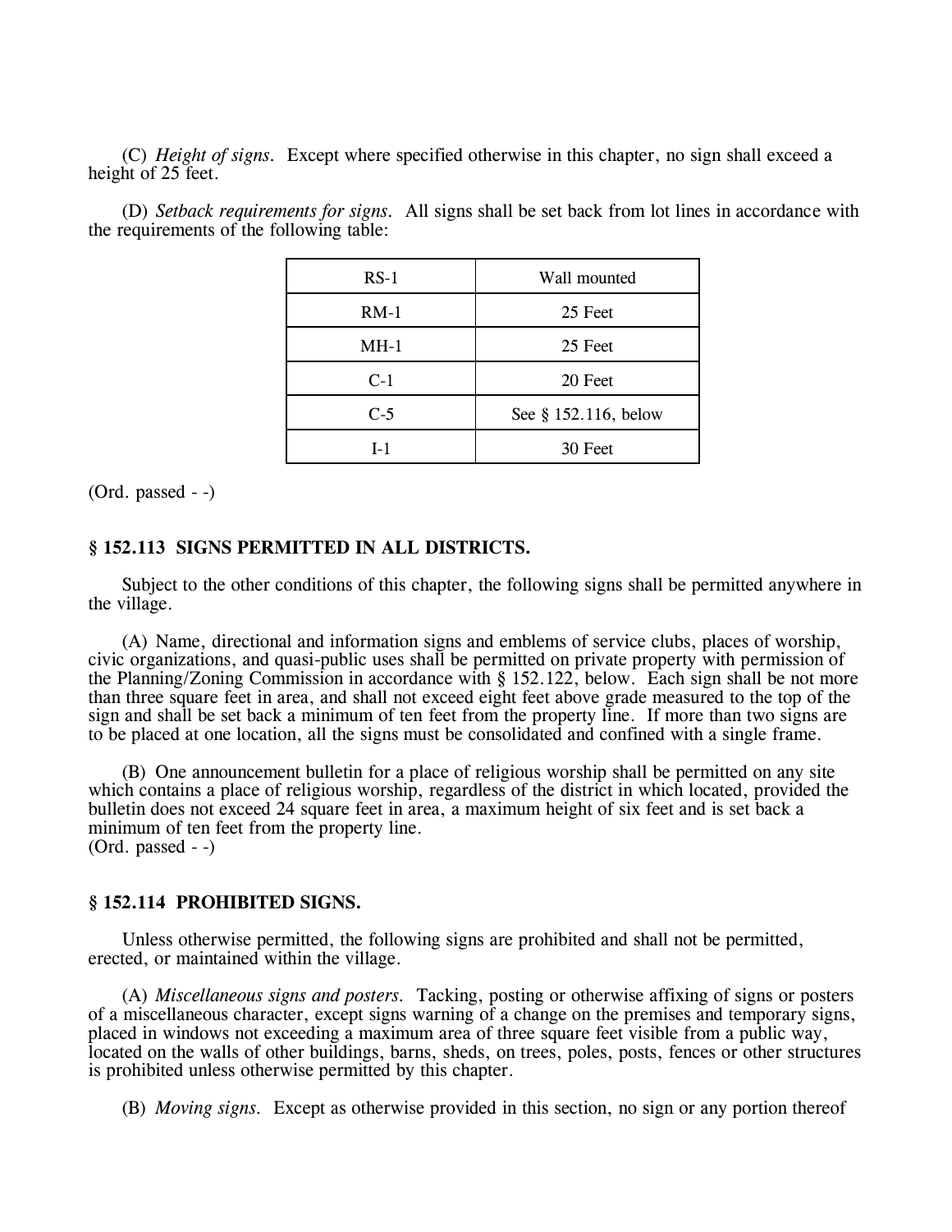(C) *Height of signs.* Except where specified otherwise in this chapter, no sign shall exceed a height of 25 feet.

(D) *Setback requirements for signs.* All signs shall be set back from lot lines in accordance with the requirements of the following table:

| | |
|---|---|
| RS-1 | Wall mounted |
| RM-1 | 25 Feet |
| MH-1 | 25 Feet |
| C-1 | 20 Feet |
| C-5 | See § 152.116, below |
| I-1 | 30 Feet |

(Ord. passed - -)

### § 152.113 SIGNS PERMITTED IN ALL DISTRICTS.

Subject to the other conditions of this chapter, the following signs shall be permitted anywhere in the village.

(A) Name, directional and information signs and emblems of service clubs, places of worship, civic organizations, and quasi-public uses shall be permitted on private property with permission of the Planning/Zoning Commission in accordance with § 152.122, below. Each sign shall be not more than three square feet in area, and shall not exceed eight feet above grade measured to the top of the sign and shall be set back a minimum of ten feet from the property line. If more than two signs are to be placed at one location, all the signs must be consolidated and confined with a single frame.

(B) One announcement bulletin for a place of religious worship shall be permitted on any site which contains a place of religious worship, regardless of the district in which located, provided the bulletin does not exceed 24 square feet in area, a maximum height of six feet and is set back a minimum of ten feet from the property line.
(Ord. passed - -)

### § 152.114 PROHIBITED SIGNS.

Unless otherwise permitted, the following signs are prohibited and shall not be permitted, erected, or maintained within the village.

(A) *Miscellaneous signs and posters.* Tacking, posting or otherwise affixing of signs or posters of a miscellaneous character, except signs warning of a change on the premises and temporary signs, placed in windows not exceeding a maximum area of three square feet visible from a public way, located on the walls of other buildings, barns, sheds, on trees, poles, posts, fences or other structures is prohibited unless otherwise permitted by this chapter.

(B) *Moving signs.* Except as otherwise provided in this section, no sign or any portion thereof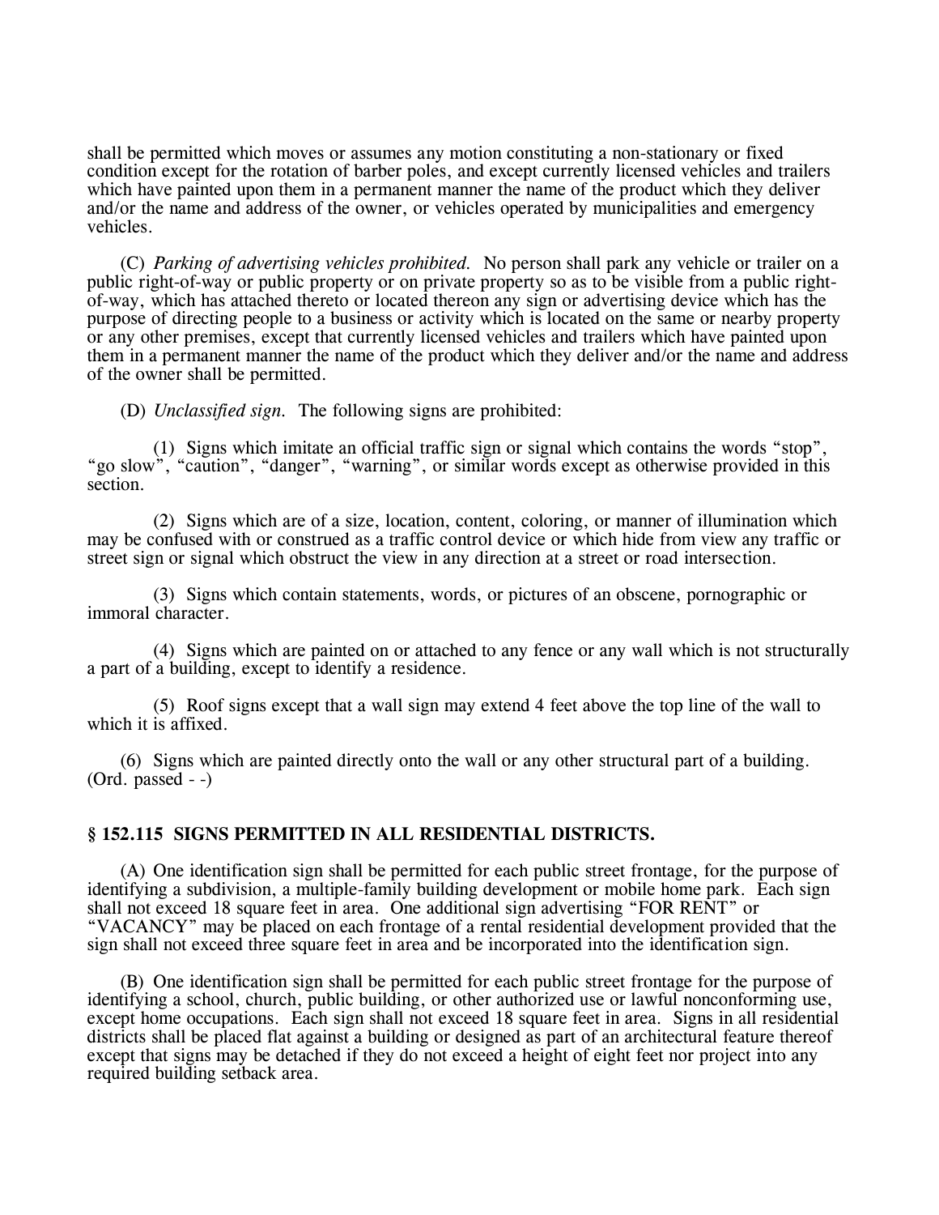shall be permitted which moves or assumes any motion constituting a non-stationary or fixed condition except for the rotation of barber poles, and except currently licensed vehicles and trailers which have painted upon them in a permanent manner the name of the product which they deliver and/or the name and address of the owner, or vehicles operated by municipalities and emergency vehicles.

(C) *Parking of advertising vehicles prohibited.* No person shall park any vehicle or trailer on a public right-of-way or public property or on private property so as to be visible from a public right-of-way, which has attached thereto or located thereon any sign or advertising device which has the purpose of directing people to a business or activity which is located on the same or nearby property or any other premises, except that currently licensed vehicles and trailers which have painted upon them in a permanent manner the name of the product which they deliver and/or the name and address of the owner shall be permitted.

(D) *Unclassified sign.* The following signs are prohibited:

(1) Signs which imitate an official traffic sign or signal which contains the words "stop", "go slow", "caution", "danger", "warning", or similar words except as otherwise provided in this section.

(2) Signs which are of a size, location, content, coloring, or manner of illumination which may be confused with or construed as a traffic control device or which hide from view any traffic or street sign or signal which obstruct the view in any direction at a street or road intersection.

(3) Signs which contain statements, words, or pictures of an obscene, pornographic or immoral character.

(4) Signs which are painted on or attached to any fence or any wall which is not structurally a part of a building, except to identify a residence.

(5) Roof signs except that a wall sign may extend 4 feet above the top line of the wall to which it is affixed.

(6) Signs which are painted directly onto the wall or any other structural part of a building.
(Ord. passed - -)

### § 152.115 SIGNS PERMITTED IN ALL RESIDENTIAL DISTRICTS.

(A) One identification sign shall be permitted for each public street frontage, for the purpose of identifying a subdivision, a multiple-family building development or mobile home park. Each sign shall not exceed 18 square feet in area. One additional sign advertising "FOR RENT" or "VACANCY" may be placed on each frontage of a rental residential development provided that the sign shall not exceed three square feet in area and be incorporated into the identification sign.

(B) One identification sign shall be permitted for each public street frontage for the purpose of identifying a school, church, public building, or other authorized use or lawful nonconforming use, except home occupations. Each sign shall not exceed 18 square feet in area. Signs in all residential districts shall be placed flat against a building or designed as part of an architectural feature thereof except that signs may be detached if they do not exceed a height of eight feet nor project into any required building setback area.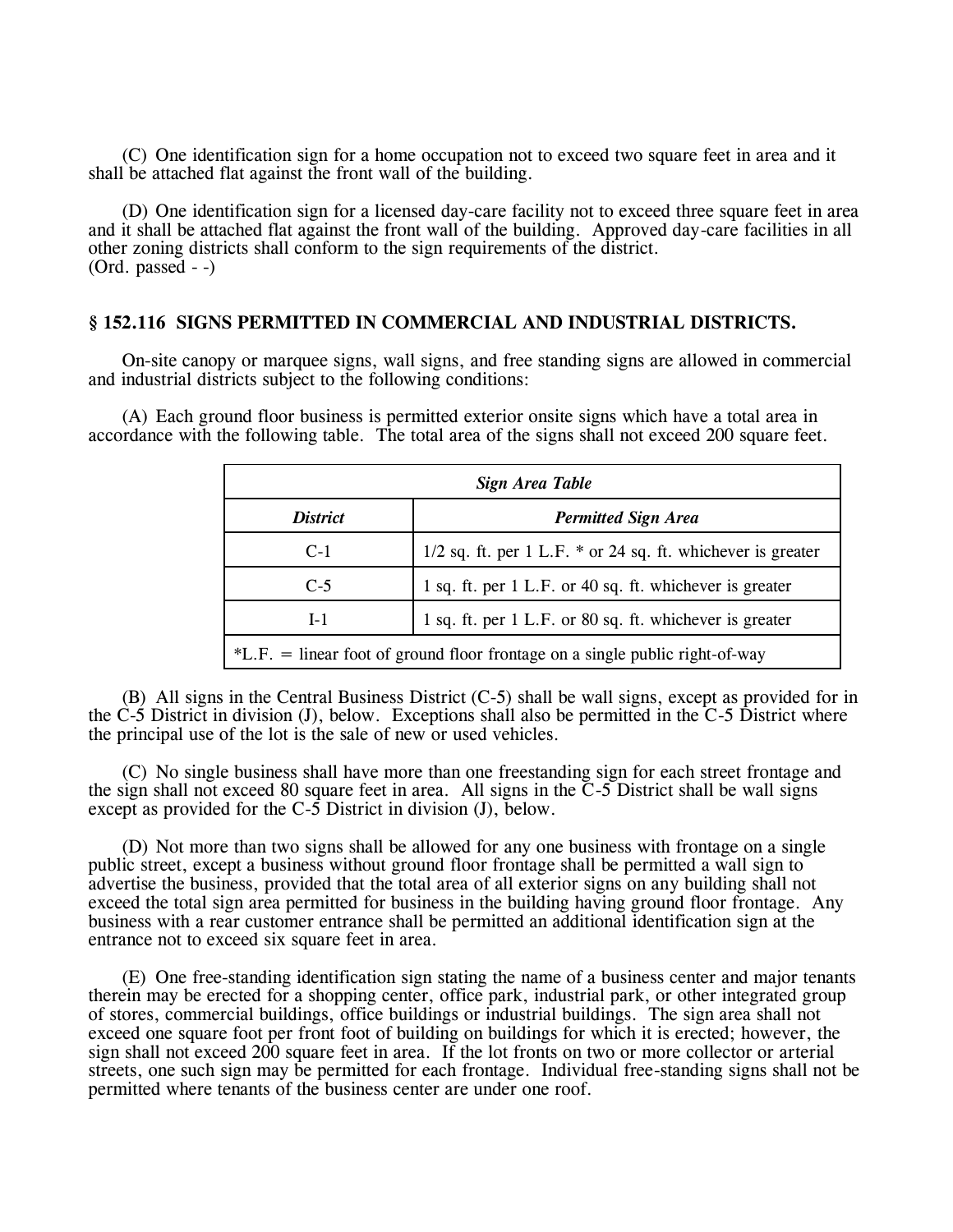(C) One identification sign for a home occupation not to exceed two square feet in area and it shall be attached flat against the front wall of the building.

(D) One identification sign for a licensed day-care facility not to exceed three square feet in area and it shall be attached flat against the front wall of the building. Approved day-care facilities in all other zoning districts shall conform to the sign requirements of the district.
(Ord. passed - -)

## § 152.116 SIGNS PERMITTED IN COMMERCIAL AND INDUSTRIAL DISTRICTS.

On-site canopy or marquee signs, wall signs, and free standing signs are allowed in commercial and industrial districts subject to the following conditions:

(A) Each ground floor business is permitted exterior onsite signs which have a total area in accordance with the following table. The total area of the signs shall not exceed 200 square feet.

| *Sign Area Table* | |
|---|---|
| ***District*** | ***Permitted Sign Area*** |
| C-1 | 1/2 sq. ft. per 1 L.F. * or 24 sq. ft. whichever is greater |
| C-5 | 1 sq. ft. per 1 L.F. or 40 sq. ft. whichever is greater |
| I-1 | 1 sq. ft. per 1 L.F. or 80 sq. ft. whichever is greater |
| *L.F. = linear foot of ground floor frontage on a single public right-of-way | |

(B) All signs in the Central Business District (C-5) shall be wall signs, except as provided for in the C-5 District in division (J), below. Exceptions shall also be permitted in the C-5 District where the principal use of the lot is the sale of new or used vehicles.

(C) No single business shall have more than one freestanding sign for each street frontage and the sign shall not exceed 80 square feet in area. All signs in the C-5 District shall be wall signs except as provided for the C-5 District in division (J), below.

(D) Not more than two signs shall be allowed for any one business with frontage on a single public street, except a business without ground floor frontage shall be permitted a wall sign to advertise the business, provided that the total area of all exterior signs on any building shall not exceed the total sign area permitted for business in the building having ground floor frontage. Any business with a rear customer entrance shall be permitted an additional identification sign at the entrance not to exceed six square feet in area.

(E) One free-standing identification sign stating the name of a business center and major tenants therein may be erected for a shopping center, office park, industrial park, or other integrated group of stores, commercial buildings, office buildings or industrial buildings. The sign area shall not exceed one square foot per front foot of building on buildings for which it is erected; however, the sign shall not exceed 200 square feet in area. If the lot fronts on two or more collector or arterial streets, one such sign may be permitted for each frontage. Individual free-standing signs shall not be permitted where tenants of the business center are under one roof.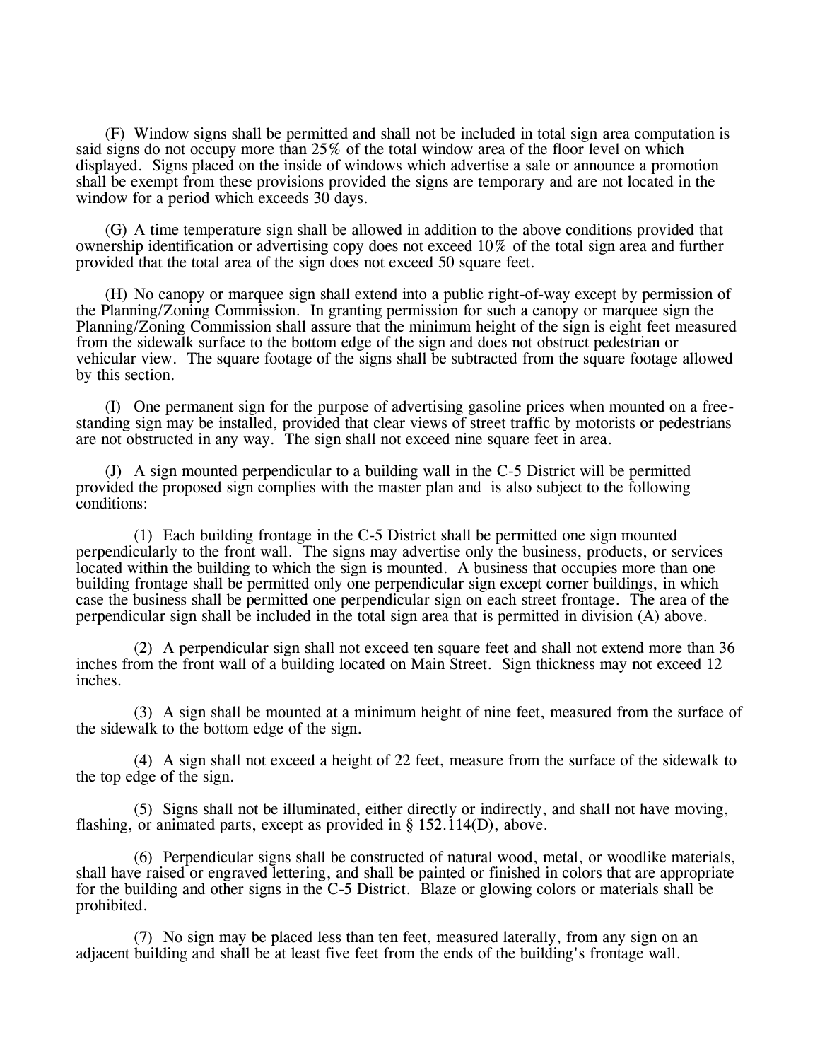(F) Window signs shall be permitted and shall not be included in total sign area computation is said signs do not occupy more than 25% of the total window area of the floor level on which displayed. Signs placed on the inside of windows which advertise a sale or announce a promotion shall be exempt from these provisions provided the signs are temporary and are not located in the window for a period which exceeds 30 days.

(G) A time temperature sign shall be allowed in addition to the above conditions provided that ownership identification or advertising copy does not exceed 10% of the total sign area and further provided that the total area of the sign does not exceed 50 square feet.

(H) No canopy or marquee sign shall extend into a public right-of-way except by permission of the Planning/Zoning Commission. In granting permission for such a canopy or marquee sign the Planning/Zoning Commission shall assure that the minimum height of the sign is eight feet measured from the sidewalk surface to the bottom edge of the sign and does not obstruct pedestrian or vehicular view. The square footage of the signs shall be subtracted from the square footage allowed by this section.

(I) One permanent sign for the purpose of advertising gasoline prices when mounted on a free-standing sign may be installed, provided that clear views of street traffic by motorists or pedestrians are not obstructed in any way. The sign shall not exceed nine square feet in area.

(J) A sign mounted perpendicular to a building wall in the C-5 District will be permitted provided the proposed sign complies with the master plan and is also subject to the following conditions:

(1) Each building frontage in the C-5 District shall be permitted one sign mounted perpendicularly to the front wall. The signs may advertise only the business, products, or services located within the building to which the sign is mounted. A business that occupies more than one building frontage shall be permitted only one perpendicular sign except corner buildings, in which case the business shall be permitted one perpendicular sign on each street frontage. The area of the perpendicular sign shall be included in the total sign area that is permitted in division (A) above.

(2) A perpendicular sign shall not exceed ten square feet and shall not extend more than 36 inches from the front wall of a building located on Main Street. Sign thickness may not exceed 12 inches.

(3) A sign shall be mounted at a minimum height of nine feet, measured from the surface of the sidewalk to the bottom edge of the sign.

(4) A sign shall not exceed a height of 22 feet, measure from the surface of the sidewalk to the top edge of the sign.

(5) Signs shall not be illuminated, either directly or indirectly, and shall not have moving, flashing, or animated parts, except as provided in § 152.114(D), above.

(6) Perpendicular signs shall be constructed of natural wood, metal, or woodlike materials, shall have raised or engraved lettering, and shall be painted or finished in colors that are appropriate for the building and other signs in the C-5 District. Blaze or glowing colors or materials shall be prohibited.

(7) No sign may be placed less than ten feet, measured laterally, from any sign on an adjacent building and shall be at least five feet from the ends of the building's frontage wall.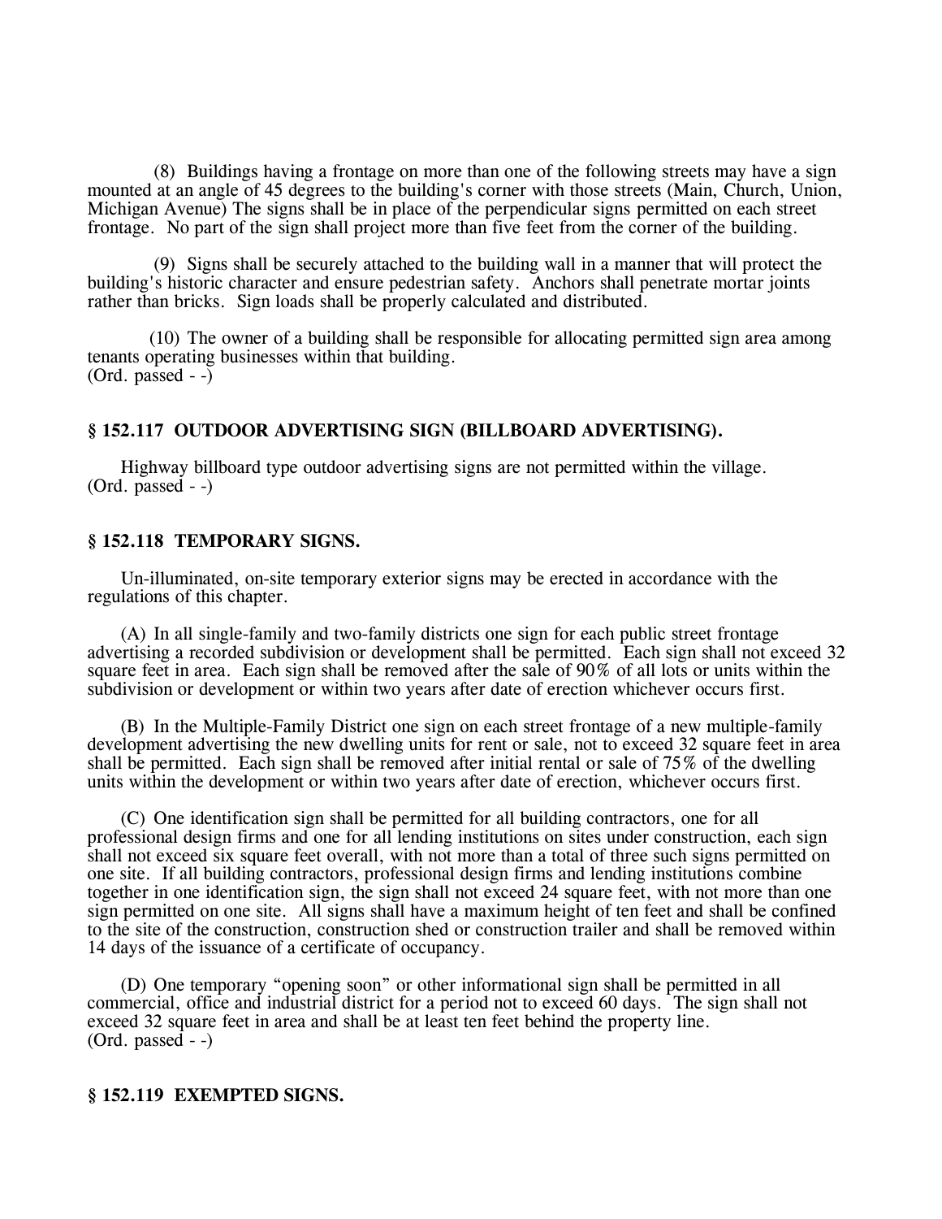(8) Buildings having a frontage on more than one of the following streets may have a sign mounted at an angle of 45 degrees to the building's corner with those streets (Main, Church, Union, Michigan Avenue) The signs shall be in place of the perpendicular signs permitted on each street frontage. No part of the sign shall project more than five feet from the corner of the building.

(9) Signs shall be securely attached to the building wall in a manner that will protect the building's historic character and ensure pedestrian safety. Anchors shall penetrate mortar joints rather than bricks. Sign loads shall be properly calculated and distributed.

(10) The owner of a building shall be responsible for allocating permitted sign area among tenants operating businesses within that building.
(Ord. passed - -)

### § 152.117 OUTDOOR ADVERTISING SIGN (BILLBOARD ADVERTISING).

Highway billboard type outdoor advertising signs are not permitted within the village.
(Ord. passed - -)

### § 152.118 TEMPORARY SIGNS.

Un-illuminated, on-site temporary exterior signs may be erected in accordance with the regulations of this chapter.

(A) In all single-family and two-family districts one sign for each public street frontage advertising a recorded subdivision or development shall be permitted. Each sign shall not exceed 32 square feet in area. Each sign shall be removed after the sale of 90% of all lots or units within the subdivision or development or within two years after date of erection whichever occurs first.

(B) In the Multiple-Family District one sign on each street frontage of a new multiple-family development advertising the new dwelling units for rent or sale, not to exceed 32 square feet in area shall be permitted. Each sign shall be removed after initial rental or sale of 75% of the dwelling units within the development or within two years after date of erection, whichever occurs first.

(C) One identification sign shall be permitted for all building contractors, one for all professional design firms and one for all lending institutions on sites under construction, each sign shall not exceed six square feet overall, with not more than a total of three such signs permitted on one site. If all building contractors, professional design firms and lending institutions combine together in one identification sign, the sign shall not exceed 24 square feet, with not more than one sign permitted on one site. All signs shall have a maximum height of ten feet and shall be confined to the site of the construction, construction shed or construction trailer and shall be removed within 14 days of the issuance of a certificate of occupancy.

(D) One temporary "opening soon" or other informational sign shall be permitted in all commercial, office and industrial district for a period not to exceed 60 days. The sign shall not exceed 32 square feet in area and shall be at least ten feet behind the property line.
(Ord. passed - -)

### § 152.119 EXEMPTED SIGNS.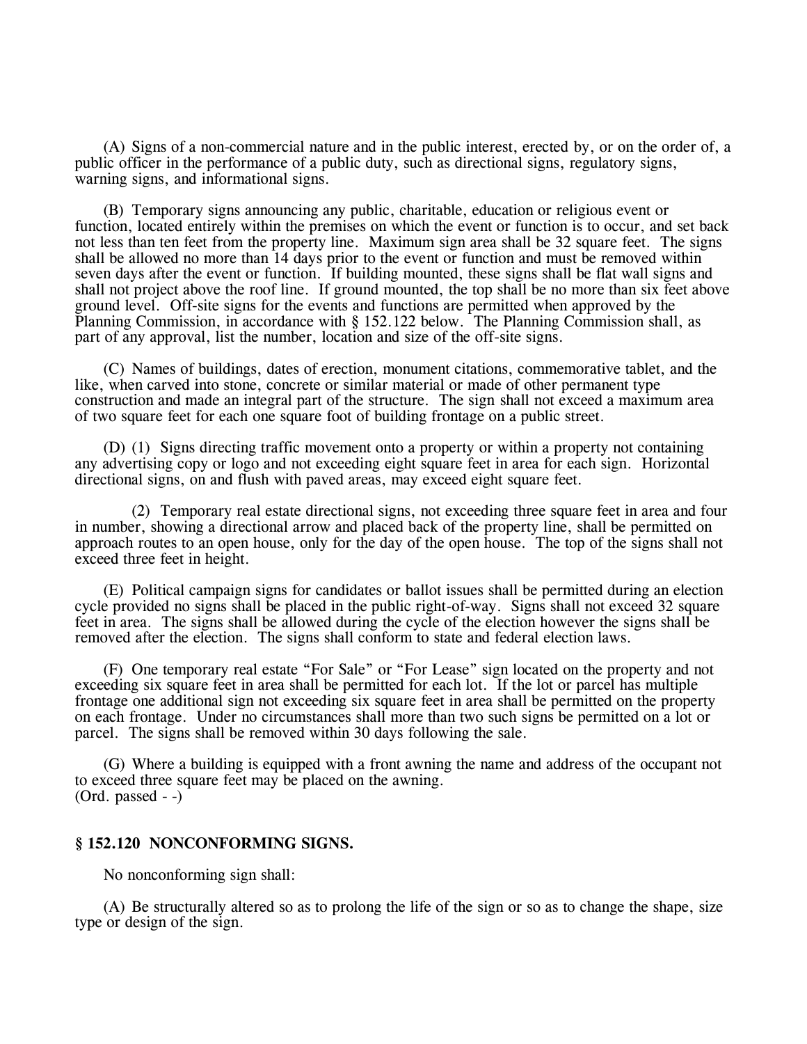(A) Signs of a non-commercial nature and in the public interest, erected by, or on the order of, a public officer in the performance of a public duty, such as directional signs, regulatory signs, warning signs, and informational signs.

(B) Temporary signs announcing any public, charitable, education or religious event or function, located entirely within the premises on which the event or function is to occur, and set back not less than ten feet from the property line. Maximum sign area shall be 32 square feet. The signs shall be allowed no more than 14 days prior to the event or function and must be removed within seven days after the event or function. If building mounted, these signs shall be flat wall signs and shall not project above the roof line. If ground mounted, the top shall be no more than six feet above ground level. Off-site signs for the events and functions are permitted when approved by the Planning Commission, in accordance with § 152.122 below. The Planning Commission shall, as part of any approval, list the number, location and size of the off-site signs.

(C) Names of buildings, dates of erection, monument citations, commemorative tablet, and the like, when carved into stone, concrete or similar material or made of other permanent type construction and made an integral part of the structure. The sign shall not exceed a maximum area of two square feet for each one square foot of building frontage on a public street.

(D) (1) Signs directing traffic movement onto a property or within a property not containing any advertising copy or logo and not exceeding eight square feet in area for each sign. Horizontal directional signs, on and flush with paved areas, may exceed eight square feet.

(2) Temporary real estate directional signs, not exceeding three square feet in area and four in number, showing a directional arrow and placed back of the property line, shall be permitted on approach routes to an open house, only for the day of the open house. The top of the signs shall not exceed three feet in height.

(E) Political campaign signs for candidates or ballot issues shall be permitted during an election cycle provided no signs shall be placed in the public right-of-way. Signs shall not exceed 32 square feet in area. The signs shall be allowed during the cycle of the election however the signs shall be removed after the election. The signs shall conform to state and federal election laws.

(F) One temporary real estate "For Sale" or "For Lease" sign located on the property and not exceeding six square feet in area shall be permitted for each lot. If the lot or parcel has multiple frontage one additional sign not exceeding six square feet in area shall be permitted on the property on each frontage. Under no circumstances shall more than two such signs be permitted on a lot or parcel. The signs shall be removed within 30 days following the sale.

(G) Where a building is equipped with a front awning the name and address of the occupant not to exceed three square feet may be placed on the awning.
(Ord. passed - -)

### § 152.120 NONCONFORMING SIGNS.

No nonconforming sign shall:

(A) Be structurally altered so as to prolong the life of the sign or so as to change the shape, size type or design of the sign.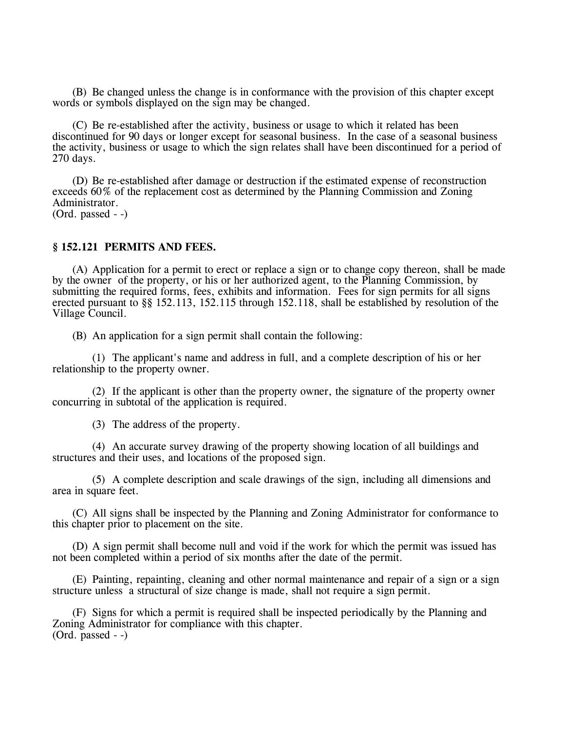(B) Be changed unless the change is in conformance with the provision of this chapter except words or symbols displayed on the sign may be changed.

(C) Be re-established after the activity, business or usage to which it related has been discontinued for 90 days or longer except for seasonal business. In the case of a seasonal business the activity, business or usage to which the sign relates shall have been discontinued for a period of 270 days.

(D) Be re-established after damage or destruction if the estimated expense of reconstruction exceeds 60% of the replacement cost as determined by the Planning Commission and Zoning Administrator.
(Ord. passed - -)

### § 152.121 PERMITS AND FEES.

(A) Application for a permit to erect or replace a sign or to change copy thereon, shall be made by the owner of the property, or his or her authorized agent, to the Planning Commission, by submitting the required forms, fees, exhibits and information. Fees for sign permits for all signs erected pursuant to §§ 152.113, 152.115 through 152.118, shall be established by resolution of the Village Council.

(B) An application for a sign permit shall contain the following:

(1) The applicant's name and address in full, and a complete description of his or her relationship to the property owner.

(2) If the applicant is other than the property owner, the signature of the property owner concurring in subtotal of the application is required.

(3) The address of the property.

(4) An accurate survey drawing of the property showing location of all buildings and structures and their uses, and locations of the proposed sign.

(5) A complete description and scale drawings of the sign, including all dimensions and area in square feet.

(C) All signs shall be inspected by the Planning and Zoning Administrator for conformance to this chapter prior to placement on the site.

(D) A sign permit shall become null and void if the work for which the permit was issued has not been completed within a period of six months after the date of the permit.

(E) Painting, repainting, cleaning and other normal maintenance and repair of a sign or a sign structure unless a structural of size change is made, shall not require a sign permit.

(F) Signs for which a permit is required shall be inspected periodically by the Planning and Zoning Administrator for compliance with this chapter.
(Ord. passed - -)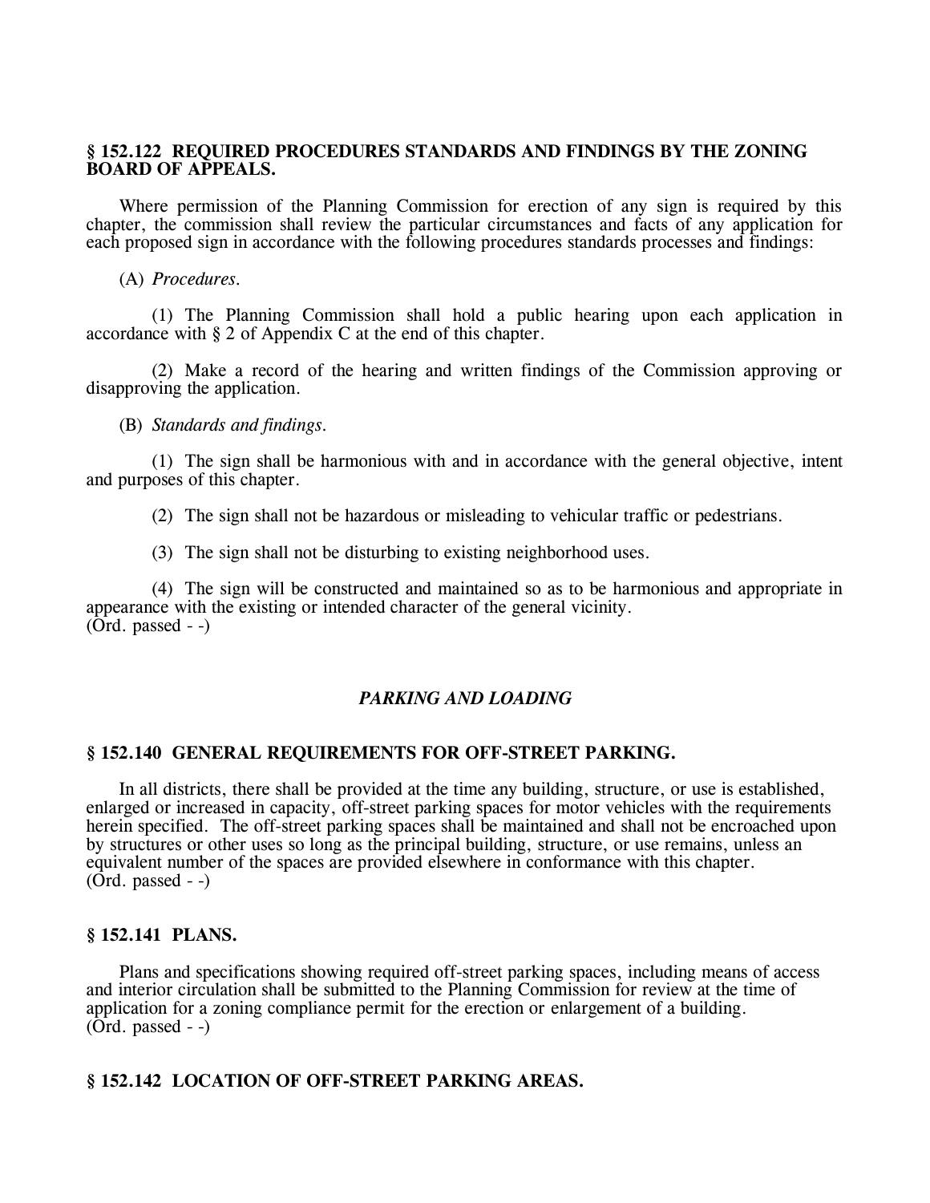### § 152.122 REQUIRED PROCEDURES STANDARDS AND FINDINGS BY THE ZONING BOARD OF APPEALS.

Where permission of the Planning Commission for erection of any sign is required by this chapter, the commission shall review the particular circumstances and facts of any application for each proposed sign in accordance with the following procedures standards processes and findings:

(A) *Procedures.*

(1) The Planning Commission shall hold a public hearing upon each application in accordance with § 2 of Appendix C at the end of this chapter.

(2) Make a record of the hearing and written findings of the Commission approving or disapproving the application.

(B) *Standards and findings.*

(1) The sign shall be harmonious with and in accordance with the general objective, intent and purposes of this chapter.

(2) The sign shall not be hazardous or misleading to vehicular traffic or pedestrians.

(3) The sign shall not be disturbing to existing neighborhood uses.

(4) The sign will be constructed and maintained so as to be harmonious and appropriate in appearance with the existing or intended character of the general vicinity.
(Ord. passed - -)

## *PARKING AND LOADING*

### § 152.140 GENERAL REQUIREMENTS FOR OFF-STREET PARKING.

In all districts, there shall be provided at the time any building, structure, or use is established, enlarged or increased in capacity, off-street parking spaces for motor vehicles with the requirements herein specified. The off-street parking spaces shall be maintained and shall not be encroached upon by structures or other uses so long as the principal building, structure, or use remains, unless an equivalent number of the spaces are provided elsewhere in conformance with this chapter.
(Ord. passed - -)

### § 152.141 PLANS.

Plans and specifications showing required off-street parking spaces, including means of access and interior circulation shall be submitted to the Planning Commission for review at the time of application for a zoning compliance permit for the erection or enlargement of a building.
(Ord. passed - -)

### § 152.142 LOCATION OF OFF-STREET PARKING AREAS.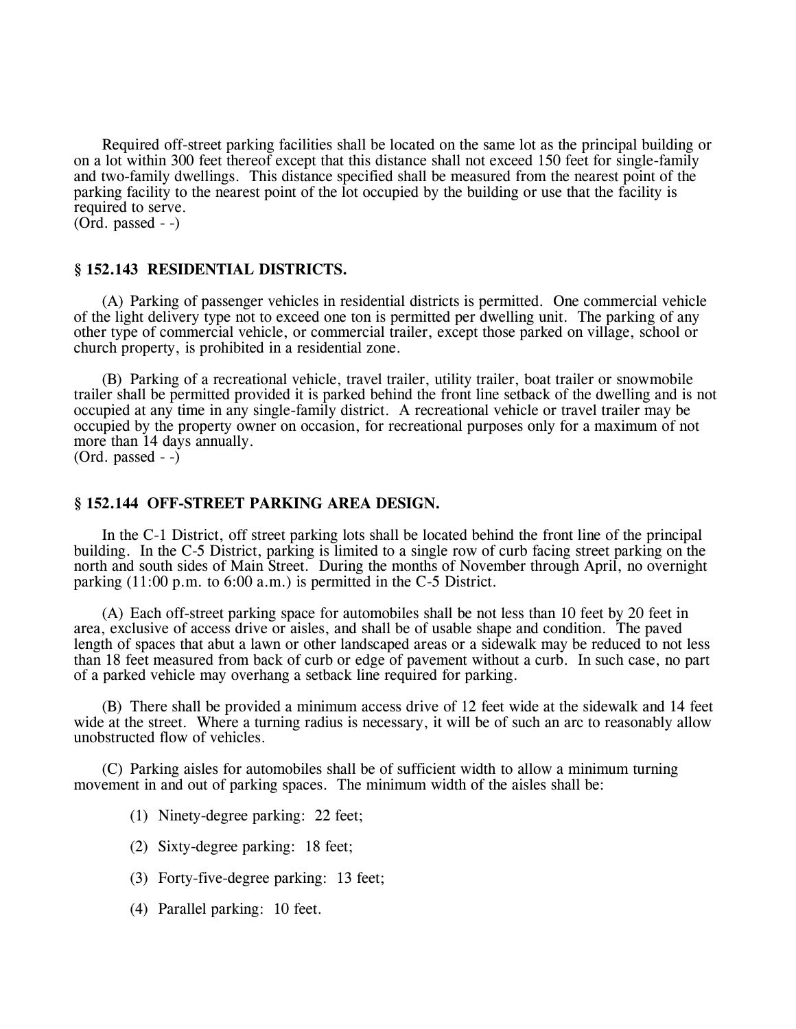Required off-street parking facilities shall be located on the same lot as the principal building or on a lot within 300 feet thereof except that this distance shall not exceed 150 feet for single-family and two-family dwellings. This distance specified shall be measured from the nearest point of the parking facility to the nearest point of the lot occupied by the building or use that the facility is required to serve.
(Ord. passed - -)

### § 152.143 RESIDENTIAL DISTRICTS.

(A) Parking of passenger vehicles in residential districts is permitted. One commercial vehicle of the light delivery type not to exceed one ton is permitted per dwelling unit. The parking of any other type of commercial vehicle, or commercial trailer, except those parked on village, school or church property, is prohibited in a residential zone.

(B) Parking of a recreational vehicle, travel trailer, utility trailer, boat trailer or snowmobile trailer shall be permitted provided it is parked behind the front line setback of the dwelling and is not occupied at any time in any single-family district. A recreational vehicle or travel trailer may be occupied by the property owner on occasion, for recreational purposes only for a maximum of not more than 14 days annually.
(Ord. passed - -)

### § 152.144 OFF-STREET PARKING AREA DESIGN.

In the C-1 District, off street parking lots shall be located behind the front line of the principal building. In the C-5 District, parking is limited to a single row of curb facing street parking on the north and south sides of Main Street. During the months of November through April, no overnight parking (11:00 p.m. to 6:00 a.m.) is permitted in the C-5 District.

(A) Each off-street parking space for automobiles shall be not less than 10 feet by 20 feet in area, exclusive of access drive or aisles, and shall be of usable shape and condition. The paved length of spaces that abut a lawn or other landscaped areas or a sidewalk may be reduced to not less than 18 feet measured from back of curb or edge of pavement without a curb. In such case, no part of a parked vehicle may overhang a setback line required for parking.

(B) There shall be provided a minimum access drive of 12 feet wide at the sidewalk and 14 feet wide at the street. Where a turning radius is necessary, it will be of such an arc to reasonably allow unobstructed flow of vehicles.

(C) Parking aisles for automobiles shall be of sufficient width to allow a minimum turning movement in and out of parking spaces. The minimum width of the aisles shall be:

(1) Ninety-degree parking: 22 feet;

(2) Sixty-degree parking: 18 feet;

(3) Forty-five-degree parking: 13 feet;

(4) Parallel parking: 10 feet.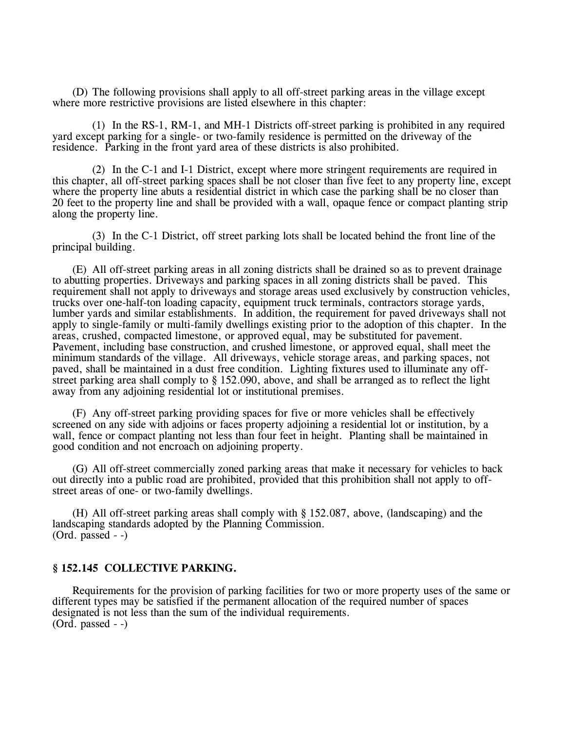(D) The following provisions shall apply to all off-street parking areas in the village except where more restrictive provisions are listed elsewhere in this chapter:

(1) In the RS-1, RM-1, and MH-1 Districts off-street parking is prohibited in any required yard except parking for a single- or two-family residence is permitted on the driveway of the residence. Parking in the front yard area of these districts is also prohibited.

(2) In the C-1 and I-1 District, except where more stringent requirements are required in this chapter, all off-street parking spaces shall be not closer than five feet to any property line, except where the property line abuts a residential district in which case the parking shall be no closer than 20 feet to the property line and shall be provided with a wall, opaque fence or compact planting strip along the property line.

(3) In the C-1 District, off street parking lots shall be located behind the front line of the principal building.

(E) All off-street parking areas in all zoning districts shall be drained so as to prevent drainage to abutting properties. Driveways and parking spaces in all zoning districts shall be paved. This requirement shall not apply to driveways and storage areas used exclusively by construction vehicles, trucks over one-half-ton loading capacity, equipment truck terminals, contractors storage yards, lumber yards and similar establishments. In addition, the requirement for paved driveways shall not apply to single-family or multi-family dwellings existing prior to the adoption of this chapter. In the areas, crushed, compacted limestone, or approved equal, may be substituted for pavement. Pavement, including base construction, and crushed limestone, or approved equal, shall meet the minimum standards of the village. All driveways, vehicle storage areas, and parking spaces, not paved, shall be maintained in a dust free condition. Lighting fixtures used to illuminate any off-street parking area shall comply to § 152.090, above, and shall be arranged as to reflect the light away from any adjoining residential lot or institutional premises.

(F) Any off-street parking providing spaces for five or more vehicles shall be effectively screened on any side with adjoins or faces property adjoining a residential lot or institution, by a wall, fence or compact planting not less than four feet in height. Planting shall be maintained in good condition and not encroach on adjoining property.

(G) All off-street commercially zoned parking areas that make it necessary for vehicles to back out directly into a public road are prohibited, provided that this prohibition shall not apply to off-street areas of one- or two-family dwellings.

(H) All off-street parking areas shall comply with § 152.087, above, (landscaping) and the landscaping standards adopted by the Planning Commission.
(Ord. passed - -)

### § 152.145 COLLECTIVE PARKING.

Requirements for the provision of parking facilities for two or more property uses of the same or different types may be satisfied if the permanent allocation of the required number of spaces designated is not less than the sum of the individual requirements.
(Ord. passed - -)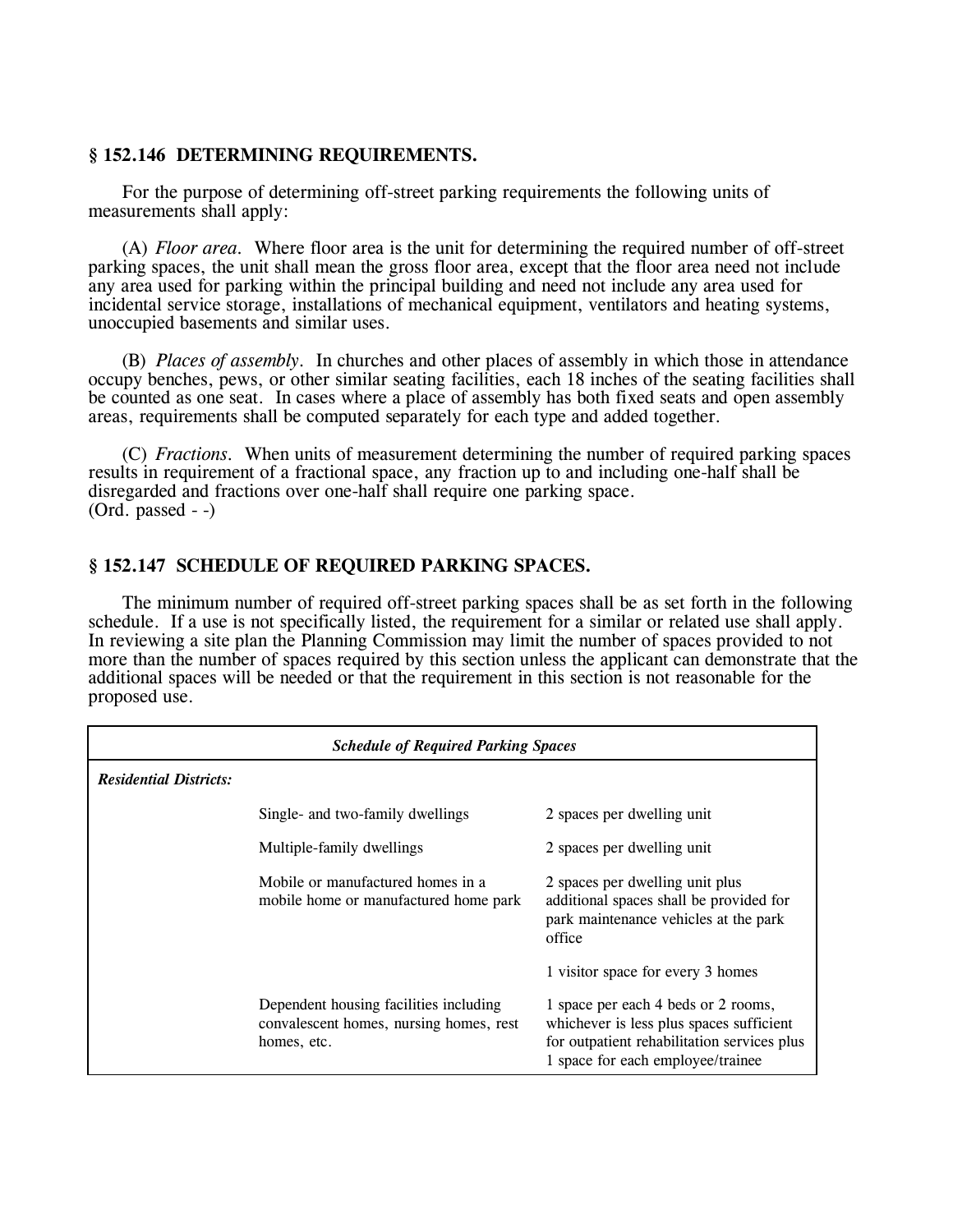### § 152.146 DETERMINING REQUIREMENTS.

For the purpose of determining off-street parking requirements the following units of measurements shall apply:

(A) *Floor area*. Where floor area is the unit for determining the required number of off-street parking spaces, the unit shall mean the gross floor area, except that the floor area need not include any area used for parking within the principal building and need not include any area used for incidental service storage, installations of mechanical equipment, ventilators and heating systems, unoccupied basements and similar uses.

(B) *Places of assembly*. In churches and other places of assembly in which those in attendance occupy benches, pews, or other similar seating facilities, each 18 inches of the seating facilities shall be counted as one seat. In cases where a place of assembly has both fixed seats and open assembly areas, requirements shall be computed separately for each type and added together.

(C) *Fractions*. When units of measurement determining the number of required parking spaces results in requirement of a fractional space, any fraction up to and including one-half shall be disregarded and fractions over one-half shall require one parking space.
(Ord. passed - -)

### § 152.147 SCHEDULE OF REQUIRED PARKING SPACES.

The minimum number of required off-street parking spaces shall be as set forth in the following schedule. If a use is not specifically listed, the requirement for a similar or related use shall apply. In reviewing a site plan the Planning Commission may limit the number of spaces provided to not more than the number of spaces required by this section unless the applicant can demonstrate that the additional spaces will be needed or that the requirement in this section is not reasonable for the proposed use.

| ***Schedule of Required Parking Spaces*** | | |
|---|---|---|
| ***Residential Districts:*** | | |
| | Single- and two-family dwellings | 2 spaces per dwelling unit |
| | Multiple-family dwellings | 2 spaces per dwelling unit |
| | Mobile or manufactured homes in a mobile home or manufactured home park | 2 spaces per dwelling unit plus additional spaces shall be provided for park maintenance vehicles at the park office |
| | | 1 visitor space for every 3 homes |
| | Dependent housing facilities including convalescent homes, nursing homes, rest homes, etc. | 1 space per each 4 beds or 2 rooms, whichever is less plus spaces sufficient for outpatient rehabilitation services plus 1 space for each employee/trainee |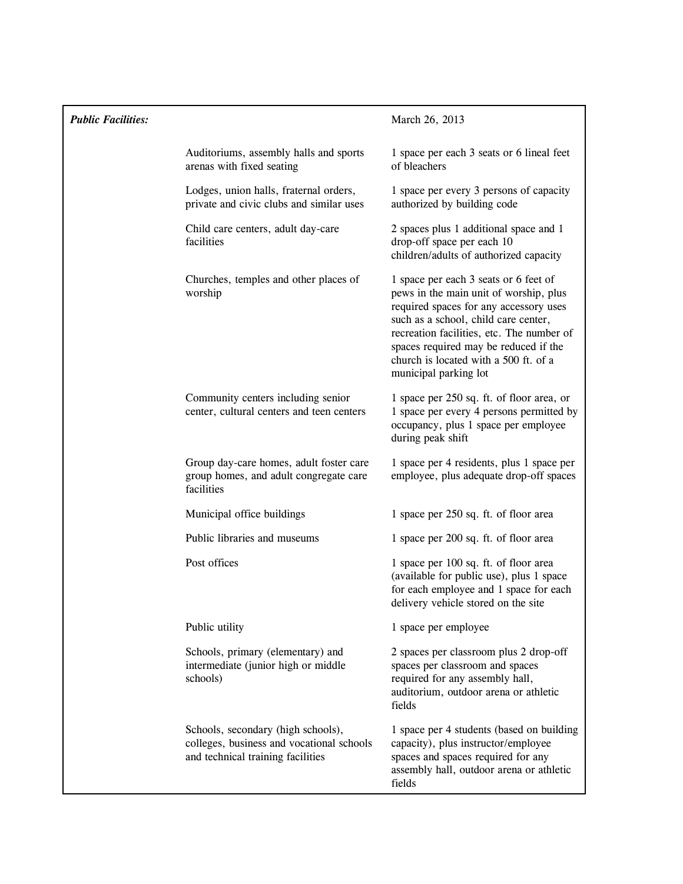| *Public Facilities:* | | March 26, 2013 |
|---|---|---|
| | Auditoriums, assembly halls and sports arenas with fixed seating | 1 space per each 3 seats or 6 lineal feet of bleachers |
| | Lodges, union halls, fraternal orders, private and civic clubs and similar uses | 1 space per every 3 persons of capacity authorized by building code |
| | Child care centers, adult day-care facilities | 2 spaces plus 1 additional space and 1 drop-off space per each 10 children/adults of authorized capacity |
| | Churches, temples and other places of worship | 1 space per each 3 seats or 6 feet of pews in the main unit of worship, plus required spaces for any accessory uses such as a school, child care center, recreation facilities, etc. The number of spaces required may be reduced if the church is located with a 500 ft. of a municipal parking lot |
| | Community centers including senior center, cultural centers and teen centers | 1 space per 250 sq. ft. of floor area, or 1 space per every 4 persons permitted by occupancy, plus 1 space per employee during peak shift |
| | Group day-care homes, adult foster care group homes, and adult congregate care facilities | 1 space per 4 residents, plus 1 space per employee, plus adequate drop-off spaces |
| | Municipal office buildings | 1 space per 250 sq. ft. of floor area |
| | Public libraries and museums | 1 space per 200 sq. ft. of floor area |
| | Post offices | 1 space per 100 sq. ft. of floor area (available for public use), plus 1 space for each employee and 1 space for each delivery vehicle stored on the site |
| | Public utility | 1 space per employee |
| | Schools, primary (elementary) and intermediate (junior high or middle schools) | 2 spaces per classroom plus 2 drop-off spaces per classroom and spaces required for any assembly hall, auditorium, outdoor arena or athletic fields |
| | Schools, secondary (high schools), colleges, business and vocational schools and technical training facilities | 1 space per 4 students (based on building capacity), plus instructor/employee spaces and spaces required for any assembly hall, outdoor arena or athletic fields |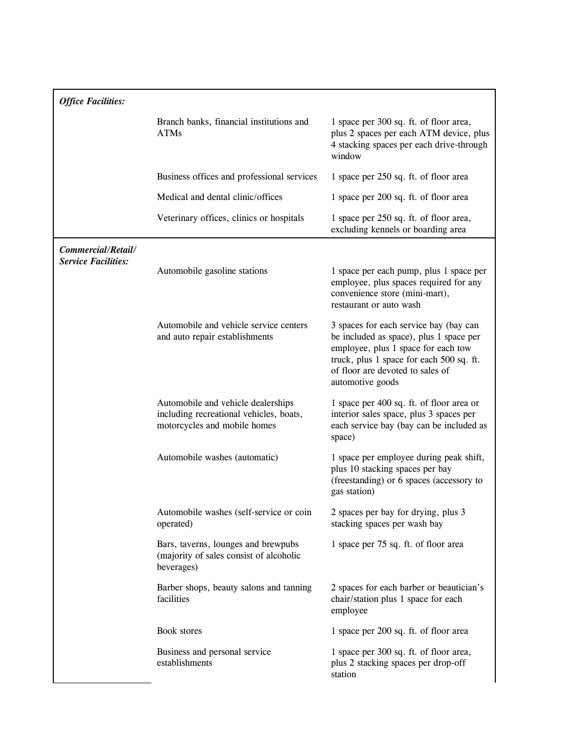| | | |
|---|---|---|
| ***Office Facilities:*** | | |
| | Branch banks, financial institutions and ATMs | 1 space per 300 sq. ft. of floor area, plus 2 spaces per each ATM device, plus 4 stacking spaces per each drive-through window |
| | Business offices and professional services | 1 space per 250 sq. ft. of floor area |
| | Medical and dental clinic/offices | 1 space per 200 sq. ft. of floor area |
| | Veterinary offices, clinics or hospitals | 1 space per 250 sq. ft. of floor area, excluding kennels or boarding area |
| ***Commercial/Retail/ Service Facilities:*** | | |
| | Automobile gasoline stations | 1 space per each pump, plus 1 space per employee, plus spaces required for any convenience store (mini-mart), restaurant or auto wash |
| | Automobile and vehicle service centers and auto repair establishments | 3 spaces for each service bay (bay can be included as space), plus 1 space per employee, plus 1 space for each tow truck, plus 1 space for each 500 sq. ft. of floor are devoted to sales of automotive goods |
| | Automobile and vehicle dealerships including recreational vehicles, boats, motorcycles and mobile homes | 1 space per 400 sq. ft. of floor area or interior sales space, plus 3 spaces per each service bay (bay can be included as space) |
| | Automobile washes (automatic) | 1 space per employee during peak shift, plus 10 stacking spaces per bay (freestanding) or 6 spaces (accessory to gas station) |
| | Automobile washes (self-service or coin operated) | 2 spaces per bay for drying, plus 3 stacking spaces per wash bay |
| | Bars, taverns, lounges and brewpubs (majority of sales consist of alcoholic beverages) | 1 space per 75 sq. ft. of floor area |
| | Barber shops, beauty salons and tanning facilities | 2 spaces for each barber or beautician's chair/station plus 1 space for each employee |
| | Book stores | 1 space per 200 sq. ft. of floor area |
| | Business and personal service establishments | 1 space per 300 sq. ft. of floor area, plus 2 stacking spaces per drop-off station |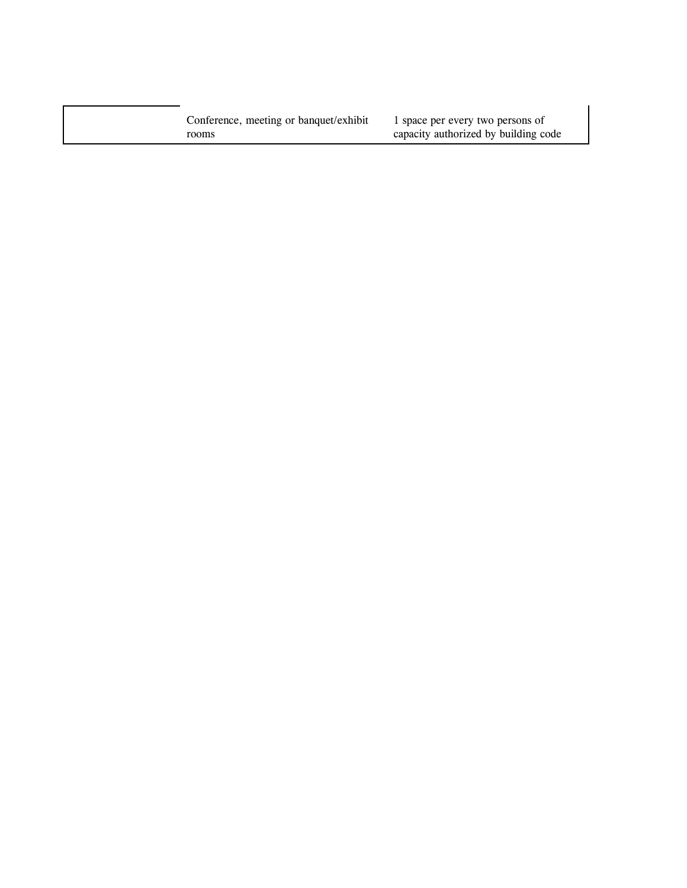| | | |
|---|---|---|
| | Conference, meeting or banquet/exhibit rooms | 1 space per every two persons of capacity authorized by building code |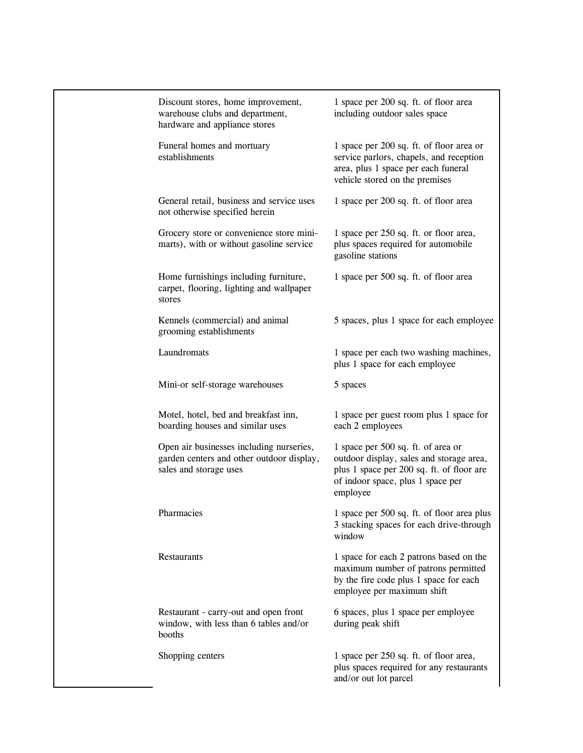| | |
|---|---|
| Discount stores, home improvement, warehouse clubs and department, hardware and appliance stores | 1 space per 200 sq. ft. of floor area including outdoor sales space |
| Funeral homes and mortuary establishments | 1 space per 200 sq. ft. of floor area or service parlors, chapels, and reception area, plus 1 space per each funeral vehicle stored on the premises |
| General retail, business and service uses not otherwise specified herein | 1 space per 200 sq. ft. of floor area |
| Grocery store or convenience store mini-marts), with or without gasoline service | 1 space per 250 sq. ft. or floor area, plus spaces required for automobile gasoline stations |
| Home furnishings including furniture, carpet, flooring, lighting and wallpaper stores | 1 space per 500 sq. ft. of floor area |
| Kennels (commercial) and animal grooming establishments | 5 spaces, plus 1 space for each employee |
| Laundromats | 1 space per each two washing machines, plus 1 space for each employee |
| Mini-or self-storage warehouses | 5 spaces |
| Motel, hotel, bed and breakfast inn, boarding houses and similar uses | 1 space per guest room plus 1 space for each 2 employees |
| Open air businesses including nurseries, garden centers and other outdoor display, sales and storage uses | 1 space per 500 sq. ft. of area or outdoor display, sales and storage area, plus 1 space per 200 sq. ft. of floor are of indoor space, plus 1 space per employee |
| Pharmacies | 1 space per 500 sq. ft. of floor area plus 3 stacking spaces for each drive-through window |
| Restaurants | 1 space for each 2 patrons based on the maximum number of patrons permitted by the fire code plus 1 space for each employee per maximum shift |
| Restaurant - carry-out and open front window, with less than 6 tables and/or booths | 6 spaces, plus 1 space per employee during peak shift |
| Shopping centers | 1 space per 250 sq. ft. of floor area, plus spaces required for any restaurants and/or out lot parcel |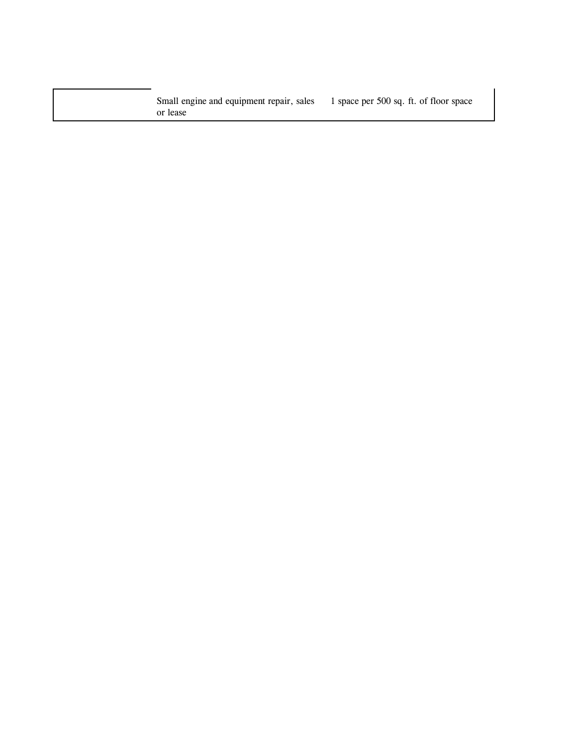| | | |
|---|---|---|
| | Small engine and equipment repair, sales or lease | 1 space per 500 sq. ft. of floor space |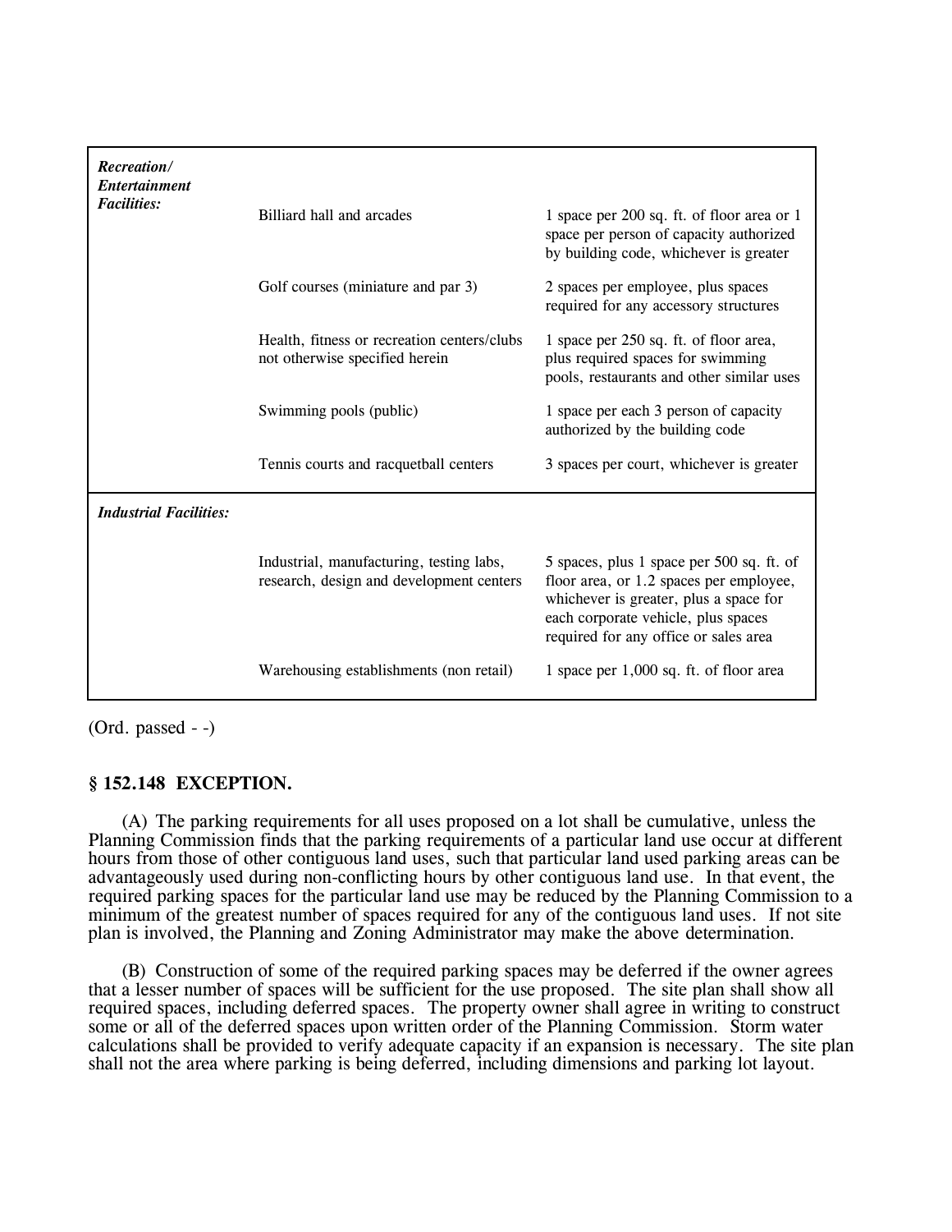| | | |
|---|---|---|
| ***Recreation/ Entertainment Facilities:*** | Billiard hall and arcades | 1 space per 200 sq. ft. of floor area or 1 space per person of capacity authorized by building code, whichever is greater |
| | Golf courses (miniature and par 3) | 2 spaces per employee, plus spaces required for any accessory structures |
| | Health, fitness or recreation centers/clubs not otherwise specified herein | 1 space per 250 sq. ft. of floor area, plus required spaces for swimming pools, restaurants and other similar uses |
| | Swimming pools (public) | 1 space per each 3 person of capacity authorized by the building code |
| | Tennis courts and racquetball centers | 3 spaces per court, whichever is greater |
| ***Industrial Facilities:*** | | |
| | Industrial, manufacturing, testing labs, research, design and development centers | 5 spaces, plus 1 space per 500 sq. ft. of floor area, or 1.2 spaces per employee, whichever is greater, plus a space for each corporate vehicle, plus spaces required for any office or sales area |
| | Warehousing establishments (non retail) | 1 space per 1,000 sq. ft. of floor area |

(Ord. passed - -)

### § 152.148 EXCEPTION.

(A) The parking requirements for all uses proposed on a lot shall be cumulative, unless the Planning Commission finds that the parking requirements of a particular land use occur at different hours from those of other contiguous land uses, such that particular land used parking areas can be advantageously used during non-conflicting hours by other contiguous land use. In that event, the required parking spaces for the particular land use may be reduced by the Planning Commission to a minimum of the greatest number of spaces required for any of the contiguous land uses. If not site plan is involved, the Planning and Zoning Administrator may make the above determination.

(B) Construction of some of the required parking spaces may be deferred if the owner agrees that a lesser number of spaces will be sufficient for the use proposed. The site plan shall show all required spaces, including deferred spaces. The property owner shall agree in writing to construct some or all of the deferred spaces upon written order of the Planning Commission. Storm water calculations shall be provided to verify adequate capacity if an expansion is necessary. The site plan shall not the area where parking is being deferred, including dimensions and parking lot layout.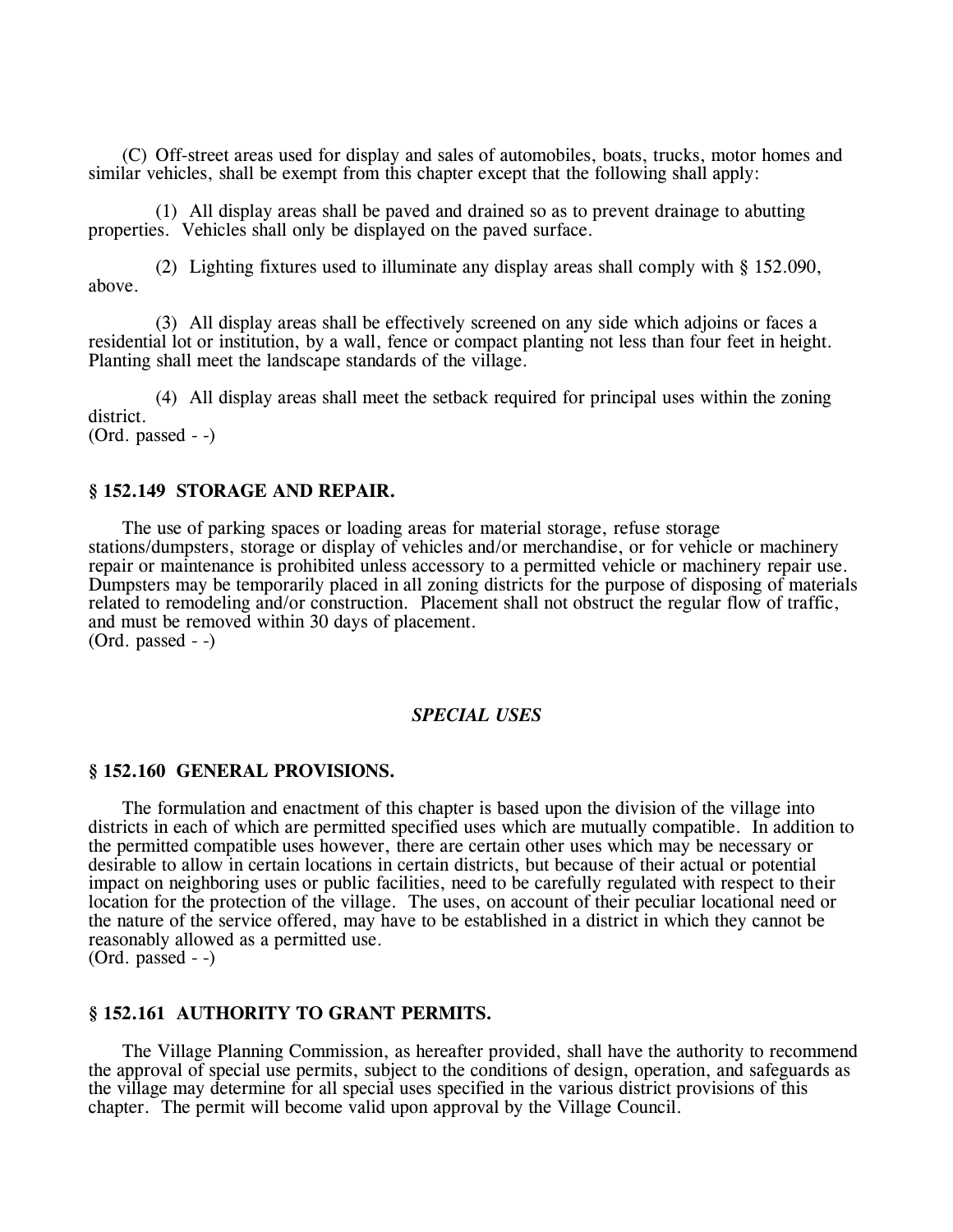(C) Off-street areas used for display and sales of automobiles, boats, trucks, motor homes and similar vehicles, shall be exempt from this chapter except that the following shall apply:

(1) All display areas shall be paved and drained so as to prevent drainage to abutting properties. Vehicles shall only be displayed on the paved surface.

(2) Lighting fixtures used to illuminate any display areas shall comply with § 152.090, above.

(3) All display areas shall be effectively screened on any side which adjoins or faces a residential lot or institution, by a wall, fence or compact planting not less than four feet in height. Planting shall meet the landscape standards of the village.

(4) All display areas shall meet the setback required for principal uses within the zoning district.
(Ord. passed - -)

### § 152.149 STORAGE AND REPAIR.

The use of parking spaces or loading areas for material storage, refuse storage stations/dumpsters, storage or display of vehicles and/or merchandise, or for vehicle or machinery repair or maintenance is prohibited unless accessory to a permitted vehicle or machinery repair use. Dumpsters may be temporarily placed in all zoning districts for the purpose of disposing of materials related to remodeling and/or construction. Placement shall not obstruct the regular flow of traffic, and must be removed within 30 days of placement.
(Ord. passed - -)

## *SPECIAL USES*

### § 152.160 GENERAL PROVISIONS.

The formulation and enactment of this chapter is based upon the division of the village into districts in each of which are permitted specified uses which are mutually compatible. In addition to the permitted compatible uses however, there are certain other uses which may be necessary or desirable to allow in certain locations in certain districts, but because of their actual or potential impact on neighboring uses or public facilities, need to be carefully regulated with respect to their location for the protection of the village. The uses, on account of their peculiar locational need or the nature of the service offered, may have to be established in a district in which they cannot be reasonably allowed as a permitted use.
(Ord. passed - -)

### § 152.161 AUTHORITY TO GRANT PERMITS.

The Village Planning Commission, as hereafter provided, shall have the authority to recommend the approval of special use permits, subject to the conditions of design, operation, and safeguards as the village may determine for all special uses specified in the various district provisions of this chapter. The permit will become valid upon approval by the Village Council.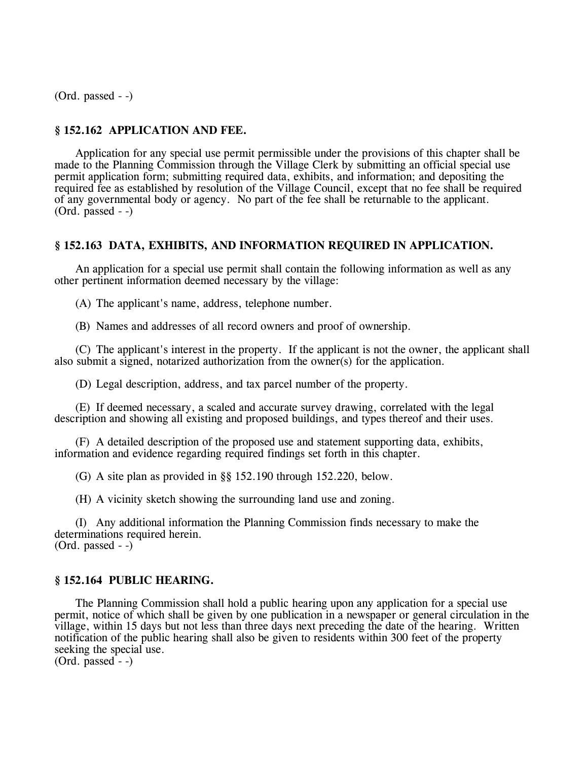(Ord. passed - -)

### § 152.162 APPLICATION AND FEE.

Application for any special use permit permissible under the provisions of this chapter shall be made to the Planning Commission through the Village Clerk by submitting an official special use permit application form; submitting required data, exhibits, and information; and depositing the required fee as established by resolution of the Village Council, except that no fee shall be required of any governmental body or agency. No part of the fee shall be returnable to the applicant.
(Ord. passed - -)

### § 152.163 DATA, EXHIBITS, AND INFORMATION REQUIRED IN APPLICATION.

An application for a special use permit shall contain the following information as well as any other pertinent information deemed necessary by the village:

(A) The applicant's name, address, telephone number.

(B) Names and addresses of all record owners and proof of ownership.

(C) The applicant's interest in the property. If the applicant is not the owner, the applicant shall also submit a signed, notarized authorization from the owner(s) for the application.

(D) Legal description, address, and tax parcel number of the property.

(E) If deemed necessary, a scaled and accurate survey drawing, correlated with the legal description and showing all existing and proposed buildings, and types thereof and their uses.

(F) A detailed description of the proposed use and statement supporting data, exhibits, information and evidence regarding required findings set forth in this chapter.

(G) A site plan as provided in §§ 152.190 through 152.220, below.

(H) A vicinity sketch showing the surrounding land use and zoning.

(I) Any additional information the Planning Commission finds necessary to make the determinations required herein.
(Ord. passed - -)

### § 152.164 PUBLIC HEARING.

The Planning Commission shall hold a public hearing upon any application for a special use permit, notice of which shall be given by one publication in a newspaper or general circulation in the village, within 15 days but not less than three days next preceding the date of the hearing. Written notification of the public hearing shall also be given to residents within 300 feet of the property seeking the special use.
(Ord. passed - -)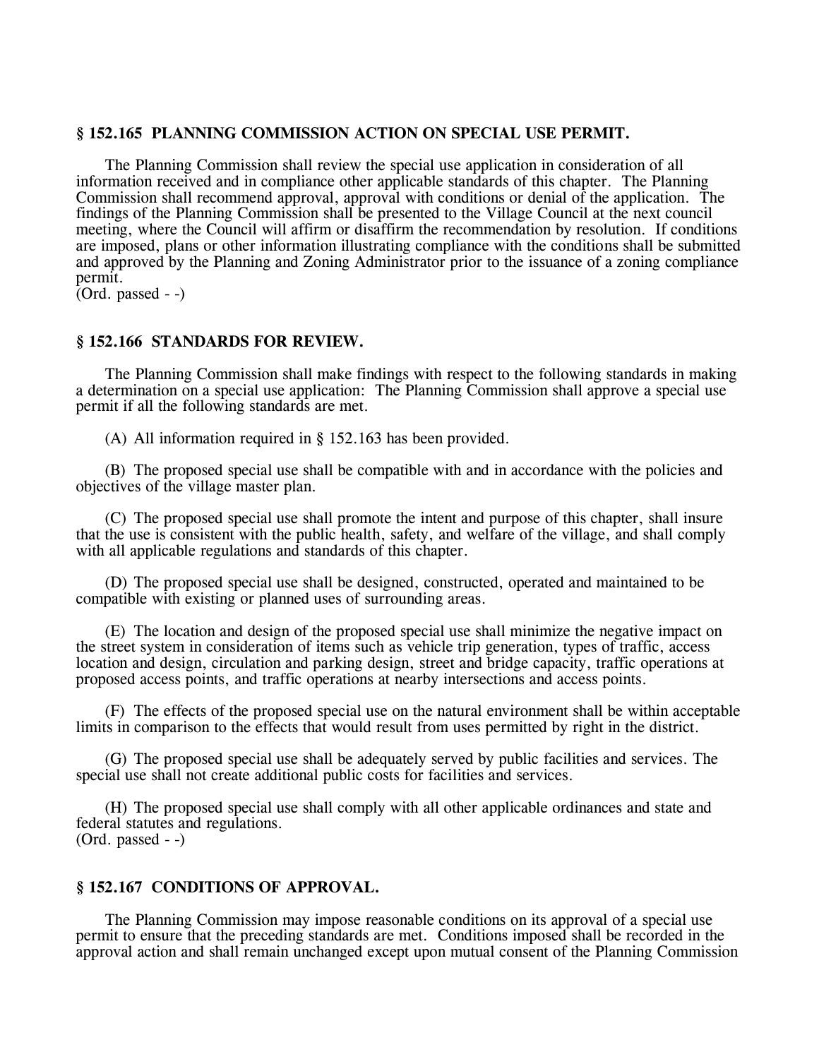### § 152.165 PLANNING COMMISSION ACTION ON SPECIAL USE PERMIT.

The Planning Commission shall review the special use application in consideration of all information received and in compliance other applicable standards of this chapter. The Planning Commission shall recommend approval, approval with conditions or denial of the application. The findings of the Planning Commission shall be presented to the Village Council at the next council meeting, where the Council will affirm or disaffirm the recommendation by resolution. If conditions are imposed, plans or other information illustrating compliance with the conditions shall be submitted and approved by the Planning and Zoning Administrator prior to the issuance of a zoning compliance permit.
(Ord. passed - -)

### § 152.166 STANDARDS FOR REVIEW.

The Planning Commission shall make findings with respect to the following standards in making a determination on a special use application: The Planning Commission shall approve a special use permit if all the following standards are met.

(A) All information required in § 152.163 has been provided.

(B) The proposed special use shall be compatible with and in accordance with the policies and objectives of the village master plan.

(C) The proposed special use shall promote the intent and purpose of this chapter, shall insure that the use is consistent with the public health, safety, and welfare of the village, and shall comply with all applicable regulations and standards of this chapter.

(D) The proposed special use shall be designed, constructed, operated and maintained to be compatible with existing or planned uses of surrounding areas.

(E) The location and design of the proposed special use shall minimize the negative impact on the street system in consideration of items such as vehicle trip generation, types of traffic, access location and design, circulation and parking design, street and bridge capacity, traffic operations at proposed access points, and traffic operations at nearby intersections and access points.

(F) The effects of the proposed special use on the natural environment shall be within acceptable limits in comparison to the effects that would result from uses permitted by right in the district.

(G) The proposed special use shall be adequately served by public facilities and services. The special use shall not create additional public costs for facilities and services.

(H) The proposed special use shall comply with all other applicable ordinances and state and federal statutes and regulations.
(Ord. passed - -)

### § 152.167 CONDITIONS OF APPROVAL.

The Planning Commission may impose reasonable conditions on its approval of a special use permit to ensure that the preceding standards are met. Conditions imposed shall be recorded in the approval action and shall remain unchanged except upon mutual consent of the Planning Commission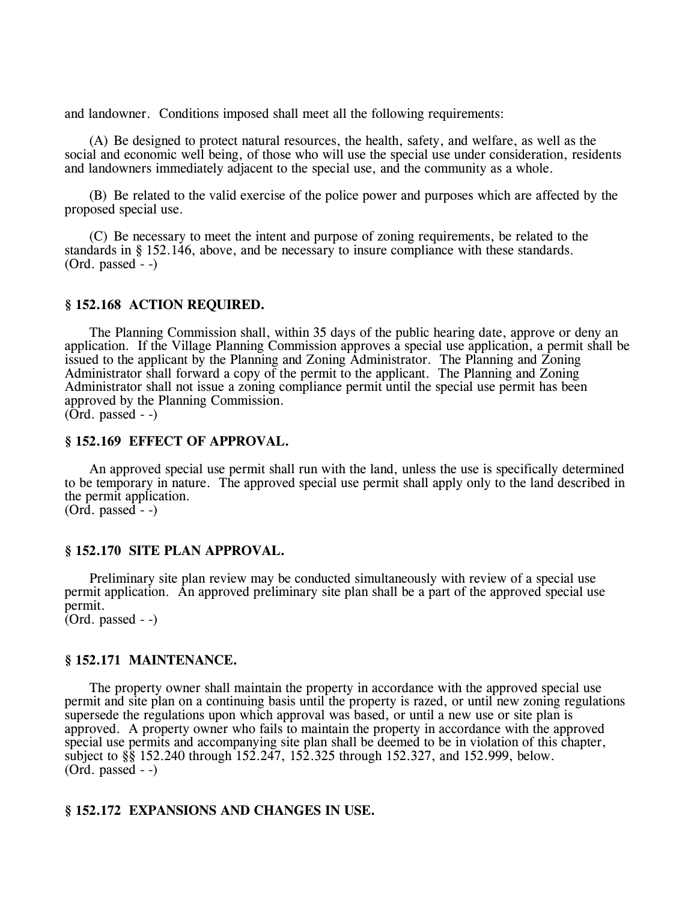and landowner. Conditions imposed shall meet all the following requirements:

(A) Be designed to protect natural resources, the health, safety, and welfare, as well as the social and economic well being, of those who will use the special use under consideration, residents and landowners immediately adjacent to the special use, and the community as a whole.

(B) Be related to the valid exercise of the police power and purposes which are affected by the proposed special use.

(C) Be necessary to meet the intent and purpose of zoning requirements, be related to the standards in § 152.146, above, and be necessary to insure compliance with these standards.
(Ord. passed - -)

### § 152.168 ACTION REQUIRED.

The Planning Commission shall, within 35 days of the public hearing date, approve or deny an application. If the Village Planning Commission approves a special use application, a permit shall be issued to the applicant by the Planning and Zoning Administrator. The Planning and Zoning Administrator shall forward a copy of the permit to the applicant. The Planning and Zoning Administrator shall not issue a zoning compliance permit until the special use permit has been approved by the Planning Commission.
(Ord. passed - -)

### § 152.169 EFFECT OF APPROVAL.

An approved special use permit shall run with the land, unless the use is specifically determined to be temporary in nature. The approved special use permit shall apply only to the land described in the permit application.
(Ord. passed - -)

### § 152.170 SITE PLAN APPROVAL.

Preliminary site plan review may be conducted simultaneously with review of a special use permit application. An approved preliminary site plan shall be a part of the approved special use permit.
(Ord. passed - -)

### § 152.171 MAINTENANCE.

The property owner shall maintain the property in accordance with the approved special use permit and site plan on a continuing basis until the property is razed, or until new zoning regulations supersede the regulations upon which approval was based, or until a new use or site plan is approved. A property owner who fails to maintain the property in accordance with the approved special use permits and accompanying site plan shall be deemed to be in violation of this chapter, subject to §§ 152.240 through 152.247, 152.325 through 152.327, and 152.999, below.
(Ord. passed - -)

### § 152.172 EXPANSIONS AND CHANGES IN USE.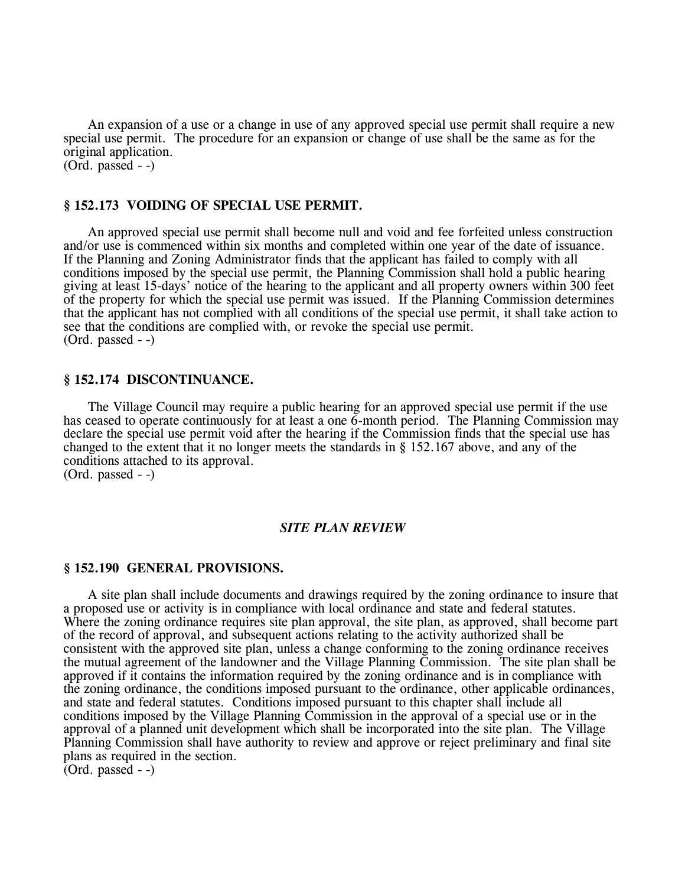An expansion of a use or a change in use of any approved special use permit shall require a new special use permit. The procedure for an expansion or change of use shall be the same as for the original application.
(Ord. passed - -)

### § 152.173 VOIDING OF SPECIAL USE PERMIT.

An approved special use permit shall become null and void and fee forfeited unless construction and/or use is commenced within six months and completed within one year of the date of issuance. If the Planning and Zoning Administrator finds that the applicant has failed to comply with all conditions imposed by the special use permit, the Planning Commission shall hold a public hearing giving at least 15-days' notice of the hearing to the applicant and all property owners within 300 feet of the property for which the special use permit was issued. If the Planning Commission determines that the applicant has not complied with all conditions of the special use permit, it shall take action to see that the conditions are complied with, or revoke the special use permit.
(Ord. passed - -)

### § 152.174 DISCONTINUANCE.

The Village Council may require a public hearing for an approved special use permit if the use has ceased to operate continuously for at least a one 6-month period. The Planning Commission may declare the special use permit void after the hearing if the Commission finds that the special use has changed to the extent that it no longer meets the standards in § 152.167 above, and any of the conditions attached to its approval.
(Ord. passed - -)

## *SITE PLAN REVIEW*

### § 152.190 GENERAL PROVISIONS.

A site plan shall include documents and drawings required by the zoning ordinance to insure that a proposed use or activity is in compliance with local ordinance and state and federal statutes. Where the zoning ordinance requires site plan approval, the site plan, as approved, shall become part of the record of approval, and subsequent actions relating to the activity authorized shall be consistent with the approved site plan, unless a change conforming to the zoning ordinance receives the mutual agreement of the landowner and the Village Planning Commission. The site plan shall be approved if it contains the information required by the zoning ordinance and is in compliance with the zoning ordinance, the conditions imposed pursuant to the ordinance, other applicable ordinances, and state and federal statutes. Conditions imposed pursuant to this chapter shall include all conditions imposed by the Village Planning Commission in the approval of a special use or in the approval of a planned unit development which shall be incorporated into the site plan. The Village Planning Commission shall have authority to review and approve or reject preliminary and final site plans as required in the section.
(Ord. passed - -)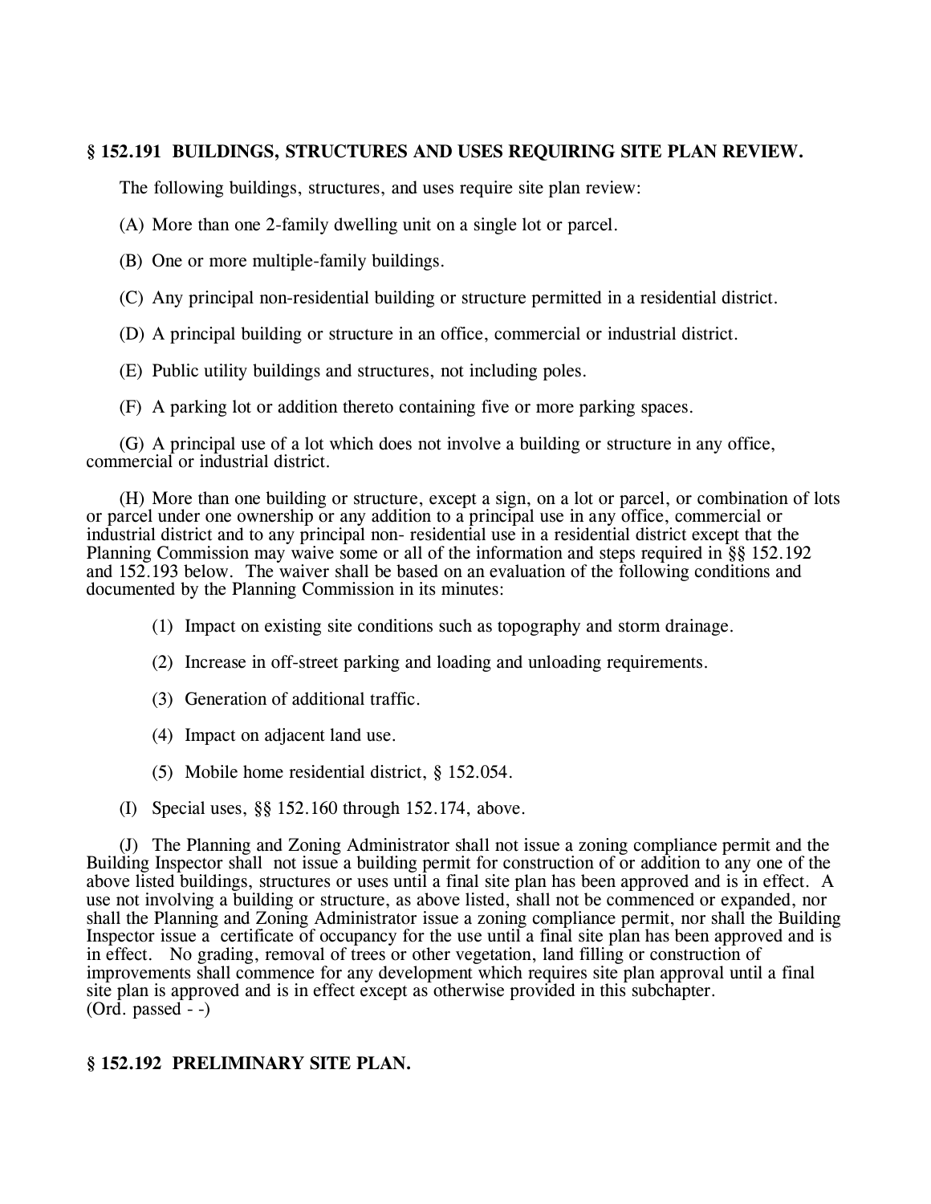### § 152.191 BUILDINGS, STRUCTURES AND USES REQUIRING SITE PLAN REVIEW.

The following buildings, structures, and uses require site plan review:

(A) More than one 2-family dwelling unit on a single lot or parcel.

(B) One or more multiple-family buildings.

(C) Any principal non-residential building or structure permitted in a residential district.

(D) A principal building or structure in an office, commercial or industrial district.

(E) Public utility buildings and structures, not including poles.

(F) A parking lot or addition thereto containing five or more parking spaces.

(G) A principal use of a lot which does not involve a building or structure in any office, commercial or industrial district.

(H) More than one building or structure, except a sign, on a lot or parcel, or combination of lots or parcel under one ownership or any addition to a principal use in any office, commercial or industrial district and to any principal non- residential use in a residential district except that the Planning Commission may waive some or all of the information and steps required in §§ 152.192 and 152.193 below. The waiver shall be based on an evaluation of the following conditions and documented by the Planning Commission in its minutes:

(1) Impact on existing site conditions such as topography and storm drainage.

(2) Increase in off-street parking and loading and unloading requirements.

(3) Generation of additional traffic.

(4) Impact on adjacent land use.

(5) Mobile home residential district, § 152.054.

(I) Special uses, §§ 152.160 through 152.174, above.

(J) The Planning and Zoning Administrator shall not issue a zoning compliance permit and the Building Inspector shall not issue a building permit for construction of or addition to any one of the above listed buildings, structures or uses until a final site plan has been approved and is in effect. A use not involving a building or structure, as above listed, shall not be commenced or expanded, nor shall the Planning and Zoning Administrator issue a zoning compliance permit, nor shall the Building Inspector issue a certificate of occupancy for the use until a final site plan has been approved and is in effect. No grading, removal of trees or other vegetation, land filling or construction of improvements shall commence for any development which requires site plan approval until a final site plan is approved and is in effect except as otherwise provided in this subchapter.
(Ord. passed - -)

### § 152.192 PRELIMINARY SITE PLAN.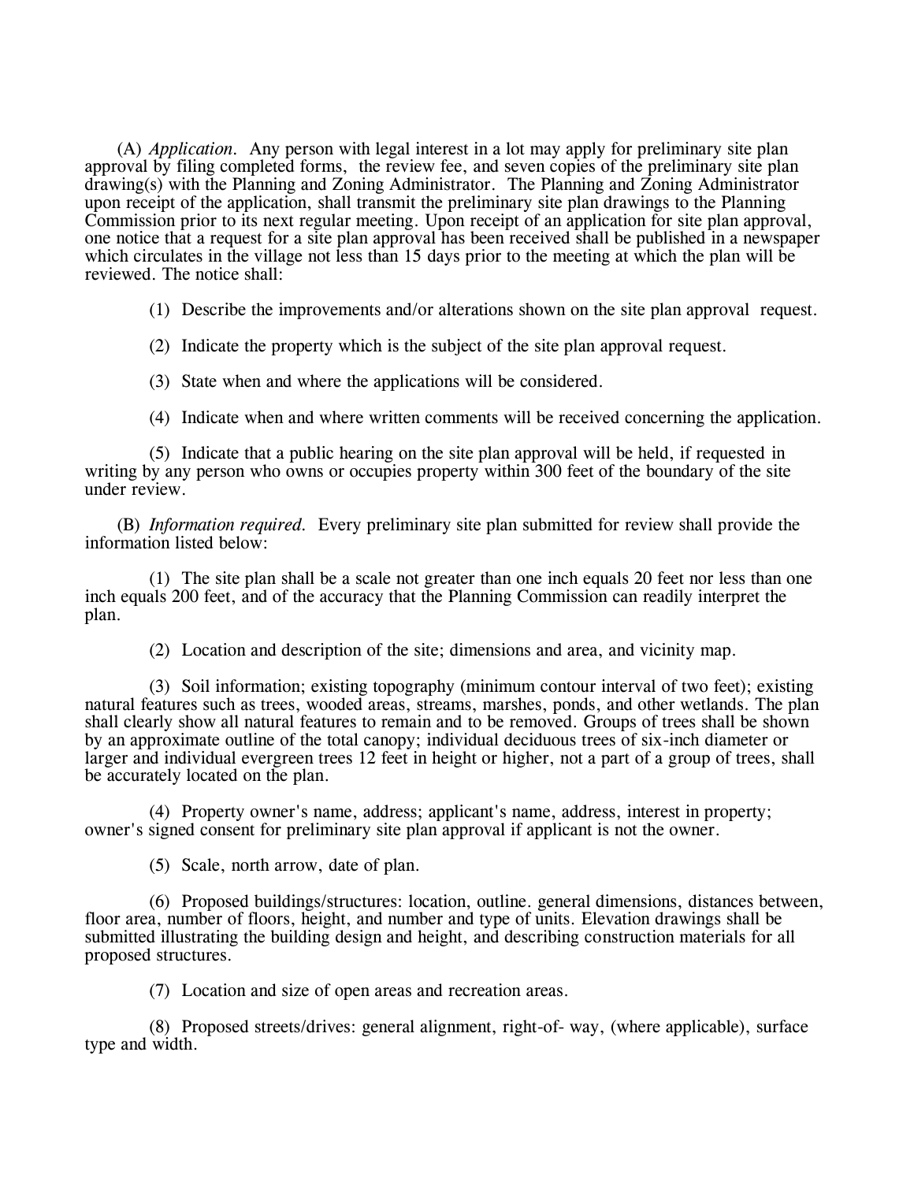(A) *Application.* Any person with legal interest in a lot may apply for preliminary site plan approval by filing completed forms, the review fee, and seven copies of the preliminary site plan drawing(s) with the Planning and Zoning Administrator. The Planning and Zoning Administrator upon receipt of the application, shall transmit the preliminary site plan drawings to the Planning Commission prior to its next regular meeting. Upon receipt of an application for site plan approval, one notice that a request for a site plan approval has been received shall be published in a newspaper which circulates in the village not less than 15 days prior to the meeting at which the plan will be reviewed. The notice shall:

(1) Describe the improvements and/or alterations shown on the site plan approval request.

(2) Indicate the property which is the subject of the site plan approval request.

(3) State when and where the applications will be considered.

(4) Indicate when and where written comments will be received concerning the application.

(5) Indicate that a public hearing on the site plan approval will be held, if requested in writing by any person who owns or occupies property within 300 feet of the boundary of the site under review.

(B) *Information required.* Every preliminary site plan submitted for review shall provide the information listed below:

(1) The site plan shall be a scale not greater than one inch equals 20 feet nor less than one inch equals 200 feet, and of the accuracy that the Planning Commission can readily interpret the plan.

(2) Location and description of the site; dimensions and area, and vicinity map.

(3) Soil information; existing topography (minimum contour interval of two feet); existing natural features such as trees, wooded areas, streams, marshes, ponds, and other wetlands. The plan shall clearly show all natural features to remain and to be removed. Groups of trees shall be shown by an approximate outline of the total canopy; individual deciduous trees of six-inch diameter or larger and individual evergreen trees 12 feet in height or higher, not a part of a group of trees, shall be accurately located on the plan.

(4) Property owner's name, address; applicant's name, address, interest in property; owner's signed consent for preliminary site plan approval if applicant is not the owner.

(5) Scale, north arrow, date of plan.

(6) Proposed buildings/structures: location, outline. general dimensions, distances between, floor area, number of floors, height, and number and type of units. Elevation drawings shall be submitted illustrating the building design and height, and describing construction materials for all proposed structures.

(7) Location and size of open areas and recreation areas.

(8) Proposed streets/drives: general alignment, right-of- way, (where applicable), surface type and width.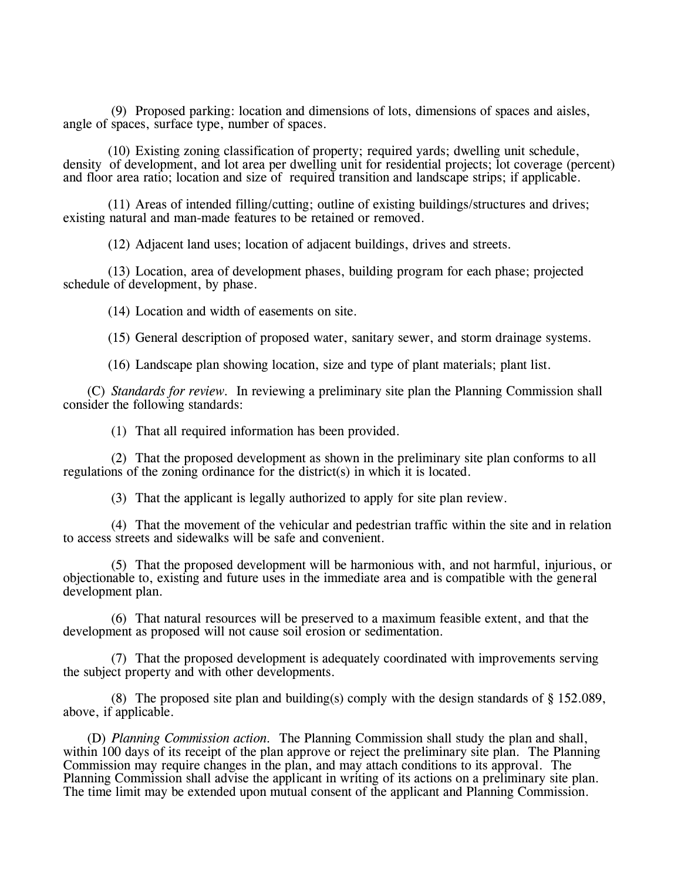(9) Proposed parking: location and dimensions of lots, dimensions of spaces and aisles, angle of spaces, surface type, number of spaces.

(10) Existing zoning classification of property; required yards; dwelling unit schedule, density of development, and lot area per dwelling unit for residential projects; lot coverage (percent) and floor area ratio; location and size of required transition and landscape strips; if applicable.

(11) Areas of intended filling/cutting; outline of existing buildings/structures and drives; existing natural and man-made features to be retained or removed.

(12) Adjacent land uses; location of adjacent buildings, drives and streets.

(13) Location, area of development phases, building program for each phase; projected schedule of development, by phase.

(14) Location and width of easements on site.

(15) General description of proposed water, sanitary sewer, and storm drainage systems.

(16) Landscape plan showing location, size and type of plant materials; plant list.

(C) *Standards for review.* In reviewing a preliminary site plan the Planning Commission shall consider the following standards:

(1) That all required information has been provided.

(2) That the proposed development as shown in the preliminary site plan conforms to all regulations of the zoning ordinance for the district(s) in which it is located.

(3) That the applicant is legally authorized to apply for site plan review.

(4) That the movement of the vehicular and pedestrian traffic within the site and in relation to access streets and sidewalks will be safe and convenient.

(5) That the proposed development will be harmonious with, and not harmful, injurious, or objectionable to, existing and future uses in the immediate area and is compatible with the general development plan.

(6) That natural resources will be preserved to a maximum feasible extent, and that the development as proposed will not cause soil erosion or sedimentation.

(7) That the proposed development is adequately coordinated with improvements serving the subject property and with other developments.

(8) The proposed site plan and building(s) comply with the design standards of § 152.089, above, if applicable.

(D) *Planning Commission action.* The Planning Commission shall study the plan and shall, within 100 days of its receipt of the plan approve or reject the preliminary site plan. The Planning Commission may require changes in the plan, and may attach conditions to its approval. The Planning Commission shall advise the applicant in writing of its actions on a preliminary site plan. The time limit may be extended upon mutual consent of the applicant and Planning Commission.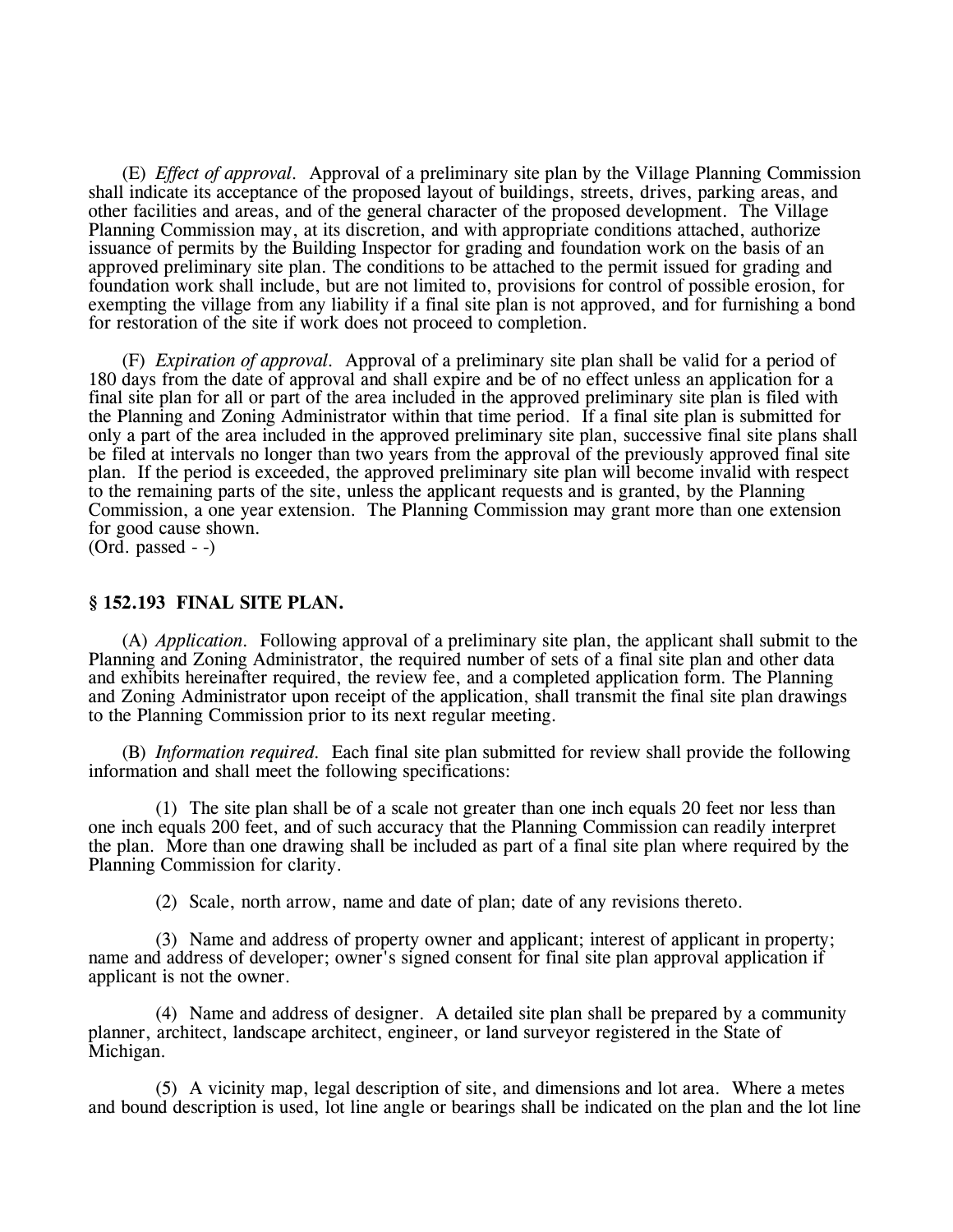(E) *Effect of approval.* Approval of a preliminary site plan by the Village Planning Commission shall indicate its acceptance of the proposed layout of buildings, streets, drives, parking areas, and other facilities and areas, and of the general character of the proposed development. The Village Planning Commission may, at its discretion, and with appropriate conditions attached, authorize issuance of permits by the Building Inspector for grading and foundation work on the basis of an approved preliminary site plan. The conditions to be attached to the permit issued for grading and foundation work shall include, but are not limited to, provisions for control of possible erosion, for exempting the village from any liability if a final site plan is not approved, and for furnishing a bond for restoration of the site if work does not proceed to completion.

(F) *Expiration of approval.* Approval of a preliminary site plan shall be valid for a period of 180 days from the date of approval and shall expire and be of no effect unless an application for a final site plan for all or part of the area included in the approved preliminary site plan is filed with the Planning and Zoning Administrator within that time period. If a final site plan is submitted for only a part of the area included in the approved preliminary site plan, successive final site plans shall be filed at intervals no longer than two years from the approval of the previously approved final site plan. If the period is exceeded, the approved preliminary site plan will become invalid with respect to the remaining parts of the site, unless the applicant requests and is granted, by the Planning Commission, a one year extension. The Planning Commission may grant more than one extension for good cause shown.
(Ord. passed - -)

### § 152.193 FINAL SITE PLAN.

(A) *Application.* Following approval of a preliminary site plan, the applicant shall submit to the Planning and Zoning Administrator, the required number of sets of a final site plan and other data and exhibits hereinafter required, the review fee, and a completed application form. The Planning and Zoning Administrator upon receipt of the application, shall transmit the final site plan drawings to the Planning Commission prior to its next regular meeting.

(B) *Information required.* Each final site plan submitted for review shall provide the following information and shall meet the following specifications:

(1) The site plan shall be of a scale not greater than one inch equals 20 feet nor less than one inch equals 200 feet, and of such accuracy that the Planning Commission can readily interpret the plan. More than one drawing shall be included as part of a final site plan where required by the Planning Commission for clarity.

(2) Scale, north arrow, name and date of plan; date of any revisions thereto.

(3) Name and address of property owner and applicant; interest of applicant in property; name and address of developer; owner's signed consent for final site plan approval application if applicant is not the owner.

(4) Name and address of designer. A detailed site plan shall be prepared by a community planner, architect, landscape architect, engineer, or land surveyor registered in the State of Michigan.

(5) A vicinity map, legal description of site, and dimensions and lot area. Where a metes and bound description is used, lot line angle or bearings shall be indicated on the plan and the lot line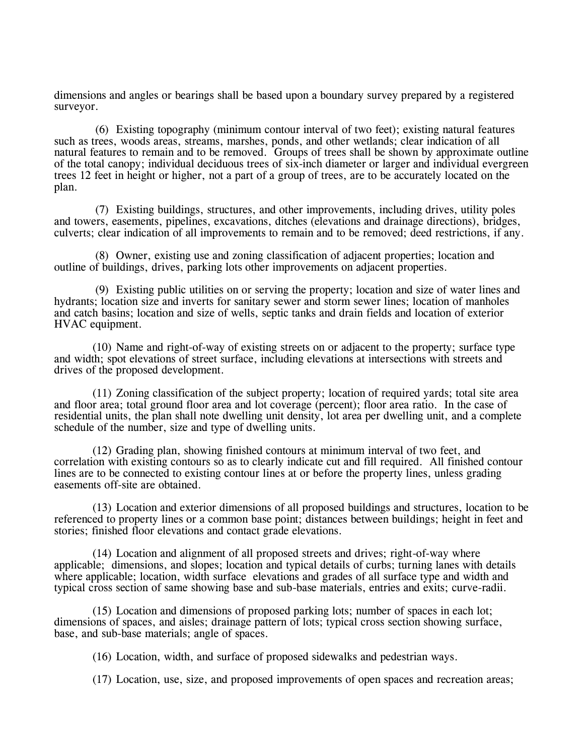dimensions and angles or bearings shall be based upon a boundary survey prepared by a registered surveyor.

(6) Existing topography (minimum contour interval of two feet); existing natural features such as trees, woods areas, streams, marshes, ponds, and other wetlands; clear indication of all natural features to remain and to be removed. Groups of trees shall be shown by approximate outline of the total canopy; individual deciduous trees of six-inch diameter or larger and individual evergreen trees 12 feet in height or higher, not a part of a group of trees, are to be accurately located on the plan.

(7) Existing buildings, structures, and other improvements, including drives, utility poles and towers, easements, pipelines, excavations, ditches (elevations and drainage directions), bridges, culverts; clear indication of all improvements to remain and to be removed; deed restrictions, if any.

(8) Owner, existing use and zoning classification of adjacent properties; location and outline of buildings, drives, parking lots other improvements on adjacent properties.

(9) Existing public utilities on or serving the property; location and size of water lines and hydrants; location size and inverts for sanitary sewer and storm sewer lines; location of manholes and catch basins; location and size of wells, septic tanks and drain fields and location of exterior HVAC equipment.

(10) Name and right-of-way of existing streets on or adjacent to the property; surface type and width; spot elevations of street surface, including elevations at intersections with streets and drives of the proposed development.

(11) Zoning classification of the subject property; location of required yards; total site area and floor area; total ground floor area and lot coverage (percent); floor area ratio. In the case of residential units, the plan shall note dwelling unit density, lot area per dwelling unit, and a complete schedule of the number, size and type of dwelling units.

(12) Grading plan, showing finished contours at minimum interval of two feet, and correlation with existing contours so as to clearly indicate cut and fill required. All finished contour lines are to be connected to existing contour lines at or before the property lines, unless grading easements off-site are obtained.

(13) Location and exterior dimensions of all proposed buildings and structures, location to be referenced to property lines or a common base point; distances between buildings; height in feet and stories; finished floor elevations and contact grade elevations.

(14) Location and alignment of all proposed streets and drives; right-of-way where applicable; dimensions, and slopes; location and typical details of curbs; turning lanes with details where applicable; location, width surface elevations and grades of all surface type and width and typical cross section of same showing base and sub-base materials, entries and exits; curve-radii.

(15) Location and dimensions of proposed parking lots; number of spaces in each lot; dimensions of spaces, and aisles; drainage pattern of lots; typical cross section showing surface, base, and sub-base materials; angle of spaces.

(16) Location, width, and surface of proposed sidewalks and pedestrian ways.

(17) Location, use, size, and proposed improvements of open spaces and recreation areas;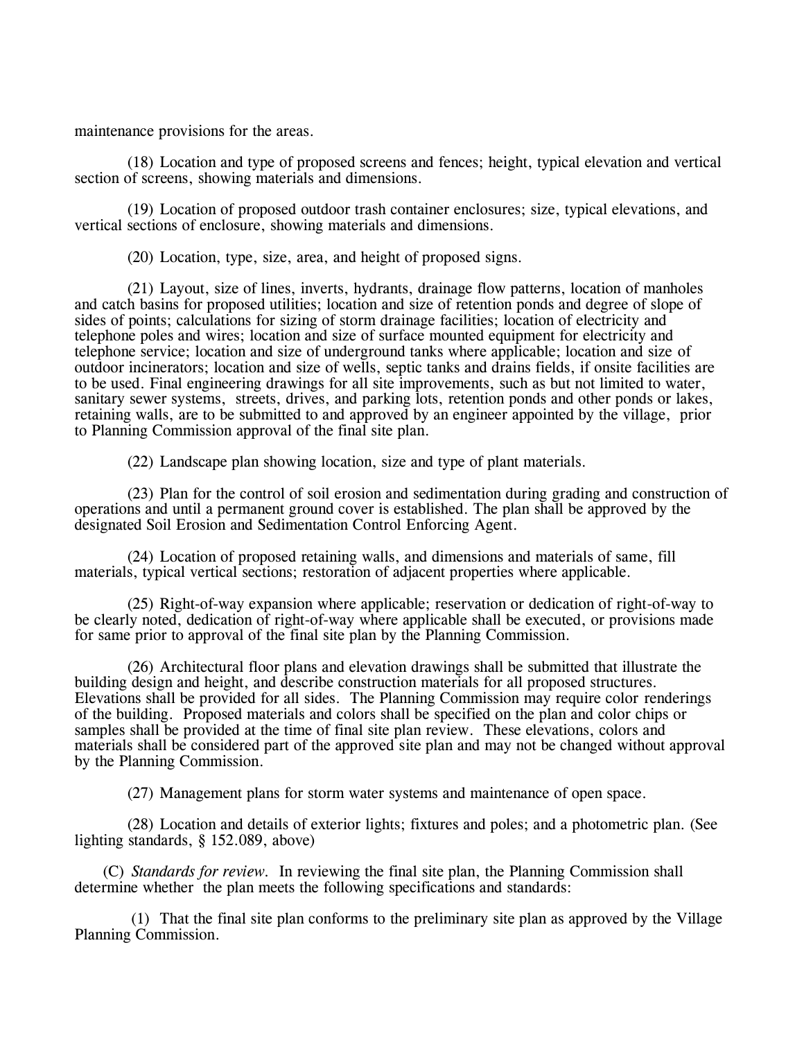maintenance provisions for the areas.

(18) Location and type of proposed screens and fences; height, typical elevation and vertical section of screens, showing materials and dimensions.

(19) Location of proposed outdoor trash container enclosures; size, typical elevations, and vertical sections of enclosure, showing materials and dimensions.

(20) Location, type, size, area, and height of proposed signs.

(21) Layout, size of lines, inverts, hydrants, drainage flow patterns, location of manholes and catch basins for proposed utilities; location and size of retention ponds and degree of slope of sides of points; calculations for sizing of storm drainage facilities; location of electricity and telephone poles and wires; location and size of surface mounted equipment for electricity and telephone service; location and size of underground tanks where applicable; location and size of outdoor incinerators; location and size of wells, septic tanks and drains fields, if onsite facilities are to be used. Final engineering drawings for all site improvements, such as but not limited to water, sanitary sewer systems, streets, drives, and parking lots, retention ponds and other ponds or lakes, retaining walls, are to be submitted to and approved by an engineer appointed by the village, prior to Planning Commission approval of the final site plan.

(22) Landscape plan showing location, size and type of plant materials.

(23) Plan for the control of soil erosion and sedimentation during grading and construction of operations and until a permanent ground cover is established. The plan shall be approved by the designated Soil Erosion and Sedimentation Control Enforcing Agent.

(24) Location of proposed retaining walls, and dimensions and materials of same, fill materials, typical vertical sections; restoration of adjacent properties where applicable.

(25) Right-of-way expansion where applicable; reservation or dedication of right-of-way to be clearly noted, dedication of right-of-way where applicable shall be executed, or provisions made for same prior to approval of the final site plan by the Planning Commission.

(26) Architectural floor plans and elevation drawings shall be submitted that illustrate the building design and height, and describe construction materials for all proposed structures. Elevations shall be provided for all sides. The Planning Commission may require color renderings of the building. Proposed materials and colors shall be specified on the plan and color chips or samples shall be provided at the time of final site plan review. These elevations, colors and materials shall be considered part of the approved site plan and may not be changed without approval by the Planning Commission.

(27) Management plans for storm water systems and maintenance of open space.

(28) Location and details of exterior lights; fixtures and poles; and a photometric plan. (See lighting standards, § 152.089, above)

(C) *Standards for review.* In reviewing the final site plan, the Planning Commission shall determine whether the plan meets the following specifications and standards:

(1) That the final site plan conforms to the preliminary site plan as approved by the Village Planning Commission.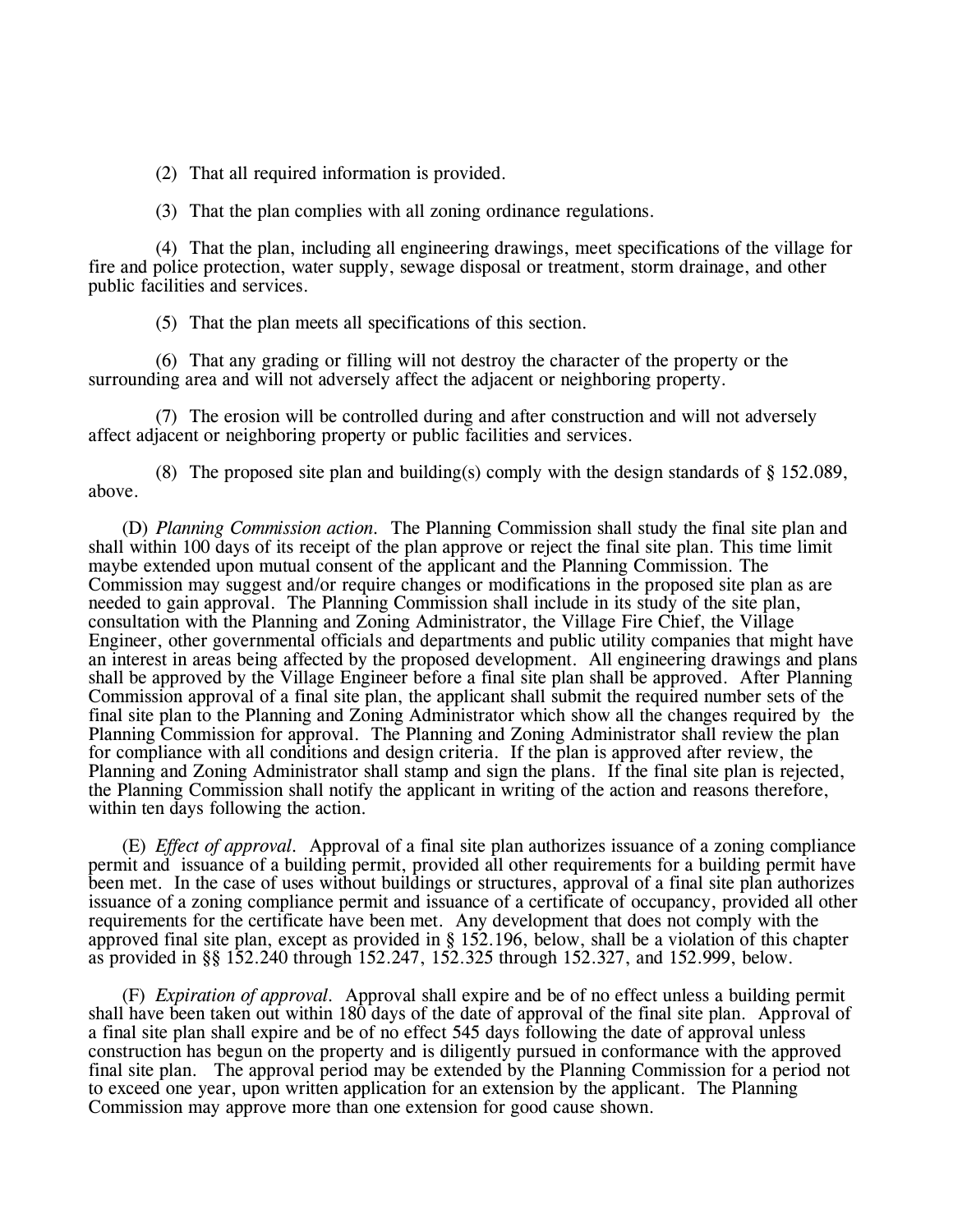(2) That all required information is provided.

(3) That the plan complies with all zoning ordinance regulations.

(4) That the plan, including all engineering drawings, meet specifications of the village for fire and police protection, water supply, sewage disposal or treatment, storm drainage, and other public facilities and services.

(5) That the plan meets all specifications of this section.

(6) That any grading or filling will not destroy the character of the property or the surrounding area and will not adversely affect the adjacent or neighboring property.

(7) The erosion will be controlled during and after construction and will not adversely affect adjacent or neighboring property or public facilities and services.

(8) The proposed site plan and building(s) comply with the design standards of § 152.089, above.

(D) *Planning Commission action.* The Planning Commission shall study the final site plan and shall within 100 days of its receipt of the plan approve or reject the final site plan. This time limit maybe extended upon mutual consent of the applicant and the Planning Commission. The Commission may suggest and/or require changes or modifications in the proposed site plan as are needed to gain approval. The Planning Commission shall include in its study of the site plan, consultation with the Planning and Zoning Administrator, the Village Fire Chief, the Village Engineer, other governmental officials and departments and public utility companies that might have an interest in areas being affected by the proposed development. All engineering drawings and plans shall be approved by the Village Engineer before a final site plan shall be approved. After Planning Commission approval of a final site plan, the applicant shall submit the required number sets of the final site plan to the Planning and Zoning Administrator which show all the changes required by the Planning Commission for approval. The Planning and Zoning Administrator shall review the plan for compliance with all conditions and design criteria. If the plan is approved after review, the Planning and Zoning Administrator shall stamp and sign the plans. If the final site plan is rejected, the Planning Commission shall notify the applicant in writing of the action and reasons therefore, within ten days following the action.

(E) *Effect of approval.* Approval of a final site plan authorizes issuance of a zoning compliance permit and issuance of a building permit, provided all other requirements for a building permit have been met. In the case of uses without buildings or structures, approval of a final site plan authorizes issuance of a zoning compliance permit and issuance of a certificate of occupancy, provided all other requirements for the certificate have been met. Any development that does not comply with the approved final site plan, except as provided in § 152.196, below, shall be a violation of this chapter as provided in §§ 152.240 through 152.247, 152.325 through 152.327, and 152.999, below.

(F) *Expiration of approval.* Approval shall expire and be of no effect unless a building permit shall have been taken out within 180 days of the date of approval of the final site plan. Approval of a final site plan shall expire and be of no effect 545 days following the date of approval unless construction has begun on the property and is diligently pursued in conformance with the approved final site plan. The approval period may be extended by the Planning Commission for a period not to exceed one year, upon written application for an extension by the applicant. The Planning Commission may approve more than one extension for good cause shown.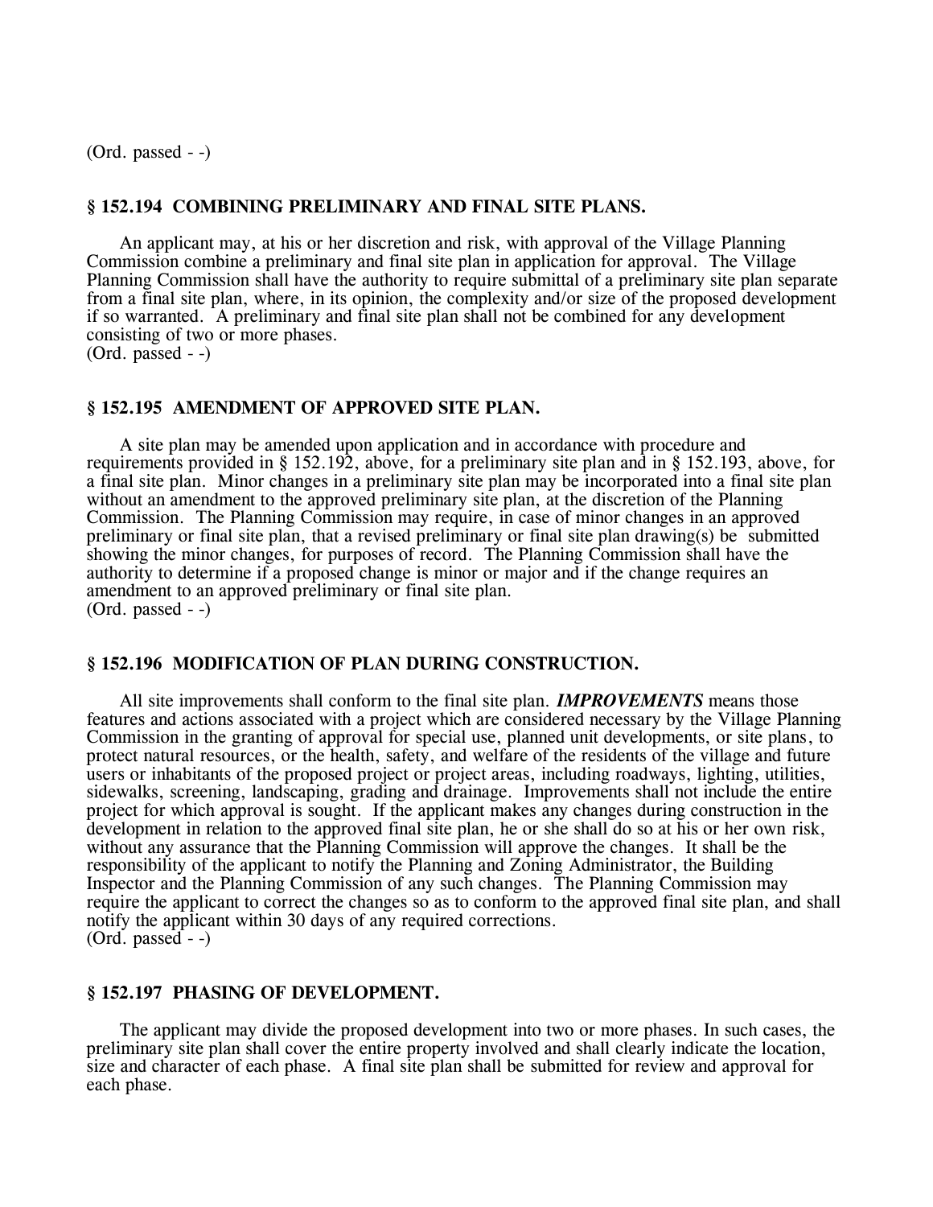(Ord. passed - -)

### § 152.194 COMBINING PRELIMINARY AND FINAL SITE PLANS.

An applicant may, at his or her discretion and risk, with approval of the Village Planning Commission combine a preliminary and final site plan in application for approval. The Village Planning Commission shall have the authority to require submittal of a preliminary site plan separate from a final site plan, where, in its opinion, the complexity and/or size of the proposed development if so warranted. A preliminary and final site plan shall not be combined for any development consisting of two or more phases.
(Ord. passed - -)

### § 152.195 AMENDMENT OF APPROVED SITE PLAN.

A site plan may be amended upon application and in accordance with procedure and requirements provided in § 152.192, above, for a preliminary site plan and in § 152.193, above, for a final site plan. Minor changes in a preliminary site plan may be incorporated into a final site plan without an amendment to the approved preliminary site plan, at the discretion of the Planning Commission. The Planning Commission may require, in case of minor changes in an approved preliminary or final site plan, that a revised preliminary or final site plan drawing(s) be submitted showing the minor changes, for purposes of record. The Planning Commission shall have the authority to determine if a proposed change is minor or major and if the change requires an amendment to an approved preliminary or final site plan.
(Ord. passed - -)

### § 152.196 MODIFICATION OF PLAN DURING CONSTRUCTION.

All site improvements shall conform to the final site plan. ***IMPROVEMENTS*** means those features and actions associated with a project which are considered necessary by the Village Planning Commission in the granting of approval for special use, planned unit developments, or site plans, to protect natural resources, or the health, safety, and welfare of the residents of the village and future users or inhabitants of the proposed project or project areas, including roadways, lighting, utilities, sidewalks, screening, landscaping, grading and drainage. Improvements shall not include the entire project for which approval is sought. If the applicant makes any changes during construction in the development in relation to the approved final site plan, he or she shall do so at his or her own risk, without any assurance that the Planning Commission will approve the changes. It shall be the responsibility of the applicant to notify the Planning and Zoning Administrator, the Building Inspector and the Planning Commission of any such changes. The Planning Commission may require the applicant to correct the changes so as to conform to the approved final site plan, and shall notify the applicant within 30 days of any required corrections.
(Ord. passed - -)

### § 152.197 PHASING OF DEVELOPMENT.

The applicant may divide the proposed development into two or more phases. In such cases, the preliminary site plan shall cover the entire property involved and shall clearly indicate the location, size and character of each phase. A final site plan shall be submitted for review and approval for each phase.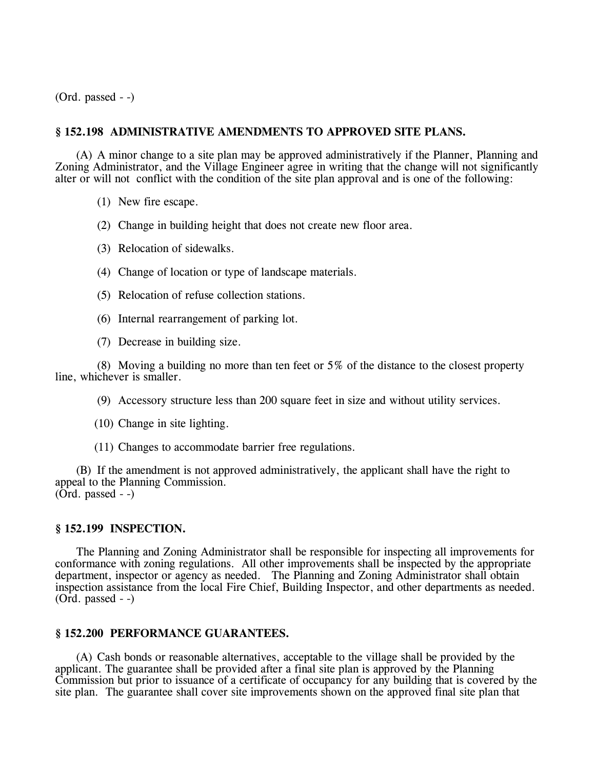(Ord. passed - -)

### § 152.198 ADMINISTRATIVE AMENDMENTS TO APPROVED SITE PLANS.

(A) A minor change to a site plan may be approved administratively if the Planner, Planning and Zoning Administrator, and the Village Engineer agree in writing that the change will not significantly alter or will not conflict with the condition of the site plan approval and is one of the following:

(1) New fire escape.

(2) Change in building height that does not create new floor area.

(3) Relocation of sidewalks.

(4) Change of location or type of landscape materials.

(5) Relocation of refuse collection stations.

(6) Internal rearrangement of parking lot.

(7) Decrease in building size.

(8) Moving a building no more than ten feet or 5% of the distance to the closest property line, whichever is smaller.

(9) Accessory structure less than 200 square feet in size and without utility services.

(10) Change in site lighting.

(11) Changes to accommodate barrier free regulations.

(B) If the amendment is not approved administratively, the applicant shall have the right to appeal to the Planning Commission.
(Ord. passed - -)

### § 152.199 INSPECTION.

The Planning and Zoning Administrator shall be responsible for inspecting all improvements for conformance with zoning regulations. All other improvements shall be inspected by the appropriate department, inspector or agency as needed. The Planning and Zoning Administrator shall obtain inspection assistance from the local Fire Chief, Building Inspector, and other departments as needed.
(Ord. passed - -)

### § 152.200 PERFORMANCE GUARANTEES.

(A) Cash bonds or reasonable alternatives, acceptable to the village shall be provided by the applicant. The guarantee shall be provided after a final site plan is approved by the Planning Commission but prior to issuance of a certificate of occupancy for any building that is covered by the site plan. The guarantee shall cover site improvements shown on the approved final site plan that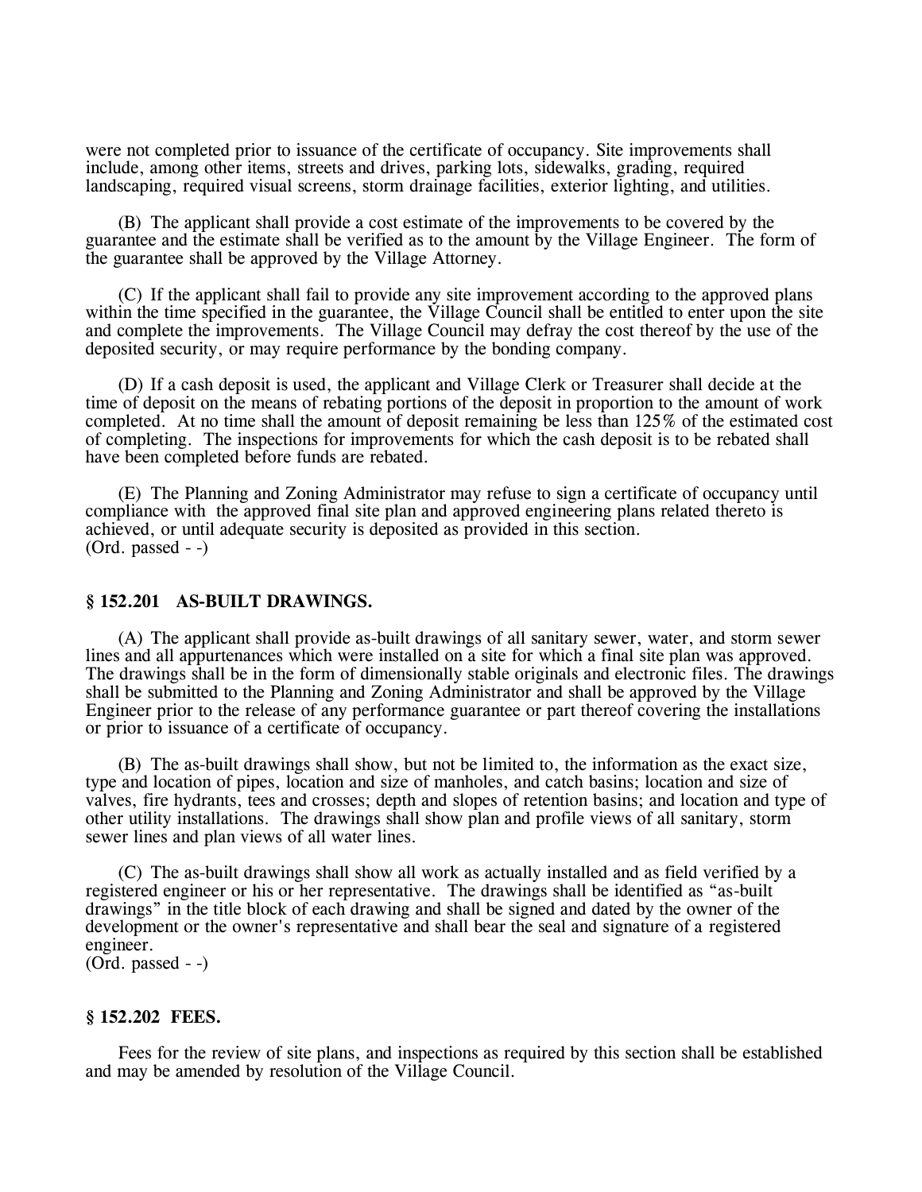were not completed prior to issuance of the certificate of occupancy. Site improvements shall include, among other items, streets and drives, parking lots, sidewalks, grading, required landscaping, required visual screens, storm drainage facilities, exterior lighting, and utilities.

(B) The applicant shall provide a cost estimate of the improvements to be covered by the guarantee and the estimate shall be verified as to the amount by the Village Engineer. The form of the guarantee shall be approved by the Village Attorney.

(C) If the applicant shall fail to provide any site improvement according to the approved plans within the time specified in the guarantee, the Village Council shall be entitled to enter upon the site and complete the improvements. The Village Council may defray the cost thereof by the use of the deposited security, or may require performance by the bonding company.

(D) If a cash deposit is used, the applicant and Village Clerk or Treasurer shall decide at the time of deposit on the means of rebating portions of the deposit in proportion to the amount of work completed. At no time shall the amount of deposit remaining be less than 125% of the estimated cost of completing. The inspections for improvements for which the cash deposit is to be rebated shall have been completed before funds are rebated.

(E) The Planning and Zoning Administrator may refuse to sign a certificate of occupancy until compliance with the approved final site plan and approved engineering plans related thereto is achieved, or until adequate security is deposited as provided in this section.
(Ord. passed - -)

### § 152.201 AS-BUILT DRAWINGS.

(A) The applicant shall provide as-built drawings of all sanitary sewer, water, and storm sewer lines and all appurtenances which were installed on a site for which a final site plan was approved. The drawings shall be in the form of dimensionally stable originals and electronic files. The drawings shall be submitted to the Planning and Zoning Administrator and shall be approved by the Village Engineer prior to the release of any performance guarantee or part thereof covering the installations or prior to issuance of a certificate of occupancy.

(B) The as-built drawings shall show, but not be limited to, the information as the exact size, type and location of pipes, location and size of manholes, and catch basins; location and size of valves, fire hydrants, tees and crosses; depth and slopes of retention basins; and location and type of other utility installations. The drawings shall show plan and profile views of all sanitary, storm sewer lines and plan views of all water lines.

(C) The as-built drawings shall show all work as actually installed and as field verified by a registered engineer or his or her representative. The drawings shall be identified as "as-built drawings" in the title block of each drawing and shall be signed and dated by the owner of the development or the owner's representative and shall bear the seal and signature of a registered engineer.
(Ord. passed - -)

### § 152.202 FEES.

Fees for the review of site plans, and inspections as required by this section shall be established and may be amended by resolution of the Village Council.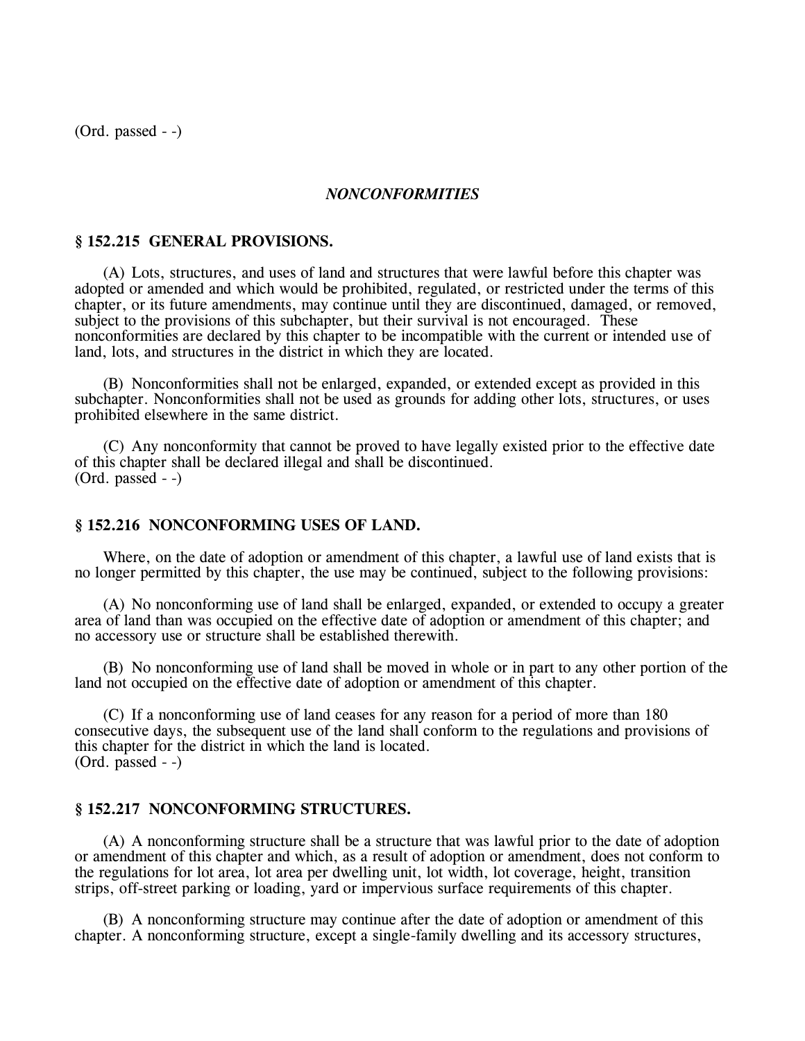(Ord. passed - -)

## *NONCONFORMITIES*

### § 152.215 GENERAL PROVISIONS.

(A) Lots, structures, and uses of land and structures that were lawful before this chapter was adopted or amended and which would be prohibited, regulated, or restricted under the terms of this chapter, or its future amendments, may continue until they are discontinued, damaged, or removed, subject to the provisions of this subchapter, but their survival is not encouraged. These nonconformities are declared by this chapter to be incompatible with the current or intended use of land, lots, and structures in the district in which they are located.

(B) Nonconformities shall not be enlarged, expanded, or extended except as provided in this subchapter. Nonconformities shall not be used as grounds for adding other lots, structures, or uses prohibited elsewhere in the same district.

(C) Any nonconformity that cannot be proved to have legally existed prior to the effective date of this chapter shall be declared illegal and shall be discontinued.
(Ord. passed - -)

### § 152.216 NONCONFORMING USES OF LAND.

Where, on the date of adoption or amendment of this chapter, a lawful use of land exists that is no longer permitted by this chapter, the use may be continued, subject to the following provisions:

(A) No nonconforming use of land shall be enlarged, expanded, or extended to occupy a greater area of land than was occupied on the effective date of adoption or amendment of this chapter; and no accessory use or structure shall be established therewith.

(B) No nonconforming use of land shall be moved in whole or in part to any other portion of the land not occupied on the effective date of adoption or amendment of this chapter.

(C) If a nonconforming use of land ceases for any reason for a period of more than 180 consecutive days, the subsequent use of the land shall conform to the regulations and provisions of this chapter for the district in which the land is located.
(Ord. passed - -)

### § 152.217 NONCONFORMING STRUCTURES.

(A) A nonconforming structure shall be a structure that was lawful prior to the date of adoption or amendment of this chapter and which, as a result of adoption or amendment, does not conform to the regulations for lot area, lot area per dwelling unit, lot width, lot coverage, height, transition strips, off-street parking or loading, yard or impervious surface requirements of this chapter.

(B) A nonconforming structure may continue after the date of adoption or amendment of this chapter. A nonconforming structure, except a single-family dwelling and its accessory structures,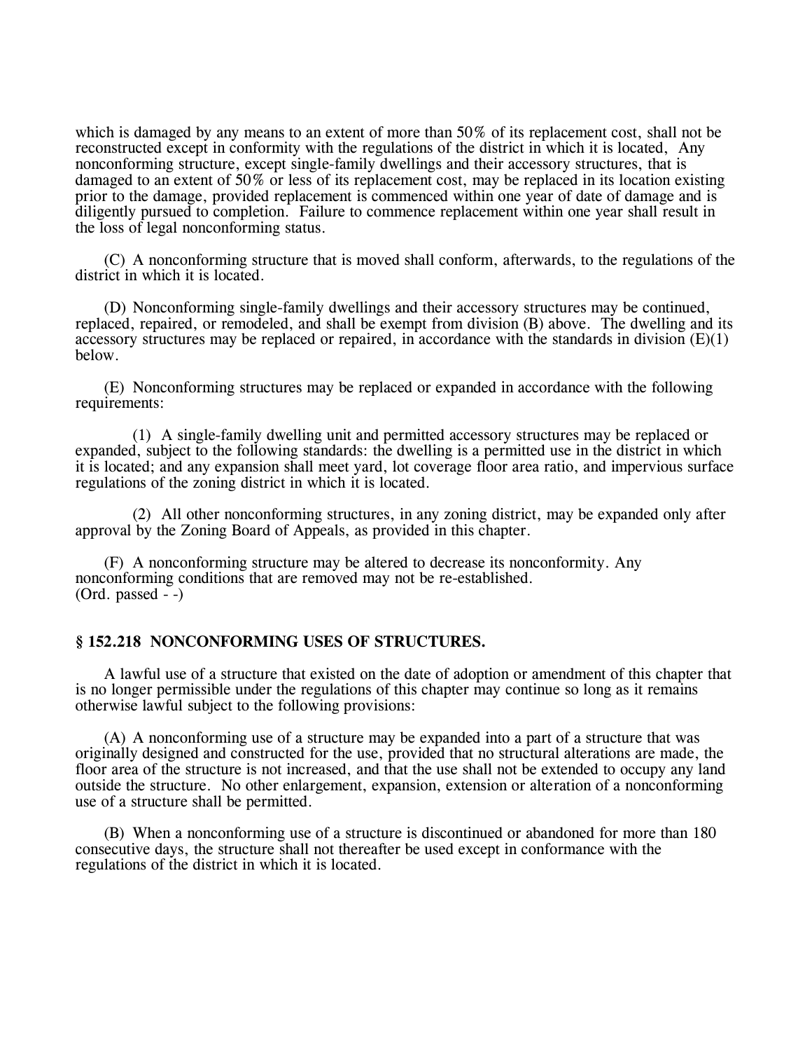which is damaged by any means to an extent of more than 50% of its replacement cost, shall not be reconstructed except in conformity with the regulations of the district in which it is located, Any nonconforming structure, except single-family dwellings and their accessory structures, that is damaged to an extent of 50% or less of its replacement cost, may be replaced in its location existing prior to the damage, provided replacement is commenced within one year of date of damage and is diligently pursued to completion. Failure to commence replacement within one year shall result in the loss of legal nonconforming status.

(C) A nonconforming structure that is moved shall conform, afterwards, to the regulations of the district in which it is located.

(D) Nonconforming single-family dwellings and their accessory structures may be continued, replaced, repaired, or remodeled, and shall be exempt from division (B) above. The dwelling and its accessory structures may be replaced or repaired, in accordance with the standards in division (E)(1) below.

(E) Nonconforming structures may be replaced or expanded in accordance with the following requirements:

(1) A single-family dwelling unit and permitted accessory structures may be replaced or expanded, subject to the following standards: the dwelling is a permitted use in the district in which it is located; and any expansion shall meet yard, lot coverage floor area ratio, and impervious surface regulations of the zoning district in which it is located.

(2) All other nonconforming structures, in any zoning district, may be expanded only after approval by the Zoning Board of Appeals, as provided in this chapter.

(F) A nonconforming structure may be altered to decrease its nonconformity. Any nonconforming conditions that are removed may not be re-established.
(Ord. passed - -)

### § 152.218 NONCONFORMING USES OF STRUCTURES.

A lawful use of a structure that existed on the date of adoption or amendment of this chapter that is no longer permissible under the regulations of this chapter may continue so long as it remains otherwise lawful subject to the following provisions:

(A) A nonconforming use of a structure may be expanded into a part of a structure that was originally designed and constructed for the use, provided that no structural alterations are made, the floor area of the structure is not increased, and that the use shall not be extended to occupy any land outside the structure. No other enlargement, expansion, extension or alteration of a nonconforming use of a structure shall be permitted.

(B) When a nonconforming use of a structure is discontinued or abandoned for more than 180 consecutive days, the structure shall not thereafter be used except in conformance with the regulations of the district in which it is located.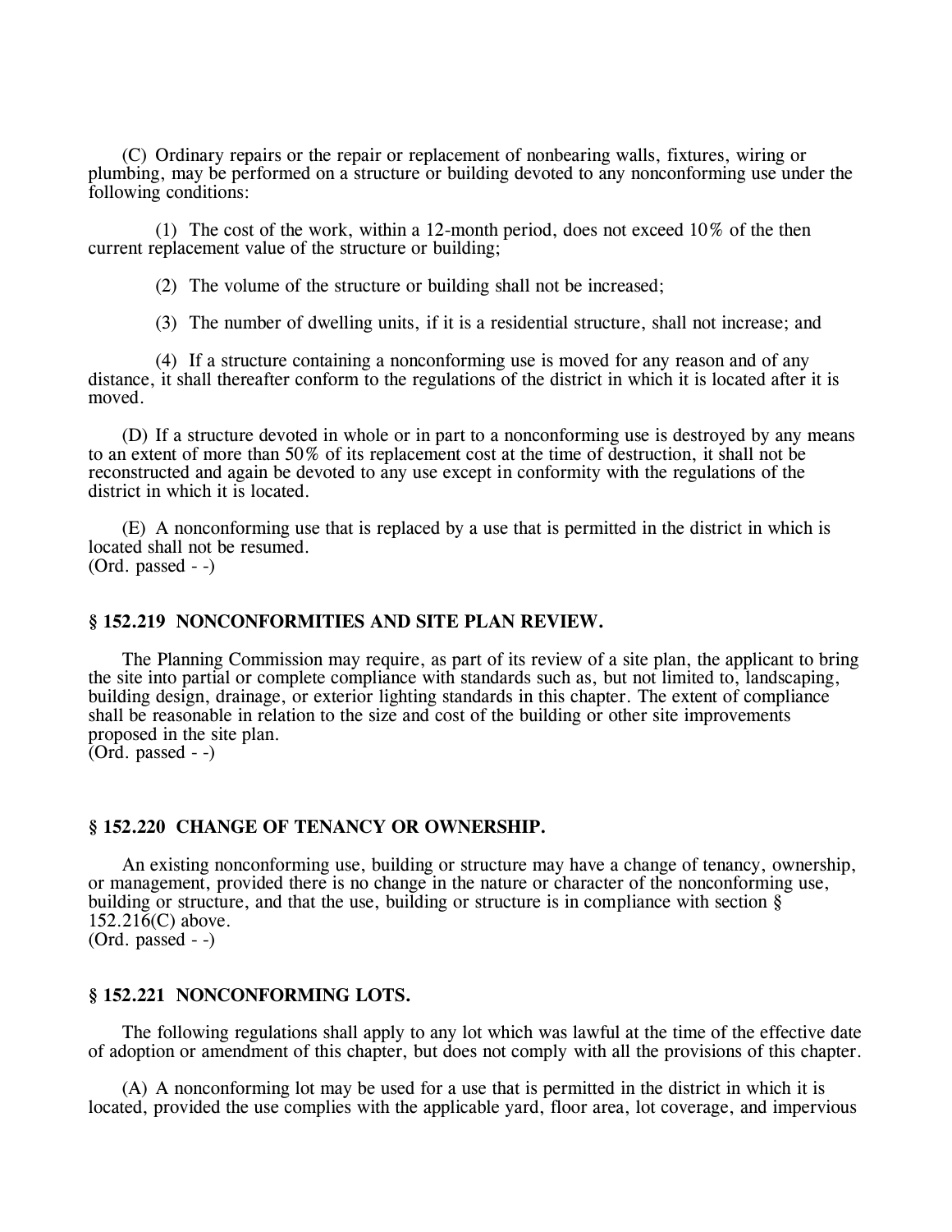(C) Ordinary repairs or the repair or replacement of nonbearing walls, fixtures, wiring or plumbing, may be performed on a structure or building devoted to any nonconforming use under the following conditions:

(1) The cost of the work, within a 12-month period, does not exceed 10% of the then current replacement value of the structure or building;

(2) The volume of the structure or building shall not be increased;

(3) The number of dwelling units, if it is a residential structure, shall not increase; and

(4) If a structure containing a nonconforming use is moved for any reason and of any distance, it shall thereafter conform to the regulations of the district in which it is located after it is moved.

(D) If a structure devoted in whole or in part to a nonconforming use is destroyed by any means to an extent of more than 50% of its replacement cost at the time of destruction, it shall not be reconstructed and again be devoted to any use except in conformity with the regulations of the district in which it is located.

(E) A nonconforming use that is replaced by a use that is permitted in the district in which is located shall not be resumed.
(Ord. passed - -)

### § 152.219 NONCONFORMITIES AND SITE PLAN REVIEW.

The Planning Commission may require, as part of its review of a site plan, the applicant to bring the site into partial or complete compliance with standards such as, but not limited to, landscaping, building design, drainage, or exterior lighting standards in this chapter. The extent of compliance shall be reasonable in relation to the size and cost of the building or other site improvements proposed in the site plan.
(Ord. passed - -)

### § 152.220 CHANGE OF TENANCY OR OWNERSHIP.

An existing nonconforming use, building or structure may have a change of tenancy, ownership, or management, provided there is no change in the nature or character of the nonconforming use, building or structure, and that the use, building or structure is in compliance with section § 152.216(C) above.
(Ord. passed - -)

### § 152.221 NONCONFORMING LOTS.

The following regulations shall apply to any lot which was lawful at the time of the effective date of adoption or amendment of this chapter, but does not comply with all the provisions of this chapter.

(A) A nonconforming lot may be used for a use that is permitted in the district in which it is located, provided the use complies with the applicable yard, floor area, lot coverage, and impervious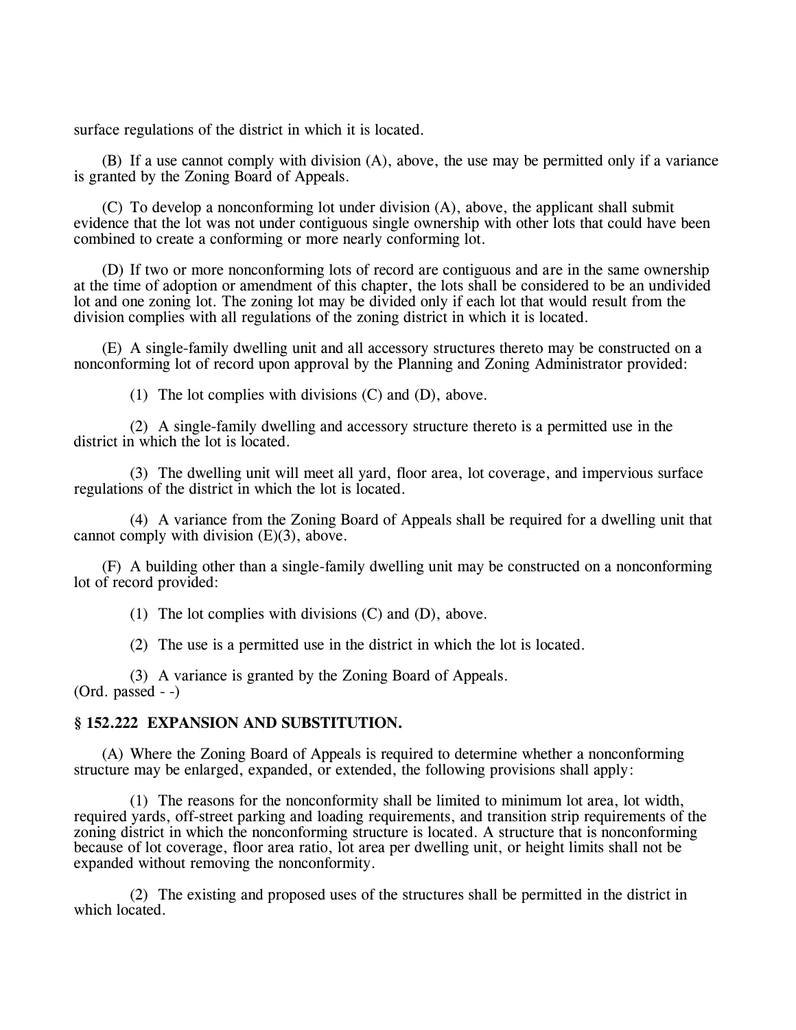surface regulations of the district in which it is located.

(B) If a use cannot comply with division (A), above, the use may be permitted only if a variance is granted by the Zoning Board of Appeals.

(C) To develop a nonconforming lot under division (A), above, the applicant shall submit evidence that the lot was not under contiguous single ownership with other lots that could have been combined to create a conforming or more nearly conforming lot.

(D) If two or more nonconforming lots of record are contiguous and are in the same ownership at the time of adoption or amendment of this chapter, the lots shall be considered to be an undivided lot and one zoning lot. The zoning lot may be divided only if each lot that would result from the division complies with all regulations of the zoning district in which it is located.

(E) A single-family dwelling unit and all accessory structures thereto may be constructed on a nonconforming lot of record upon approval by the Planning and Zoning Administrator provided:

(1) The lot complies with divisions (C) and (D), above.

(2) A single-family dwelling and accessory structure thereto is a permitted use in the district in which the lot is located.

(3) The dwelling unit will meet all yard, floor area, lot coverage, and impervious surface regulations of the district in which the lot is located.

(4) A variance from the Zoning Board of Appeals shall be required for a dwelling unit that cannot comply with division (E)(3), above.

(F) A building other than a single-family dwelling unit may be constructed on a nonconforming lot of record provided:

(1) The lot complies with divisions (C) and (D), above.

(2) The use is a permitted use in the district in which the lot is located.

(3) A variance is granted by the Zoning Board of Appeals.
(Ord. passed - -)

### § 152.222 EXPANSION AND SUBSTITUTION.

(A) Where the Zoning Board of Appeals is required to determine whether a nonconforming structure may be enlarged, expanded, or extended, the following provisions shall apply:

(1) The reasons for the nonconformity shall be limited to minimum lot area, lot width, required yards, off-street parking and loading requirements, and transition strip requirements of the zoning district in which the nonconforming structure is located. A structure that is nonconforming because of lot coverage, floor area ratio, lot area per dwelling unit, or height limits shall not be expanded without removing the nonconformity.

(2) The existing and proposed uses of the structures shall be permitted in the district in which located.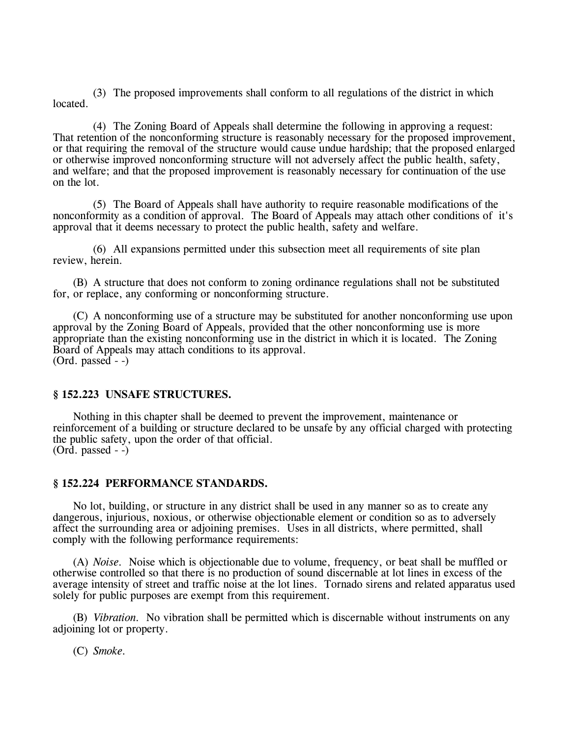(3) The proposed improvements shall conform to all regulations of the district in which located.

(4) The Zoning Board of Appeals shall determine the following in approving a request: That retention of the nonconforming structure is reasonably necessary for the proposed improvement, or that requiring the removal of the structure would cause undue hardship; that the proposed enlarged or otherwise improved nonconforming structure will not adversely affect the public health, safety, and welfare; and that the proposed improvement is reasonably necessary for continuation of the use on the lot.

(5) The Board of Appeals shall have authority to require reasonable modifications of the nonconformity as a condition of approval. The Board of Appeals may attach other conditions of it's approval that it deems necessary to protect the public health, safety and welfare.

(6) All expansions permitted under this subsection meet all requirements of site plan review, herein.

(B) A structure that does not conform to zoning ordinance regulations shall not be substituted for, or replace, any conforming or nonconforming structure.

(C) A nonconforming use of a structure may be substituted for another nonconforming use upon approval by the Zoning Board of Appeals, provided that the other nonconforming use is more appropriate than the existing nonconforming use in the district in which it is located. The Zoning Board of Appeals may attach conditions to its approval.
(Ord. passed - -)

### § 152.223 UNSAFE STRUCTURES.

Nothing in this chapter shall be deemed to prevent the improvement, maintenance or reinforcement of a building or structure declared to be unsafe by any official charged with protecting the public safety, upon the order of that official.
(Ord. passed - -)

### § 152.224 PERFORMANCE STANDARDS.

No lot, building, or structure in any district shall be used in any manner so as to create any dangerous, injurious, noxious, or otherwise objectionable element or condition so as to adversely affect the surrounding area or adjoining premises. Uses in all districts, where permitted, shall comply with the following performance requirements:

(A) *Noise.* Noise which is objectionable due to volume, frequency, or beat shall be muffled or otherwise controlled so that there is no production of sound discernable at lot lines in excess of the average intensity of street and traffic noise at the lot lines. Tornado sirens and related apparatus used solely for public purposes are exempt from this requirement.

(B) *Vibration.* No vibration shall be permitted which is discernable without instruments on any adjoining lot or property.

(C) *Smoke.*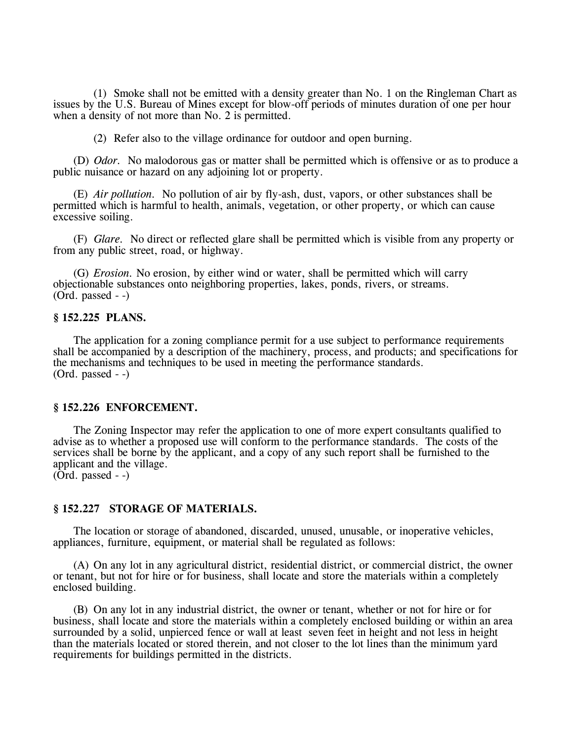(1) Smoke shall not be emitted with a density greater than No. 1 on the Ringleman Chart as issues by the U.S. Bureau of Mines except for blow-off periods of minutes duration of one per hour when a density of not more than No. 2 is permitted.

(2) Refer also to the village ordinance for outdoor and open burning.

(D) *Odor.* No malodorous gas or matter shall be permitted which is offensive or as to produce a public nuisance or hazard on any adjoining lot or property.

(E) *Air pollution.* No pollution of air by fly-ash, dust, vapors, or other substances shall be permitted which is harmful to health, animals, vegetation, or other property, or which can cause excessive soiling.

(F) *Glare.* No direct or reflected glare shall be permitted which is visible from any property or from any public street, road, or highway.

(G) *Erosion.* No erosion, by either wind or water, shall be permitted which will carry objectionable substances onto neighboring properties, lakes, ponds, rivers, or streams.
(Ord. passed - -)

**§ 152.225 PLANS.**

The application for a zoning compliance permit for a use subject to performance requirements shall be accompanied by a description of the machinery, process, and products; and specifications for the mechanisms and techniques to be used in meeting the performance standards.
(Ord. passed - -)

**§ 152.226 ENFORCEMENT.**

The Zoning Inspector may refer the application to one of more expert consultants qualified to advise as to whether a proposed use will conform to the performance standards. The costs of the services shall be borne by the applicant, and a copy of any such report shall be furnished to the applicant and the village.
(Ord. passed - -)

**§ 152.227 STORAGE OF MATERIALS.**

The location or storage of abandoned, discarded, unused, unusable, or inoperative vehicles, appliances, furniture, equipment, or material shall be regulated as follows:

(A) On any lot in any agricultural district, residential district, or commercial district, the owner or tenant, but not for hire or for business, shall locate and store the materials within a completely enclosed building.

(B) On any lot in any industrial district, the owner or tenant, whether or not for hire or for business, shall locate and store the materials within a completely enclosed building or within an area surrounded by a solid, unpierced fence or wall at least seven feet in height and not less in height than the materials located or stored therein, and not closer to the lot lines than the minimum yard requirements for buildings permitted in the districts.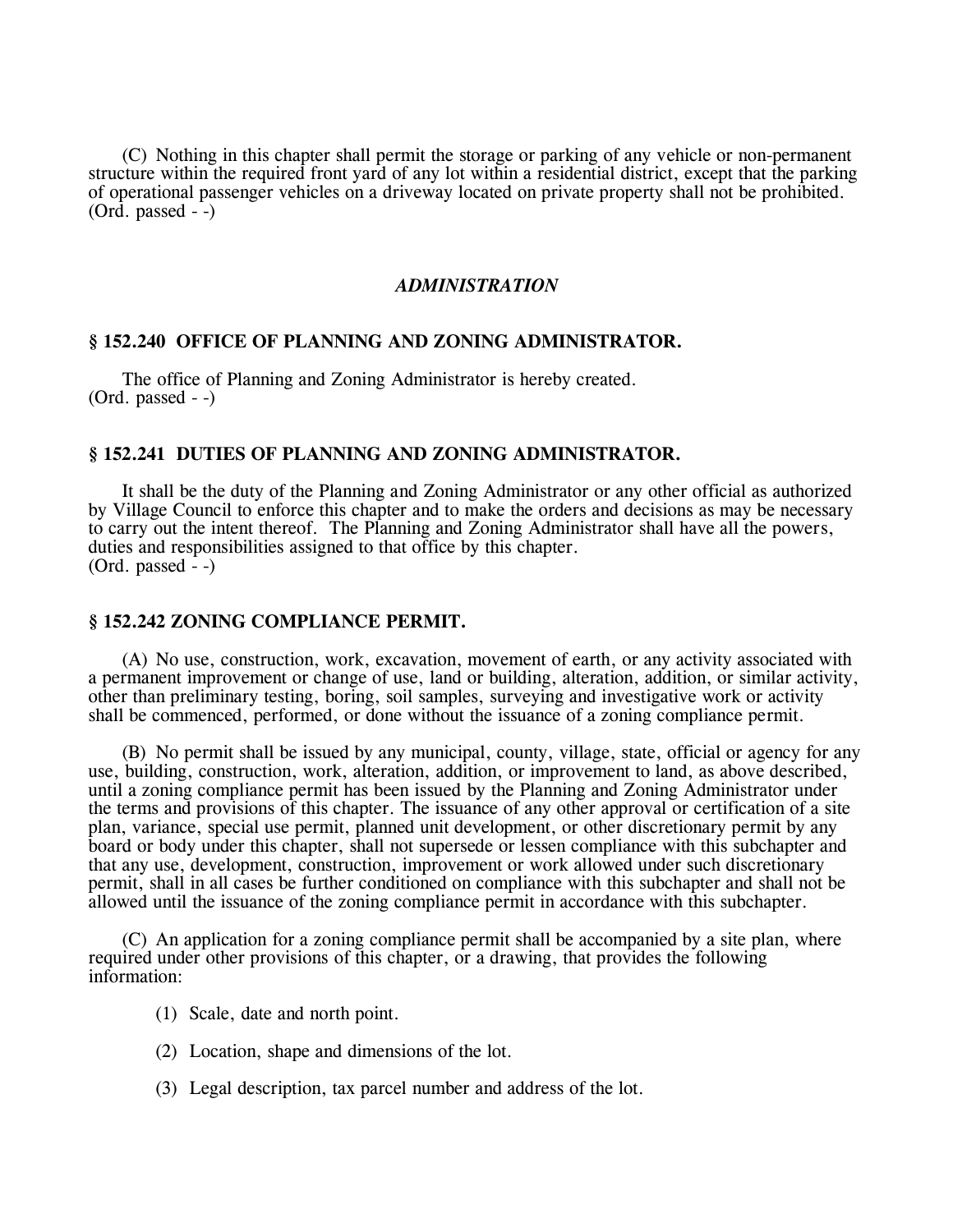(C) Nothing in this chapter shall permit the storage or parking of any vehicle or non-permanent structure within the required front yard of any lot within a residential district, except that the parking of operational passenger vehicles on a driveway located on private property shall not be prohibited.
(Ord. passed - -)

## *ADMINISTRATION*

### § 152.240 OFFICE OF PLANNING AND ZONING ADMINISTRATOR.

The office of Planning and Zoning Administrator is hereby created.
(Ord. passed - -)

### § 152.241 DUTIES OF PLANNING AND ZONING ADMINISTRATOR.

It shall be the duty of the Planning and Zoning Administrator or any other official as authorized by Village Council to enforce this chapter and to make the orders and decisions as may be necessary to carry out the intent thereof. The Planning and Zoning Administrator shall have all the powers, duties and responsibilities assigned to that office by this chapter.
(Ord. passed - -)

### § 152.242 ZONING COMPLIANCE PERMIT.

(A) No use, construction, work, excavation, movement of earth, or any activity associated with a permanent improvement or change of use, land or building, alteration, addition, or similar activity, other than preliminary testing, boring, soil samples, surveying and investigative work or activity shall be commenced, performed, or done without the issuance of a zoning compliance permit.

(B) No permit shall be issued by any municipal, county, village, state, official or agency for any use, building, construction, work, alteration, addition, or improvement to land, as above described, until a zoning compliance permit has been issued by the Planning and Zoning Administrator under the terms and provisions of this chapter. The issuance of any other approval or certification of a site plan, variance, special use permit, planned unit development, or other discretionary permit by any board or body under this chapter, shall not supersede or lessen compliance with this subchapter and that any use, development, construction, improvement or work allowed under such discretionary permit, shall in all cases be further conditioned on compliance with this subchapter and shall not be allowed until the issuance of the zoning compliance permit in accordance with this subchapter.

(C) An application for a zoning compliance permit shall be accompanied by a site plan, where required under other provisions of this chapter, or a drawing, that provides the following information:

(1) Scale, date and north point.

(2) Location, shape and dimensions of the lot.

(3) Legal description, tax parcel number and address of the lot.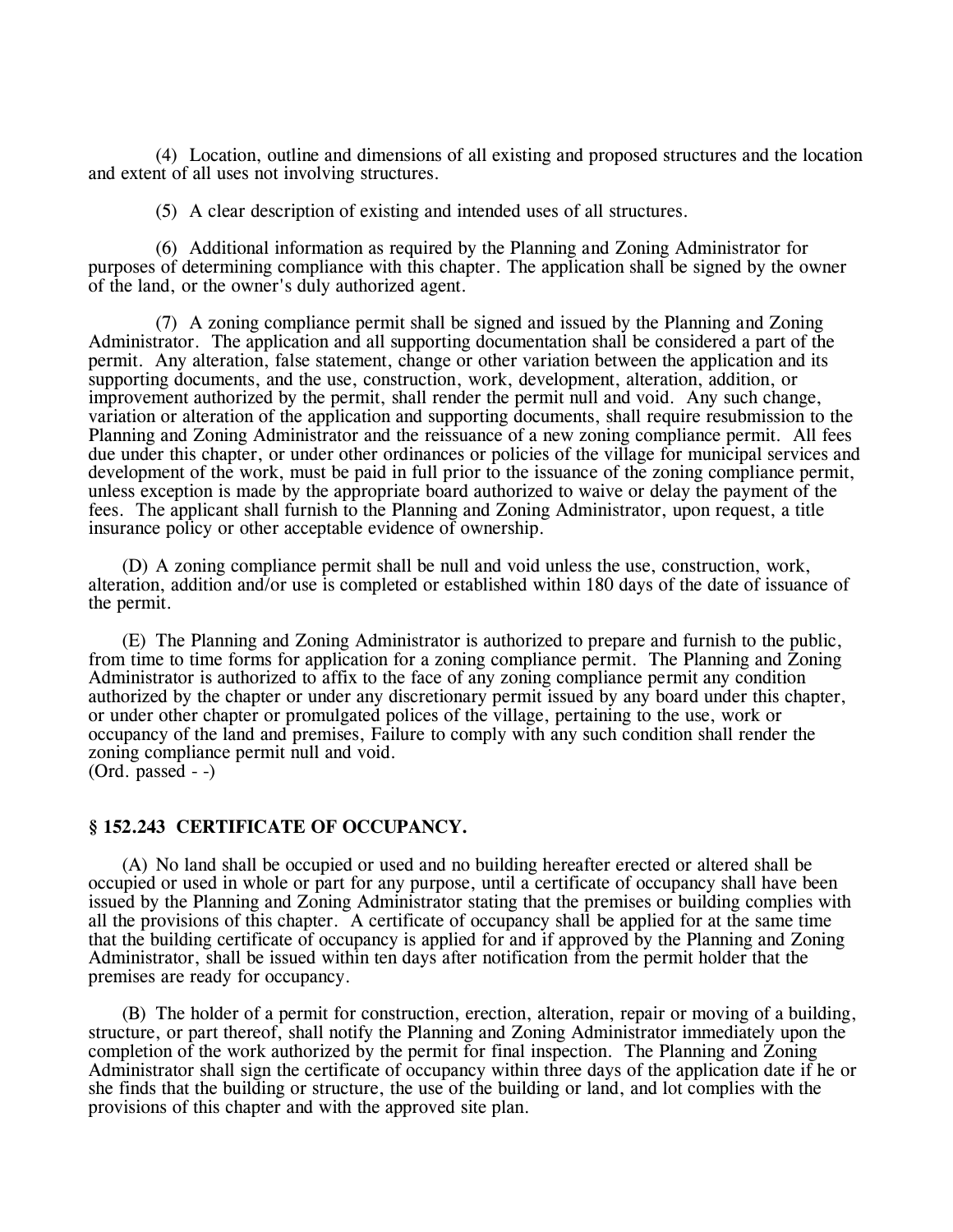(4) Location, outline and dimensions of all existing and proposed structures and the location and extent of all uses not involving structures.

(5) A clear description of existing and intended uses of all structures.

(6) Additional information as required by the Planning and Zoning Administrator for purposes of determining compliance with this chapter. The application shall be signed by the owner of the land, or the owner's duly authorized agent.

(7) A zoning compliance permit shall be signed and issued by the Planning and Zoning Administrator. The application and all supporting documentation shall be considered a part of the permit. Any alteration, false statement, change or other variation between the application and its supporting documents, and the use, construction, work, development, alteration, addition, or improvement authorized by the permit, shall render the permit null and void. Any such change, variation or alteration of the application and supporting documents, shall require resubmission to the Planning and Zoning Administrator and the reissuance of a new zoning compliance permit. All fees due under this chapter, or under other ordinances or policies of the village for municipal services and development of the work, must be paid in full prior to the issuance of the zoning compliance permit, unless exception is made by the appropriate board authorized to waive or delay the payment of the fees. The applicant shall furnish to the Planning and Zoning Administrator, upon request, a title insurance policy or other acceptable evidence of ownership.

(D) A zoning compliance permit shall be null and void unless the use, construction, work, alteration, addition and/or use is completed or established within 180 days of the date of issuance of the permit.

(E) The Planning and Zoning Administrator is authorized to prepare and furnish to the public, from time to time forms for application for a zoning compliance permit. The Planning and Zoning Administrator is authorized to affix to the face of any zoning compliance permit any condition authorized by the chapter or under any discretionary permit issued by any board under this chapter, or under other chapter or promulgated polices of the village, pertaining to the use, work or occupancy of the land and premises, Failure to comply with any such condition shall render the zoning compliance permit null and void.
(Ord. passed - -)

### § 152.243 CERTIFICATE OF OCCUPANCY.

(A) No land shall be occupied or used and no building hereafter erected or altered shall be occupied or used in whole or part for any purpose, until a certificate of occupancy shall have been issued by the Planning and Zoning Administrator stating that the premises or building complies with all the provisions of this chapter. A certificate of occupancy shall be applied for at the same time that the building certificate of occupancy is applied for and if approved by the Planning and Zoning Administrator, shall be issued within ten days after notification from the permit holder that the premises are ready for occupancy.

(B) The holder of a permit for construction, erection, alteration, repair or moving of a building, structure, or part thereof, shall notify the Planning and Zoning Administrator immediately upon the completion of the work authorized by the permit for final inspection. The Planning and Zoning Administrator shall sign the certificate of occupancy within three days of the application date if he or she finds that the building or structure, the use of the building or land, and lot complies with the provisions of this chapter and with the approved site plan.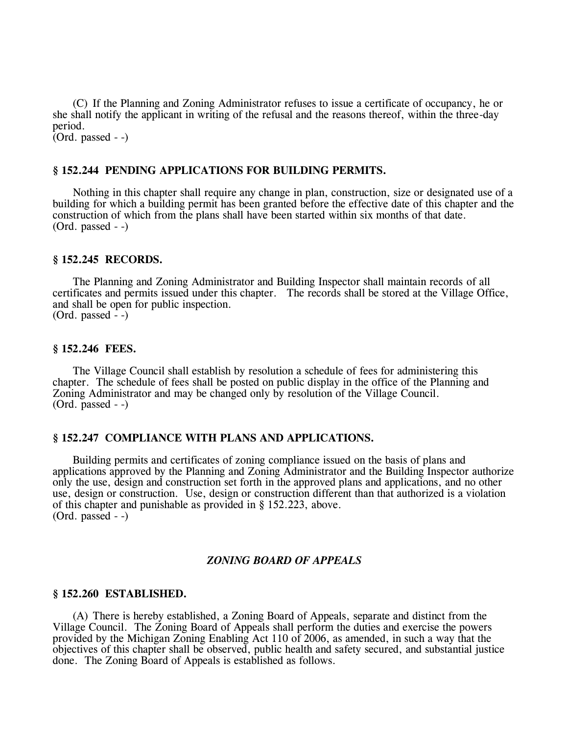(C) If the Planning and Zoning Administrator refuses to issue a certificate of occupancy, he or she shall notify the applicant in writing of the refusal and the reasons thereof, within the three-day period.
(Ord. passed - -)

### § 152.244 PENDING APPLICATIONS FOR BUILDING PERMITS.

Nothing in this chapter shall require any change in plan, construction, size or designated use of a building for which a building permit has been granted before the effective date of this chapter and the construction of which from the plans shall have been started within six months of that date.
(Ord. passed - -)

### § 152.245 RECORDS.

The Planning and Zoning Administrator and Building Inspector shall maintain records of all certificates and permits issued under this chapter. The records shall be stored at the Village Office, and shall be open for public inspection.
(Ord. passed - -)

### § 152.246 FEES.

The Village Council shall establish by resolution a schedule of fees for administering this chapter. The schedule of fees shall be posted on public display in the office of the Planning and Zoning Administrator and may be changed only by resolution of the Village Council.
(Ord. passed - -)

### § 152.247 COMPLIANCE WITH PLANS AND APPLICATIONS.

Building permits and certificates of zoning compliance issued on the basis of plans and applications approved by the Planning and Zoning Administrator and the Building Inspector authorize only the use, design and construction set forth in the approved plans and applications, and no other use, design or construction. Use, design or construction different than that authorized is a violation of this chapter and punishable as provided in § 152.223, above.
(Ord. passed - -)

## *ZONING BOARD OF APPEALS*

### § 152.260 ESTABLISHED.

(A) There is hereby established, a Zoning Board of Appeals, separate and distinct from the Village Council. The Zoning Board of Appeals shall perform the duties and exercise the powers provided by the Michigan Zoning Enabling Act 110 of 2006, as amended, in such a way that the objectives of this chapter shall be observed, public health and safety secured, and substantial justice done. The Zoning Board of Appeals is established as follows.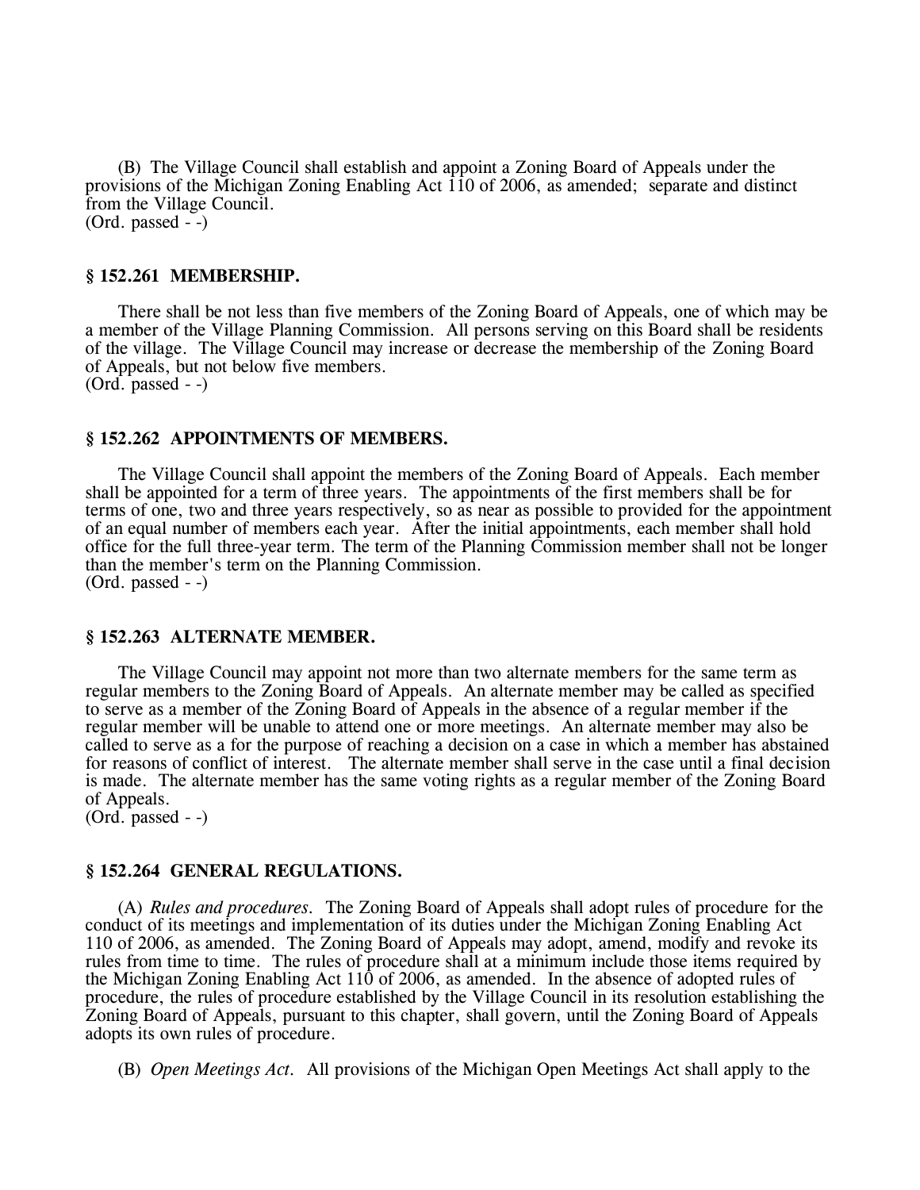(B) The Village Council shall establish and appoint a Zoning Board of Appeals under the provisions of the Michigan Zoning Enabling Act 110 of 2006, as amended; separate and distinct from the Village Council.
(Ord. passed - -)

### § 152.261 MEMBERSHIP.

There shall be not less than five members of the Zoning Board of Appeals, one of which may be a member of the Village Planning Commission. All persons serving on this Board shall be residents of the village. The Village Council may increase or decrease the membership of the Zoning Board of Appeals, but not below five members.
(Ord. passed - -)

### § 152.262 APPOINTMENTS OF MEMBERS.

The Village Council shall appoint the members of the Zoning Board of Appeals. Each member shall be appointed for a term of three years. The appointments of the first members shall be for terms of one, two and three years respectively, so as near as possible to provided for the appointment of an equal number of members each year. After the initial appointments, each member shall hold office for the full three-year term. The term of the Planning Commission member shall not be longer than the member's term on the Planning Commission.
(Ord. passed - -)

### § 152.263 ALTERNATE MEMBER.

The Village Council may appoint not more than two alternate members for the same term as regular members to the Zoning Board of Appeals. An alternate member may be called as specified to serve as a member of the Zoning Board of Appeals in the absence of a regular member if the regular member will be unable to attend one or more meetings. An alternate member may also be called to serve as a for the purpose of reaching a decision on a case in which a member has abstained for reasons of conflict of interest. The alternate member shall serve in the case until a final decision is made. The alternate member has the same voting rights as a regular member of the Zoning Board of Appeals.
(Ord. passed - -)

### § 152.264 GENERAL REGULATIONS.

(A) *Rules and procedures.* The Zoning Board of Appeals shall adopt rules of procedure for the conduct of its meetings and implementation of its duties under the Michigan Zoning Enabling Act 110 of 2006, as amended. The Zoning Board of Appeals may adopt, amend, modify and revoke its rules from time to time. The rules of procedure shall at a minimum include those items required by the Michigan Zoning Enabling Act 110 of 2006, as amended. In the absence of adopted rules of procedure, the rules of procedure established by the Village Council in its resolution establishing the Zoning Board of Appeals, pursuant to this chapter, shall govern, until the Zoning Board of Appeals adopts its own rules of procedure.

(B) *Open Meetings Act.* All provisions of the Michigan Open Meetings Act shall apply to the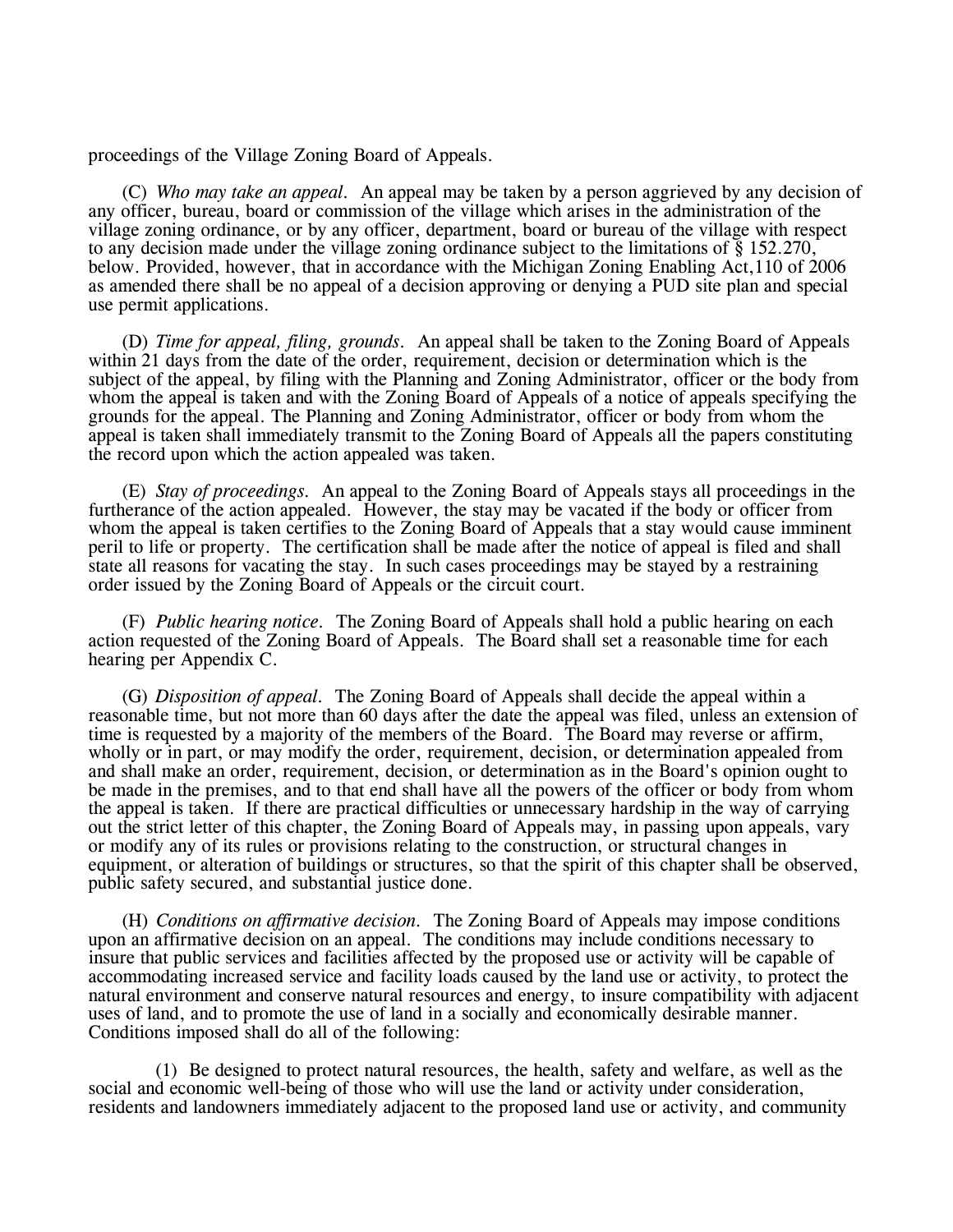proceedings of the Village Zoning Board of Appeals.

(C) *Who may take an appeal*. An appeal may be taken by a person aggrieved by any decision of any officer, bureau, board or commission of the village which arises in the administration of the village zoning ordinance, or by any officer, department, board or bureau of the village with respect to any decision made under the village zoning ordinance subject to the limitations of § 152.270, below. Provided, however, that in accordance with the Michigan Zoning Enabling Act,110 of 2006 as amended there shall be no appeal of a decision approving or denying a PUD site plan and special use permit applications.

(D) *Time for appeal, filing, grounds*. An appeal shall be taken to the Zoning Board of Appeals within 21 days from the date of the order, requirement, decision or determination which is the subject of the appeal, by filing with the Planning and Zoning Administrator, officer or the body from whom the appeal is taken and with the Zoning Board of Appeals of a notice of appeals specifying the grounds for the appeal. The Planning and Zoning Administrator, officer or body from whom the appeal is taken shall immediately transmit to the Zoning Board of Appeals all the papers constituting the record upon which the action appealed was taken.

(E) *Stay of proceedings*. An appeal to the Zoning Board of Appeals stays all proceedings in the furtherance of the action appealed. However, the stay may be vacated if the body or officer from whom the appeal is taken certifies to the Zoning Board of Appeals that a stay would cause imminent peril to life or property. The certification shall be made after the notice of appeal is filed and shall state all reasons for vacating the stay. In such cases proceedings may be stayed by a restraining order issued by the Zoning Board of Appeals or the circuit court.

(F) *Public hearing notice*. The Zoning Board of Appeals shall hold a public hearing on each action requested of the Zoning Board of Appeals. The Board shall set a reasonable time for each hearing per Appendix C.

(G) *Disposition of appeal*. The Zoning Board of Appeals shall decide the appeal within a reasonable time, but not more than 60 days after the date the appeal was filed, unless an extension of time is requested by a majority of the members of the Board. The Board may reverse or affirm, wholly or in part, or may modify the order, requirement, decision, or determination appealed from and shall make an order, requirement, decision, or determination as in the Board's opinion ought to be made in the premises, and to that end shall have all the powers of the officer or body from whom the appeal is taken. If there are practical difficulties or unnecessary hardship in the way of carrying out the strict letter of this chapter, the Zoning Board of Appeals may, in passing upon appeals, vary or modify any of its rules or provisions relating to the construction, or structural changes in equipment, or alteration of buildings or structures, so that the spirit of this chapter shall be observed, public safety secured, and substantial justice done.

(H) *Conditions on affirmative decision*. The Zoning Board of Appeals may impose conditions upon an affirmative decision on an appeal. The conditions may include conditions necessary to insure that public services and facilities affected by the proposed use or activity will be capable of accommodating increased service and facility loads caused by the land use or activity, to protect the natural environment and conserve natural resources and energy, to insure compatibility with adjacent uses of land, and to promote the use of land in a socially and economically desirable manner. Conditions imposed shall do all of the following:

(1) Be designed to protect natural resources, the health, safety and welfare, as well as the social and economic well-being of those who will use the land or activity under consideration, residents and landowners immediately adjacent to the proposed land use or activity, and community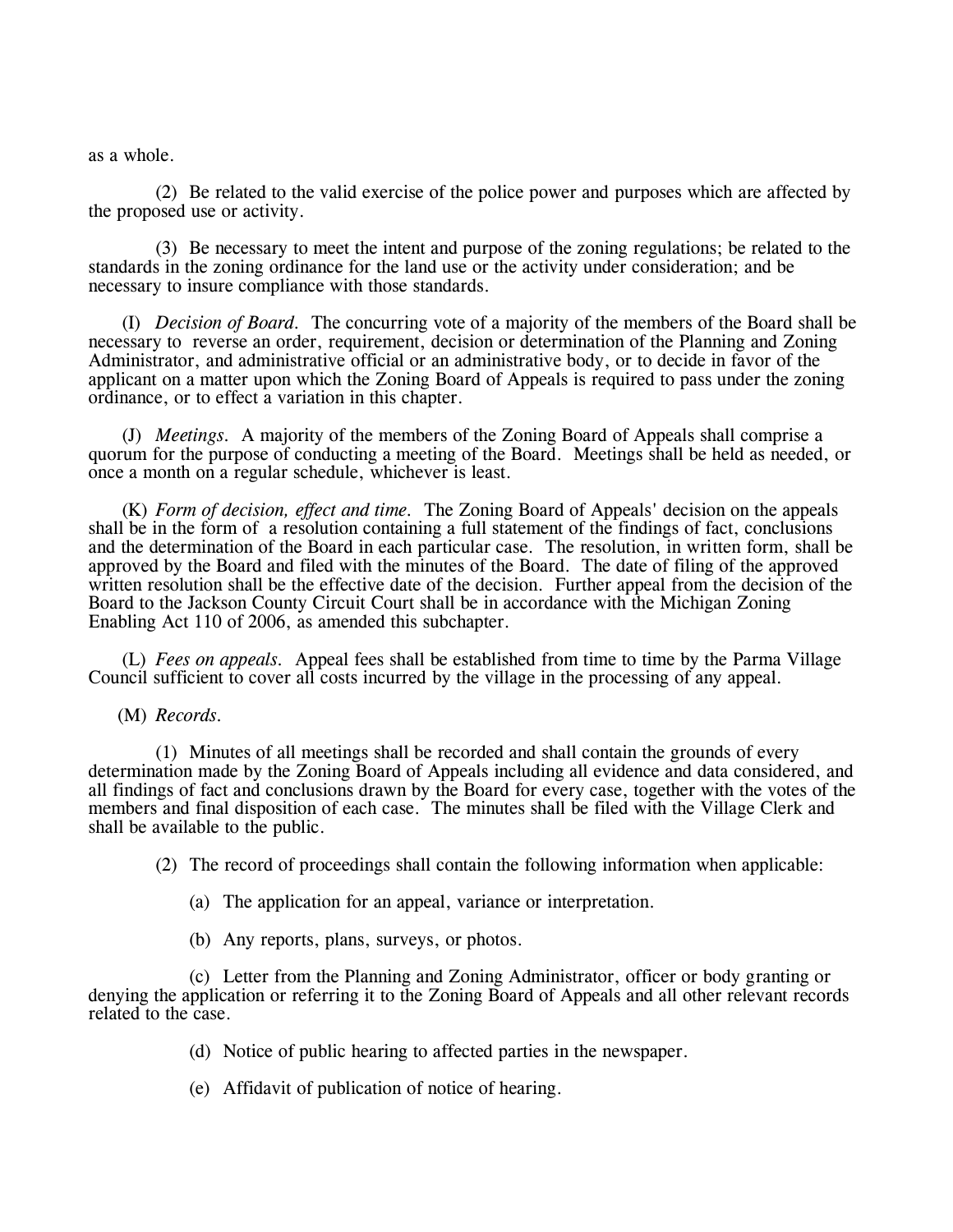as a whole.

(2) Be related to the valid exercise of the police power and purposes which are affected by the proposed use or activity.

(3) Be necessary to meet the intent and purpose of the zoning regulations; be related to the standards in the zoning ordinance for the land use or the activity under consideration; and be necessary to insure compliance with those standards.

(I) *Decision of Board.* The concurring vote of a majority of the members of the Board shall be necessary to reverse an order, requirement, decision or determination of the Planning and Zoning Administrator, and administrative official or an administrative body, or to decide in favor of the applicant on a matter upon which the Zoning Board of Appeals is required to pass under the zoning ordinance, or to effect a variation in this chapter.

(J) *Meetings.* A majority of the members of the Zoning Board of Appeals shall comprise a quorum for the purpose of conducting a meeting of the Board. Meetings shall be held as needed, or once a month on a regular schedule, whichever is least.

(K) *Form of decision, effect and time.* The Zoning Board of Appeals' decision on the appeals shall be in the form of a resolution containing a full statement of the findings of fact, conclusions and the determination of the Board in each particular case. The resolution, in written form, shall be approved by the Board and filed with the minutes of the Board. The date of filing of the approved written resolution shall be the effective date of the decision. Further appeal from the decision of the Board to the Jackson County Circuit Court shall be in accordance with the Michigan Zoning Enabling Act 110 of 2006, as amended this subchapter.

(L) *Fees on appeals.* Appeal fees shall be established from time to time by the Parma Village Council sufficient to cover all costs incurred by the village in the processing of any appeal.

(M) *Records.*

(1) Minutes of all meetings shall be recorded and shall contain the grounds of every determination made by the Zoning Board of Appeals including all evidence and data considered, and all findings of fact and conclusions drawn by the Board for every case, together with the votes of the members and final disposition of each case. The minutes shall be filed with the Village Clerk and shall be available to the public.

(2) The record of proceedings shall contain the following information when applicable:

(a) The application for an appeal, variance or interpretation.

(b) Any reports, plans, surveys, or photos.

(c) Letter from the Planning and Zoning Administrator, officer or body granting or denying the application or referring it to the Zoning Board of Appeals and all other relevant records related to the case.

(d) Notice of public hearing to affected parties in the newspaper.

(e) Affidavit of publication of notice of hearing.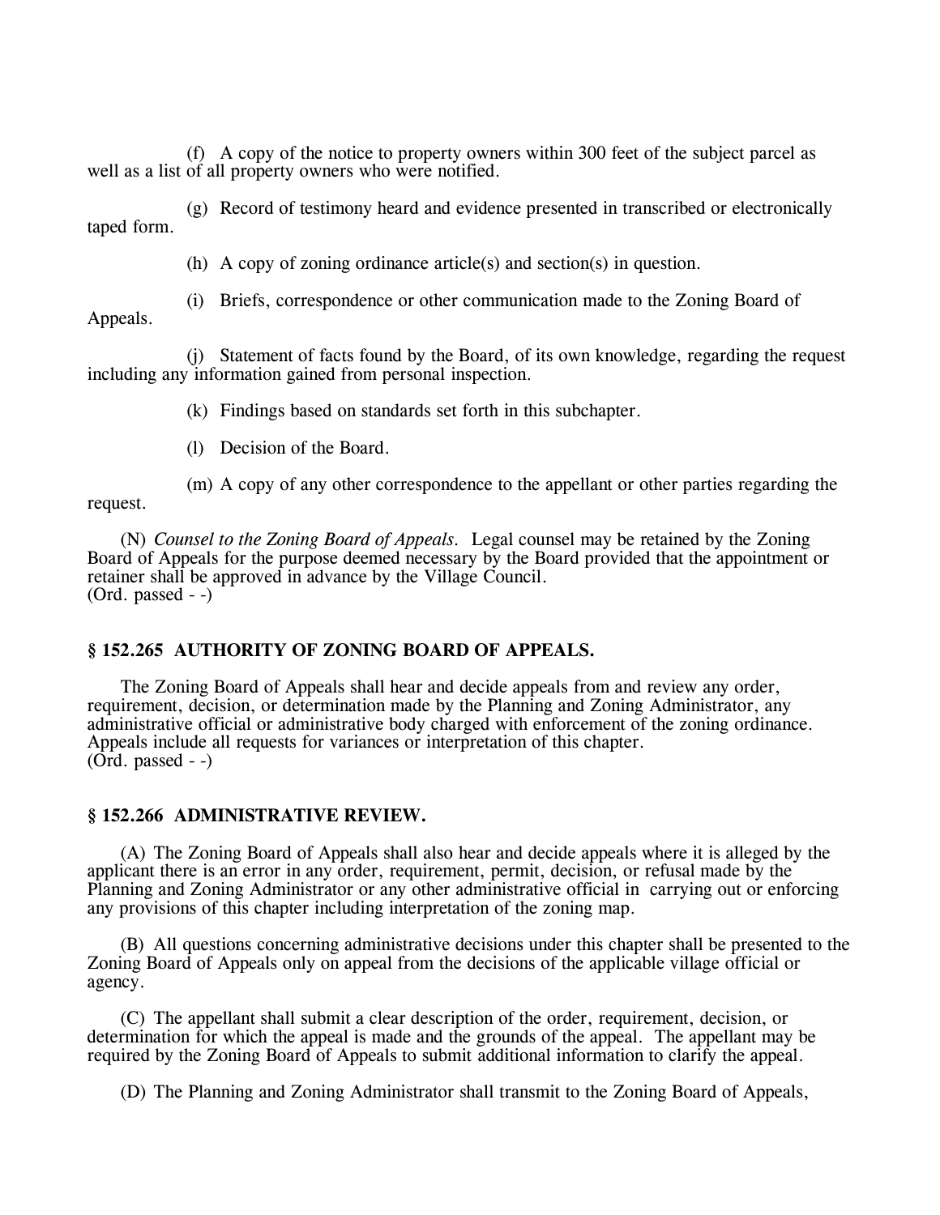(f) A copy of the notice to property owners within 300 feet of the subject parcel as well as a list of all property owners who were notified.

(g) Record of testimony heard and evidence presented in transcribed or electronically taped form.

(h) A copy of zoning ordinance article(s) and section(s) in question.

(i) Briefs, correspondence or other communication made to the Zoning Board of Appeals.

(j) Statement of facts found by the Board, of its own knowledge, regarding the request including any information gained from personal inspection.

(k) Findings based on standards set forth in this subchapter.

(l) Decision of the Board.

(m) A copy of any other correspondence to the appellant or other parties regarding the request.

(N) *Counsel to the Zoning Board of Appeals.* Legal counsel may be retained by the Zoning Board of Appeals for the purpose deemed necessary by the Board provided that the appointment or retainer shall be approved in advance by the Village Council.
(Ord. passed - -)

**§ 152.265 AUTHORITY OF ZONING BOARD OF APPEALS.**

The Zoning Board of Appeals shall hear and decide appeals from and review any order, requirement, decision, or determination made by the Planning and Zoning Administrator, any administrative official or administrative body charged with enforcement of the zoning ordinance. Appeals include all requests for variances or interpretation of this chapter.
(Ord. passed - -)

**§ 152.266 ADMINISTRATIVE REVIEW.**

(A) The Zoning Board of Appeals shall also hear and decide appeals where it is alleged by the applicant there is an error in any order, requirement, permit, decision, or refusal made by the Planning and Zoning Administrator or any other administrative official in carrying out or enforcing any provisions of this chapter including interpretation of the zoning map.

(B) All questions concerning administrative decisions under this chapter shall be presented to the Zoning Board of Appeals only on appeal from the decisions of the applicable village official or agency.

(C) The appellant shall submit a clear description of the order, requirement, decision, or determination for which the appeal is made and the grounds of the appeal. The appellant may be required by the Zoning Board of Appeals to submit additional information to clarify the appeal.

(D) The Planning and Zoning Administrator shall transmit to the Zoning Board of Appeals,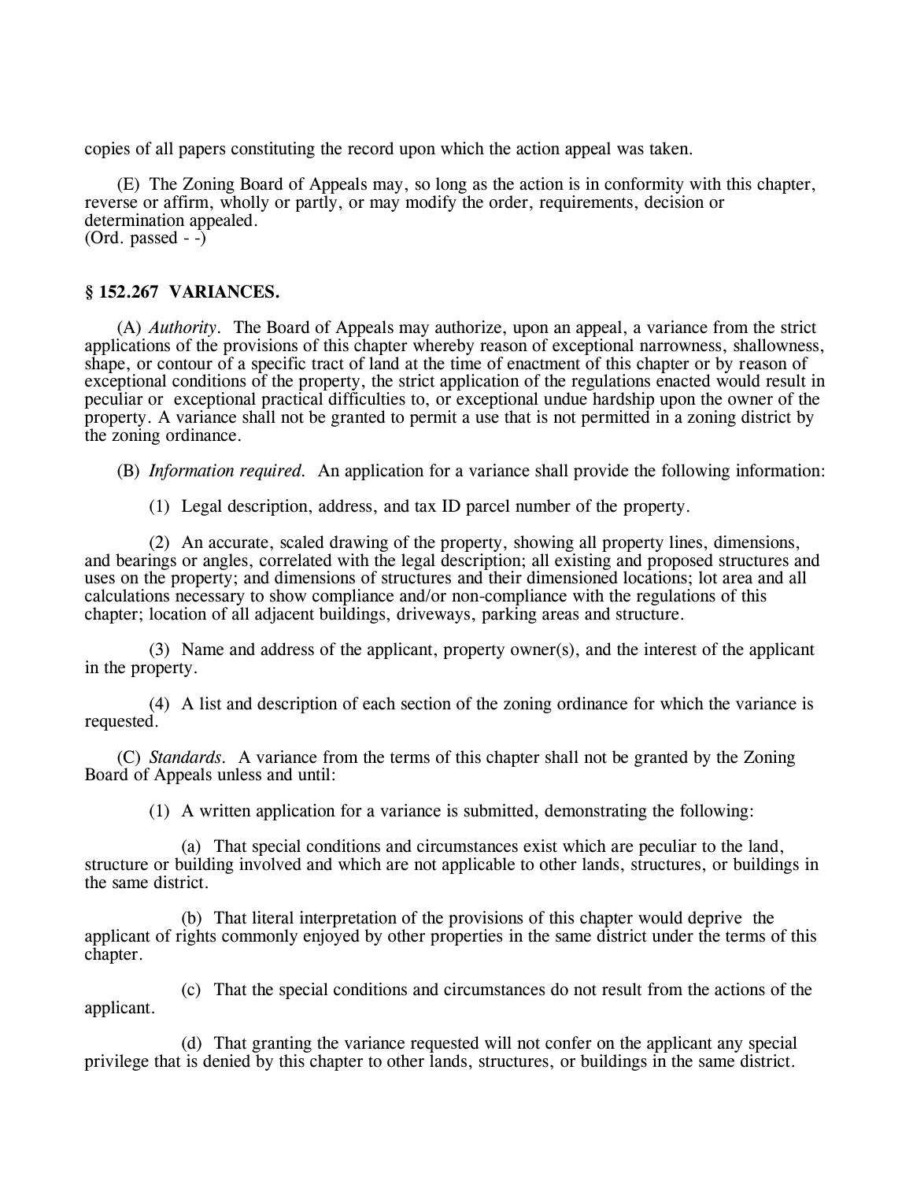copies of all papers constituting the record upon which the action appeal was taken.

(E) The Zoning Board of Appeals may, so long as the action is in conformity with this chapter, reverse or affirm, wholly or partly, or may modify the order, requirements, decision or determination appealed.
(Ord. passed - -)

### § 152.267 VARIANCES.

(A) *Authority*. The Board of Appeals may authorize, upon an appeal, a variance from the strict applications of the provisions of this chapter whereby reason of exceptional narrowness, shallowness, shape, or contour of a specific tract of land at the time of enactment of this chapter or by reason of exceptional conditions of the property, the strict application of the regulations enacted would result in peculiar or exceptional practical difficulties to, or exceptional undue hardship upon the owner of the property. A variance shall not be granted to permit a use that is not permitted in a zoning district by the zoning ordinance.

(B) *Information required*. An application for a variance shall provide the following information:

(1) Legal description, address, and tax ID parcel number of the property.

(2) An accurate, scaled drawing of the property, showing all property lines, dimensions, and bearings or angles, correlated with the legal description; all existing and proposed structures and uses on the property; and dimensions of structures and their dimensioned locations; lot area and all calculations necessary to show compliance and/or non-compliance with the regulations of this chapter; location of all adjacent buildings, driveways, parking areas and structure.

(3) Name and address of the applicant, property owner(s), and the interest of the applicant in the property.

(4) A list and description of each section of the zoning ordinance for which the variance is requested.

(C) *Standards*. A variance from the terms of this chapter shall not be granted by the Zoning Board of Appeals unless and until:

(1) A written application for a variance is submitted, demonstrating the following:

(a) That special conditions and circumstances exist which are peculiar to the land, structure or building involved and which are not applicable to other lands, structures, or buildings in the same district.

(b) That literal interpretation of the provisions of this chapter would deprive the applicant of rights commonly enjoyed by other properties in the same district under the terms of this chapter.

(c) That the special conditions and circumstances do not result from the actions of the applicant.

(d) That granting the variance requested will not confer on the applicant any special privilege that is denied by this chapter to other lands, structures, or buildings in the same district.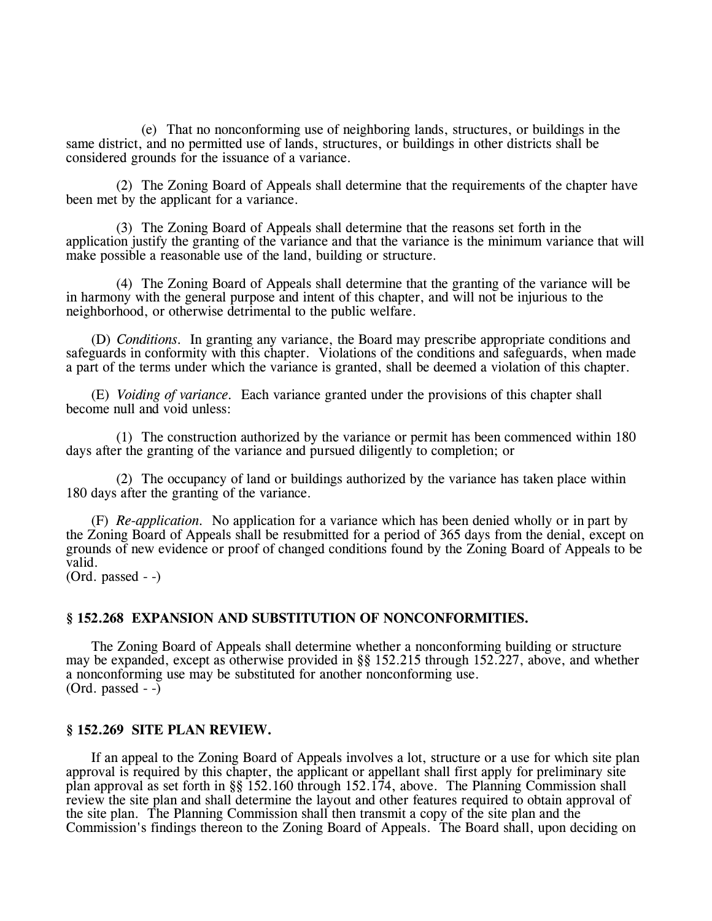(e) That no nonconforming use of neighboring lands, structures, or buildings in the same district, and no permitted use of lands, structures, or buildings in other districts shall be considered grounds for the issuance of a variance.

(2) The Zoning Board of Appeals shall determine that the requirements of the chapter have been met by the applicant for a variance.

(3) The Zoning Board of Appeals shall determine that the reasons set forth in the application justify the granting of the variance and that the variance is the minimum variance that will make possible a reasonable use of the land, building or structure.

(4) The Zoning Board of Appeals shall determine that the granting of the variance will be in harmony with the general purpose and intent of this chapter, and will not be injurious to the neighborhood, or otherwise detrimental to the public welfare.

(D) *Conditions.* In granting any variance, the Board may prescribe appropriate conditions and safeguards in conformity with this chapter. Violations of the conditions and safeguards, when made a part of the terms under which the variance is granted, shall be deemed a violation of this chapter.

(E) *Voiding of variance.* Each variance granted under the provisions of this chapter shall become null and void unless:

(1) The construction authorized by the variance or permit has been commenced within 180 days after the granting of the variance and pursued diligently to completion; or

(2) The occupancy of land or buildings authorized by the variance has taken place within 180 days after the granting of the variance.

(F) *Re-application.* No application for a variance which has been denied wholly or in part by the Zoning Board of Appeals shall be resubmitted for a period of 365 days from the denial, except on grounds of new evidence or proof of changed conditions found by the Zoning Board of Appeals to be valid.
(Ord. passed - -)

**§ 152.268 EXPANSION AND SUBSTITUTION OF NONCONFORMITIES.**

The Zoning Board of Appeals shall determine whether a nonconforming building or structure may be expanded, except as otherwise provided in §§ 152.215 through 152.227, above, and whether a nonconforming use may be substituted for another nonconforming use.
(Ord. passed - -)

**§ 152.269 SITE PLAN REVIEW.**

If an appeal to the Zoning Board of Appeals involves a lot, structure or a use for which site plan approval is required by this chapter, the applicant or appellant shall first apply for preliminary site plan approval as set forth in §§ 152.160 through 152.174, above. The Planning Commission shall review the site plan and shall determine the layout and other features required to obtain approval of the site plan. The Planning Commission shall then transmit a copy of the site plan and the Commission's findings thereon to the Zoning Board of Appeals. The Board shall, upon deciding on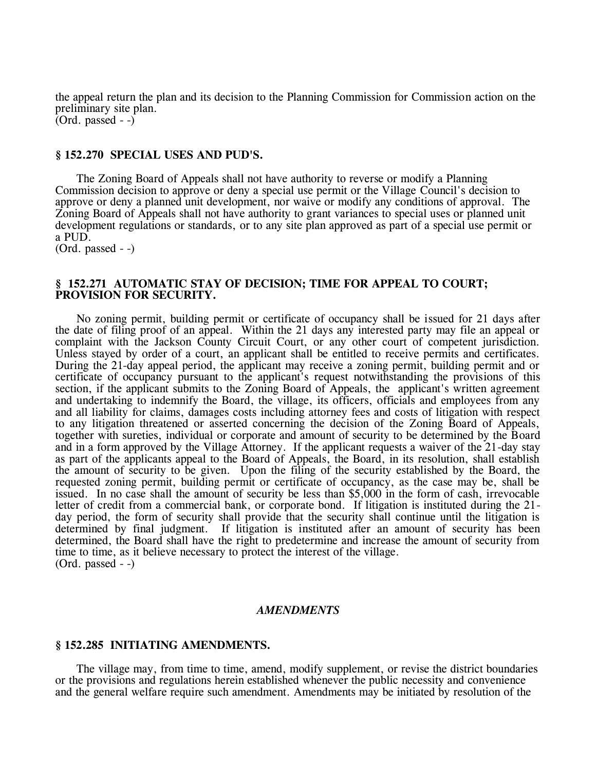the appeal return the plan and its decision to the Planning Commission for Commission action on the preliminary site plan.
(Ord. passed - -)

### § 152.270 SPECIAL USES AND PUD'S.

The Zoning Board of Appeals shall not have authority to reverse or modify a Planning Commission decision to approve or deny a special use permit or the Village Council's decision to approve or deny a planned unit development, nor waive or modify any conditions of approval. The Zoning Board of Appeals shall not have authority to grant variances to special uses or planned unit development regulations or standards, or to any site plan approved as part of a special use permit or a PUD.
(Ord. passed - -)

### § 152.271 AUTOMATIC STAY OF DECISION; TIME FOR APPEAL TO COURT; PROVISION FOR SECURITY.

No zoning permit, building permit or certificate of occupancy shall be issued for 21 days after the date of filing proof of an appeal. Within the 21 days any interested party may file an appeal or complaint with the Jackson County Circuit Court, or any other court of competent jurisdiction. Unless stayed by order of a court, an applicant shall be entitled to receive permits and certificates. During the 21-day appeal period, the applicant may receive a zoning permit, building permit and or certificate of occupancy pursuant to the applicant's request notwithstanding the provisions of this section, if the applicant submits to the Zoning Board of Appeals, the applicant's written agreement and undertaking to indemnify the Board, the village, its officers, officials and employees from any and all liability for claims, damages costs including attorney fees and costs of litigation with respect to any litigation threatened or asserted concerning the decision of the Zoning Board of Appeals, together with sureties, individual or corporate and amount of security to be determined by the Board and in a form approved by the Village Attorney. If the applicant requests a waiver of the 21-day stay as part of the applicants appeal to the Board of Appeals, the Board, in its resolution, shall establish the amount of security to be given. Upon the filing of the security established by the Board, the requested zoning permit, building permit or certificate of occupancy, as the case may be, shall be issued. In no case shall the amount of security be less than $5,000 in the form of cash, irrevocable letter of credit from a commercial bank, or corporate bond. If litigation is instituted during the 21-day period, the form of security shall provide that the security shall continue until the litigation is determined by final judgment. If litigation is instituted after an amount of security has been determined, the Board shall have the right to predetermine and increase the amount of security from time to time, as it believe necessary to protect the interest of the village.
(Ord. passed - -)

## *AMENDMENTS*

### § 152.285 INITIATING AMENDMENTS.

The village may, from time to time, amend, modify supplement, or revise the district boundaries or the provisions and regulations herein established whenever the public necessity and convenience and the general welfare require such amendment. Amendments may be initiated by resolution of the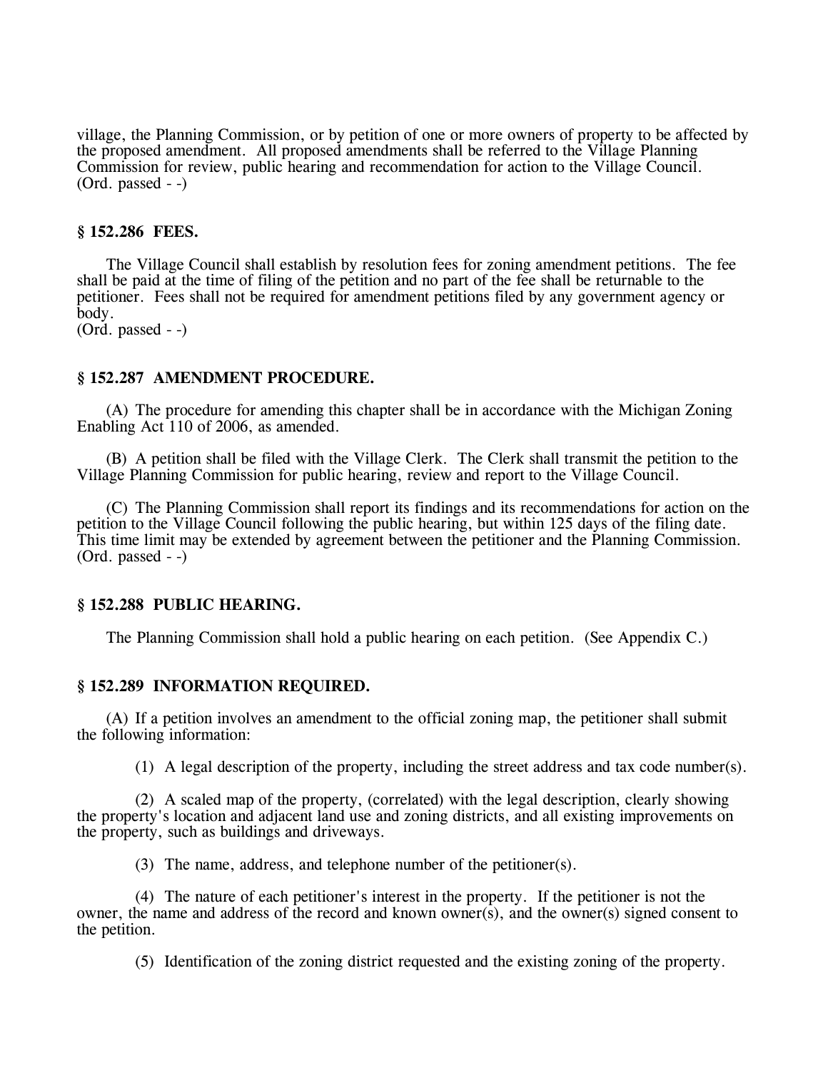village, the Planning Commission, or by petition of one or more owners of property to be affected by the proposed amendment. All proposed amendments shall be referred to the Village Planning Commission for review, public hearing and recommendation for action to the Village Council.
(Ord. passed - -)

### § 152.286 FEES.

The Village Council shall establish by resolution fees for zoning amendment petitions. The fee shall be paid at the time of filing of the petition and no part of the fee shall be returnable to the petitioner. Fees shall not be required for amendment petitions filed by any government agency or body.
(Ord. passed - -)

### § 152.287 AMENDMENT PROCEDURE.

(A) The procedure for amending this chapter shall be in accordance with the Michigan Zoning Enabling Act 110 of 2006, as amended.

(B) A petition shall be filed with the Village Clerk. The Clerk shall transmit the petition to the Village Planning Commission for public hearing, review and report to the Village Council.

(C) The Planning Commission shall report its findings and its recommendations for action on the petition to the Village Council following the public hearing, but within 125 days of the filing date. This time limit may be extended by agreement between the petitioner and the Planning Commission.
(Ord. passed - -)

### § 152.288 PUBLIC HEARING.

The Planning Commission shall hold a public hearing on each petition. (See Appendix C.)

### § 152.289 INFORMATION REQUIRED.

(A) If a petition involves an amendment to the official zoning map, the petitioner shall submit the following information:

(1) A legal description of the property, including the street address and tax code number(s).

(2) A scaled map of the property, (correlated) with the legal description, clearly showing the property's location and adjacent land use and zoning districts, and all existing improvements on the property, such as buildings and driveways.

(3) The name, address, and telephone number of the petitioner(s).

(4) The nature of each petitioner's interest in the property. If the petitioner is not the owner, the name and address of the record and known owner(s), and the owner(s) signed consent to the petition.

(5) Identification of the zoning district requested and the existing zoning of the property.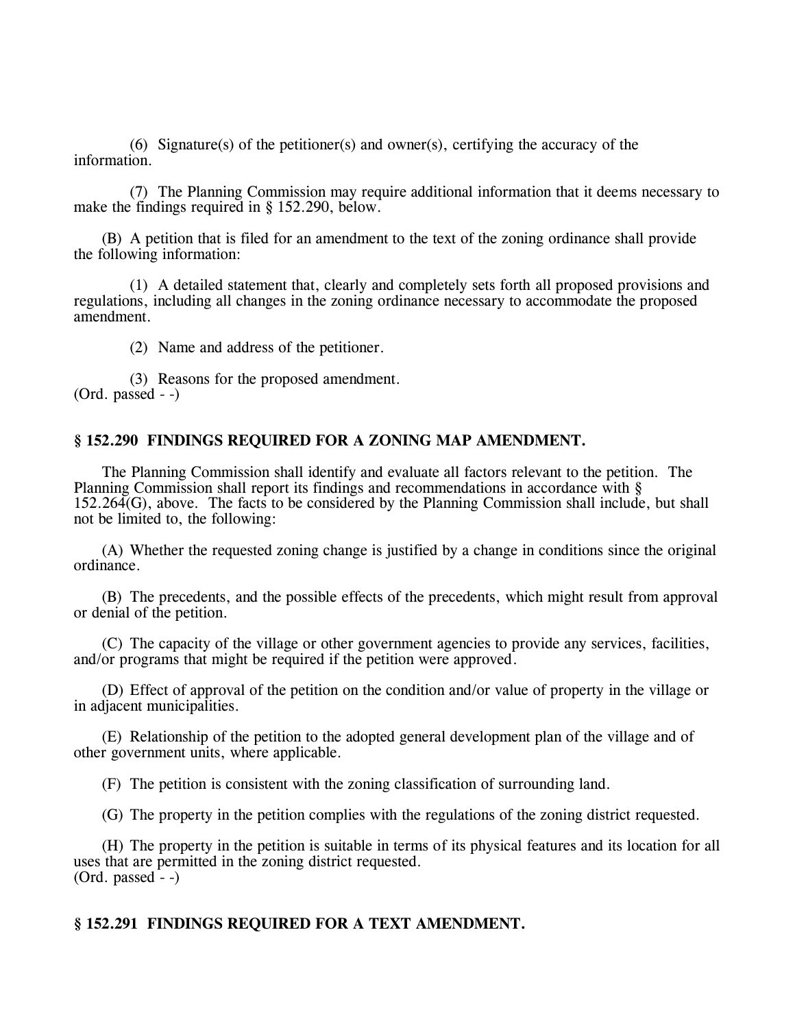(6) Signature(s) of the petitioner(s) and owner(s), certifying the accuracy of the information.

(7) The Planning Commission may require additional information that it deems necessary to make the findings required in § 152.290, below.

(B) A petition that is filed for an amendment to the text of the zoning ordinance shall provide the following information:

(1) A detailed statement that, clearly and completely sets forth all proposed provisions and regulations, including all changes in the zoning ordinance necessary to accommodate the proposed amendment.

(2) Name and address of the petitioner.

(3) Reasons for the proposed amendment.
(Ord. passed - -)

**§ 152.290 FINDINGS REQUIRED FOR A ZONING MAP AMENDMENT.**

The Planning Commission shall identify and evaluate all factors relevant to the petition. The Planning Commission shall report its findings and recommendations in accordance with § 152.264(G), above. The facts to be considered by the Planning Commission shall include, but shall not be limited to, the following:

(A) Whether the requested zoning change is justified by a change in conditions since the original ordinance.

(B) The precedents, and the possible effects of the precedents, which might result from approval or denial of the petition.

(C) The capacity of the village or other government agencies to provide any services, facilities, and/or programs that might be required if the petition were approved.

(D) Effect of approval of the petition on the condition and/or value of property in the village or in adjacent municipalities.

(E) Relationship of the petition to the adopted general development plan of the village and of other government units, where applicable.

(F) The petition is consistent with the zoning classification of surrounding land.

(G) The property in the petition complies with the regulations of the zoning district requested.

(H) The property in the petition is suitable in terms of its physical features and its location for all uses that are permitted in the zoning district requested.
(Ord. passed - -)

**§ 152.291 FINDINGS REQUIRED FOR A TEXT AMENDMENT.**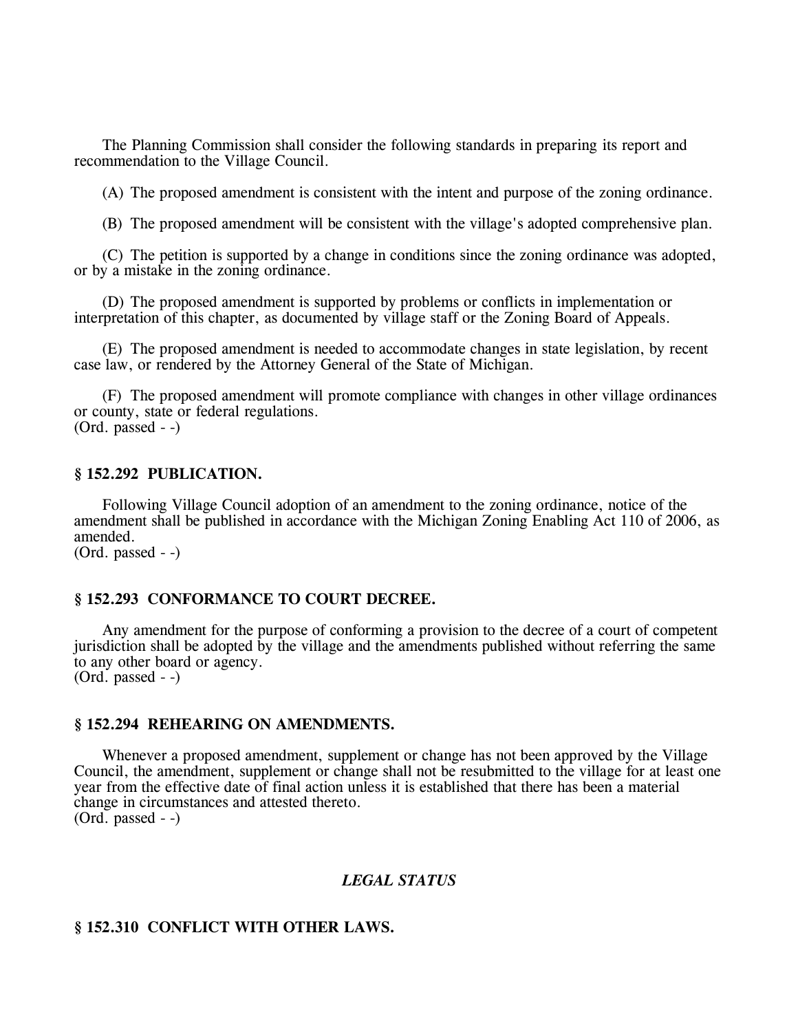The Planning Commission shall consider the following standards in preparing its report and recommendation to the Village Council.

(A) The proposed amendment is consistent with the intent and purpose of the zoning ordinance.

(B) The proposed amendment will be consistent with the village's adopted comprehensive plan.

(C) The petition is supported by a change in conditions since the zoning ordinance was adopted, or by a mistake in the zoning ordinance.

(D) The proposed amendment is supported by problems or conflicts in implementation or interpretation of this chapter, as documented by village staff or the Zoning Board of Appeals.

(E) The proposed amendment is needed to accommodate changes in state legislation, by recent case law, or rendered by the Attorney General of the State of Michigan.

(F) The proposed amendment will promote compliance with changes in other village ordinances or county, state or federal regulations.
(Ord. passed - -)

### § 152.292 PUBLICATION.

Following Village Council adoption of an amendment to the zoning ordinance, notice of the amendment shall be published in accordance with the Michigan Zoning Enabling Act 110 of 2006, as amended.
(Ord. passed - -)

### § 152.293 CONFORMANCE TO COURT DECREE.

Any amendment for the purpose of conforming a provision to the decree of a court of competent jurisdiction shall be adopted by the village and the amendments published without referring the same to any other board or agency.
(Ord. passed - -)

### § 152.294 REHEARING ON AMENDMENTS.

Whenever a proposed amendment, supplement or change has not been approved by the Village Council, the amendment, supplement or change shall not be resubmitted to the village for at least one year from the effective date of final action unless it is established that there has been a material change in circumstances and attested thereto.
(Ord. passed - -)

## *LEGAL STATUS*

### § 152.310 CONFLICT WITH OTHER LAWS.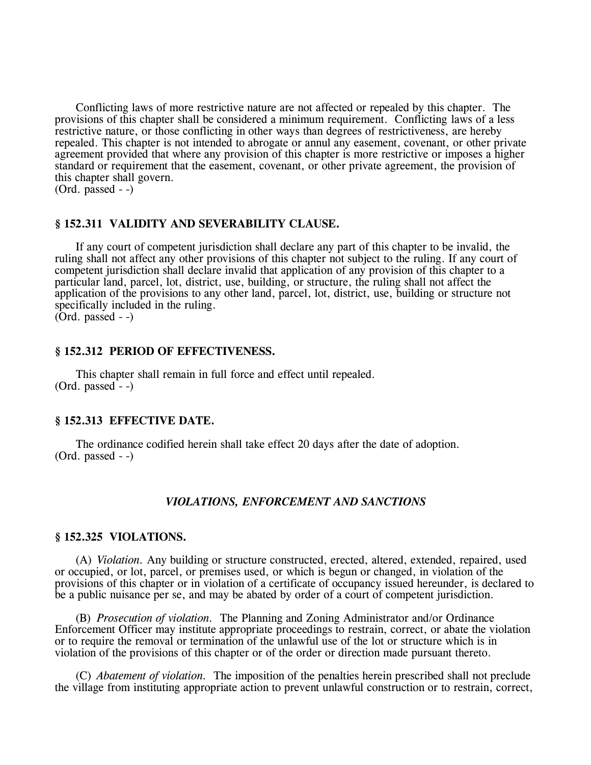Conflicting laws of more restrictive nature are not affected or repealed by this chapter. The provisions of this chapter shall be considered a minimum requirement. Conflicting laws of a less restrictive nature, or those conflicting in other ways than degrees of restrictiveness, are hereby repealed. This chapter is not intended to abrogate or annul any easement, covenant, or other private agreement provided that where any provision of this chapter is more restrictive or imposes a higher standard or requirement that the easement, covenant, or other private agreement, the provision of this chapter shall govern.
(Ord. passed - -)

### § 152.311 VALIDITY AND SEVERABILITY CLAUSE.

If any court of competent jurisdiction shall declare any part of this chapter to be invalid, the ruling shall not affect any other provisions of this chapter not subject to the ruling. If any court of competent jurisdiction shall declare invalid that application of any provision of this chapter to a particular land, parcel, lot, district, use, building, or structure, the ruling shall not affect the application of the provisions to any other land, parcel, lot, district, use, building or structure not specifically included in the ruling.
(Ord. passed - -)

### § 152.312 PERIOD OF EFFECTIVENESS.

This chapter shall remain in full force and effect until repealed.
(Ord. passed - -)

### § 152.313 EFFECTIVE DATE.

The ordinance codified herein shall take effect 20 days after the date of adoption.
(Ord. passed - -)

## *VIOLATIONS, ENFORCEMENT AND SANCTIONS*

### § 152.325 VIOLATIONS.

(A) *Violation.* Any building or structure constructed, erected, altered, extended, repaired, used or occupied, or lot, parcel, or premises used, or which is begun or changed, in violation of the provisions of this chapter or in violation of a certificate of occupancy issued hereunder, is declared to be a public nuisance per se, and may be abated by order of a court of competent jurisdiction.

(B) *Prosecution of violation.* The Planning and Zoning Administrator and/or Ordinance Enforcement Officer may institute appropriate proceedings to restrain, correct, or abate the violation or to require the removal or termination of the unlawful use of the lot or structure which is in violation of the provisions of this chapter or of the order or direction made pursuant thereto.

(C) *Abatement of violation.* The imposition of the penalties herein prescribed shall not preclude the village from instituting appropriate action to prevent unlawful construction or to restrain, correct,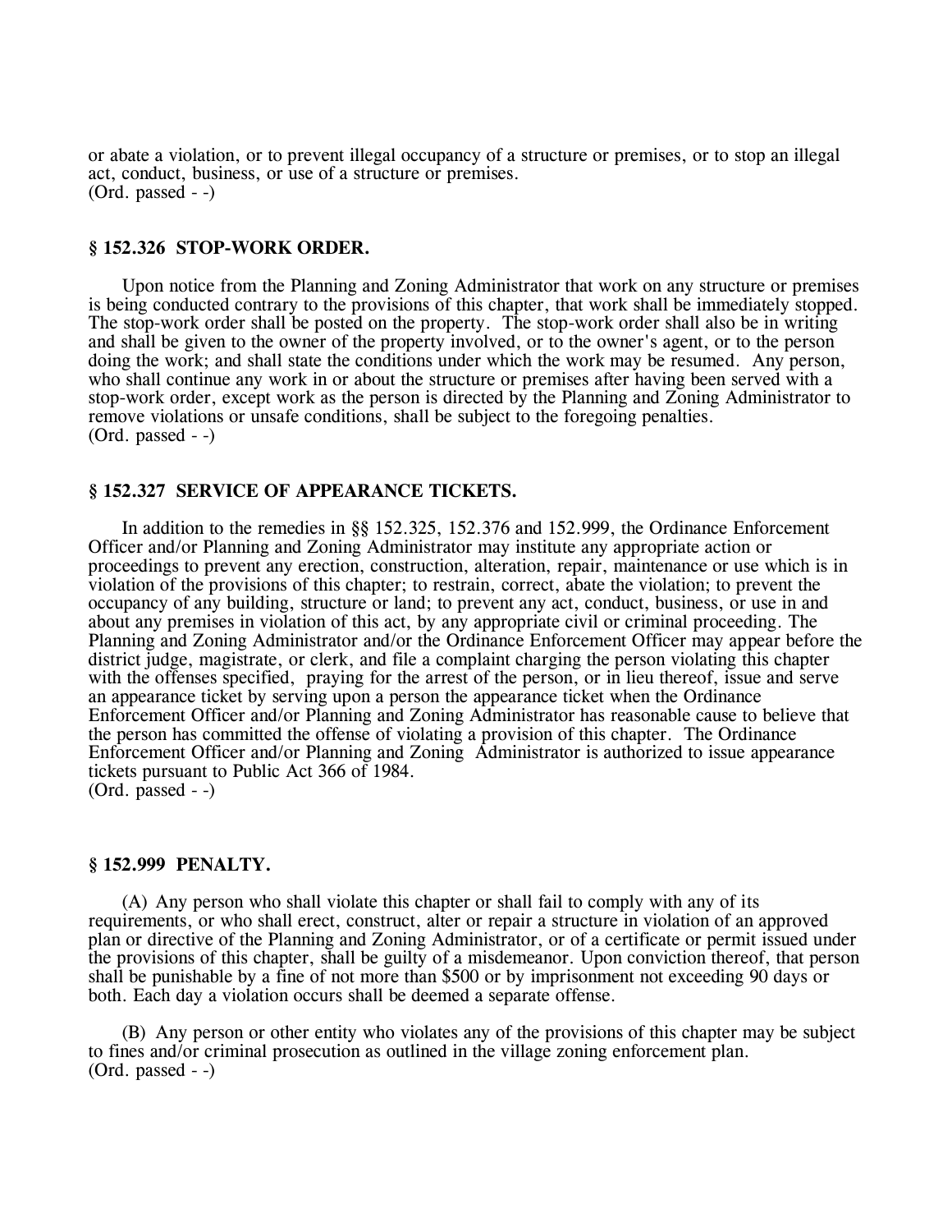or abate a violation, or to prevent illegal occupancy of a structure or premises, or to stop an illegal act, conduct, business, or use of a structure or premises.
(Ord. passed - -)

### § 152.326 STOP-WORK ORDER.

Upon notice from the Planning and Zoning Administrator that work on any structure or premises is being conducted contrary to the provisions of this chapter, that work shall be immediately stopped. The stop-work order shall be posted on the property. The stop-work order shall also be in writing and shall be given to the owner of the property involved, or to the owner's agent, or to the person doing the work; and shall state the conditions under which the work may be resumed. Any person, who shall continue any work in or about the structure or premises after having been served with a stop-work order, except work as the person is directed by the Planning and Zoning Administrator to remove violations or unsafe conditions, shall be subject to the foregoing penalties.
(Ord. passed - -)

### § 152.327 SERVICE OF APPEARANCE TICKETS.

In addition to the remedies in §§ 152.325, 152.376 and 152.999, the Ordinance Enforcement Officer and/or Planning and Zoning Administrator may institute any appropriate action or proceedings to prevent any erection, construction, alteration, repair, maintenance or use which is in violation of the provisions of this chapter; to restrain, correct, abate the violation; to prevent the occupancy of any building, structure or land; to prevent any act, conduct, business, or use in and about any premises in violation of this act, by any appropriate civil or criminal proceeding. The Planning and Zoning Administrator and/or the Ordinance Enforcement Officer may appear before the district judge, magistrate, or clerk, and file a complaint charging the person violating this chapter with the offenses specified, praying for the arrest of the person, or in lieu thereof, issue and serve an appearance ticket by serving upon a person the appearance ticket when the Ordinance Enforcement Officer and/or Planning and Zoning Administrator has reasonable cause to believe that the person has committed the offense of violating a provision of this chapter. The Ordinance Enforcement Officer and/or Planning and Zoning Administrator is authorized to issue appearance tickets pursuant to Public Act 366 of 1984.
(Ord. passed - -)

### § 152.999 PENALTY.

(A) Any person who shall violate this chapter or shall fail to comply with any of its requirements, or who shall erect, construct, alter or repair a structure in violation of an approved plan or directive of the Planning and Zoning Administrator, or of a certificate or permit issued under the provisions of this chapter, shall be guilty of a misdemeanor. Upon conviction thereof, that person shall be punishable by a fine of not more than $500 or by imprisonment not exceeding 90 days or both. Each day a violation occurs shall be deemed a separate offense.

(B) Any person or other entity who violates any of the provisions of this chapter may be subject to fines and/or criminal prosecution as outlined in the village zoning enforcement plan.
(Ord. passed - -)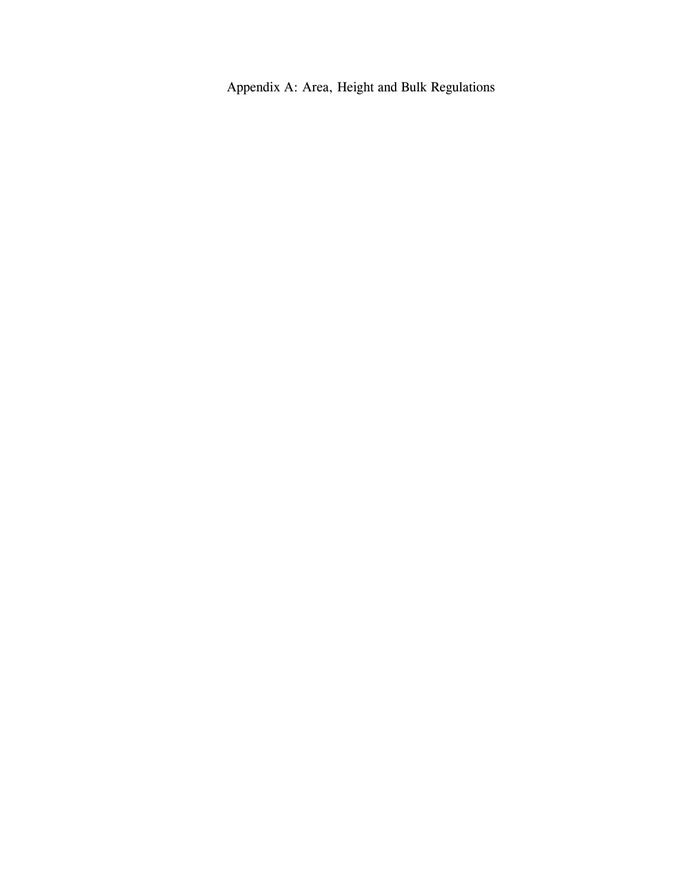# Appendix A: Area, Height and Bulk Regulations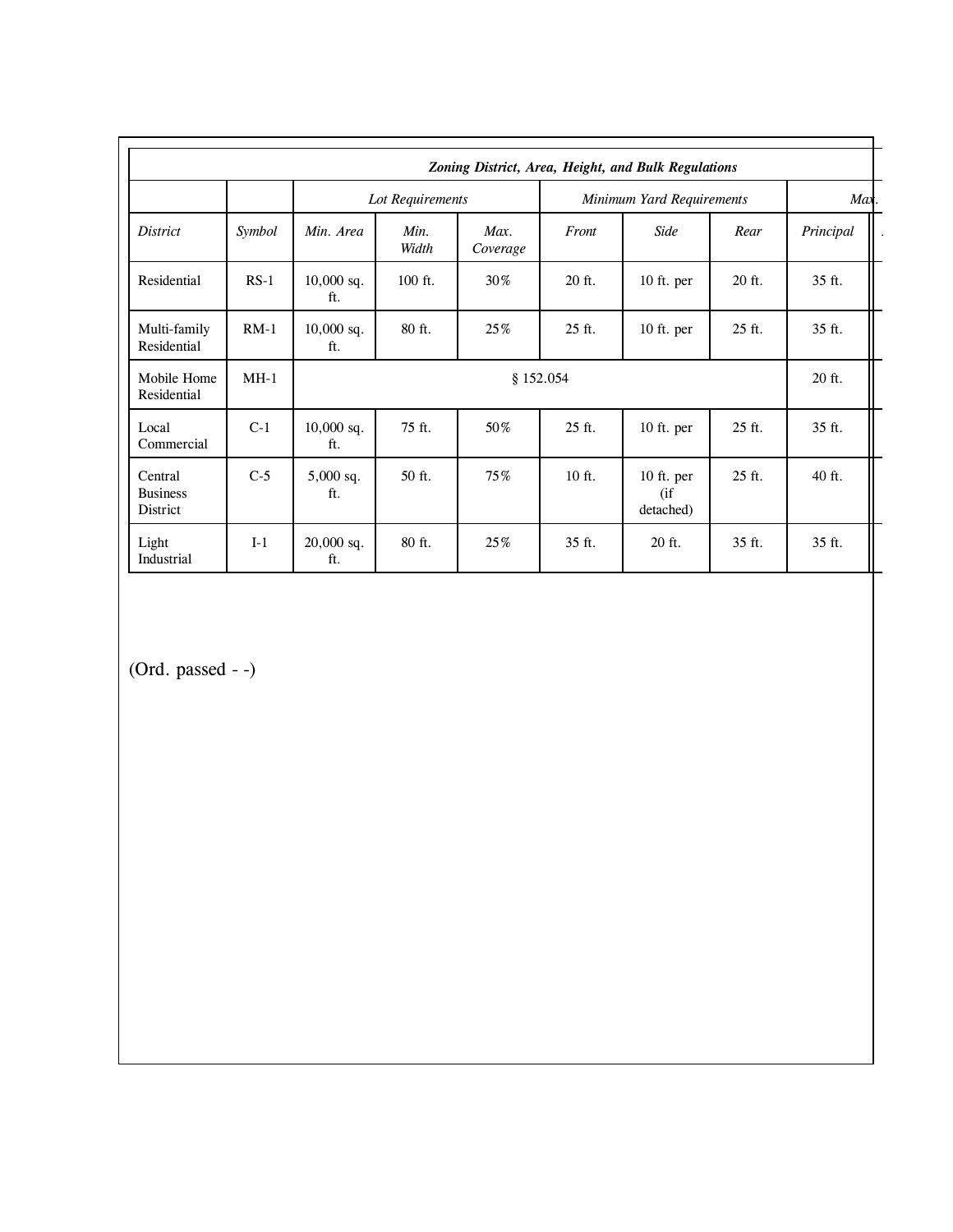| Zoning District, Area, Height, and Bulk Regulations | | | | | | | | | |
|---|---|---|---|---|---|---|---|---|---|
| | | Lot Requirements | | | Minimum Yard Requirements | | | Max. | |
| District | Symbol | Min. Area | Min. Width | Max. Coverage | Front | Side | Rear | Principal | |
| Residential | RS-1 | 10,000 sq. ft. | 100 ft. | 30% | 20 ft. | 10 ft. per | 20 ft. | 35 ft. | |
| Multi-family Residential | RM-1 | 10,000 sq. ft. | 80 ft. | 25% | 25 ft. | 10 ft. per | 25 ft. | 35 ft. | |
| Mobile Home Residential | MH-1 | § 152.054 | | | | | | 20 ft. | |
| Local Commercial | C-1 | 10,000 sq. ft. | 75 ft. | 50% | 25 ft. | 10 ft. per | 25 ft. | 35 ft. | |
| Central Business District | C-5 | 5,000 sq. ft. | 50 ft. | 75% | 10 ft. | 10 ft. per (if detached) | 25 ft. | 40 ft. | |
| Light Industrial | I-1 | 20,000 sq. ft. | 80 ft. | 25% | 35 ft. | 20 ft. | 35 ft. | 35 ft. | |

(Ord. passed - -)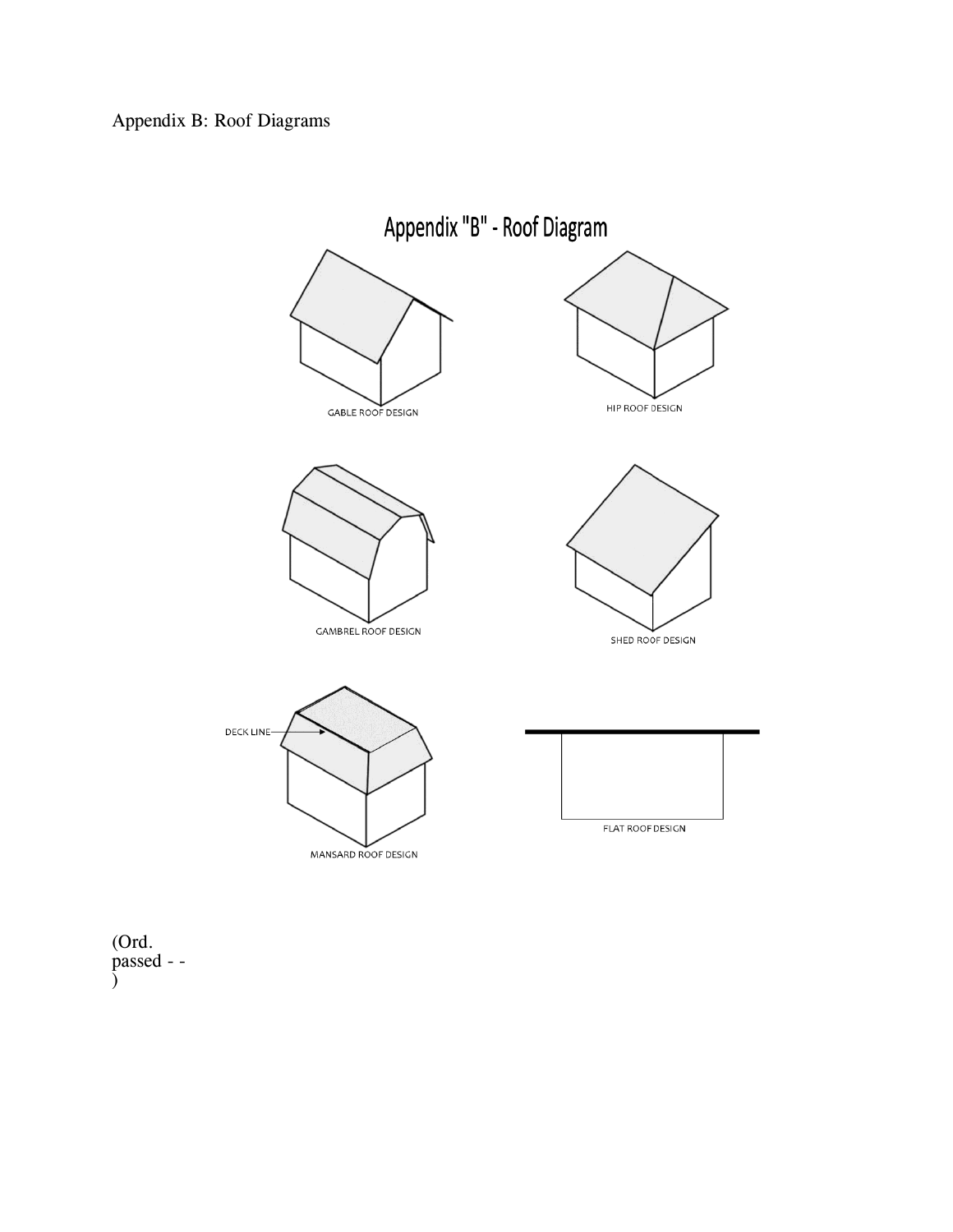Appendix B: Roof Diagrams

Appendix "B" - Roof Diagram

GABLE ROOF DESIGN

HIP ROOF DESIGN

GAMBREL ROOF DESIGN

SHED ROOF DESIGN

DECK LINE

MANSARD ROOF DESIGN

FLAT ROOF DESIGN

(Ord. passed - - )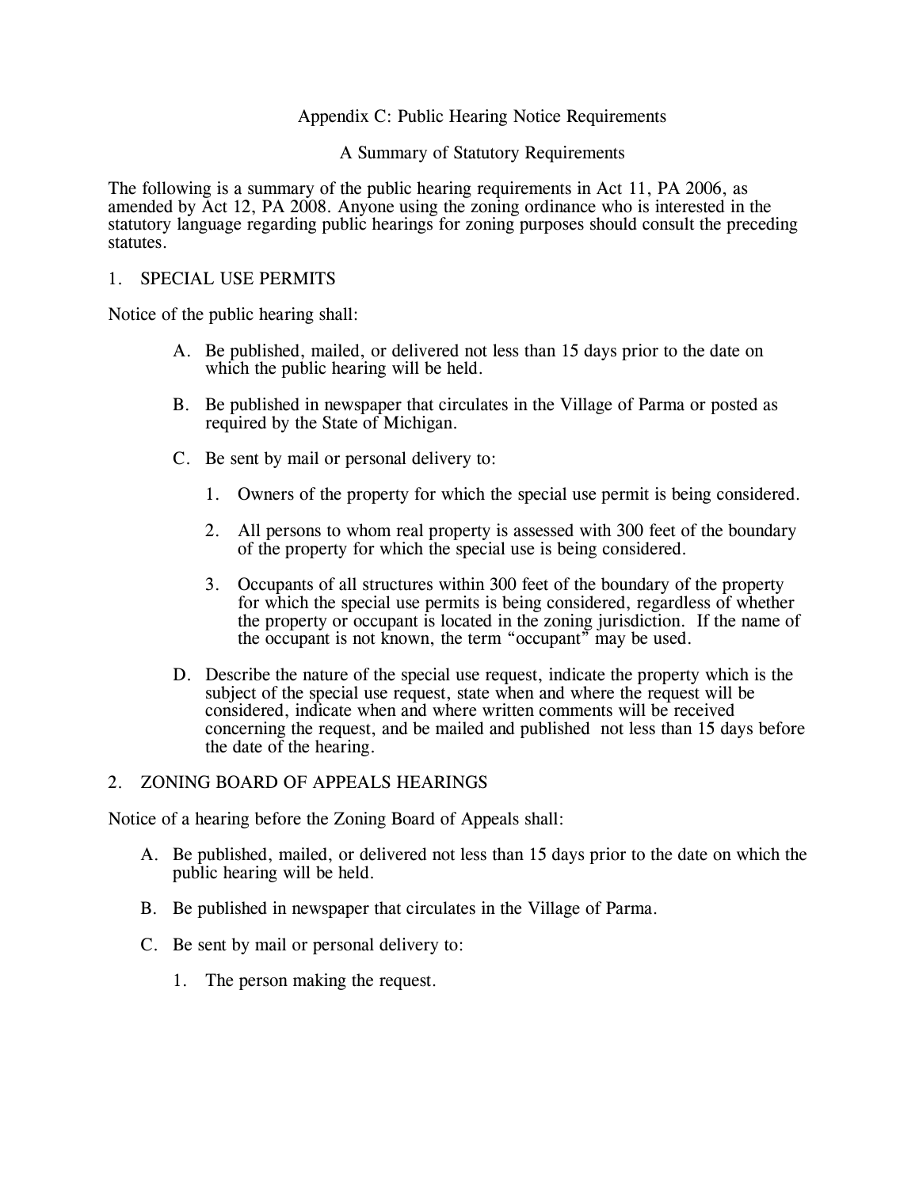# Appendix C: Public Hearing Notice Requirements

## A Summary of Statutory Requirements

The following is a summary of the public hearing requirements in Act 11, PA 2006, as amended by Act 12, PA 2008. Anyone using the zoning ordinance who is interested in the statutory language regarding public hearings for zoning purposes should consult the preceding statutes.

### 1. SPECIAL USE PERMITS

Notice of the public hearing shall:

A. Be published, mailed, or delivered not less than 15 days prior to the date on which the public hearing will be held.

B. Be published in newspaper that circulates in the Village of Parma or posted as required by the State of Michigan.

C. Be sent by mail or personal delivery to:

   1. Owners of the property for which the special use permit is being considered.

   2. All persons to whom real property is assessed with 300 feet of the boundary of the property for which the special use is being considered.

   3. Occupants of all structures within 300 feet of the boundary of the property for which the special use permits is being considered, regardless of whether the property or occupant is located in the zoning jurisdiction. If the name of the occupant is not known, the term "occupant" may be used.

D. Describe the nature of the special use request, indicate the property which is the subject of the special use request, state when and where the request will be considered, indicate when and where written comments will be received concerning the request, and be mailed and published not less than 15 days before the date of the hearing.

### 2. ZONING BOARD OF APPEALS HEARINGS

Notice of a hearing before the Zoning Board of Appeals shall:

A. Be published, mailed, or delivered not less than 15 days prior to the date on which the public hearing will be held.

B. Be published in newspaper that circulates in the Village of Parma.

C. Be sent by mail or personal delivery to:

   1. The person making the request.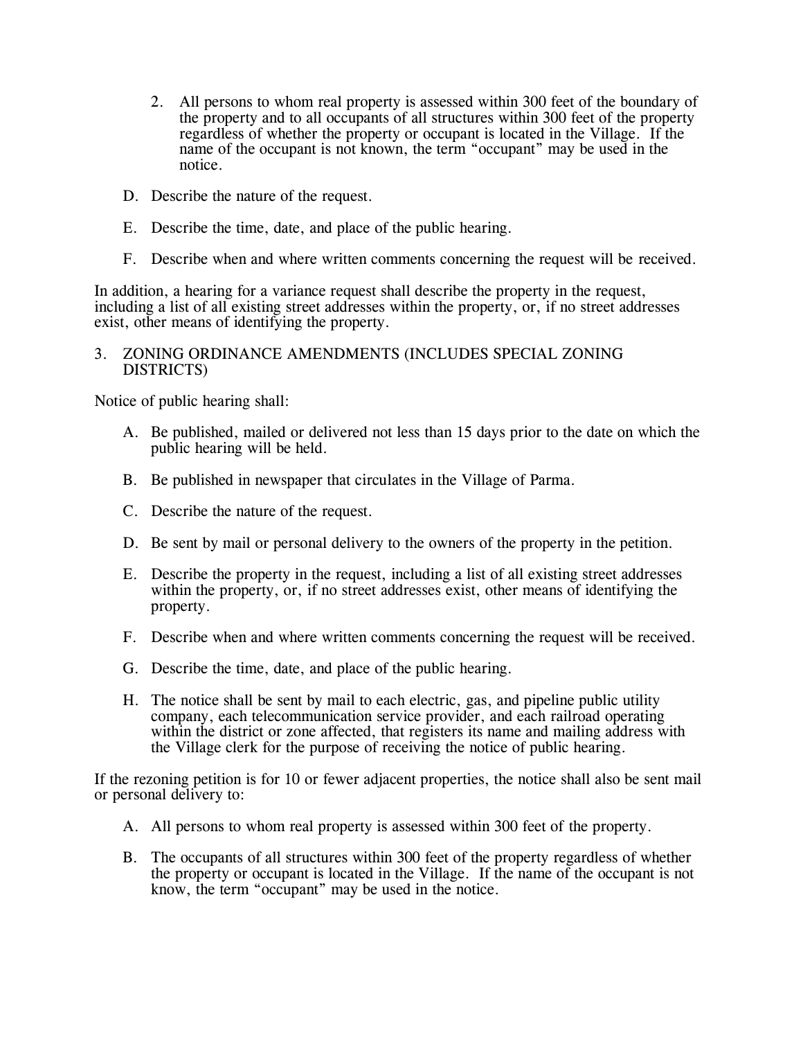2. All persons to whom real property is assessed within 300 feet of the boundary of the property and to all occupants of all structures within 300 feet of the property regardless of whether the property or occupant is located in the Village. If the name of the occupant is not known, the term "occupant" may be used in the notice.

D. Describe the nature of the request.

E. Describe the time, date, and place of the public hearing.

F. Describe when and where written comments concerning the request will be received.

In addition, a hearing for a variance request shall describe the property in the request, including a list of all existing street addresses within the property, or, if no street addresses exist, other means of identifying the property.

3. ZONING ORDINANCE AMENDMENTS (INCLUDES SPECIAL ZONING DISTRICTS)

Notice of public hearing shall:

A. Be published, mailed or delivered not less than 15 days prior to the date on which the public hearing will be held.

B. Be published in newspaper that circulates in the Village of Parma.

C. Describe the nature of the request.

D. Be sent by mail or personal delivery to the owners of the property in the petition.

E. Describe the property in the request, including a list of all existing street addresses within the property, or, if no street addresses exist, other means of identifying the property.

F. Describe when and where written comments concerning the request will be received.

G. Describe the time, date, and place of the public hearing.

H. The notice shall be sent by mail to each electric, gas, and pipeline public utility company, each telecommunication service provider, and each railroad operating within the district or zone affected, that registers its name and mailing address with the Village clerk for the purpose of receiving the notice of public hearing.

If the rezoning petition is for 10 or fewer adjacent properties, the notice shall also be sent mail or personal delivery to:

A. All persons to whom real property is assessed within 300 feet of the property.

B. The occupants of all structures within 300 feet of the property regardless of whether the property or occupant is located in the Village. If the name of the occupant is not know, the term "occupant" may be used in the notice.